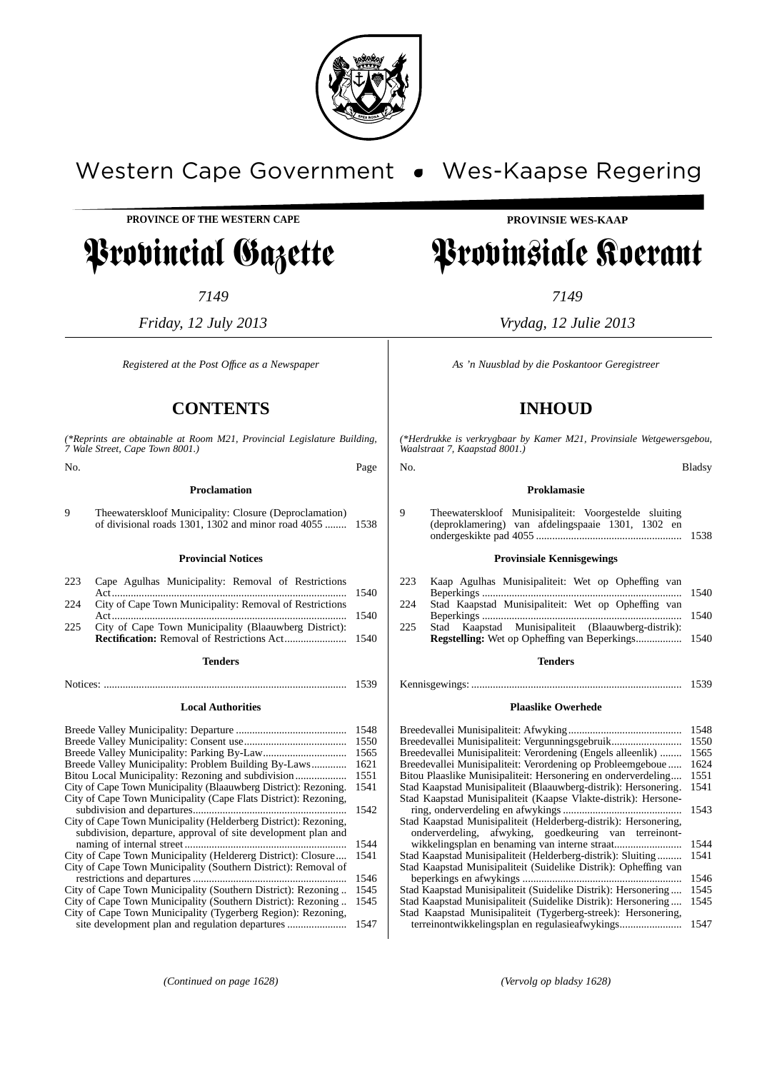Western Cape Government • Wes-Kaapse Regering

**PROVINCE OF THE WESTERN CAPE**

# Provincial Gazette

*7149*

*Friday, 12 July 2013*

*Registered at the Post Office as a Newspaper*

## CONTENTS

*(\*Reprints are obtainable at Room M21, Provincial Legislature Building, 7 Wale Street, Cape Town 8001.)*

| No. | | Page |
|---|---|---|
| | **Proclamation** | |
| 9 | Theewaterskloof Municipality: Closure (Deproclamation) of divisional roads 1301, 1302 and minor road 4055 | 1538 |
| | **Provincial Notices** | |
| 223 | Cape Agulhas Municipality: Removal of Restrictions Act | 1540 |
| 224 | City of Cape Town Municipality: Removal of Restrictions Act | 1540 |
| 225 | City of Cape Town Municipality (Blaauwberg District): **Rectification:** Removal of Restrictions Act | 1540 |
| | **Tenders** | |
| | Notices: | 1539 |
| | **Local Authorities** | |
| | Breede Valley Municipality: Departure | 1548 |
| | Breede Valley Municipality: Consent use | 1550 |
| | Breede Valley Municipality: Parking By-Law | 1565 |
| | Breede Valley Municipality: Problem Building By-Laws | 1621 |
| | Bitou Local Municipality: Rezoning and subdivision | 1551 |
| | City of Cape Town Municipality (Blaauwberg District): Rezoning. | 1541 |
| | City of Cape Town Municipality (Cape Flats District): Rezoning, subdivision and departures | 1542 |
| | City of Cape Town Municipality (Helderberg District): Rezoning, subdivision, departure, approval of site development plan and naming of internal street | 1544 |
| | City of Cape Town Municipality (Heldererg District): Closure | 1541 |
| | City of Cape Town Municipality (Southern District): Removal of restrictions and departures | 1546 |
| | City of Cape Town Municipality (Southern District): Rezoning | 1545 |
| | City of Cape Town Municipality (Southern District): Rezoning | 1545 |
| | City of Cape Town Municipality (Tygerberg Region): Rezoning, site development plan and regulation departures | 1547 |

*(Continued on page 1628)*

**PROVINSIE WES-KAAP**

# Provinsiale Koerant

*7149*

*Vrydag, 12 Julie 2013*

*As 'n Nuusblad by die Poskantoor Geregistreer*

## INHOUD

*(\*Herdrukke is verkrygbaar by Kamer M21, Provinsiale Wetgewersgebou, Waalstraat 7, Kaapstad 8001.)*

| No. | | Bladsy |
|---|---|---|
| | **Proklamasie** | |
| 9 | Theewaterskloof Munisipaliteit: Voorgestelde sluiting (deproklamering) van afdelingspaaie 1301, 1302 en ondergeskikte pad 4055 | 1538 |
| | **Provinsiale Kennisgewings** | |
| 223 | Kaap Agulhas Munisipaliteit: Wet op Opheffing van Beperkings | 1540 |
| 224 | Stad Kaapstad Munisipaliteit: Wet op Opheffing van Beperkings | 1540 |
| 225 | Stad Kaapstad Munisipaliteit (Blaauwberg-distrik): **Regstelling:** Wet op Opheffing van Beperkings | 1540 |
| | **Tenders** | |
| | Kennisgewings: | 1539 |
| | **Plaaslike Owerhede** | |
| | Breedevallei Munisipaliteit: Afwyking | 1548 |
| | Breedevallei Munisipaliteit: Vergunningsgebruik | 1550 |
| | Breedevallei Munisipaliteit: Verordening (Engels alleenlik) | 1565 |
| | Breedevallei Munisipaliteit: Verordening op Probleemgeboue | 1624 |
| | Bitou Plaaslike Munisipaliteit: Hersonering en onderverdeling | 1551 |
| | Stad Kaapstad Munisipaliteit (Blaauwberg-distrik): Hersonering. | 1541 |
| | Stad Kaapstad Munisipaliteit (Kaapse Vlakte-distrik): Hersonering, onderverdeling en afwykings | 1543 |
| | Stad Kaapstad Munisipaliteit (Helderberg-distrik): Hersonering, onderverdeling, afwyking, goedkeuring van terreinontwikkelingsplan en benaming van interne straat | 1544 |
| | Stad Kaapstad Munisipaliteit (Helderberg-distrik): Sluiting | 1541 |
| | Stad Kaapstad Munisipaliteit (Suidelike Distrik): Opheffing van beperkings en afwykings | 1546 |
| | Stad Kaapstad Munisipaliteit (Suidelike Distrik): Hersonering | 1545 |
| | Stad Kaapstad Munisipaliteit (Suidelike Distrik): Hersonering | 1545 |
| | Stad Kaapstad Munisipaliteit (Tygerberg-streek): Hersonering, terreinontwikkelingsplan en regulasieafwykings | 1547 |

*(Vervolg op bladsy 1628)*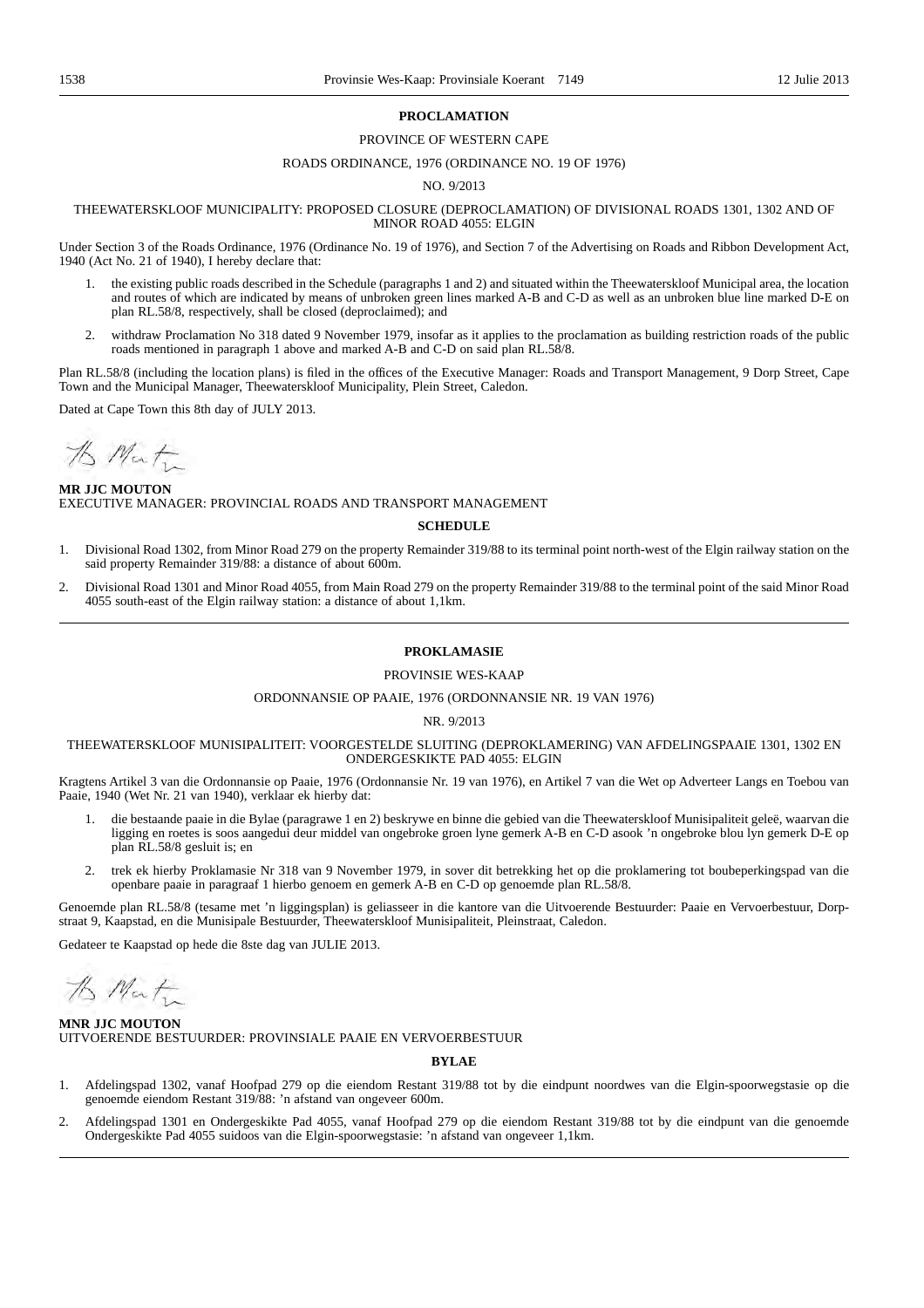**PROCLAMATION**

PROVINCE OF WESTERN CAPE

ROADS ORDINANCE, 1976 (ORDINANCE NO. 19 OF 1976)

NO. 9/2013

THEEWATERSKLOOF MUNICIPALITY: PROPOSED CLOSURE (DEPROCLAMATION) OF DIVISIONAL ROADS 1301, 1302 AND OF MINOR ROAD 4055: ELGIN

Under Section 3 of the Roads Ordinance, 1976 (Ordinance No. 19 of 1976), and Section 7 of the Advertising on Roads and Ribbon Development Act, 1940 (Act No. 21 of 1940), I hereby declare that:

1. the existing public roads described in the Schedule (paragraphs 1 and 2) and situated within the Theewaterskloof Municipal area, the location and routes of which are indicated by means of unbroken green lines marked A-B and C-D as well as an unbroken blue line marked D-E on plan RL.58/8, respectively, shall be closed (deproclaimed); and
2. withdraw Proclamation No 318 dated 9 November 1979, insofar as it applies to the proclamation as building restriction roads of the public roads mentioned in paragraph 1 above and marked A-B and C-D on said plan RL.58/8.

Plan RL.58/8 (including the location plans) is filed in the offices of the Executive Manager: Roads and Transport Management, 9 Dorp Street, Cape Town and the Municipal Manager, Theewaterskloof Municipality, Plein Street, Caledon.

Dated at Cape Town this 8th day of JULY 2013.

**MR JJC MOUTON**
EXECUTIVE MANAGER: PROVINCIAL ROADS AND TRANSPORT MANAGEMENT

**SCHEDULE**

1. Divisional Road 1302, from Minor Road 279 on the property Remainder 319/88 to its terminal point north-west of the Elgin railway station on the said property Remainder 319/88: a distance of about 600m.
2. Divisional Road 1301 and Minor Road 4055, from Main Road 279 on the property Remainder 319/88 to the terminal point of the said Minor Road 4055 south-east of the Elgin railway station: a distance of about 1,1km.

---

**PROKLAMASIE**

PROVINSIE WES-KAAP

ORDONNANSIE OP PAAIE, 1976 (ORDONNANSIE NR. 19 VAN 1976)

NR. 9/2013

THEEWATERSKLOOF MUNISIPALITEIT: VOORGESTELDE SLUITING (DEPROKLAMERING) VAN AFDELINGSPAAIE 1301, 1302 EN ONDERGESKIKTE PAD 4055: ELGIN

Kragtens Artikel 3 van die Ordonnansie op Paaie, 1976 (Ordonnansie Nr. 19 van 1976), en Artikel 7 van die Wet op Adverteer Langs en Toebou van Paaie, 1940 (Wet Nr. 21 van 1940), verklaar ek hierby dat:

1. die bestaande paaie in die Bylae (paragrawe 1 en 2) beskrywe en binne die gebied van die Theewaterskloof Munisipaliteit geleë, waarvan die ligging en roetes is soos aangedui deur middel van ongebroke groen lyne gemerk A-B en C-D asook 'n ongebroke blou lyn gemerk D-E op plan RL.58/8 gesluit is; en
2. trek ek hierby Proklamasie Nr 318 van 9 November 1979, in sover dit betrekking het op die proklamering tot boubeperkingspad van die openbare paaie in paragraaf 1 hierbo genoem en gemerk A-B en C-D op genoemde plan RL.58/8.

Genoemde plan RL.58/8 (tesame met 'n liggingsplan) is geliasseer in die kantore van die Uitvoerende Bestuurder: Paaie en Vervoerbestuur, Dorpstraat 9, Kaapstad, en die Munisipale Bestuurder, Theewaterskloof Munisipaliteit, Pleinstraat, Caledon.

Gedateer te Kaapstad op hede die 8ste dag van JULIE 2013.

**MNR JJC MOUTON**
UITVOERENDE BESTUURDER: PROVINSIALE PAAIE EN VERVOERBESTUUR

**BYLAE**

1. Afdelingspad 1302, vanaf Hoofpad 279 op die eiendom Restant 319/88 tot by die eindpunt noordwes van die Elgin-spoorwegstasie op die genoemde eiendom Restant 319/88: 'n afstand van ongeveer 600m.
2. Afdelingspad 1301 en Ondergeskikte Pad 4055, vanaf Hoofpad 279 op die eiendom Restant 319/88 tot by die eindpunt van die genoemde Ondergeskikte Pad 4055 suidoos van die Elgin-spoorwegstasie: 'n afstand van ongeveer 1,1km.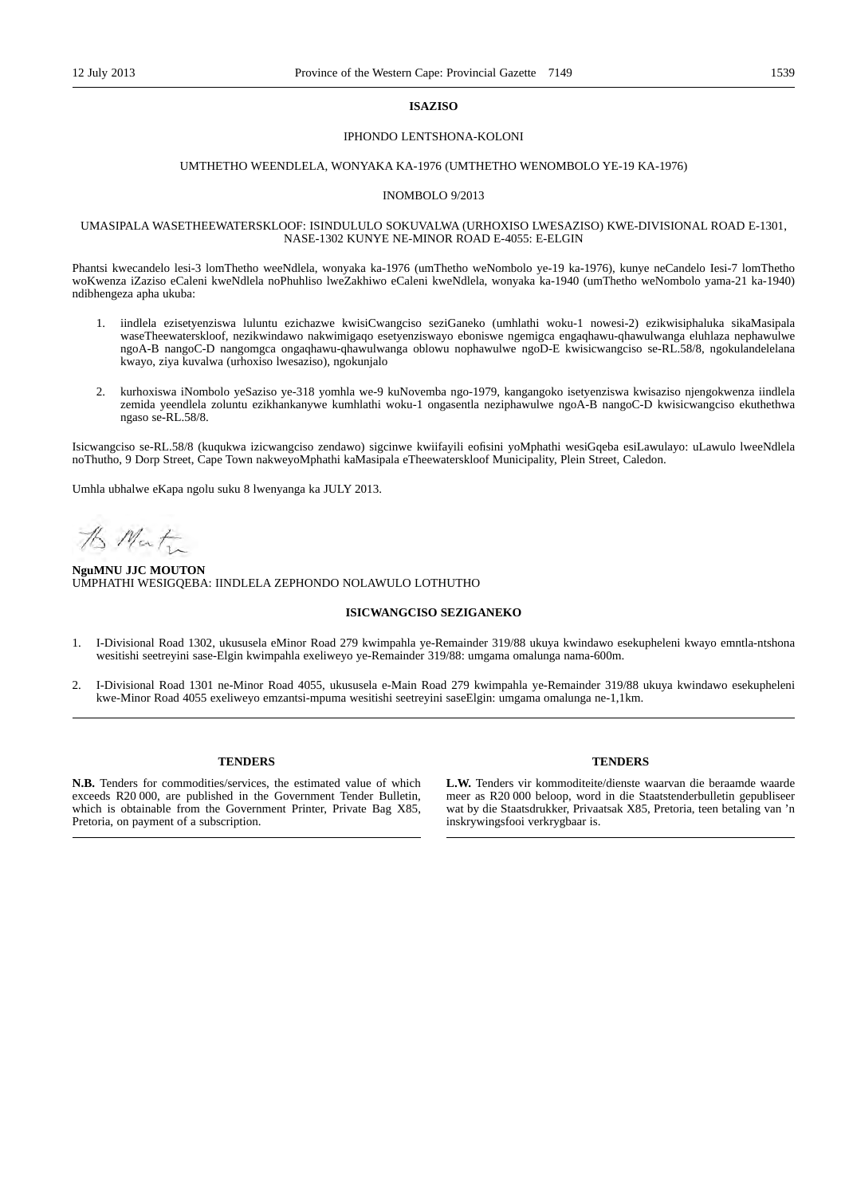**ISAZISO**

IPHONDO LENTSHONA-KOLONI

UMTHETHO WEENDLELA, WONYAKA KA-1976 (UMTHETHO WENOMBOLO YE-19 KA-1976)

INOMBOLO 9/2013

UMASIPALA WASETHEEWATERSKLOOF: ISINDULULO SOKUVALWA (URHOXISO LWESAZISO) KWE-DIVISIONAL ROAD E-1301, NASE-1302 KUNYE NE-MINOR ROAD E-4055: E-ELGIN

Phantsi kwecandelo lesi-3 lomThetho weeNdlela, wonyaka ka-1976 (umThetho weNombolo ye-19 ka-1976), kunye neCandelo Iesi-7 lomThetho woKwenza iZaziso eCaleni kweNdlela noPhuhliso lweZakhiwo eCaleni kweNdlela, wonyaka ka-1940 (umThetho weNombolo yama-21 ka-1940) ndibhengeza apha ukuba:

1. iindlela ezisetyenziswa luluntu ezichazwe kwisiCwangciso seziGaneko (umhlathi woku-1 nowesi-2) ezikwisiphaluka sikaMasipala waseTheewaterskloof, nezikwindawo nakwimigaqo esetyenziswayo eboniswe ngemigca engaqhawu-qhawulwanga eluhlaza nephawulwe ngoA-B nangoC-D nangomgca ongaqhawu-qhawulwanga oblowu nophawulwe ngoD-E kwisicwangciso se-RL.58/8, ngokulandelelana kwayo, ziya kuvalwa (urhoxiso lwesaziso), ngokunjalo

2. kurhoxiswa iNombolo yeSaziso ye-318 yomhla we-9 kuNovemba ngo-1979, kangangoko isetyenziswa kwisaziso njengokwenza iindlela zemida yeendlela zoluntu ezikhankanywe kumhlathi woku-1 ongasentla neziphawulwe ngoA-B nangoC-D kwisicwangciso ekuthethwa ngaso se-RL.58/8.

Isicwangciso se-RL.58/8 (kuqukwa izicwangciso zendawo) sigcinwe kwiifayili eofisini yoMphathi wesiGqeba esiLawulayo: uLawulo lweeNdlela noThutho, 9 Dorp Street, Cape Town nakweyoMphathi kaMasipala eTheewaterskloof Municipality, Plein Street, Caledon.

Umhla ubhalwe eKapa ngolu suku 8 lwenyanga ka JULY 2013.

**NguMNU JJC MOUTON**
UMPHATHI WESIGQEBA: IINDLELA ZEPHONDO NOLAWULO LOTHUTHO

**ISICWANGCISO SEZIGANEKO**

1. I-Divisional Road 1302, ukususela eMinor Road 279 kwimpahla ye-Remainder 319/88 ukuya kwindawo esekupheleni kwayo emntla-ntshona wesitishi seetreyini sase-Elgin kwimpahla exeliweyo ye-Remainder 319/88: umgama omalunga nama-600m.

2. I-Divisional Road 1301 ne-Minor Road 4055, ukususela e-Main Road 279 kwimpahla ye-Remainder 319/88 ukuya kwindawo esekupheleni kwe-Minor Road 4055 exeliweyo emzantsi-mpuma wesitishi seetreyini saseElgin: umgama omalunga ne-1,1km.

**TENDERS**

**N.B.** Tenders for commodities/services, the estimated value of which exceeds R20 000, are published in the Government Tender Bulletin, which is obtainable from the Government Printer, Private Bag X85, Pretoria, on payment of a subscription.

**TENDERS**

**L.W.** Tenders vir kommoditeite/dienste waarvan die beraamde waarde meer as R20 000 beloop, word in die Staatstenderbulletin gepubliseer wat by die Staatsdrukker, Privaatsak X85, Pretoria, teen betaling van 'n inskrywingsfooi verkrygbaar is.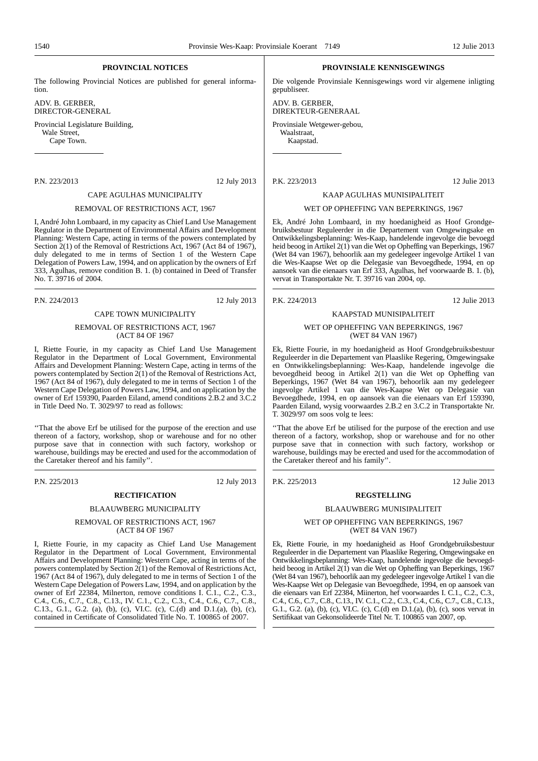## PROVINCIAL NOTICES

The following Provincial Notices are published for general information.

ADV. B. GERBER,
DIRECTOR-GENERAL

Provincial Legislature Building,
Wale Street,
Cape Town.

---

P.N. 223/2013 12 July 2013

CAPE AGULHAS MUNICIPALITY

REMOVAL OF RESTRICTIONS ACT, 1967

I, André John Lombaard, in my capacity as Chief Land Use Management Regulator in the Department of Environmental Affairs and Development Planning: Western Cape, acting in terms of the powers contemplated by Section 2(1) of the Removal of Restrictions Act, 1967 (Act 84 of 1967), duly delegated to me in terms of Section 1 of the Western Cape Delegation of Powers Law, 1994, and on application by the owners of Erf 333, Agulhas, remove condition B. 1. (b) contained in Deed of Transfer No. T. 39716 of 2004.

---

P.N. 224/2013 12 July 2013

CAPE TOWN MUNICIPALITY

REMOVAL OF RESTRICTIONS ACT, 1967
(ACT 84 OF 1967

I, Riette Fourie, in my capacity as Chief Land Use Management Regulator in the Department of Local Government, Environmental Affairs and Development Planning: Western Cape, acting in terms of the powers contemplated by Section 2(1) of the Removal of Restrictions Act, 1967 (Act 84 of 1967), duly delegated to me in terms of Section 1 of the Western Cape Delegation of Powers Law, 1994, and on application by the owner of Erf 159390, Paarden Eiland, amend conditions 2.B.2 and 3.C.2 in Title Deed No. T. 3029/97 to read as follows:

''That the above Erf be utilised for the purpose of the erection and use thereon of a factory, workshop, shop or warehouse and for no other purpose save that in connection with such factory, workshop or warehouse, buildings may be erected and used for the accommodation of the Caretaker thereof and his family''.

---

P.N. 225/2013 12 July 2013

**RECTIFICATION**

BLAAUWBERG MUNICIPALITY

REMOVAL OF RESTRICTIONS ACT, 1967
(ACT 84 OF 1967

I, Riette Fourie, in my capacity as Chief Land Use Management Regulator in the Department of Local Government, Environmental Affairs and Development Planning: Western Cape, acting in terms of the powers contemplated by Section 2(1) of the Removal of Restrictions Act, 1967 (Act 84 of 1967), duly delegated to me in terms of Section 1 of the Western Cape Delegation of Powers Law, 1994, and on application by the owner of Erf 22384, Milnerton, remove conditions I. C.1., C.2., C.3., C.4., C.6., C.7., C.8., C.13., IV. C.1., C.2., C.3., C.4., C.6., C.7., C.8., C.13., G.1., G.2. (a), (b), (c), VI.C. (c), C.(d) and D.1.(a), (b), (c), contained in Certificate of Consolidated Title No. T. 100865 of 2007.

---

## PROVINSIALE KENNISGEWINGS

Die volgende Provinsiale Kennisgewings word vir algemene inligting gepubliseer.

ADV. B. GERBER,
DIREKTEUR-GENERAAL

Provinsiale Wetgewer-gebou,
Waalstraat,
Kaapstad.

---

P.K. 223/2013 12 Julie 2013

KAAP AGULHAS MUNISIPALITEIT

WET OP OPHEFFING VAN BEPERKINGS, 1967

Ek, André John Lombaard, in my hoedanigheid as Hoof Grondgebruiksbestuur Reguleerder in die Departement van Omgewingsake en Ontwikkelingsbeplanning: Wes-Kaap, handelende ingevolge die bevoegd heid beoog in Artikel 2(1) van die Wet op Opheffing van Beperkings, 1967 (Wet 84 van 1967), behoorlik aan my gedelegeer ingevolge Artikel 1 van die Wes-Kaapse Wet op die Delegasie van Bevoegdhede, 1994, en op aansoek van die eienaars van Erf 333, Agulhas, hef voorwaarde B. 1. (b), vervat in Transportakte Nr. T. 39716 van 2004, op.

---

P.K. 224/2013 12 Julie 2013

KAAPSTAD MUNISIPALITEIT

WET OP OPHEFFING VAN BEPERKINGS, 1967
(WET 84 VAN 1967)

Ek, Riette Fourie, in my hoedanigheid as Hoof Grondgebruiksbestuur Reguleerder in die Departement van Plaaslike Regering, Omgewingsake en Ontwikkelingsbeplanning: Wes-Kaap, handelende ingevolge die bevoegdheid beoog in Artikel 2(1) van die Wet op Opheffing van Beperkings, 1967 (Wet 84 van 1967), behoorlik aan my gedelegeer ingevolge Artikel 1 van die Wes-Kaapse Wet op Delegasie van Bevoegdhede, 1994, en op aansoek van die eienaars van Erf 159390, Paarden Eiland, wysig voorwaardes 2.B.2 en 3.C.2 in Transportakte Nr. T. 3029/97 om soos volg te lees:

''That the above Erf be utilised for the purpose of the erection and use thereon of a factory, workshop, shop or warehouse and for no other purpose save that in connection with such factory, workshop or warehouse, buildings may be erected and used for the accommodation of the Caretaker thereof and his family''.

---

P.K. 225/2013 12 Julie 2013

**REGSTELLING**

BLAAUWBERG MUNISIPALITEIT

WET OP OPHEFFING VAN BEPERKINGS, 1967
(WET 84 VAN 1967)

Ek, Riette Fourie, in my hoedanigheid as Hoof Grondgebruiksbestuur Reguleerder in die Departement van Plaaslike Regering, Omgewingsake en Ontwikkelingsbeplanning: Wes-Kaap, handelende ingevolge die bevoegdheid beoog in Artikel 2(1) van die Wet op Opheffing van Beperkings, 1967 (Wet 84 van 1967), behoorlik aan my gedelegeer ingevolge Artikel 1 van die Wes-Kaapse Wet op Delegasie van Bevoegdhede, 1994, en op aansoek van die eienaars van Erf 22384, Miinerton, hef voorwaardes I. C.1., C.2., C.3., C.4., C.6., C.7., C.8., C.13., IV. C.1., C.2., C.3., C.4., C.6., C.7., C.8., C.13., G.1., G.2. (a), (b), (c), VI.C. (c), C.(d) en D.1.(a), (b), (c), soos vervat in Sertifikaat van Gekonsolideerde Titel Nr. T. 100865 van 2007, op.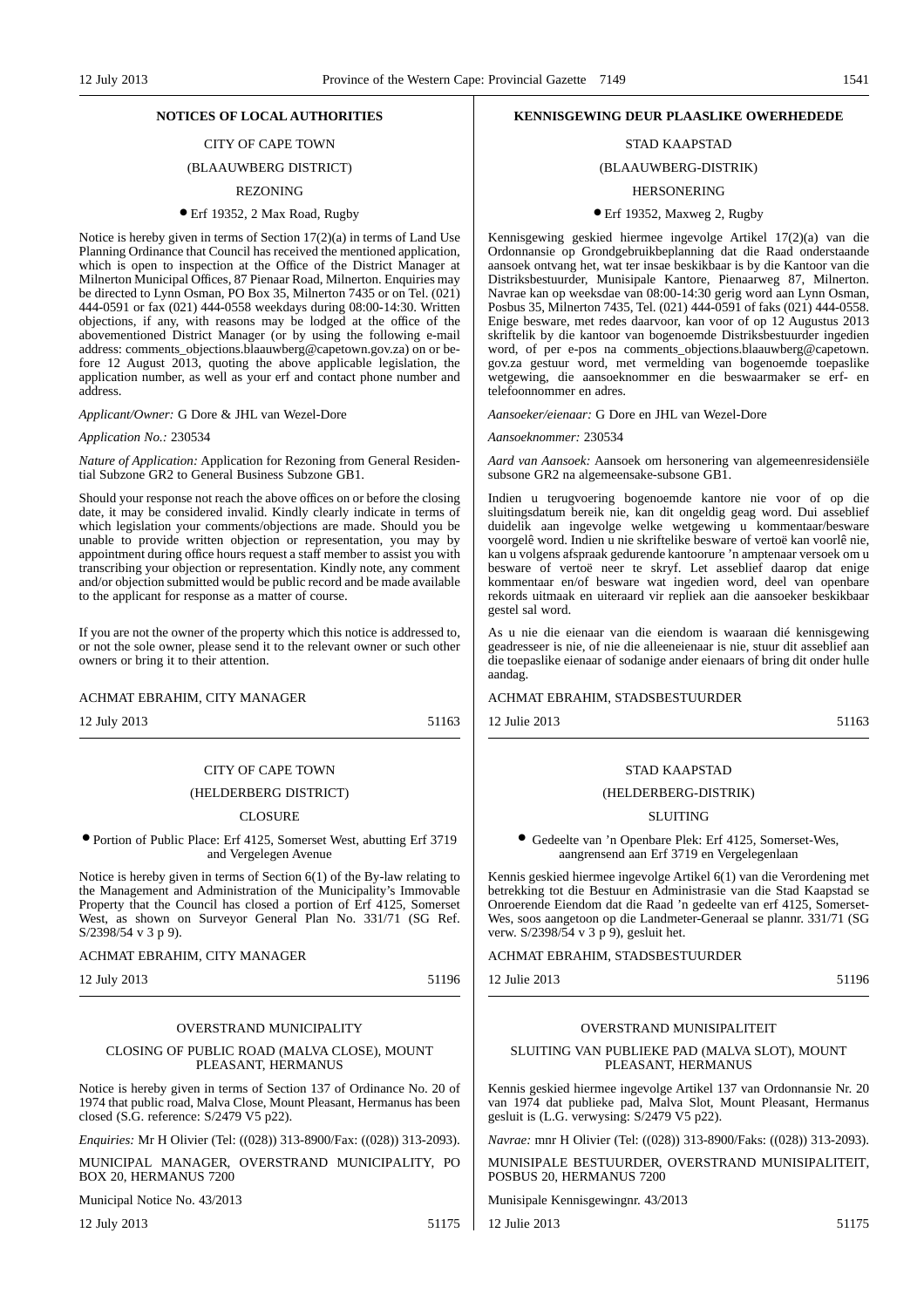## NOTICES OF LOCAL AUTHORITIES

CITY OF CAPE TOWN

(BLAAUWBERG DISTRICT)

REZONING

• Erf 19352, 2 Max Road, Rugby

Notice is hereby given in terms of Section 17(2)(a) in terms of Land Use Planning Ordinance that Council has received the mentioned application, which is open to inspection at the Office of the District Manager at Milnerton Municipal Offices, 87 Pienaar Road, Milnerton. Enquiries may be directed to Lynn Osman, PO Box 35, Milnerton 7435 or on Tel. (021) 444-0591 or fax (021) 444-0558 weekdays during 08:00-14:30. Written objections, if any, with reasons may be lodged at the office of the abovementioned District Manager (or by using the following e-mail address: comments_objections.blaauwberg@capetown.gov.za) on or before 12 August 2013, quoting the above applicable legislation, the application number, as well as your erf and contact phone number and address.

*Applicant/Owner:* G Dore & JHL van Wezel-Dore

*Application No.:* 230534

*Nature of Application:* Application for Rezoning from General Residential Subzone GR2 to General Business Subzone GB1.

Should your response not reach the above offices on or before the closing date, it may be considered invalid. Kindly clearly indicate in terms of which legislation your comments/objections are made. Should you be unable to provide written objection or representation, you may by appointment during office hours request a staff member to assist you with transcribing your objection or representation. Kindly note, any comment and/or objection submitted would be public record and be made available to the applicant for response as a matter of course.

If you are not the owner of the property which this notice is addressed to, or not the sole owner, please send it to the relevant owner or such other owners or bring it to their attention.

ACHMAT EBRAHIM, CITY MANAGER

12 July 2013 51163

---

CITY OF CAPE TOWN

(HELDERBERG DISTRICT)

CLOSURE

• Portion of Public Place: Erf 4125, Somerset West, abutting Erf 3719 and Vergelegen Avenue

Notice is hereby given in terms of Section 6(1) of the By-law relating to the Management and Administration of the Municipality's Immovable Property that the Council has closed a portion of Erf 4125, Somerset West, as shown on Surveyor General Plan No. 331/71 (SG Ref. S/2398/54 v 3 p 9).

ACHMAT EBRAHIM, CITY MANAGER

12 July 2013 51196

---

OVERSTRAND MUNICIPALITY

CLOSING OF PUBLIC ROAD (MALVA CLOSE), MOUNT PLEASANT, HERMANUS

Notice is hereby given in terms of Section 137 of Ordinance No. 20 of 1974 that public road, Malva Close, Mount Pleasant, Hermanus has been closed (S.G. reference: S/2479 V5 p22).

*Enquiries:* Mr H Olivier (Tel: ((028)) 313-8900/Fax: ((028)) 313-2093).

MUNICIPAL MANAGER, OVERSTRAND MUNICIPALITY, PO BOX 20, HERMANUS 7200

Municipal Notice No. 43/2013

12 July 2013 51175

---

## KENNISGEWING DEUR PLAASLIKE OWERHEDE

STAD KAAPSTAD

(BLAAUWBERG-DISTRIK)

HERSONERING

• Erf 19352, Maxweg 2, Rugby

Kennisgewing geskied hiermee ingevolge Artikel 17(2)(a) van die Ordonnansie op Grondgebruikbeplanning dat die Raad onderstaande aansoek ontvang het, wat ter insae beskikbaar is by die Kantoor van die Distriksbestuurder, Munisipale Kantore, Pienaarweg 87, Milnerton. Navrae kan op weeksdae van 08:00-14:30 gerig word aan Lynn Osman, Posbus 35, Milnerton 7435, Tel. (021) 444-0591 of faks (021) 444-0558. Enige besware, met redes daarvoor, kan voor of op 12 Augustus 2013 skriftelik by die kantoor van bogenoemde Distriksbestuurder ingedien word, of per e-pos na comments_objections.blaauwberg@capetown.gov.za gestuur word, met vermelding van bogenoemde toepaslike wetgewing, die aansoeknommer en die beswaarmaker se erf- en telefoonnommer en adres.

*Aansoeker/eienaar:* G Dore en JHL van Wezel-Dore

*Aansoeknommer:* 230534

*Aard van Aansoek:* Aansoek om hersonering van algemeenresidensiële subsone GR2 na algemeensake-subsone GB1.

Indien u terugvoering bogenoemde kantore nie voor of op die sluitingsdatum bereik nie, kan dit ongeldig geag word. Dui asseblief duidelik aan ingevolge welke wetgewing u kommentaar/besware voorgelê word. Indien u nie skriftelike besware of vertoë kan voorlê nie, kan u volgens afspraak gedurende kantoorure 'n amptenaar versoek om u besware of vertoë neer te skryf. Let asseblief daarop dat enige kommentaar en/of besware wat ingedien word, deel van openbare rekords uitmaak en uiteraard vir repliek aan die aansoeker beskikbaar gestel sal word.

As u nie die eienaar van die eiendom is waaraan dié kennisgewing geadresseer is nie, of nie die alleeneienaar is nie, stuur dit asseblief aan die toepaslike eienaar of sodanige ander eienaars of bring dit onder hulle aandag.

ACHMAT EBRAHIM, STADSBESTUURDER

12 Julie 2013 51163

---

STAD KAAPSTAD

(HELDERBERG-DISTRIK)

SLUITING

• Gedeelte van 'n Openbare Plek: Erf 4125, Somerset-Wes, aangrensend aan Erf 3719 en Vergelegenlaan

Kennis geskied hiermee ingevolge Artikel 6(1) van die Verordening met betrekking tot die Bestuur en Administrasie van die Stad Kaapstad se Onroerende Eiendom dat die Raad 'n gedeelte van erf 4125, Somerset-Wes, soos aangetoon op die Landmeter-Generaal se plannr. 331/71 (SG verw. S/2398/54 v 3 p 9), gesluit het.

ACHMAT EBRAHIM, STADSBESTUURDER

12 Julie 2013 51196

---

OVERSTRAND MUNISIPALITEIT

SLUITING VAN PUBLIEKE PAD (MALVA SLOT), MOUNT PLEASANT, HERMANUS

Kennis geskied hiermee ingevolge Artikel 137 van Ordonnansie Nr. 20 van 1974 dat publieke pad, Malva Slot, Mount Pleasant, Hermanus gesluit is (L.G. verwysing: S/2479 V5 p22).

*Navrae:* mnr H Olivier (Tel: ((028)) 313-8900/Faks: ((028)) 313-2093).

MUNISIPALE BESTUURDER, OVERSTRAND MUNISIPALITEIT, POSBUS 20, HERMANUS 7200

Munisipale Kennisgewingnr. 43/2013

12 Julie 2013 51175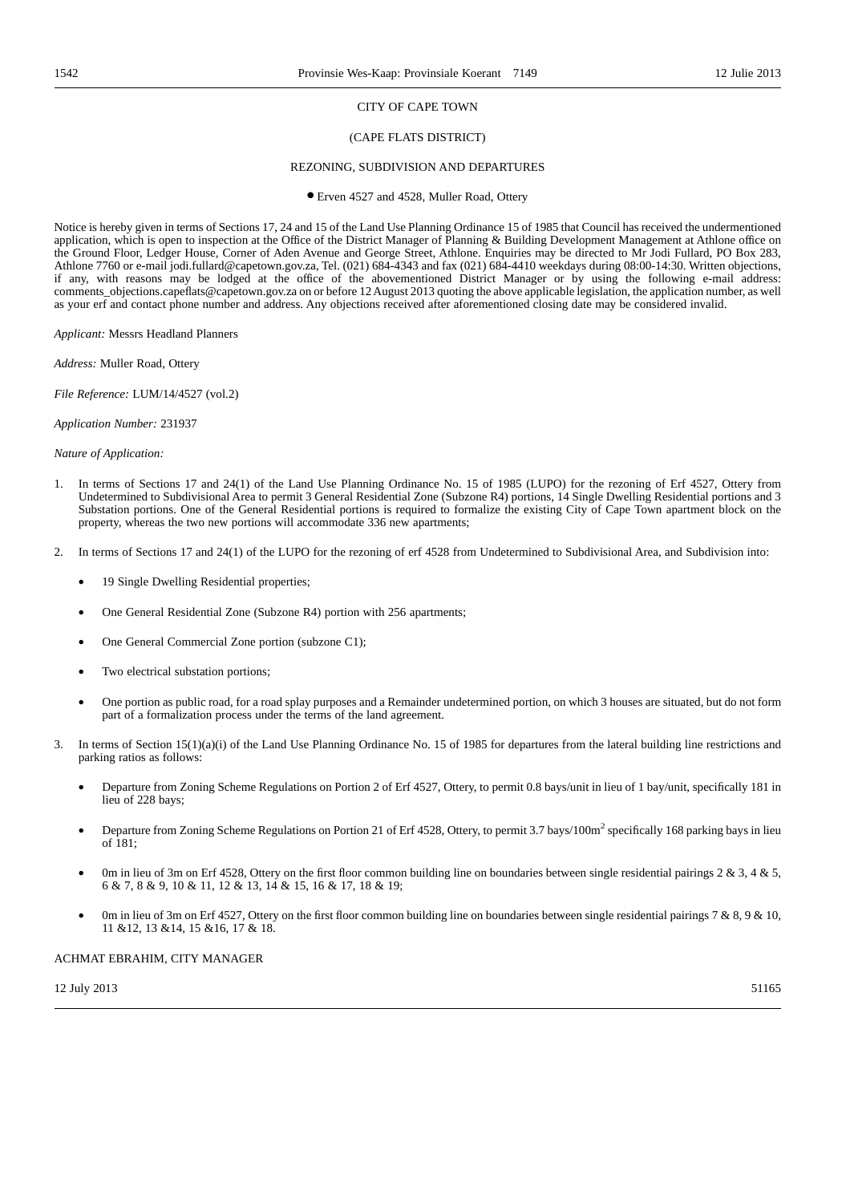CITY OF CAPE TOWN

(CAPE FLATS DISTRICT)

REZONING, SUBDIVISION AND DEPARTURES

• Erven 4527 and 4528, Muller Road, Ottery

Notice is hereby given in terms of Sections 17, 24 and 15 of the Land Use Planning Ordinance 15 of 1985 that Council has received the undermentioned application, which is open to inspection at the Office of the District Manager of Planning & Building Development Management at Athlone office on the Ground Floor, Ledger House, Corner of Aden Avenue and George Street, Athlone. Enquiries may be directed to Mr Jodi Fullard, PO Box 283, Athlone 7760 or e-mail jodi.fullard@capetown.gov.za, Tel. (021) 684-4343 and fax (021) 684-4410 weekdays during 08:00-14:30. Written objections, if any, with reasons may be lodged at the office of the abovementioned District Manager or by using the following e-mail address: comments_objections.capeflats@capetown.gov.za on or before 12 August 2013 quoting the above applicable legislation, the application number, as well as your erf and contact phone number and address. Any objections received after aforementioned closing date may be considered invalid.

*Applicant:* Messrs Headland Planners

*Address:* Muller Road, Ottery

*File Reference:* LUM/14/4527 (vol.2)

*Application Number:* 231937

*Nature of Application:*

1. In terms of Sections 17 and 24(1) of the Land Use Planning Ordinance No. 15 of 1985 (LUPO) for the rezoning of Erf 4527, Ottery from Undetermined to Subdivisional Area to permit 3 General Residential Zone (Subzone R4) portions, 14 Single Dwelling Residential portions and 3 Substation portions. One of the General Residential portions is required to formalize the existing City of Cape Town apartment block on the property, whereas the two new portions will accommodate 336 new apartments;

2. In terms of Sections 17 and 24(1) of the LUPO for the rezoning of erf 4528 from Undetermined to Subdivisional Area, and Subdivision into:

   - 19 Single Dwelling Residential properties;
   - One General Residential Zone (Subzone R4) portion with 256 apartments;
   - One General Commercial Zone portion (subzone C1);
   - Two electrical substation portions;
   - One portion as public road, for a road splay purposes and a Remainder undetermined portion, on which 3 houses are situated, but do not form part of a formalization process under the terms of the land agreement.

3. In terms of Section 15(1)(a)(i) of the Land Use Planning Ordinance No. 15 of 1985 for departures from the lateral building line restrictions and parking ratios as follows:

   - Departure from Zoning Scheme Regulations on Portion 2 of Erf 4527, Ottery, to permit 0.8 bays/unit in lieu of 1 bay/unit, specifically 181 in lieu of 228 bays;
   - Departure from Zoning Scheme Regulations on Portion 21 of Erf 4528, Ottery, to permit 3.7 bays/100m$^2$ specifically 168 parking bays in lieu of 181;
   - 0m in lieu of 3m on Erf 4528, Ottery on the first floor common building line on boundaries between single residential pairings 2 & 3, 4 & 5, 6 & 7, 8 & 9, 10 & 11, 12 & 13, 14 & 15, 16 & 17, 18 & 19;
   - 0m in lieu of 3m on Erf 4527, Ottery on the first floor common building line on boundaries between single residential pairings 7 & 8, 9 & 10, 11 &12, 13 &14, 15 &16, 17 & 18.

ACHMAT EBRAHIM, CITY MANAGER

12 July 2013 51165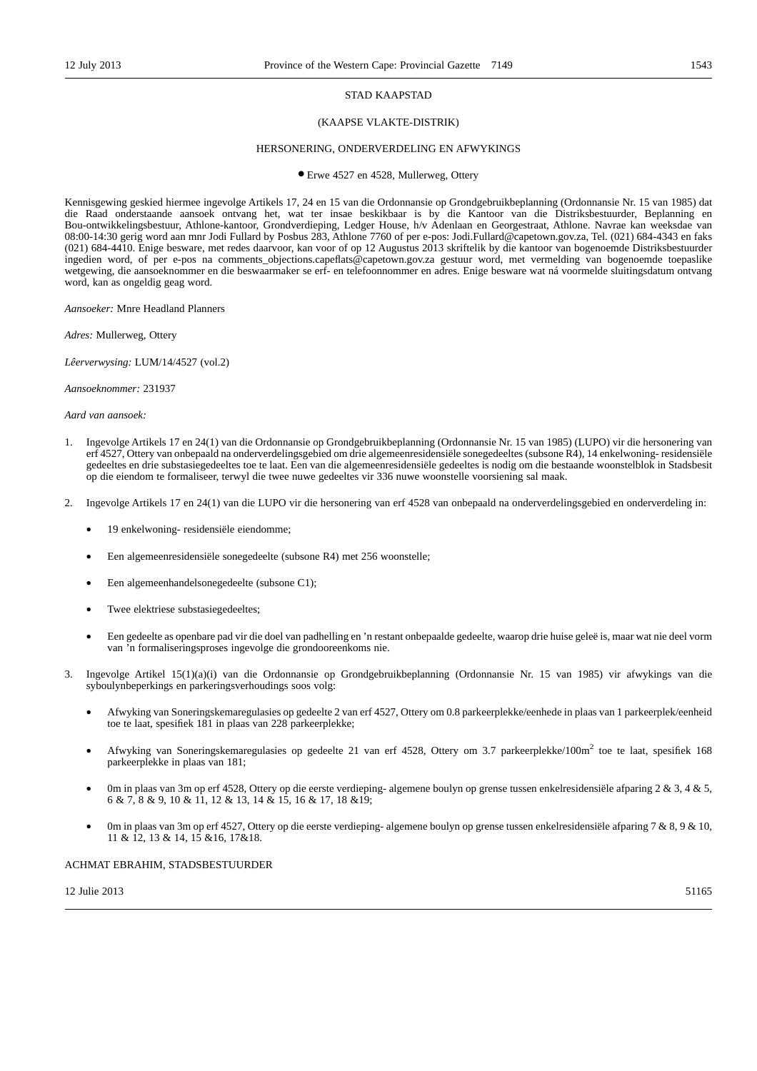STAD KAAPSTAD

(KAAPSE VLAKTE-DISTRIK)

HERSONERING, ONDERVERDELING EN AFWYKINGS

- Erwe 4527 en 4528, Mullerweg, Ottery

Kennisgewing geskied hiermee ingevolge Artikels 17, 24 en 15 van die Ordonnansie op Grondgebruikbeplanning (Ordonnansie Nr. 15 van 1985) dat die Raad onderstaande aansoek ontvang het, wat ter insae beskikbaar is by die Kantoor van die Distriksbestuurder, Beplanning en Bou-ontwikkelingsbestuur, Athlone-kantoor, Grondverdieping, Ledger House, h/v Adenlaan en Georgestraat, Athlone. Navrae kan weeksdae van 08:00-14:30 gerig word aan mnr Jodi Fullard by Posbus 283, Athlone 7760 of per e-pos: Jodi.Fullard@capetown.gov.za, Tel. (021) 684-4343 en faks (021) 684-4410. Enige besware, met redes daarvoor, kan voor of op 12 Augustus 2013 skriftelik by die kantoor van bogenoemde Distriksbestuurder ingedien word, of per e-pos na comments_objections.capeflats@capetown.gov.za gestuur word, met vermelding van bogenoemde toepaslike wetgewing, die aansoeknommer en die beswaarmaker se erf- en telefoonnommer en adres. Enige besware wat ná voormelde sluitingsdatum ontvang word, kan as ongeldig geag word.

*Aansoeker:* Mnre Headland Planners

*Adres:* Mullerweg, Ottery

*Lêerverwysing:* LUM/14/4527 (vol.2)

*Aansoeknommer:* 231937

*Aard van aansoek:*

1. Ingevolge Artikels 17 en 24(1) van die Ordonnansie op Grondgebruikbeplanning (Ordonnansie Nr. 15 van 1985) (LUPO) vir die hersonering van erf 4527, Ottery van onbepaald na onderverdelingsgebied om drie algemeenresidensiële sonegedeeltes (subsone R4), 14 enkelwoning- residensiële gedeeltes en drie substasiegedeeltes toe te laat. Een van die algemeenresidensiële gedeeltes is nodig om die bestaande woonstelblok in Stadsbesit op die eiendom te formaliseer, terwyl die twee nuwe gedeeltes vir 336 nuwe woonstelle voorsiening sal maak.

2. Ingevolge Artikels 17 en 24(1) van die LUPO vir die hersonering van erf 4528 van onbepaald na onderverdelingsgebied en onderverdeling in:

   - 19 enkelwoning- residensiële eiendomme;
   - Een algemeenresidensiële sonegedeelte (subsone R4) met 256 woonstelle;
   - Een algemeenhandelsonegedeelte (subsone C1);
   - Twee elektriese substasiegedeeltes;
   - Een gedeelte as openbare pad vir die doel van padhelling en 'n restant onbepaalde gedeelte, waarop drie huise geleë is, maar wat nie deel vorm van 'n formaliseringsproses ingevolge die grondooreenkoms nie.

3. Ingevolge Artikel 15(1)(a)(i) van die Ordonnansie op Grondgebruikbeplanning (Ordonnansie Nr. 15 van 1985) vir afwykings van die syboulynbeperkings en parkeringsverhoudings soos volg:

   - Afwyking van Soneringskemaregulasies op gedeelte 2 van erf 4527, Ottery om 0.8 parkeerplekke/eenhede in plaas van 1 parkeerplek/eenheid toe te laat, spesifiek 181 in plaas van 228 parkeerplekke;
   - Afwyking van Soneringskemaregulasies op gedeelte 21 van erf 4528, Ottery om 3.7 parkeerplekke/100m$^2$ toe te laat, spesifiek 168 parkeerplekke in plaas van 181;
   - 0m in plaas van 3m op erf 4528, Ottery op die eerste verdieping- algemene boulyn op grense tussen enkelresidensiële afparing 2 & 3, 4 & 5, 6 & 7, 8 & 9, 10 & 11, 12 & 13, 14 & 15, 16 & 17, 18 &19;
   - 0m in plaas van 3m op erf 4527, Ottery op die eerste verdieping- algemene boulyn op grense tussen enkelresidensiële afparing 7 & 8, 9 & 10, 11 & 12, 13 & 14, 15 &16, 17&18.

ACHMAT EBRAHIM, STADSBESTUURDER

12 Julie 2013 51165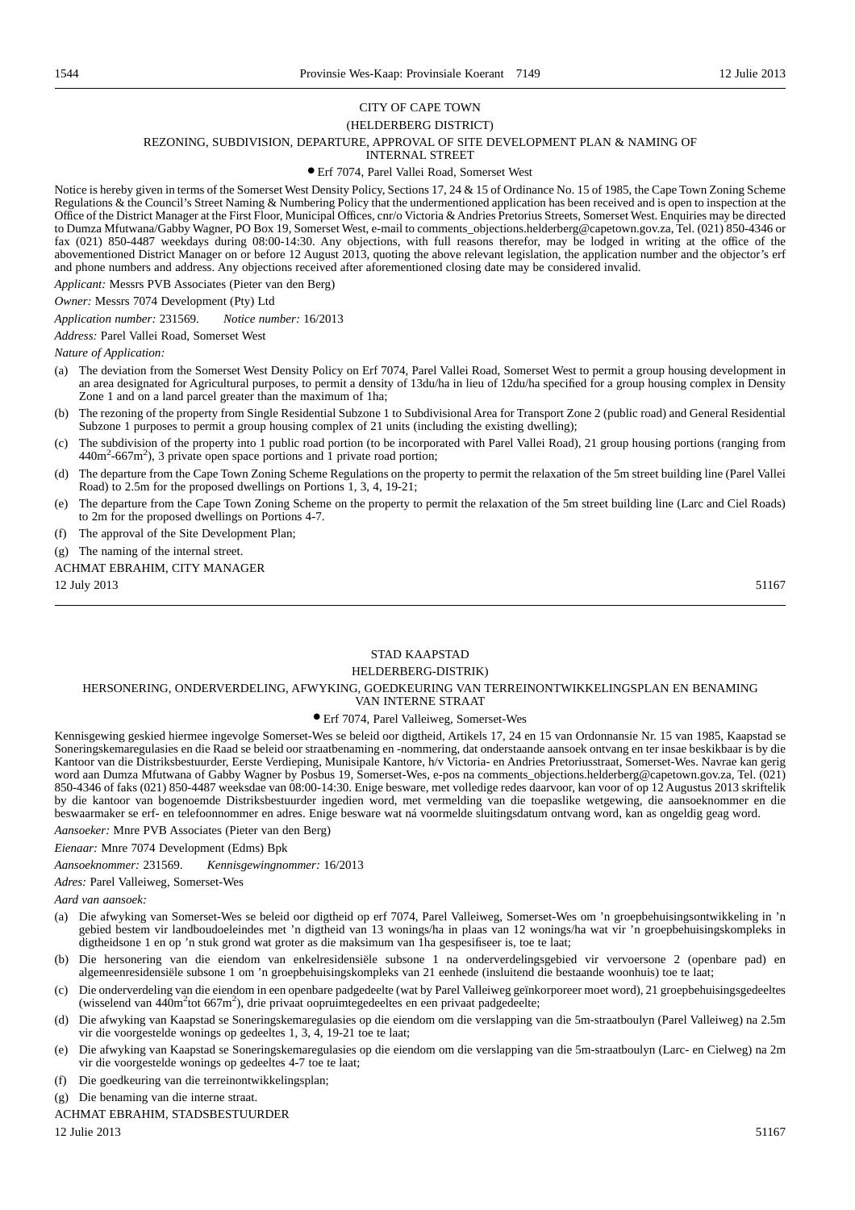CITY OF CAPE TOWN

(HELDERBERG DISTRICT)

REZONING, SUBDIVISION, DEPARTURE, APPROVAL OF SITE DEVELOPMENT PLAN & NAMING OF INTERNAL STREET

• Erf 7074, Parel Vallei Road, Somerset West

Notice is hereby given in terms of the Somerset West Density Policy, Sections 17, 24 & 15 of Ordinance No. 15 of 1985, the Cape Town Zoning Scheme Regulations & the Council's Street Naming & Numbering Policy that the undermentioned application has been received and is open to inspection at the Office of the District Manager at the First Floor, Municipal Offices, cnr/o Victoria & Andries Pretorius Streets, Somerset West. Enquiries may be directed to Dumza Mfutwana/Gabby Wagner, PO Box 19, Somerset West, e-mail to comments_objections.helderberg@capetown.gov.za, Tel. (021) 850-4346 or fax (021) 850-4487 weekdays during 08:00-14:30. Any objections, with full reasons therefor, may be lodged in writing at the office of the abovementioned District Manager on or before 12 August 2013, quoting the above relevant legislation, the application number and the objector's erf and phone numbers and address. Any objections received after aforementioned closing date may be considered invalid.

*Applicant:* Messrs PVB Associates (Pieter van den Berg)

*Owner:* Messrs 7074 Development (Pty) Ltd

*Application number:* 231569. *Notice number:* 16/2013

*Address:* Parel Vallei Road, Somerset West

*Nature of Application:*

(a) The deviation from the Somerset West Density Policy on Erf 7074, Parel Vallei Road, Somerset West to permit a group housing development in an area designated for Agricultural purposes, to permit a density of 13du/ha in lieu of 12du/ha specified for a group housing complex in Density Zone 1 and on a land parcel greater than the maximum of 1ha;

(b) The rezoning of the property from Single Residential Subzone 1 to Subdivisional Area for Transport Zone 2 (public road) and General Residential Subzone 1 purposes to permit a group housing complex of 21 units (including the existing dwelling);

(c) The subdivision of the property into 1 public road portion (to be incorporated with Parel Vallei Road), 21 group housing portions (ranging from $440m^2$-$667m^2$), 3 private open space portions and 1 private road portion;

(d) The departure from the Cape Town Zoning Scheme Regulations on the property to permit the relaxation of the 5m street building line (Parel Vallei Road) to 2.5m for the proposed dwellings on Portions 1, 3, 4, 19-21;

(e) The departure from the Cape Town Zoning Scheme on the property to permit the relaxation of the 5m street building line (Larc and Ciel Roads) to 2m for the proposed dwellings on Portions 4-7.

(f) The approval of the Site Development Plan;

(g) The naming of the internal street.

ACHMAT EBRAHIM, CITY MANAGER

12 July 2013 51167

---

STAD KAAPSTAD

HELDERBERG-DISTRIK)

HERSONERING, ONDERVERDELING, AFWYKING, GOEDKEURING VAN TERREINONTWIKKELINGSPLAN EN BENAMING VAN INTERNE STRAAT

• Erf 7074, Parel Valleiweg, Somerset-Wes

Kennisgewing geskied hiermee ingevolge Somerset-Wes se beleid oor digtheid, Artikels 17, 24 en 15 van Ordonnansie Nr. 15 van 1985, Kaapstad se Soneringskemaregulasies en die Raad se beleid oor straatbenaming en -nommering, dat onderstaande aansoek ontvang en ter insae beskikbaar is by die Kantoor van die Distriksbestuurder, Eerste Verdieping, Munisipale Kantore, h/v Victoria- en Andries Pretoriusstraat, Somerset-Wes. Navrae kan gerig word aan Dumza Mfutwana of Gabby Wagner by Posbus 19, Somerset-Wes, e-pos na comments_objections.helderberg@capetown.gov.za, Tel. (021) 850-4346 of faks (021) 850-4487 weeksdae van 08:00-14:30. Enige besware, met volledige redes daarvoor, kan voor of op 12 Augustus 2013 skriftelik by die kantoor van bogenoemde Distriksbestuurder ingedien word, met vermelding van die toepaslike wetgewing, die aansoeknommer en die beswaarmaker se erf- en telefoonnommer en adres. Enige besware wat ná voormelde sluitingsdatum ontvang word, kan as ongeldig geag word.

*Aansoeker:* Mnre PVB Associates (Pieter van den Berg)

*Eienaar:* Mnre 7074 Development (Edms) Bpk

*Aansoeknommer:* 231569. *Kennisgewingnommer:* 16/2013

*Adres:* Parel Valleiweg, Somerset-Wes

*Aard van aansoek:*

(a) Die afwyking van Somerset-Wes se beleid oor digtheid op erf 7074, Parel Valleiweg, Somerset-Wes om 'n groepbehuisingsontwikkeling in 'n gebied bestem vir landboudoeleindes met 'n digtheid van 13 wonings/ha in plaas van 12 wonings/ha wat vir 'n groepbehuisingskompleks in digtheidsone 1 en op 'n stuk grond wat groter as die maksimum van 1ha gespesifiseer is, toe te laat;

(b) Die hersonering van die eiendom van enkelresidensiële subsone 1 na onderverdelingsgebied vir vervoersone 2 (openbare pad) en algemeenresidensiële subsone 1 om 'n groepbehuisingskompleks van 21 eenhede (insluitend die bestaande woonhuis) toe te laat;

(c) Die onderverdeling van die eiendom in een openbare padgedeelte (wat by Parel Valleiweg geïnkorporeer moet word), 21 groepbehuisingsgedeeltes (wisselend van $440m^2$ tot $667m^2$), drie privaat oopruimtegedeeltes en een privaat padgedeelte;

(d) Die afwyking van Kaapstad se Soneringskemaregulasies op die eiendom om die verslapping van die 5m-straatboulyn (Parel Valleiweg) na 2.5m vir die voorgestelde wonings op gedeeltes 1, 3, 4, 19-21 toe te laat;

(e) Die afwyking van Kaapstad se Soneringskemaregulasies op die eiendom om die verslapping van die 5m-straatboulyn (Larc- en Cielweg) na 2m vir die voorgestelde wonings op gedeeltes 4-7 toe te laat;

(f) Die goedkeuring van die terreinontwikkelingsplan;

(g) Die benaming van die interne straat.

ACHMAT EBRAHIM, STADSBESTUURDER

12 Julie 2013 51167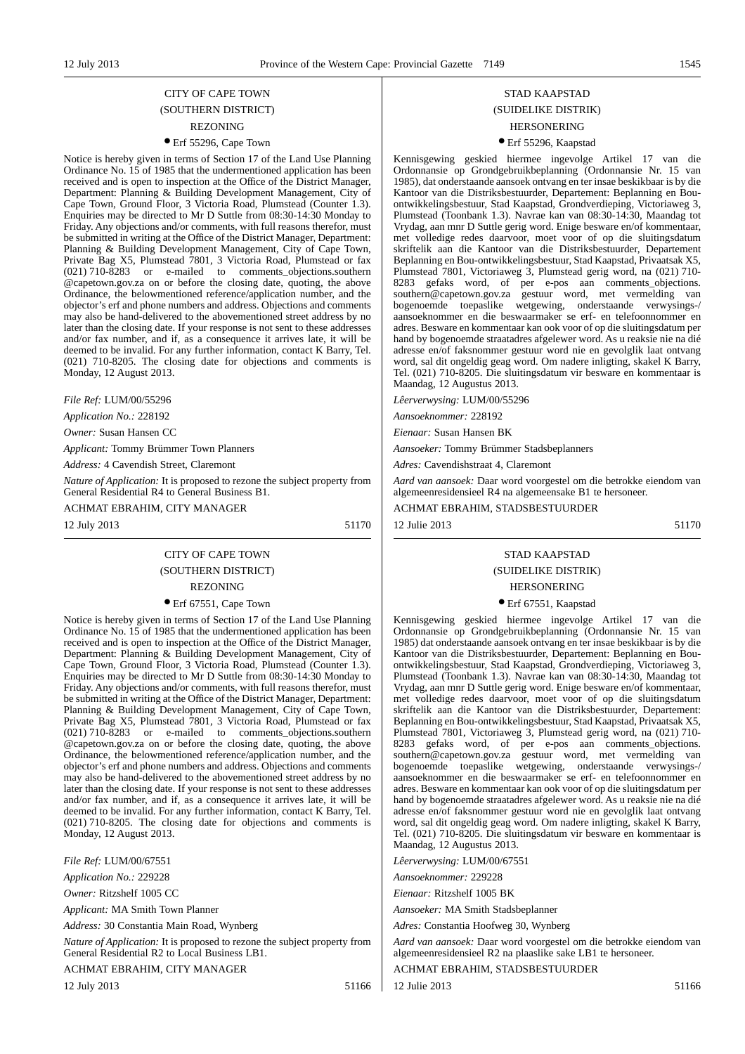CITY OF CAPE TOWN

(SOUTHERN DISTRICT)

REZONING

• Erf 55296, Cape Town

Notice is hereby given in terms of Section 17 of the Land Use Planning Ordinance No. 15 of 1985 that the undermentioned application has been received and is open to inspection at the Office of the District Manager, Department: Planning & Building Development Management, City of Cape Town, Ground Floor, 3 Victoria Road, Plumstead (Counter 1.3). Enquiries may be directed to Mr D Suttle from 08:30-14:30 Monday to Friday. Any objections and/or comments, with full reasons therefor, must be submitted in writing at the Office of the District Manager, Department: Planning & Building Development Management, City of Cape Town, Private Bag X5, Plumstead 7801, 3 Victoria Road, Plumstead or fax (021) 710-8283 or e-mailed to comments_objections.southern@capetown.gov.za on or before the closing date, quoting, the above Ordinance, the belowmentioned reference/application number, and the objector's erf and phone numbers and address. Objections and comments may also be hand-delivered to the abovementioned street address by no later than the closing date. If your response is not sent to these addresses and/or fax number, and if, as a consequence it arrives late, it will be deemed to be invalid. For any further information, contact K Barry, Tel. (021) 710-8205. The closing date for objections and comments is Monday, 12 August 2013.

*File Ref:* LUM/00/55296

*Application No.:* 228192

*Owner:* Susan Hansen CC

*Applicant:* Tommy Brümmer Town Planners

*Address:* 4 Cavendish Street, Claremont

*Nature of Application:* It is proposed to rezone the subject property from General Residential R4 to General Business B1.

ACHMAT EBRAHIM, CITY MANAGER

12 July 2013 51170

---

STAD KAAPSTAD

(SUIDELIKE DISTRIK)

HERSONERING

• Erf 55296, Kaapstad

Kennisgewing geskied hiermee ingevolge Artikel 17 van die Ordonnansie op Grondgebruikbeplanning (Ordonnansie Nr. 15 van 1985), dat onderstaande aansoek ontvang en ter insae beskikbaar is by die Kantoor van die Distriksbestuurder, Departement: Beplanning en Bou-ontwikkelingsbestuur, Stad Kaapstad, Grondverdieping, Victoriaweg 3, Plumstead (Toonbank 1.3). Navrae kan van 08:30-14:30, Maandag tot Vrydag, aan mnr D Suttle gerig word. Enige besware en/of kommentaar, met volledige redes daarvoor, moet voor of op die sluitingsdatum skriftelik aan die Kantoor van die Distriksbestuurder, Departement Beplanning en Bou-ontwikkelingsbestuur, Stad Kaapstad, Privaatsak X5, Plumstead 7801, Victoriaweg 3, Plumstead gerig word, na (021) 710-8283 gefaks word, of per e-pos aan comments_objections.southern@capetown.gov.za gestuur word, met vermelding van bogenoemde toepaslike wetgewing, onderstaande verwysings-/aansoeknommer en die beswaarmaker se erf- en telefoonnommer en adres. Besware en kommentaar kan ook voor of op die sluitingsdatum per hand by bogenoemde straatadres afgelewer word. As u reaksie nie na dié adresse en/of faksnommer gestuur word nie en gevolglik laat ontvang word, sal dit ongeldig geag word. Om nadere inligting, skakel K Barry, Tel. (021) 710-8205. Die sluitingsdatum vir besware en kommentaar is Maandag, 12 Augustus 2013.

*Lêerverwysing:* LUM/00/55296

*Aansoeknommer:* 228192

*Eienaar:* Susan Hansen BK

*Aansoeker:* Tommy Brümmer Stadsbeplanners

*Adres:* Cavendishstraat 4, Claremont

*Aard van aansoek:* Daar word voorgestel om die betrokke eiendom van algemeenresidensieel R4 na algemeensake B1 te hersoneer.

ACHMAT EBRAHIM, STADSBESTUURDER

12 Julie 2013 51170

---

CITY OF CAPE TOWN

(SOUTHERN DISTRICT)

REZONING

• Erf 67551, Cape Town

Notice is hereby given in terms of Section 17 of the Land Use Planning Ordinance No. 15 of 1985 that the undermentioned application has been received and is open to inspection at the Office of the District Manager, Department: Planning & Building Development Management, City of Cape Town, Ground Floor, 3 Victoria Road, Plumstead (Counter 1.3). Enquiries may be directed to Mr D Suttle from 08:30-14:30 Monday to Friday. Any objections and/or comments, with full reasons therefor, must be submitted in writing at the Office of the District Manager, Department: Planning & Building Development Management, City of Cape Town, Private Bag X5, Plumstead 7801, 3 Victoria Road, Plumstead or fax (021) 710-8283 or e-mailed to comments_objections.southern@capetown.gov.za on or before the closing date, quoting, the above Ordinance, the belowmentioned reference/application number, and the objector's erf and phone numbers and address. Objections and comments may also be hand-delivered to the abovementioned street address by no later than the closing date. If your response is not sent to these addresses and/or fax number, and if, as a consequence it arrives late, it will be deemed to be invalid. For any further information, contact K Barry, Tel. (021) 710-8205. The closing date for objections and comments is Monday, 12 August 2013.

*File Ref:* LUM/00/67551

*Application No.:* 229228

*Owner:* Ritzshelf 1005 CC

*Applicant:* MA Smith Town Planner

*Address:* 30 Constantia Main Road, Wynberg

*Nature of Application:* It is proposed to rezone the subject property from General Residential R2 to Local Business LB1.

ACHMAT EBRAHIM, CITY MANAGER

12 July 2013 51166

---

STAD KAAPSTAD

(SUIDELIKE DISTRIK)

HERSONERING

• Erf 67551, Kaapstad

Kennisgewing geskied hiermee ingevolge Artikel 17 van die Ordonnansie op Grondgebruikbeplanning (Ordonnansie Nr. 15 van 1985) dat onderstaande aansoek ontvang en ter insae beskikbaar is by die Kantoor van die Distriksbestuurder, Departement: Beplanning en Bou-ontwikkelingsbestuur, Stad Kaapstad, Grondverdieping, Victoriaweg 3, Plumstead (Toonbank 1.3). Navrae kan van 08:30-14:30, Maandag tot Vrydag, aan mnr D Suttle gerig word. Enige besware en/of kommentaar, met volledige redes daarvoor, moet voor of op die sluitingsdatum skriftelik aan die Kantoor van die Distriksbestuurder, Departement: Beplanning en Bou-ontwikkelingsbestuur, Stad Kaapstad, Privaatsak X5, Plumstead 7801, Victoriaweg 3, Plumstead gerig word, na (021) 710-8283 gefaks word, of per e-pos aan comments_objections.southern@capetown.gov.za gestuur word, met vermelding van bogenoemde toepaslike wetgewing, onderstaande verwysings-/aansoeknommer en die beswaarmaker se erf- en telefoonnommer en adres. Besware en kommentaar kan ook voor of op die sluitingsdatum per hand by bogenoemde straatadres afgelewer word. As u reaksie nie na dié adresse en/of faksnommer gestuur word nie en gevolglik laat ontvang word, sal dit ongeldig geag word. Om nadere inligting, skakel K Barry, Tel. (021) 710-8205. Die sluitingsdatum vir besware en kommentaar is Maandag, 12 Augustus 2013.

*Lêerverwysing:* LUM/00/67551

*Aansoeknommer:* 229228

*Eienaar:* Ritzshelf 1005 BK

*Aansoeker:* MA Smith Stadsbeplanner

*Adres:* Constantia Hoofweg 30, Wynberg

*Aard van aansoek:* Daar word voorgestel om die betrokke eiendom van algemeenresidensieel R2 na plaaslike sake LB1 te hersoneer.

ACHMAT EBRAHIM, STADSBESTUURDER

12 Julie 2013 51166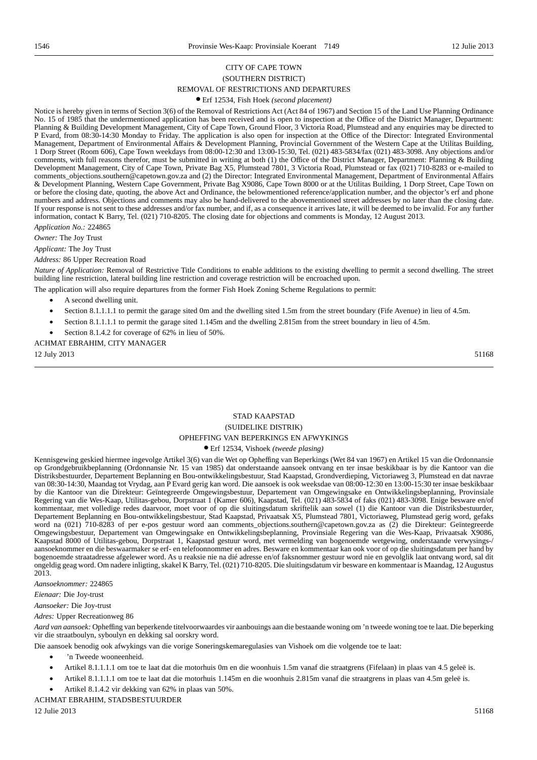CITY OF CAPE TOWN

(SOUTHERN DISTRICT)

REMOVAL OF RESTRICTIONS AND DEPARTURES

• Erf 12534, Fish Hoek *(second placement)*

Notice is hereby given in terms of Section 3(6) of the Removal of Restrictions Act (Act 84 of 1967) and Section 15 of the Land Use Planning Ordinance No. 15 of 1985 that the undermentioned application has been received and is open to inspection at the Office of the District Manager, Department: Planning & Building Development Management, City of Cape Town, Ground Floor, 3 Victoria Road, Plumstead and any enquiries may be directed to P Evard, from 08:30-14:30 Monday to Friday. The application is also open for inspection at the Office of the Director: Integrated Environmental Management, Department of Environmental Affairs & Development Planning, Provincial Government of the Western Cape at the Utilitas Building, 1 Dorp Street (Room 606), Cape Town weekdays from 08:00-12:30 and 13:00-15:30, Tel. (021) 483-5834/fax (021) 483-3098. Any objections and/or comments, with full reasons therefor, must be submitted in writing at both (1) the Office of the District Manager, Department: Planning & Building Development Management, City of Cape Town, Private Bag X5, Plumstead 7801, 3 Victoria Road, Plumstead or fax (021) 710-8283 or e-mailed to comments_objections.southern@capetown.gov.za and (2) the Director: Integrated Environmental Management, Department of Environmental Affairs & Development Planning, Western Cape Government, Private Bag X9086, Cape Town 8000 or at the Utilitas Building, 1 Dorp Street, Cape Town on or before the closing date, quoting, the above Act and Ordinance, the belowmentioned reference/application number, and the objector's erf and phone numbers and address. Objections and comments may also be hand-delivered to the abovementioned street addresses by no later than the closing date. If your response is not sent to these addresses and/or fax number, and if, as a consequence it arrives late, it will be deemed to be invalid. For any further information, contact K Barry, Tel. (021) 710-8205. The closing date for objections and comments is Monday, 12 August 2013.

*Application No.:* 224865

*Owner:* The Joy Trust

*Applicant:* The Joy Trust

*Address:* 86 Upper Recreation Road

*Nature of Application:* Removal of Restrictive Title Conditions to enable additions to the existing dwelling to permit a second dwelling. The street building line restriction, lateral building line restriction and coverage restriction will be encroached upon.

The application will also require departures from the former Fish Hoek Zoning Scheme Regulations to permit:

- A second dwelling unit.
- Section 8.1.1.1.1 to permit the garage sited 0m and the dwelling sited 1.5m from the street boundary (Fife Avenue) in lieu of 4.5m.
- Section 8.1.1.1.1 to permit the garage sited 1.145m and the dwelling 2.815m from the street boundary in lieu of 4.5m.
- Section 8.1.4.2 for coverage of 62% in lieu of 50%.

ACHMAT EBRAHIM, CITY MANAGER

12 July 2013 51168

---

STAD KAAPSTAD

(SUIDELIKE DISTRIK)

OPHEFFING VAN BEPERKINGS EN AFWYKINGS

• Erf 12534, Vishoek *(tweede plasing)*

Kennisgewing geskied hiermee ingevolge Artikel 3(6) van die Wet op Opheffing van Beperkings (Wet 84 van 1967) en Artikel 15 van die Ordonnansie op Grondgebruikbeplanning (Ordonnansie Nr. 15 van 1985) dat onderstaande aansoek ontvang en ter insae beskikbaar is by die Kantoor van die Distriksbestuurder, Departement Beplanning en Bou-ontwikkelingsbestuur, Stad Kaapstad, Grondverdieping, Victoriaweg 3, Plumstead en dat navrae van 08:30-14:30, Maandag tot Vrydag, aan P Evard gerig kan word. Die aansoek is ook weeksdae van 08:00-12:30 en 13:00-15:30 ter insae beskikbaar by die Kantoor van die Direkteur: Geïntegreerde Omgewingsbestuur, Departement van Omgewingsake en Ontwikkelingsbeplanning, Provinsiale Regering van die Wes-Kaap, Utilitas-gebou, Dorpstraat 1 (Kamer 606), Kaapstad, Tel. (021) 483-5834 of faks (021) 483-3098. Enige besware en/of kommentaar, met volledige redes daarvoor, moet voor of op die sluitingsdatum skriftelik aan sowel (1) die Kantoor van die Distriksbestuurder, Departement Beplanning en Bou-ontwikkelingsbestuur, Stad Kaapstad, Privaatsak X5, Plumstead 7801, Victoriaweg, Plumstead gerig word, gefaks word na (021) 710-8283 of per e-pos gestuur word aan comments_objections.southern@capetown.gov.za as (2) die Direkteur: Geïntegreerde Omgewingsbestuur, Departement van Omgewingsake en Ontwikkelingsbeplanning, Provinsiale Regering van die Wes-Kaap, Privaatsak X9086, Kaapstad 8000 of Utilitas-gebou, Dorpstraat 1, Kaapstad gestuur word, met vermelding van bogenoemde wetgewing, onderstaande verwysings-/aansoeknommer en die beswaarmaker se erf- en telefoonnommer en adres. Besware en kommentaar kan ook voor of op die sluitingsdatum per hand by bogenoemde straatadresse afgelewer word. As u reaksie nie na dié adresse en/of faksnommer gestuur word nie en gevolglik laat ontvang word, sal dit ongeldig geag word. Om nadere inligting, skakel K Barry, Tel. (021) 710-8205. Die sluitingsdatum vir besware en kommentaar is Maandag, 12 Augustus 2013.

*Aansoeknommer:* 224865

*Eienaar:* Die Joy-trust

*Aansoeker:* Die Joy-trust

*Adres:* Upper Recreationweg 86

*Aard van aansoek:* Opheffing van beperkende titelvoorwaardes vir aanbouings aan die bestaande woning om 'n tweede woning toe te laat. Die beperking vir die straatboulyn, syboulyn en dekking sal oorskry word.

Die aansoek benodig ook afwykings van die vorige Soneringskemaregulasies van Vishoek om die volgende toe te laat:

- 'n Tweede wooneenheid.
- Artikel 8.1.1.1.1 om toe te laat dat die motorhuis 0m en die woonhuis 1.5m vanaf die straatgrens (Fifelaan) in plaas van 4.5 geleë is.
- Artikel 8.1.1.1.1 om toe te laat dat die motorhuis 1.145m en die woonhuis 2.815m vanaf die straatgrens in plaas van 4.5m geleë is.
- Artikel 8.1.4.2 vir dekking van 62% in plaas van 50%.

ACHMAT EBRAHIM, STADSBESTUURDER

12 Julie 2013 51168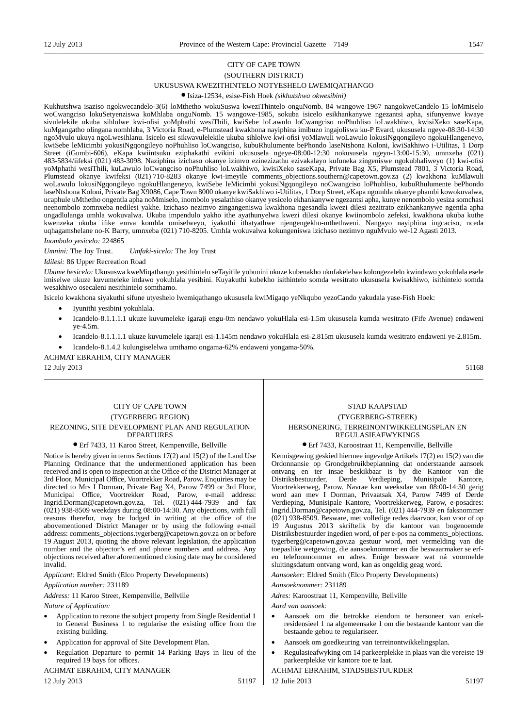CITY OF CAPE TOWN

(SOUTHERN DISTRICT)

UKUSUSWA KWEZITHINTELO NOTYESHELO LWEMIQATHANGO

● Isiza-12534, esise-Fish Hoek *(sikhutshwa okwesibini)*

Kukhutshwa isaziso ngokwecandelo-3(6) loMthetho wokuSuswa kweziThintelo onguNomb. 84 wangowe-1967 nangokweCandelo-15 loMmiselo woCwangciso lokuSetyenziswa koMhlaba onguNomb. 15 wangowe-1985, sokuba isicelo esikhankanywe ngezantsi apha, sifunyenwe kwaye sivulelekile ukuba sihlolwe kwi-ofisi yoMphathi wesiThili, kwiSebe loLawulo loCwangciso noPhuhliso loLwakhiwo, kwisiXeko saseKapa, kuMgangatho olingana nomhlaba, 3 Victoria Road, e-Plumstead kwakhona nayiphina imibuzo ingajoliswa ku-P Evard, ukususela ngeye-08:30-14:30 ngoMvulo ukuya ngoLwesihlanu. Isicelo esi sikwavulelekile ukuba sihlolwe kwi-ofisi yoMlawuli woLawulo lokusiNgqongileyo ngokuHlangeneyo, kwiSebe leMicimbi yokusiNgqongileyo noPhuhliso loCwangciso, kubuRhulumente bePhondo laseNtshona Koloni, kwiSakhiwo i-Utilitas, 1 Dorp Street (iGumbi-606), eKapa kwiintsuku eziphakathi evikini ukususela ngeye-08:00-12:30 nokususela ngeyo-13:00-15:30, umnxeba (021) 483-5834/iifeksi (021) 483-3098. Naziphina izichaso okanye izimvo ezinezizathu ezivakalayo kufuneka zingeniswe ngokubhaliweyo (1) kwi-ofisi yoMphathi wesiThili, kuLawulo loCwangciso noPhuhliso loLwakhiwo, kwisiXeko saseKapa, Private Bag X5, Plumstead 7801, 3 Victoria Road, Plumstead okanye kwifeksi (021) 710-8283 okanye kwi-imeyile comments_objections.southern@capetown.gov.za (2) kwakhona kuMlawuli woLawulo lokusiNgqongileyo ngokuHlangeneyo, kwiSebe leMicimbi yokusiNgqongileyo noCwangciso loPhuhliso, kubuRhulumente bePhondo laseNtshona Koloni, Private Bag X9086, Cape Town 8000 okanye kwiSakhiwo i-Utilitas, 1 Dorp Street, eKapa ngomhla okanye phambi kowokuvalwa, ucaphule uMthetho ongentla apha noMmiselo, inombolo yesalathiso okanye yesicelo ekhankanywe ngezantsi apha, kunye nenombolo yesiza somchasi neenombolo zomnxeba nedilesi yakhe. Izichaso nezimvo zingangeniswa kwakhona ngesandla kwezi dilesi zezitrato ezikhankanywe ngentla apha ungadlulanga umhla wokuvalwa. Ukuba impendulo yakho ithe ayathunyelwa kwezi dilesi okanye kwiinombolo zefeksi, kwakhona ukuba kuthe kwenzeka ukuba ifike emva komhla omiselweyo, iyakuthi ithatyathwe njengengekho-mthethweni. Nangayo nayiphina ingcaciso, nceda uqhagamshelane no-K Barry, umnxeba (021) 710-8205. Umhla wokuvalwa kokungeniswa izichaso nezimvo nguMvulo we-12 Agasti 2013.

*Inombolo yesicelo:* 224865

*Umnini:* The Joy Trust. *Umfaki-sicelo:* The Joy Trust

*Idilesi:* 86 Upper Recreation Road

*Ubume besicelo:* Ukususwa kweMiqathango yesithintelo seTayitile yobunini ukuze kubenakho ukufakelelwa kolongezelelo kwindawo yokuhlala esele imiselwe ukuze kuvumeleke indawo yokuhlala yesibini. Kuyakuthi kubekho isithintelo somda wesitrato ukususela kwisakhiwo, isithintelo somda wesakhiwo osecaleni nesithintelo somthamo.

Isicelo kwakhona siyakuthi sifune utyeshelo lwemiqathango ukususela kwiMigaqo yeNkqubo yezoCando yakudala yase-Fish Hoek:

- Iyunithi yesibini yokuhlala.
- Icandelo-8.1.1.1.1 ukuze kuvumeleke igaraji engu-0m nendawo yokuHlala esi-1.5m ukususela kumda wesitrato (Fife Avenue) endaweni ye-4.5m.
- Icandelo-8.1.1.1.1 ukuze kuvumelele igaraji esi-1.145m nendawo yokuHlala esi-2.815m ukususela kumda wesitrato endaweni ye-2.815m.
- Icandelo-8.1.4.2 kulungiselelwa umthamo ongama-62% endaweni yongama-50%.

ACHMAT EBRAHIM, CITY MANAGER

12 July 2013 51168

---

CITY OF CAPE TOWN

(TYGERBERG REGION)

REZONING, SITE DEVELOPMENT PLAN AND REGULATION DEPARTURES

● Erf 7433, 11 Karoo Street, Kempenville, Bellville

Notice is hereby given in terms Sections 17(2) and 15(2) of the Land Use Planning Ordinance that the undermentioned application has been received and is open to inspection at the Office of the District Manager at 3rd Floor, Municipal Office, Voortrekker Road, Parow. Enquiries may be directed to Mrs I Dorman, Private Bag X4, Parow 7499 or 3rd Floor, Municipal Office, Voortrekker Road, Parow, e-mail address: Ingrid.Dorman@capetown.gov.za, Tel. (021) 444-7939 and fax (021) 938-8509 weekdays during 08:00-14:30. Any objections, with full reasons therefor, may be lodged in writing at the office of the abovementioned District Manager or by using the following e-mail address: comments_objections.tygerberg@capetown.gov.za on or before 19 August 2013, quoting the above relevant legislation, the application number and the objector's erf and phone numbers and address. Any objections received after aforementioned closing date may be considered invalid.

*Applicant:* Eldred Smith (Elco Property Developments)

*Application number:* 231189

*Address:* 11 Karoo Street, Kempenville, Bellville

*Nature of Application:*

- Application to rezone the subject property from Single Residential 1 to General Business 1 to regularise the existing office from the existing building.
- Application for approval of Site Development Plan.
- Regulation Departure to permit 14 Parking Bays in lieu of the required 19 bays for offices.

ACHMAT EBRAHIM, CITY MANAGER

12 July 2013 51197

---

STAD KAAPSTAD

(TYGERBERG-STREEK)

HERSONERING, TERREINONTWIKKELINGSPLAN EN REGULASIEAFWYKINGS

● Erf 7433, Karoostraat 11, Kempenville, Bellville

Kennisgewing geskied hiermee ingevolge Artikels 17(2) en 15(2) van die Ordonnansie op Grondgebruikbeplanning dat onderstaande aansoek ontvang en ter insae beskikbaar is by die Kantoor van die Distriksbestuurder, Derde Verdieping, Munisipale Kantore, Voortrekkerweg, Parow. Navrae kan weeksdae van 08:00-14:30 gerig word aan mev I Dorman, Privaatsak X4, Parow 7499 of Derde Verdieping, Munisipale Kantore, Voortrekkerweg, Parow, e-posadres: Ingrid.Dorman@capetown.gov.za, Tel. (021) 444-7939 en faksnommer (021) 938-8509. Besware, met volledige redes daarvoor, kan voor of op 19 Augustus 2013 skriftelik by die kantoor van bogenoemde Distriksbestuurder ingedien word, of per e-pos na comments_objections.tygerberg@capetown.gov.za gestuur word, met vermelding van die toepaslike wetgewing, die aansoeknommer en die beswaarmaker se erf- en telefoonnommer en adres. Enige besware wat ná voormelde sluitingsdatum ontvang word, kan as ongeldig geag word.

*Aansoeker:* Eldred Smith (Elco Property Developments)

*Aansoeknommer:* 231189

*Adres:* Karoostraat 11, Kempenville, Bellville

*Aard van aansoek:*

- Aansoek om die betrokke eiendom te hersoneer van enkelresidensieel 1 na algemeensake 1 om die bestaande kantoor van die bestaande gebou te regulariseer.
- Aansoek om goedkeuring van terreinontwikkelingsplan.
- Regulasieafwyking om 14 parkeerplekke in plaas van die vereiste 19 parkeerplekke vir kantore toe te laat.

ACHMAT EBRAHIM, STADSBESTUURDER

12 Julie 2013 51197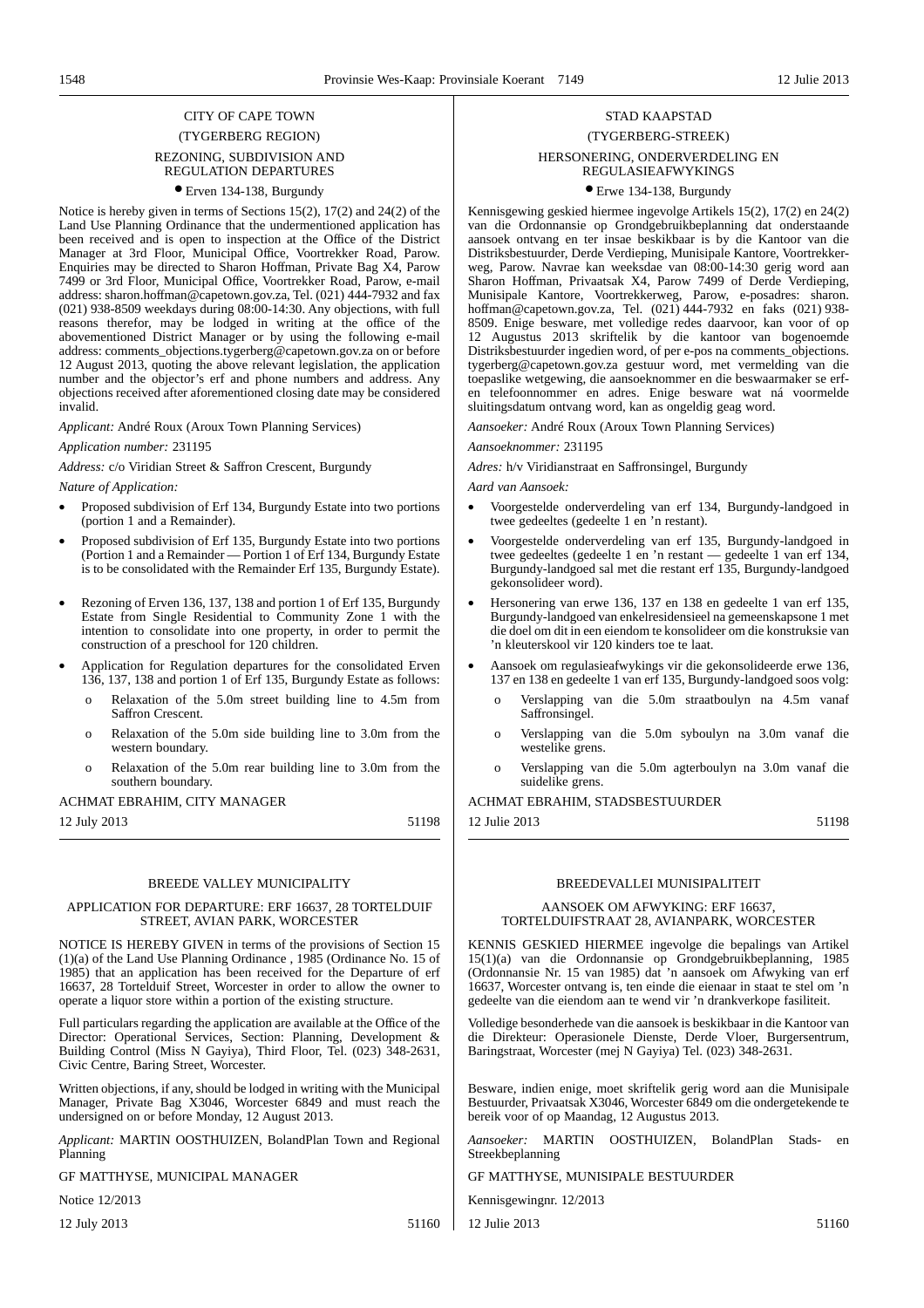CITY OF CAPE TOWN

(TYGERBERG REGION)

REZONING, SUBDIVISION AND REGULATION DEPARTURES

• Erven 134-138, Burgundy

Notice is hereby given in terms of Sections 15(2), 17(2) and 24(2) of the Land Use Planning Ordinance that the undermentioned application has been received and is open to inspection at the Office of the District Manager at 3rd Floor, Municipal Office, Voortrekker Road, Parow. Enquiries may be directed to Sharon Hoffman, Private Bag X4, Parow 7499 or 3rd Floor, Municipal Office, Voortrekker Road, Parow, e-mail address: sharon.hoffman@capetown.gov.za, Tel. (021) 444-7932 and fax (021) 938-8509 weekdays during 08:00-14:30. Any objections, with full reasons therefor, may be lodged in writing at the office of the abovementioned District Manager or by using the following e-mail address: comments_objections.tygerberg@capetown.gov.za on or before 12 August 2013, quoting the above relevant legislation, the application number and the objector's erf and phone numbers and address. Any objections received after aforementioned closing date may be considered invalid.

*Applicant:* André Roux (Aroux Town Planning Services)

*Application number:* 231195

*Address:* c/o Viridian Street & Saffron Crescent, Burgundy

*Nature of Application:*

- Proposed subdivision of Erf 134, Burgundy Estate into two portions (portion 1 and a Remainder).
- Proposed subdivision of Erf 135, Burgundy Estate into two portions (Portion 1 and a Remainder — Portion 1 of Erf 134, Burgundy Estate is to be consolidated with the Remainder Erf 135, Burgundy Estate).
- Rezoning of Erven 136, 137, 138 and portion 1 of Erf 135, Burgundy Estate from Single Residential to Community Zone 1 with the intention to consolidate into one property, in order to permit the construction of a preschool for 120 children.
- Application for Regulation departures for the consolidated Erven 136, 137, 138 and portion 1 of Erf 135, Burgundy Estate as follows:
  - o Relaxation of the 5.0m street building line to 4.5m from Saffron Crescent.
  - o Relaxation of the 5.0m side building line to 3.0m from the western boundary.
  - o Relaxation of the 5.0m rear building line to 3.0m from the southern boundary.

ACHMAT EBRAHIM, CITY MANAGER

12 July 2013 51198

STAD KAAPSTAD

(TYGERBERG-STREEK)

HERSONERING, ONDERVERDELING EN REGULASIEAFWYKINGS

• Erwe 134-138, Burgundy

Kennisgewing geskied hiermee ingevolge Artikels 15(2), 17(2) en 24(2) van die Ordonnansie op Grondgebruikbeplanning dat onderstaande aansoek ontvang en ter insae beskikbaar is by die Kantoor van die Distriksbestuurder, Derde Verdieping, Munisipale Kantore, Voortrekkerweg, Parow. Navrae kan weeksdae van 08:00-14:30 gerig word aan Sharon Hoffman, Privaatsak X4, Parow 7499 of Derde Verdieping, Munisipale Kantore, Voortrekkerweg, Parow, e-posadres: sharon.hoffman@capetown.gov.za, Tel. (021) 444-7932 en faks (021) 938-8509. Enige besware, met volledige redes daarvoor, kan voor of op 12 Augustus 2013 skriftelik by die kantoor van bogenoemde Distriksbestuurder ingedien word, of per e-pos na comments_objections.tygerberg@capetown.gov.za gestuur word, met vermelding van die toepaslike wetgewing, die aansoeknommer en die beswaarmaker se erf- en telefoonnommer en adres. Enige besware wat ná voormelde sluitingsdatum ontvang word, kan as ongeldig geag word.

*Aansoeker:* André Roux (Aroux Town Planning Services)

*Aansoeknommer:* 231195

*Adres:* h/v Viridianstraat en Saffronsingel, Burgundy

*Aard van Aansoek:*

- Voorgestelde onderverdeling van erf 134, Burgundy-landgoed in twee gedeeltes (gedeelte 1 en 'n restant).
- Voorgestelde onderverdeling van erf 135, Burgundy-landgoed in twee gedeeltes (gedeelte 1 en 'n restant — gedeelte 1 van erf 134, Burgundy-landgoed sal met die restant erf 135, Burgundy-landgoed gekonsolideer word).
- Hersonering van erwe 136, 137 en 138 en gedeelte 1 van erf 135, Burgundy-landgoed van enkelresidensieel na gemeenskapsone 1 met die doel om dit in een eiendom te konsolideer om die konstruksie van 'n kleuterskool vir 120 kinders toe te laat.
- Aansoek om regulasieafwykings vir die gekonsolideerde erwe 136, 137 en 138 en gedeelte 1 van erf 135, Burgundy-landgoed soos volg:
  - o Verslapping van die 5.0m straatboulyn na 4.5m vanaf Saffronsingel.
  - o Verslapping van die 5.0m syboulyn na 3.0m vanaf die westelike grens.
  - o Verslapping van die 5.0m agterboulyn na 3.0m vanaf die suidelike grens.

ACHMAT EBRAHIM, STADSBESTUURDER

12 Julie 2013 51198

BREEDE VALLEY MUNICIPALITY

APPLICATION FOR DEPARTURE: ERF 16637, 28 TORTELDUIF STREET, AVIAN PARK, WORCESTER

NOTICE IS HEREBY GIVEN in terms of the provisions of Section 15 (1)(a) of the Land Use Planning Ordinance , 1985 (Ordinance No. 15 of 1985) that an application has been received for the Departure of erf 16637, 28 Tortelduif Street, Worcester in order to allow the owner to operate a liquor store within a portion of the existing structure.

Full particulars regarding the application are available at the Office of the Director: Operational Services, Section: Planning, Development & Building Control (Miss N Gayiya), Third Floor, Tel. (023) 348-2631, Civic Centre, Baring Street, Worcester.

Written objections, if any, should be lodged in writing with the Municipal Manager, Private Bag X3046, Worcester 6849 and must reach the undersigned on or before Monday, 12 August 2013.

*Applicant:* MARTIN OOSTHUIZEN, BolandPlan Town and Regional Planning

GF MATTHYSE, MUNICIPAL MANAGER

Notice 12/2013

12 July 2013 51160

BREEDEVALLEI MUNISIPALITEIT

AANSOEK OM AFWYKING: ERF 16637, TORTELDUIFSTRAAT 28, AVIANPARK, WORCESTER

KENNIS GESKIED HIERMEE ingevolge die bepalings van Artikel 15(1)(a) van die Ordonnansie op Grondgebruikbeplanning, 1985 (Ordonnansie Nr. 15 van 1985) dat 'n aansoek om Afwyking van erf 16637, Worcester ontvang is, ten einde die eienaar in staat te stel om 'n gedeelte van die eiendom aan te wend vir 'n drankverkope fasiliteit.

Volledige besonderhede van die aansoek is beskikbaar in die Kantoor van die Direkteur: Operasionele Dienste, Derde Vloer, Burgersentrum, Baringstraat, Worcester (mej N Gayiya) Tel. (023) 348-2631.

Besware, indien enige, moet skriftelik gerig word aan die Munisipale Bestuurder, Privaatsak X3046, Worcester 6849 om die ondergetekende te bereik voor of op Maandag, 12 Augustus 2013.

*Aansoeker:* MARTIN OOSTHUIZEN, BolandPlan Stads- en Streekbeplanning

GF MATTHYSE, MUNISIPALE BESTUURDER

Kennisgewingnr. 12/2013

12 Julie 2013 51160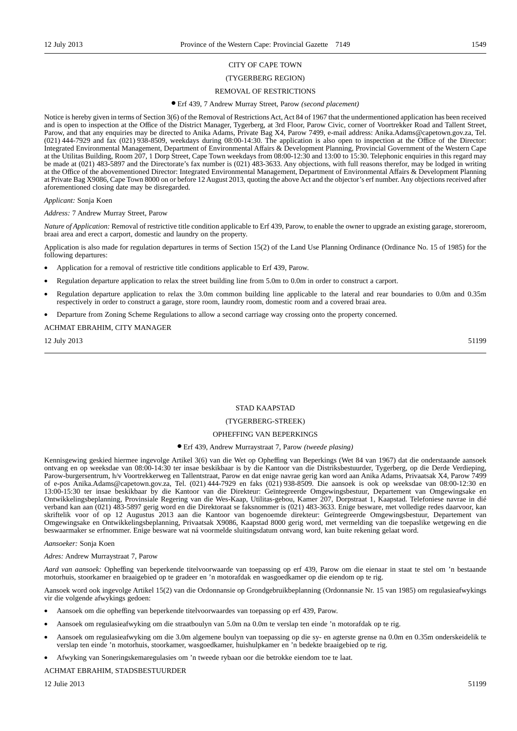CITY OF CAPE TOWN

(TYGERBERG REGION)

REMOVAL OF RESTRICTIONS

• Erf 439, 7 Andrew Murray Street, Parow *(second placement)*

Notice is hereby given in terms of Section 3(6) of the Removal of Restrictions Act, Act 84 of 1967 that the undermentioned application has been received and is open to inspection at the Office of the District Manager, Tygerberg, at 3rd Floor, Parow Civic, corner of Voortrekker Road and Tallent Street, Parow, and that any enquiries may be directed to Anika Adams, Private Bag X4, Parow 7499, e-mail address: Anika.Adams@capetown.gov.za, Tel. (021) 444-7929 and fax (021) 938-8509, weekdays during 08:00-14:30. The application is also open to inspection at the Office of the Director: Integrated Environmental Management, Department of Environmental Affairs & Development Planning, Provincial Government of the Western Cape at the Utilitas Building, Room 207, 1 Dorp Street, Cape Town weekdays from 08:00-12:30 and 13:00 to 15:30. Telephonic enquiries in this regard may be made at (021) 483-5897 and the Directorate's fax number is (021) 483-3633. Any objections, with full reasons therefor, may be lodged in writing at the Office of the abovementioned Director: Integrated Environmental Management, Department of Environmental Affairs & Development Planning at Private Bag X9086, Cape Town 8000 on or before 12 August 2013, quoting the above Act and the objector's erf number. Any objections received after aforementioned closing date may be disregarded.

*Applicant:* Sonja Koen

*Address:* 7 Andrew Murray Street, Parow

*Nature of Application:* Removal of restrictive title condition applicable to Erf 439, Parow, to enable the owner to upgrade an existing garage, storeroom, braai area and erect a carport, domestic and laundry on the property.

Application is also made for regulation departures in terms of Section 15(2) of the Land Use Planning Ordinance (Ordinance No. 15 of 1985) for the following departures:

- Application for a removal of restrictive title conditions applicable to Erf 439, Parow.
- Regulation departure application to relax the street building line from 5.0m to 0.0m in order to construct a carport.
- Regulation departure application to relax the 3.0m common building line applicable to the lateral and rear boundaries to 0.0m and 0.35m respectively in order to construct a garage, store room, laundry room, domestic room and a covered braai area.
- Departure from Zoning Scheme Regulations to allow a second carriage way crossing onto the property concerned.

ACHMAT EBRAHIM, CITY MANAGER

12 July 2013 51199

---

STAD KAAPSTAD

(TYGERBERG-STREEK)

OPHEFFING VAN BEPERKINGS

• Erf 439, Andrew Murraystraat 7, Parow *(tweede plasing)*

Kennisgewing geskied hiermee ingevolge Artikel 3(6) van die Wet op Opheffing van Beperkings (Wet 84 van 1967) dat die onderstaande aansoek ontvang en op weeksdae van 08:00-14:30 ter insae beskikbaar is by die Kantoor van die Distriksbestuurder, Tygerberg, op die Derde Verdieping, Parow-burgersentrum, h/v Voortrekkerweg en Tallentstraat, Parow en dat enige navrae gerig kan word aan Anika Adams, Privaatsak X4, Parow 7499 of e-pos Anika.Adams@capetown.gov.za, Tel. (021) 444-7929 en faks (021) 938-8509. Die aansoek is ook op weeksdae van 08:00-12:30 en 13:00-15:30 ter insae beskikbaar by die Kantoor van die Direkteur: Geïntegreerde Omgewingsbestuur, Departement van Omgewingsake en Ontwikkelingsbeplanning, Provinsiale Regering van die Wes-Kaap, Utilitas-gebou, Kamer 207, Dorpstraat 1, Kaapstad. Telefoniese navrae in dié verband kan aan (021) 483-5897 gerig word en die Direktoraat se faksnommer is (021) 483-3633. Enige besware, met volledige redes daarvoor, kan skriftelik voor of op 12 Augustus 2013 aan die Kantoor van bogenoemde direkteur: Geïntegreerde Omgewingsbestuur, Departement van Omgewingsake en Ontwikkelingsbeplanning, Privaatsak X9086, Kaapstad 8000 gerig word, met vermelding van die toepaslike wetgewing en die beswaarmaker se erfnommer. Enige besware wat ná voormelde sluitingsdatum ontvang word, kan buite rekening gelaat word.

*Aansoeker:* Sonja Koen

*Adres:* Andrew Murraystraat 7, Parow

*Aard van aansoek:* Opheffing van beperkende titelvoorwaarde van toepassing op erf 439, Parow om die eienaar in staat te stel om 'n bestaande motorhuis, stoorkamer en braaigebied op te gradeer en 'n motorafdak en wasgoedkamer op die eiendom op te rig.

Aansoek word ook ingevolge Artikel 15(2) van die Ordonnansie op Grondgebruikbeplanning (Ordonnansie Nr. 15 van 1985) om regulasieafwykings vir die volgende afwykings gedoen:

- Aansoek om die opheffing van beperkende titelvoorwaardes van toepassing op erf 439, Parow.
- Aansoek om regulasieafwyking om die straatboulyn van 5.0m na 0.0m te verslap ten einde 'n motorafdak op te rig.
- Aansoek om regulasieafwyking om die 3.0m algemene boulyn van toepassing op die sy- en agterste grense na 0.0m en 0.35m onderskeidelik te verslap ten einde 'n motorhuis, stoorkamer, wasgoedkamer, huishulpkamer en 'n bedekte braaigebied op te rig.
- Afwyking van Soneringskemaregulasies om 'n tweede rybaan oor die betrokke eiendom toe te laat.

ACHMAT EBRAHIM, STADSBESTUURDER

12 Julie 2013 51199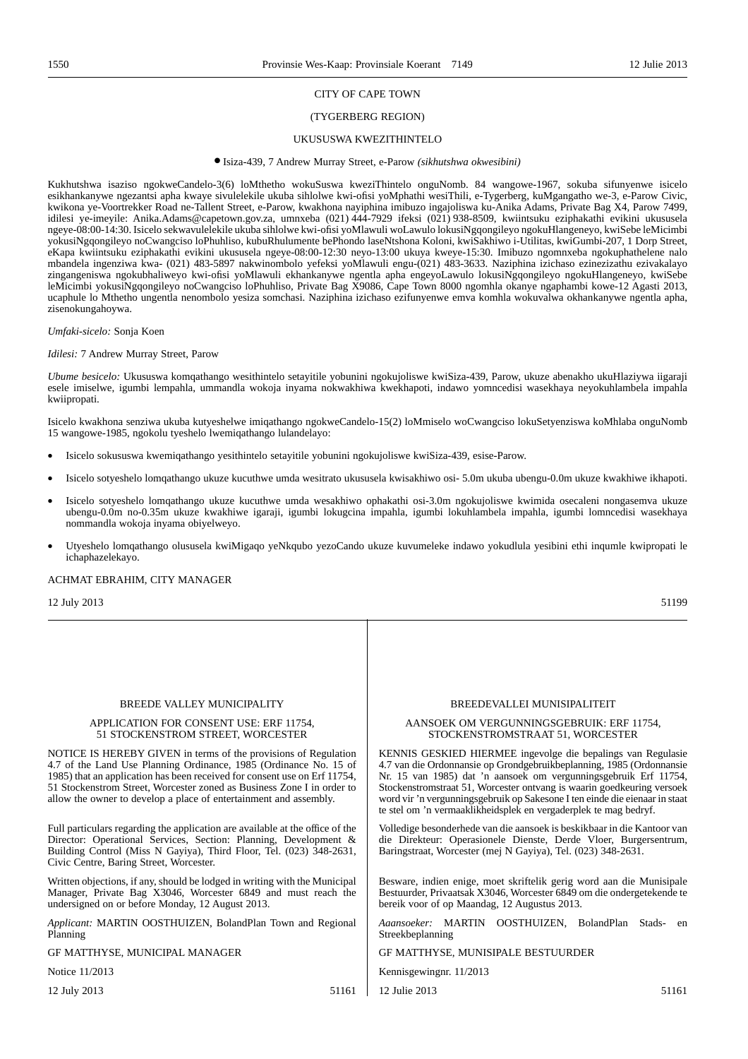CITY OF CAPE TOWN

(TYGERBERG REGION)

UKUSUSWA KWEZITHINTELO

• Isiza-439, 7 Andrew Murray Street, e-Parow *(sikhutshwa okwesibini)*

Kukhutshwa isaziso ngokweCandelo-3(6) loMthetho wokuSuswa kweziThintelo onguNomb. 84 wangowe-1967, sokuba sifunyenwe isicelo esikhankanywe ngezantsi apha kwaye sivulelekile ukuba sihlolwe kwi-ofisi yoMphathi wesiThili, e-Tygerberg, kuMgangatho we-3, e-Parow Civic, kwikona ye-Voortrekker Road ne-Tallent Street, e-Parow, kwakhona nayiphina imibuzo ingajoliswa ku-Anika Adams, Private Bag X4, Parow 7499, idilesi ye-imeyile: Anika.Adams@capetown.gov.za, umnxeba (021) 444-7929 ifeksi (021) 938-8509, kwiintsuku eziphakathi evikini ukususela ngeye-08:00-14:30. Isicelo sekwavulelekile ukuba sihlolwe kwi-ofisi yoMlawuli woLawulo lokusiNgqongileyo ngokuHlangeneyo, kwiSebe leMicimbi yokusiNgqongileyo noCwangciso loPhuhliso, kubuRhulumente bePhondo laseNtshona Koloni, kwiSakhiwo i-Utilitas, kwiGumbi-207, 1 Dorp Street, eKapa kwiintsuku eziphakathi evikini ukususela ngeye-08:00-12:30 neyo-13:00 ukuya kweye-15:30. Imibuzo ngomnxeba ngokuphathelene nalo mbandela ingenziwa kwa- (021) 483-5897 nakwinombolo yefeksi yoMlawuli engu-(021) 483-3633. Naziphina izichaso ezinezizathu ezivakalayo zingangeniswa ngokubhaliweyo kwi-ofisi yoMlawuli ekhankanywe ngentla apha engeyoLawulo lokusiNgqongileyo ngokuHlangeneyo, kwiSebe leMicimbi yokusiNgqongileyo noCwangciso loPhuhliso, Private Bag X9086, Cape Town 8000 ngomhla okanye ngaphambi kowe-12 Agasti 2013, ucaphule lo Mthetho ungentla nenombolo yesiza somchasi. Naziphina izichaso ezifunyenwe emva komhla wokuvalwa okhankanywe ngentla apha, zisenokungahoywa.

*Umfaki-sicelo:* Sonja Koen

*Idilesi:* 7 Andrew Murray Street, Parow

*Ubume besicelo:* Ukususwa komqathango wesithintelo setayitile yobunini ngokujoliswe kwiSiza-439, Parow, ukuze abenakho ukuHlaziywa iigaraji esele imiselwe, igumbi lempahla, ummandla wokoja inyama nokwakhiwa kwekhapoti, indawo yomncedisi wasekhaya neyokuhlambela impahla kwiipropati.

Isicelo kwakhona senziwa ukuba kutyeshelwe imiqathango ngokweCandelo-15(2) loMmiselo woCwangciso lokuSetyenziswa koMhlaba onguNomb 15 wangowe-1985, ngokolu tyeshelo lwemiqathango lulandelayo:

- Isicelo sokususwa kwemiqathango yesithintelo setayitile yobunini ngokujoliswe kwiSiza-439, esise-Parow.
- Isicelo sotyeshelo lomqathango ukuze kucuthwe umda wesitrato ukususela kwisakhiwo osi- 5.0m ukuba ubengu-0.0m ukuze kwakhiwe ikhapoti.
- Isicelo sotyeshelo lomqathango ukuze kucuthwe umda wesakhiwo ophakathi osi-3.0m ngokujoliswe kwimida osecaleni nongasemva ukuze ubengu-0.0m no-0.35m ukuze kwakhiwe igaraji, igumbi lokugcina impahla, igumbi lokuhlambela impahla, igumbi lomncedisi wasekhaya nommandla wokoja inyama obiyelweyo.
- Utyeshelo lomqathango olususela kwiMigaqo yeNkqubo yezoCando ukuze kuvumeleke indawo yokudlula yesibini ethi inqumle kwipropati le ichaphazelekayo.

ACHMAT EBRAHIM, CITY MANAGER

12 July 2013 51199

---

BREEDE VALLEY MUNICIPALITY

APPLICATION FOR CONSENT USE: ERF 11754, 51 STOCKENSTROM STREET, WORCESTER

NOTICE IS HEREBY GIVEN in terms of the provisions of Regulation 4.7 of the Land Use Planning Ordinance, 1985 (Ordinance No. 15 of 1985) that an application has been received for consent use on Erf 11754, 51 Stockenstrom Street, Worcester zoned as Business Zone I in order to allow the owner to develop a place of entertainment and assembly.

Full particulars regarding the application are available at the office of the Director: Operational Services, Section: Planning, Development & Building Control (Miss N Gayiya), Third Floor, Tel. (023) 348-2631, Civic Centre, Baring Street, Worcester.

Written objections, if any, should be lodged in writing with the Municipal Manager, Private Bag X3046, Worcester 6849 and must reach the undersigned on or before Monday, 12 August 2013.

*Applicant:* MARTIN OOSTHUIZEN, BolandPlan Town and Regional Planning

GF MATTHYSE, MUNICIPAL MANAGER

Notice 11/2013

12 July 2013 51161

---

BREEDEVALLEI MUNISIPALITEIT

AANSOEK OM VERGUNNINGSGEBRUIK: ERF 11754, STOCKENSTROMSTRAAT 51, WORCESTER

KENNIS GESKIED HIERMEE ingevolge die bepalings van Regulasie 4.7 van die Ordonnansie op Grondgebruikbeplanning, 1985 (Ordonnansie Nr. 15 van 1985) dat 'n aansoek om vergunningsgebruik Erf 11754, Stockenstromstraat 51, Worcester ontvang is waarin goedkeuring versoek word vir 'n vergunningsgebruik op Sakesone I ten einde die eienaar in staat te stel om 'n vermaaklikheidsplek en vergaderplek te mag bedryf.

Volledige besonderhede van die aansoek is beskikbaar in die Kantoor van die Direkteur: Operasionele Dienste, Derde Vloer, Burgersentrum, Baringstraat, Worcester (mej N Gayiya), Tel. (023) 348-2631.

Besware, indien enige, moet skriftelik gerig word aan die Munisipale Bestuurder, Privaatsak X3046, Worcester 6849 om die ondergetekende te bereik voor of op Maandag, 12 Augustus 2013.

*Aansoeker:* MARTIN OOSTHUIZEN, BolandPlan Stads- en Streekbeplanning

GF MATTHYSE, MUNISIPALE BESTUURDER

Kennisgewingnr. 11/2013

12 Julie 2013 51161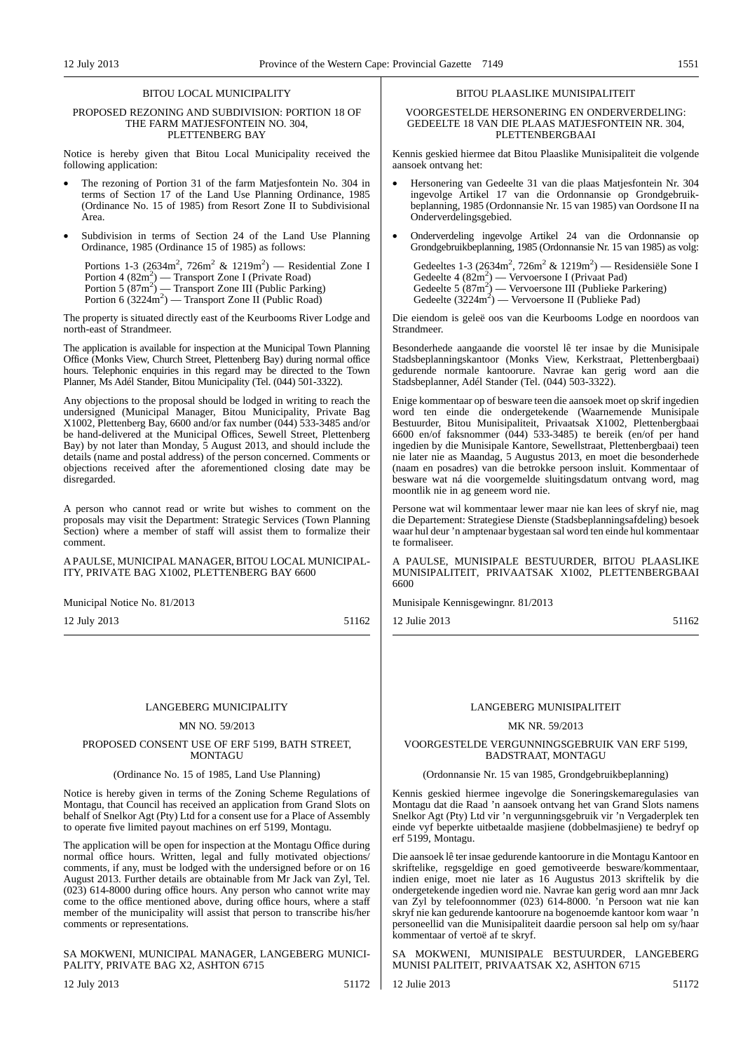## BITOU LOCAL MUNICIPALITY

### PROPOSED REZONING AND SUBDIVISION: PORTION 18 OF THE FARM MATJESFONTEIN NO. 304, PLETTENBERG BAY

Notice is hereby given that Bitou Local Municipality received the following application:

- The rezoning of Portion 31 of the farm Matjesfontein No. 304 in terms of Section 17 of the Land Use Planning Ordinance, 1985 (Ordinance No. 15 of 1985) from Resort Zone II to Subdivisional Area.
- Subdivision in terms of Section 24 of the Land Use Planning Ordinance, 1985 (Ordinance 15 of 1985) as follows:

  Portions 1-3 (2634m$^2$, 726m$^2$ & 1219m$^2$) — Residential Zone I
  Portion 4 (82m$^2$) — Transport Zone I (Private Road)
  Portion 5 (87m$^2$) — Transport Zone III (Public Parking)
  Portion 6 (3224m$^2$) — Transport Zone II (Public Road)

The property is situated directly east of the Keurbooms River Lodge and north-east of Strandmeer.

The application is available for inspection at the Municipal Town Planning Office (Monks View, Church Street, Plettenberg Bay) during normal office hours. Telephonic enquiries in this regard may be directed to the Town Planner, Ms Adél Stander, Bitou Municipality (Tel. (044) 501-3322).

Any objections to the proposal should be lodged in writing to reach the undersigned (Municipal Manager, Bitou Municipality, Private Bag X1002, Plettenberg Bay, 6600 and/or fax number (044) 533-3485 and/or be hand-delivered at the Municipal Offices, Sewell Street, Plettenberg Bay) by not later than Monday, 5 August 2013, and should include the details (name and postal address) of the person concerned. Comments or objections received after the aforementioned closing date may be disregarded.

A person who cannot read or write but wishes to comment on the proposals may visit the Department: Strategic Services (Town Planning Section) where a member of staff will assist them to formalize their comment.

A PAULSE, MUNICIPAL MANAGER, BITOU LOCAL MUNICIPALITY, PRIVATE BAG X1002, PLETTENBERG BAY 6600

Municipal Notice No. 81/2013

12 July 2013 51162

## BITOU PLAASLIKE MUNISIPALITEIT

### VOORGESTELDE HERSONERING EN ONDERVERDELING: GEDEELTE 18 VAN DIE PLAAS MATJESFONTEIN NR. 304, PLETTENBERGBAAI

Kennis geskied hiermee dat Bitou Plaaslike Munisipaliteit die volgende aansoek ontvang het:

- Hersonering van Gedeelte 31 van die plaas Matjesfontein Nr. 304 ingevolge Artikel 17 van die Ordonnansie op Grondgebruikbeplanning, 1985 (Ordonnansie Nr. 15 van 1985) van Oordsone II na Onderverdelingsgebied.
- Onderverdeling ingevolge Artikel 24 van die Ordonnansie op Grondgebruikbeplanning, 1985 (Ordonnansie Nr. 15 van 1985) as volg:

  Gedeeltes 1-3 (2634m$^2$, 726m$^2$ & 1219m$^2$) — Residensiële Sone I
  Gedeelte 4 (82m$^2$) — Vervoersone I (Privaat Pad)
  Gedeelte 5 (87m$^2$) — Vervoersone III (Publieke Parkering)
  Gedeelte (3224m$^2$) — Vervoersone II (Publieke Pad)

Die eiendom is geleë oos van die Keurbooms Lodge en noordoos van Strandmeer.

Besonderhede aangaande die voorstel lê ter insae by die Munisipale Stadsbeplanningskantoor (Monks View, Kerkstraat, Plettenbergbaai) gedurende normale kantoorure. Navrae kan gerig word aan die Stadsbeplanner, Adél Stander (Tel. (044) 503-3322).

Enige kommentaar op of besware teen die aansoek moet op skrif ingedien word ten einde die ondergetekende (Waarnemende Munisipale Bestuurder, Bitou Munisipaliteit, Privaatsak X1002, Plettenbergbaai 6600 en/of faksnommer (044) 533-3485) te bereik (en/of per hand ingedien by die Munisipale Kantore, Sewellstraat, Plettenbergbaai) teen nie later nie as Maandag, 5 Augustus 2013, en moet die besonderhede (naam en posadres) van die betrokke persoon insluit. Kommentaar of besware wat ná die voorgemelde sluitingsdatum ontvang word, mag moontlik nie in ag geneem word nie.

Persone wat wil kommentaar lewer maar nie kan lees of skryf nie, mag die Departement: Strategiese Dienste (Stadsbeplanningsafdeling) besoek waar hul deur 'n amptenaar bygestaan sal word ten einde hul kommentaar te formaliseer.

A PAULSE, MUNISIPALE BESTUURDER, BITOU PLAASLIKE MUNISIPALITEIT, PRIVAATSAK X1002, PLETTENBERGBAAI 6600

Munisipale Kennisgewingnr. 81/2013

12 Julie 2013 51162

## LANGEBERG MUNICIPALITY

MN NO. 59/2013

### PROPOSED CONSENT USE OF ERF 5199, BATH STREET, MONTAGU

(Ordinance No. 15 of 1985, Land Use Planning)

Notice is hereby given in terms of the Zoning Scheme Regulations of Montagu, that Council has received an application from Grand Slots on behalf of Snelkor Agt (Pty) Ltd for a consent use for a Place of Assembly to operate five limited payout machines on erf 5199, Montagu.

The application will be open for inspection at the Montagu Office during normal office hours. Written, legal and fully motivated objections/comments, if any, must be lodged with the undersigned before or on 16 August 2013. Further details are obtainable from Mr Jack van Zyl, Tel. (023) 614-8000 during office hours. Any person who cannot write may come to the office mentioned above, during office hours, where a staff member of the municipality will assist that person to transcribe his/her comments or representations.

SA MOKWENI, MUNICIPAL MANAGER, LANGEBERG MUNICIPALITY, PRIVATE BAG X2, ASHTON 6715

12 July 2013 51172

## LANGEBERG MUNISIPALITEIT

MK NR. 59/2013

### VOORGESTELDE VERGUNNINGSGEBRUIK VAN ERF 5199, BADSTRAAT, MONTAGU

(Ordonnansie Nr. 15 van 1985, Grondgebruikbeplanning)

Kennis geskied hiermee ingevolge die Soneringskemaregulasies van Montagu dat die Raad 'n aansoek ontvang het van Grand Slots namens Snelkor Agt (Pty) Ltd vir 'n vergunningsgebruik vir 'n Vergaderplek ten einde vyf beperkte uitbetaalde masjiene (dobbelmasjiene) te bedryf op erf 5199, Montagu.

Die aansoek lê ter insae gedurende kantoorure in die Montagu Kantoor en skriftelike, regsgeldige en goed gemotiveerde besware/kommentaar, indien enige, moet nie later as 16 Augustus 2013 skriftelik by die ondergetekende ingedien word nie. Navrae kan gerig word aan mnr Jack van Zyl by telefoonnommer (023) 614-8000. 'n Persoon wat nie kan skryf nie kan gedurende kantoorure na bogenoemde kantoor kom waar 'n personeellid van die Munisipaliteit daardie persoon sal help om sy/haar kommentaar of vertoë af te skryf.

SA MOKWENI, MUNISIPALE BESTUURDER, LANGEBERG MUNISI PALITEIT, PRIVAATSAK X2, ASHTON 6715

12 Julie 2013 51172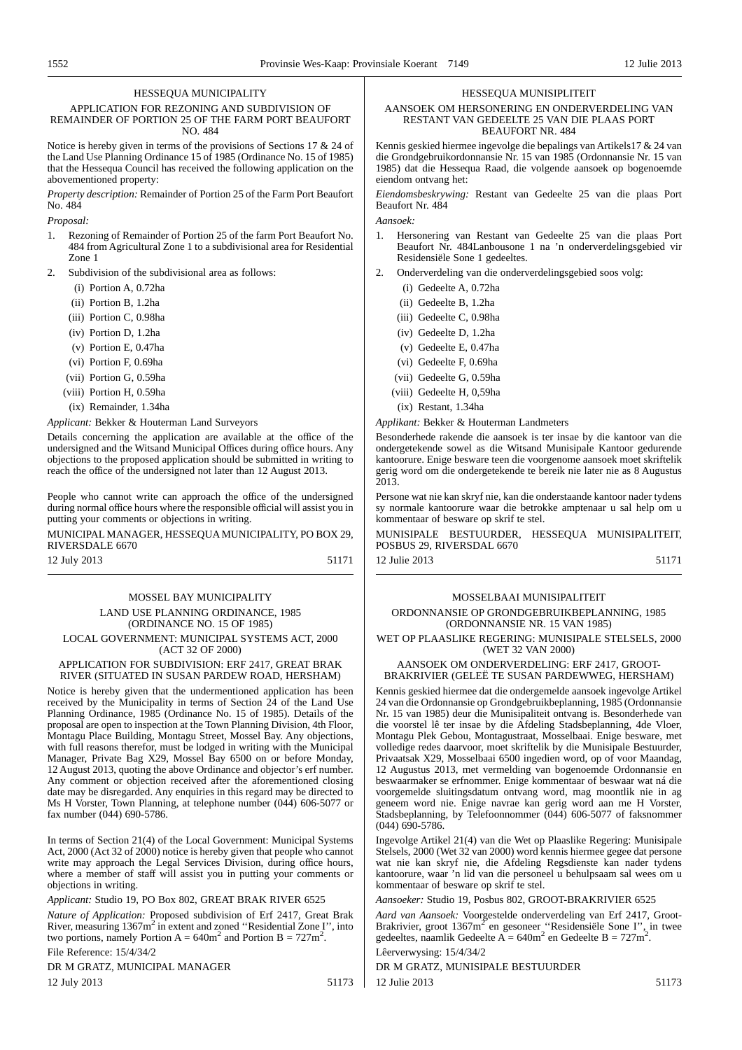## HESSEQUA MUNICIPALITY

### APPLICATION FOR REZONING AND SUBDIVISION OF REMAINDER OF PORTION 25 OF THE FARM PORT BEAUFORT NO. 484

Notice is hereby given in terms of the provisions of Sections 17 & 24 of the Land Use Planning Ordinance 15 of 1985 (Ordinance No. 15 of 1985) that the Hessequa Council has received the following application on the abovementioned property:

*Property description:* Remainder of Portion 25 of the Farm Port Beaufort No. 484

*Proposal:*

1. Rezoning of Remainder of Portion 25 of the farm Port Beaufort No. 484 from Agricultural Zone 1 to a subdivisional area for Residential Zone 1
2. Subdivision of the subdivisional area as follows:
   - (i) Portion A, 0.72ha
   - (ii) Portion B, 1.2ha
   - (iii) Portion C, 0.98ha
   - (iv) Portion D, 1.2ha
   - (v) Portion E, 0.47ha
   - (vi) Portion F, 0.69ha
   - (vii) Portion G, 0.59ha
   - (viii) Portion H, 0.59ha
   - (ix) Remainder, 1.34ha

*Applicant:* Bekker & Houterman Land Surveyors

Details concerning the application are available at the office of the undersigned and the Witsand Municipal Offices during office hours. Any objections to the proposed application should be submitted in writing to reach the office of the undersigned not later than 12 August 2013.

People who cannot write can approach the office of the undersigned during normal office hours where the responsible official will assist you in putting your comments or objections in writing.

MUNICIPAL MANAGER, HESSEQUA MUNICIPALITY, PO BOX 29, RIVERSDALE 6670

12 July 2013 51171

## HESSEQUA MUNISIPLITEIT

### AANSOEK OM HERSONERING EN ONDERVERDELING VAN RESTANT VAN GEDEELTE 25 VAN DIE PLAAS PORT BEAUFORT NR. 484

Kennis geskied hiermee ingevolge die bepalings van Artikels17 & 24 van die Grondgebruikordonnansie Nr. 15 van 1985 (Ordonnansie Nr. 15 van 1985) dat die Hessequa Raad, die volgende aansoek op bogenoemde eiendom ontvang het:

*Eiendomsbeskrywing:* Restant van Gedeelte 25 van die plaas Port Beaufort Nr. 484

*Aansoek:*

1. Hersonering van Restant van Gedeelte 25 van die plaas Port Beaufort Nr. 484Lanbousone 1 na 'n onderverdelingsgebied vir Residensiële Sone 1 gedeeltes.
2. Onderverdeling van die onderverdelingsgebied soos volg:
   - (i) Gedeelte A, 0.72ha
   - (ii) Gedeelte B, 1.2ha
   - (iii) Gedeelte C, 0.98ha
   - (iv) Gedeelte D, 1.2ha
   - (v) Gedeelte E, 0.47ha
   - (vi) Gedeelte F, 0.69ha
   - (vii) Gedeelte G, 0.59ha
   - (viii) Gedeelte H, 0,59ha
   - (ix) Restant, 1.34ha

*Applikant:* Bekker & Houterman Landmeters

Besonderhede rakende die aansoek is ter insae by die kantoor van die ondergetekende sowel as die Witsand Munisipale Kantoor gedurende kantoorure. Enige besware teen die voorgenome aansoek moet skriftelik gerig word om die ondergetekende te bereik nie later nie as 8 Augustus 2013.

Persone wat nie kan skryf nie, kan die onderstaande kantoor nader tydens sy normale kantoorure waar die betrokke amptenaar u sal help om u kommentaar of besware op skrif te stel.

MUNISIPALE BESTUURDER, HESSEQUA MUNISIPALITEIT, POSBUS 29, RIVERSDAL 6670

12 Julie 2013 51171

## MOSSEL BAY MUNICIPALITY

### LAND USE PLANNING ORDINANCE, 1985 (ORDINANCE NO. 15 OF 1985)

### LOCAL GOVERNMENT: MUNICIPAL SYSTEMS ACT, 2000 (ACT 32 OF 2000)

### APPLICATION FOR SUBDIVISION: ERF 2417, GREAT BRAK RIVER (SITUATED IN SUSAN PARDEW ROAD, HERSHAM)

Notice is hereby given that the undermentioned application has been received by the Municipality in terms of Section 24 of the Land Use Planning Ordinance, 1985 (Ordinance No. 15 of 1985). Details of the proposal are open to inspection at the Town Planning Division, 4th Floor, Montagu Place Building, Montagu Street, Mossel Bay. Any objections, with full reasons therefor, must be lodged in writing with the Municipal Manager, Private Bag X29, Mossel Bay 6500 on or before Monday, 12 August 2013, quoting the above Ordinance and objector's erf number. Any comment or objection received after the aforementioned closing date may be disregarded. Any enquiries in this regard may be directed to Ms H Vorster, Town Planning, at telephone number (044) 606-5077 or fax number (044) 690-5786.

In terms of Section 21(4) of the Local Government: Municipal Systems Act, 2000 (Act 32 of 2000) notice is hereby given that people who cannot write may approach the Legal Services Division, during office hours, where a member of staff will assist you in putting your comments or objections in writing.

*Applicant:* Studio 19, PO Box 802, GREAT BRAK RIVER 6525

*Nature of Application:* Proposed subdivision of Erf 2417, Great Brak River, measuring 1367m$^2$ in extent and zoned ''Residential Zone I'', into two portions, namely Portion A = 640m$^2$ and Portion B = 727m$^2$.

File Reference: 15/4/34/2

DR M GRATZ, MUNICIPAL MANAGER

12 July 2013 51173

## MOSSELBAAI MUNISIPALITEIT

### ORDONNANSIE OP GRONDGEBRUIKBEPLANNING, 1985 (ORDONNANSIE NR. 15 VAN 1985)

### WET OP PLAASLIKE REGERING: MUNISIPALE STELSELS, 2000 (WET 32 VAN 2000)

### AANSOEK OM ONDERVERDELING: ERF 2417, GROOT-BRAKRIVIER (GELEË TE SUSAN PARDEWWEG, HERSHAM)

Kennis geskied hiermee dat die ondergemelde aansoek ingevolge Artikel 24 van die Ordonnansie op Grondgebruikbeplanning, 1985 (Ordonnansie Nr. 15 van 1985) deur die Munisipaliteit ontvang is. Besonderhede van die voorstel lê ter insae by die Afdeling Stadsbeplanning, 4de Vloer, Montagu Plek Gebou, Montagustraat, Mosselbaai. Enige besware, met volledige redes daarvoor, moet skriftelik by die Munisipale Bestuurder, Privaatsak X29, Mosselbaai 6500 ingedien word, op of voor Maandag, 12 Augustus 2013, met vermelding van bogenoemde Ordonnansie en beswaarmaker se erfnommer. Enige kommentaar of beswaar wat ná die voorgemelde sluitingsdatum ontvang word, mag moontlik nie in ag geneem word nie. Enige navrae kan gerig word aan me H Vorster, Stadsbeplanning, by Telefoonnommer (044) 606-5077 of faksnommer (044) 690-5786.

Ingevolge Artikel 21(4) van die Wet op Plaaslike Regering: Munisipale Stelsels, 2000 (Wet 32 van 2000) word kennis hiermee gegee dat persone wat nie kan skryf nie, die Afdeling Regsdienste kan nader tydens kantoorure, waar 'n lid van die personeel u behulpsaam sal wees om u kommentaar of besware op skrif te stel.

*Aansoeker:* Studio 19, Posbus 802, GROOT-BRAKRIVIER 6525

*Aard van Aansoek:* Voorgestelde onderverdeling van Erf 2417, Groot-Brakrivier, groot 1367m$^2$ en gesoneer ''Residensiële Sone I'', in twee gedeeltes, naamlik Gedeelte A = 640m$^2$ en Gedeelte B = 727m$^2$.

Lêerverwysing: 15/4/34/2

DR M GRATZ, MUNISIPALE BESTUURDER

12 Julie 2013 51173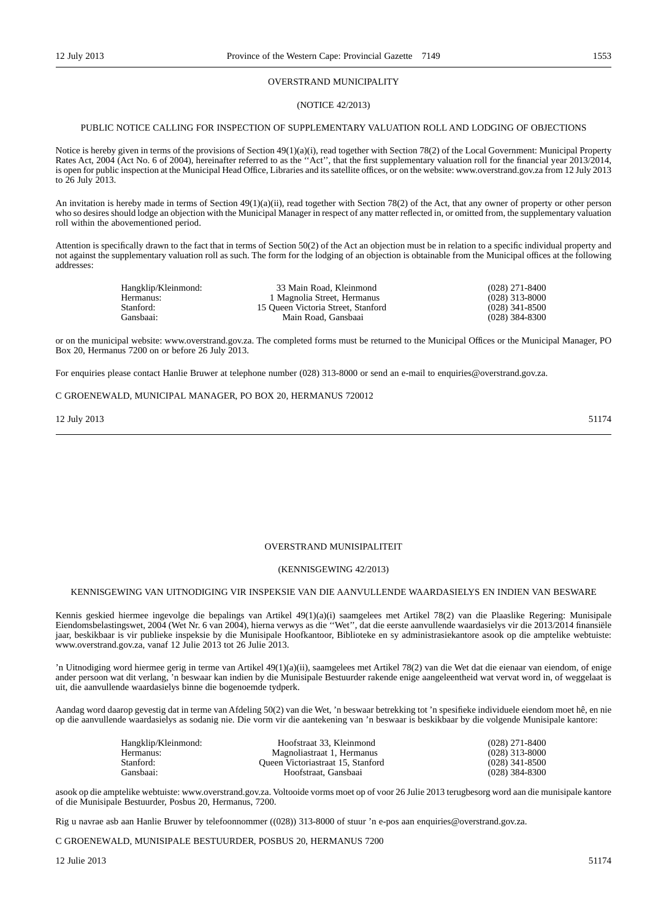OVERSTRAND MUNICIPALITY

(NOTICE 42/2013)

PUBLIC NOTICE CALLING FOR INSPECTION OF SUPPLEMENTARY VALUATION ROLL AND LODGING OF OBJECTIONS

Notice is hereby given in terms of the provisions of Section 49(1)(a)(i), read together with Section 78(2) of the Local Government: Municipal Property Rates Act, 2004 (Act No. 6 of 2004), hereinafter referred to as the ''Act'', that the first supplementary valuation roll for the financial year 2013/2014, is open for public inspection at the Municipal Head Office, Libraries and its satellite offices, or on the website: www.overstrand.gov.za from 12 July 2013 to 26 July 2013.

An invitation is hereby made in terms of Section 49(1)(a)(ii), read together with Section 78(2) of the Act, that any owner of property or other person who so desires should lodge an objection with the Municipal Manager in respect of any matter reflected in, or omitted from, the supplementary valuation roll within the abovementioned period.

Attention is specifically drawn to the fact that in terms of Section 50(2) of the Act an objection must be in relation to a specific individual property and not against the supplementary valuation roll as such. The form for the lodging of an objection is obtainable from the Municipal offices at the following addresses:

| | | |
|---|---|---|
| Hangklip/Kleinmond: | 33 Main Road, Kleinmond | (028) 271-8400 |
| Hermanus: | 1 Magnolia Street, Hermanus | (028) 313-8000 |
| Stanford: | 15 Queen Victoria Street, Stanford | (028) 341-8500 |
| Gansbaai: | Main Road, Gansbaai | (028) 384-8300 |

or on the municipal website: www.overstrand.gov.za. The completed forms must be returned to the Municipal Offices or the Municipal Manager, PO Box 20, Hermanus 7200 on or before 26 July 2013.

For enquiries please contact Hanlie Bruwer at telephone number (028) 313-8000 or send an e-mail to enquiries@overstrand.gov.za.

C GROENEWALD, MUNICIPAL MANAGER, PO BOX 20, HERMANUS 720012

12 July 2013 51174

---

OVERSTRAND MUNISIPALITEIT

(KENNISGEWING 42/2013)

KENNISGEWING VAN UITNODIGING VIR INSPEKSIE VAN DIE AANVULLENDE WAARDASIELYS EN INDIEN VAN BESWARE

Kennis geskied hiermee ingevolge die bepalings van Artikel 49(1)(a)(i) saamgelees met Artikel 78(2) van die Plaaslike Regering: Munisipale Eiendomsbelastingswet, 2004 (Wet Nr. 6 van 2004), hierna verwys as die ''Wet'', dat die eerste aanvullende waardasielys vir die 2013/2014 finansiële jaar, beskikbaar is vir publieke inspeksie by die Munisipale Hoofkantoor, Biblioteke en sy administrasiekantore asook op die amptelike webtuiste: www.overstrand.gov.za, vanaf 12 Julie 2013 tot 26 Julie 2013.

'n Uitnodiging word hiermee gerig in terme van Artikel 49(1)(a)(ii), saamgelees met Artikel 78(2) van die Wet dat die eienaar van eiendom, of enige ander persoon wat dit verlang, 'n beswaar kan indien by die Munisipale Bestuurder rakende enige aangeleentheid wat vervat word in, of weggelaat is uit, die aanvullende waardasielys binne die bogenoemde tydperk.

Aandag word daarop gevestig dat in terme van Afdeling 50(2) van die Wet, 'n beswaar betrekking tot 'n spesifieke individuele eiendom moet hê, en nie op die aanvullende waardasielys as sodanig nie. Die vorm vir die aantekening van 'n beswaar is beskikbaar by die volgende Munisipale kantore:

| | | |
|---|---|---|
| Hangklip/Kleinmond: | Hoofstraat 33, Kleinmond | (028) 271-8400 |
| Hermanus: | Magnoliastraat 1, Hermanus | (028) 313-8000 |
| Stanford: | Queen Victoriastraat 15, Stanford | (028) 341-8500 |
| Gansbaai: | Hoofstraat, Gansbaai | (028) 384-8300 |

asook op die amptelike webtuiste: www.overstrand.gov.za. Voltooide vorms moet op of voor 26 Julie 2013 terugbesorg word aan die munisipale kantore of die Munisipale Bestuurder, Posbus 20, Hermanus, 7200.

Rig u navrae asb aan Hanlie Bruwer by telefoonnommer ((028)) 313-8000 of stuur 'n e-pos aan enquiries@overstrand.gov.za.

C GROENEWALD, MUNISIPALE BESTUURDER, POSBUS 20, HERMANUS 7200

12 Julie 2013 51174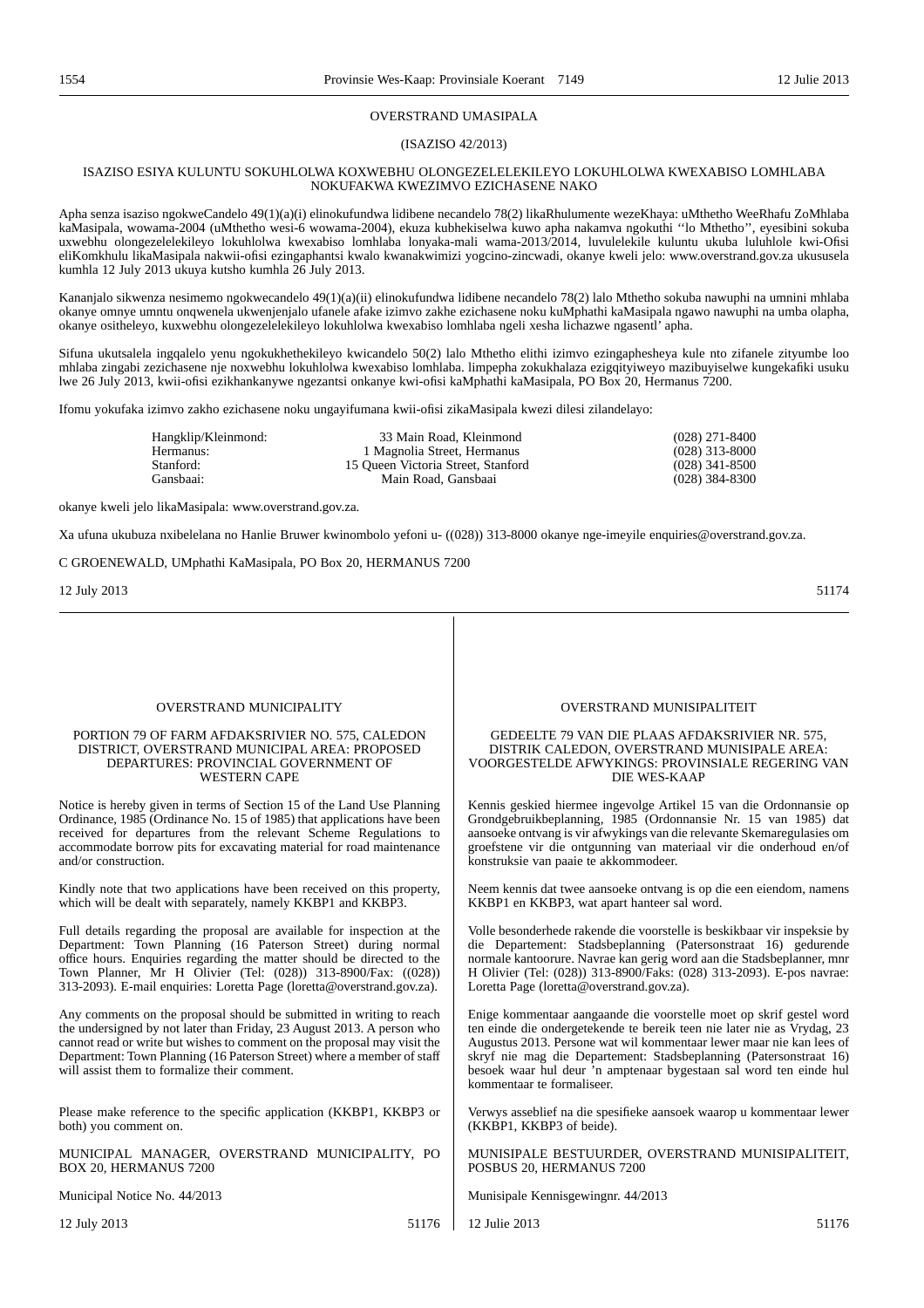OVERSTRAND UMASIPALA

(ISAZISO 42/2013)

ISAZISO ESIYA KULUNTU SOKUHLOLWA KOXWEBHU OLONGEZELELEKILEYO LOKUHLOLWA KWEXABISO LOMHLABA NOKUFAKWA KWEZIMVO EZICHASENE NAKO

Apha senza isaziso ngokweCandelo 49(1)(a)(i) elinokufundwa lidibene necandelo 78(2) likaRhulumente wezeKhaya: uMthetho WeeRhafu ZoMhlaba kaMasipala, wowama-2004 (uMthetho wesi-6 wowama-2004), ekuza kubhekiselwa kuwo apha nakamva ngokuthi ''lo Mthetho'', eyesibini sokuba uxwebhu olongezelelekileyo lokuhlolwa kwexabiso lomhlaba lonyaka-mali wama-2013/2014, luvulelekile kuluntu ukuba luluhlole kwi-Ofisi eliKomkhulu likaMasipala nakwii-ofisi ezingaphantsi kwalo kwanakwimizi yogcino-zincwadi, okanye kweli jelo: www.overstrand.gov.za ukususela kumhla 12 July 2013 ukuya kutsho kumhla 26 July 2013.

Kananjalo sikwenza nesimemo ngokwecandelo 49(1)(a)(ii) elinokufundwa lidibene necandelo 78(2) lalo Mthetho sokuba nawuphi na umnini mhlaba okanye omnye umntu onqwenela ukwenjenjalo ufanele afake izimvo zakhe ezichasene noku kuMphathi kaMasipala ngawo nawuphi na umba olapha, okanye ositheleyo, kuxwebhu olongezelelekileyo lokuhlolwa kwexabiso lomhlaba ngeli xesha lichazwe ngasentl' apha.

Sifuna ukutsalela ingqalelo yenu ngokukhethekileyo kwicandelo 50(2) lalo Mthetho elithi izimvo ezingaphesheya kule nto zifanele zityumbe loo mhlaba zingabi zezichasene nje noxwebhu lokuhlolwa kwexabiso lomhlaba. limpepha zokukhalaza ezigqityiweyo mazibuyiselwe kungekafiki usuku lwe 26 July 2013, kwii-ofisi ezikhankanywe ngezantsi onkanye kwi-ofisi kaMphathi kaMasipala, PO Box 20, Hermanus 7200.

Ifomu yokufaka izimvo zakho ezichasene noku ungayifumana kwii-ofisi zikaMasipala kwezi dilesi zilandelayo:

| | | |
|---|---|---|
| Hangklip/Kleinmond: | 33 Main Road, Kleinmond | (028) 271-8400 |
| Hermanus: | 1 Magnolia Street, Hermanus | (028) 313-8000 |
| Stanford: | 15 Queen Victoria Street, Stanford | (028) 341-8500 |
| Gansbaai: | Main Road, Gansbaai | (028) 384-8300 |

okanye kweli jelo likaMasipala: www.overstrand.gov.za.

Xa ufuna ukubuza nxibelelana no Hanlie Bruwer kwinombolo yefoni u- ((028)) 313-8000 okanye nge-imeyile enquiries@overstrand.gov.za.

C GROENEWALD, UMphathi KaMasipala, PO Box 20, HERMANUS 7200

12 July 2013 51174

---

OVERSTRAND MUNICIPALITY

PORTION 79 OF FARM AFDAKSRIVIER NO. 575, CALEDON DISTRICT, OVERSTRAND MUNICIPAL AREA: PROPOSED DEPARTURES: PROVINCIAL GOVERNMENT OF WESTERN CAPE

Notice is hereby given in terms of Section 15 of the Land Use Planning Ordinance, 1985 (Ordinance No. 15 of 1985) that applications have been received for departures from the relevant Scheme Regulations to accommodate borrow pits for excavating material for road maintenance and/or construction.

Kindly note that two applications have been received on this property, which will be dealt with separately, namely KKBP1 and KKBP3.

Full details regarding the proposal are available for inspection at the Department: Town Planning (16 Paterson Street) during normal office hours. Enquiries regarding the matter should be directed to the Town Planner, Mr H Olivier (Tel: (028)) 313-8900/Fax: ((028)) 313-2093). E-mail enquiries: Loretta Page (loretta@overstrand.gov.za).

Any comments on the proposal should be submitted in writing to reach the undersigned by not later than Friday, 23 August 2013. A person who cannot read or write but wishes to comment on the proposal may visit the Department: Town Planning (16 Paterson Street) where a member of staff will assist them to formalize their comment.

Please make reference to the specific application (KKBP1, KKBP3 or both) you comment on.

MUNICIPAL MANAGER, OVERSTRAND MUNICIPALITY, PO BOX 20, HERMANUS 7200

Municipal Notice No. 44/2013

12 July 2013 51176

OVERSTRAND MUNISIPALITEIT

GEDEELTE 79 VAN DIE PLAAS AFDAKSRIVIER NR. 575, DISTRIK CALEDON, OVERSTRAND MUNISIPALE AREA: VOORGESTELDE AFWYKINGS: PROVINSIALE REGERING VAN DIE WES-KAAP

Kennis geskied hiermee ingevolge Artikel 15 van die Ordonnansie op Grondgebruikbeplanning, 1985 (Ordonnansie Nr. 15 van 1985) dat aansoeke ontvang is vir afwykings van die relevante Skemaregulasies om groefstene vir die ontginning van materiaal vir die onderhoud en/of konstruksie van paaie te akkommodeer.

Neem kennis dat twee aansoeke ontvang is op die een eiendom, namens KKBP1 en KKBP3, wat apart hanteer sal word.

Volle besonderhede rakende die voorstelle is beskikbaar vir inspeksie by die Departement: Stadsbeplanning (Patersonstraat 16) gedurende normale kantoorure. Navrae kan gerig word aan die Stadsbeplanner, mnr H Olivier (Tel: (028)) 313-8900/Faks: (028) 313-2093). E-pos navrae: Loretta Page (loretta@overstrand.gov.za).

Enige kommentaar aangaande die voorstelle moet op skrif gestel word ten einde die ondergetekende te bereik teen nie later nie as Vrydag, 23 Augustus 2013. Persone wat wil kommentaar lewer maar nie kan lees of skryf nie mag die Departement: Stadsbeplanning (Patersonstraat 16) besoek waar hul deur 'n amptenaar bygestaan sal word ten einde hul kommentaar te formaliseer.

Verwys asseblief na die spesifieke aansoek waarop u kommentaar lewer (KKBP1, KKBP3 of beide).

MUNISIPALE BESTUURDER, OVERSTRAND MUNISIPALITEIT, POSBUS 20, HERMANUS 7200

Munisipale Kennisgewingnr. 44/2013

12 Julie 2013 51176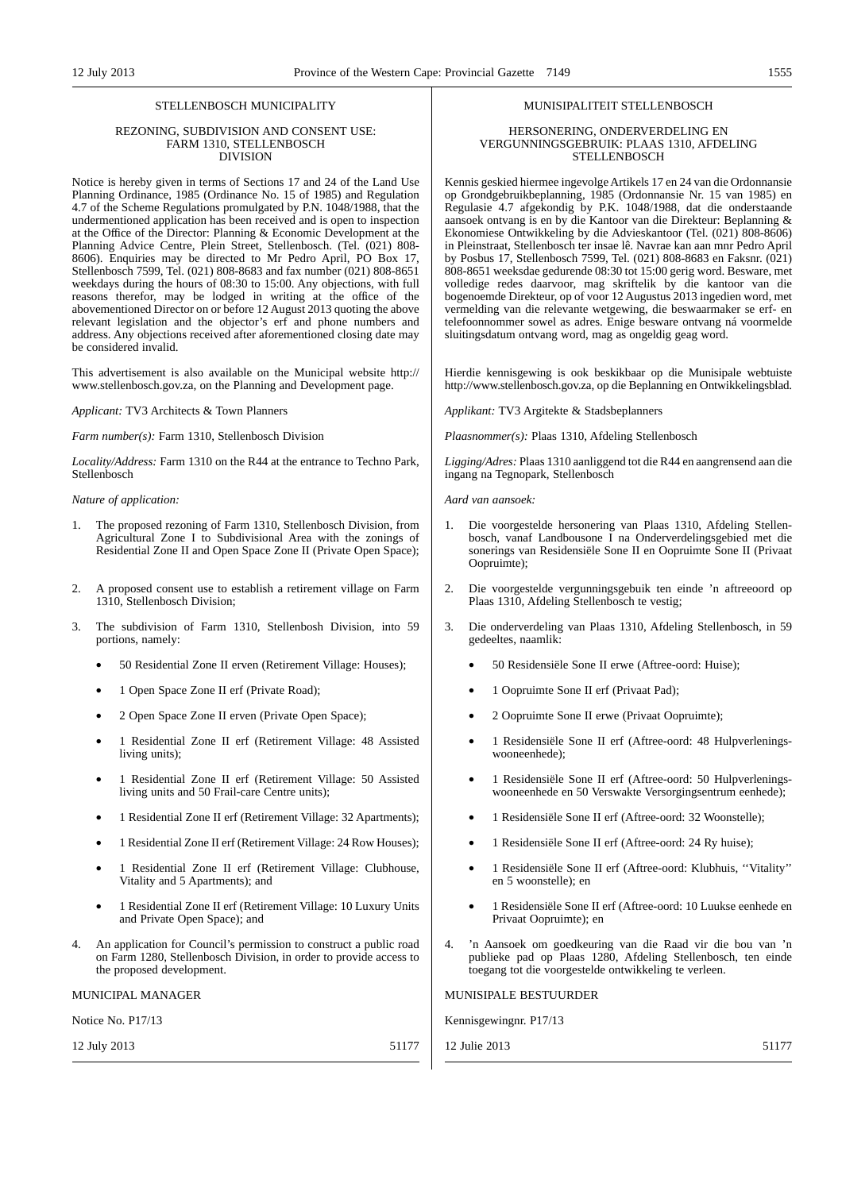STELLENBOSCH MUNICIPALITY

REZONING, SUBDIVISION AND CONSENT USE: FARM 1310, STELLENBOSCH DIVISION

Notice is hereby given in terms of Sections 17 and 24 of the Land Use Planning Ordinance, 1985 (Ordinance No. 15 of 1985) and Regulation 4.7 of the Scheme Regulations promulgated by P.N. 1048/1988, that the undermentioned application has been received and is open to inspection at the Office of the Director: Planning & Economic Development at the Planning Advice Centre, Plein Street, Stellenbosch. (Tel. (021) 808-8606). Enquiries may be directed to Mr Pedro April, PO Box 17, Stellenbosch 7599, Tel. (021) 808-8683 and fax number (021) 808-8651 weekdays during the hours of 08:30 to 15:00. Any objections, with full reasons therefor, may be lodged in writing at the office of the abovementioned Director on or before 12 August 2013 quoting the above relevant legislation and the objector's erf and phone numbers and address. Any objections received after aforementioned closing date may be considered invalid.

This advertisement is also available on the Municipal website http://www.stellenbosch.gov.za, on the Planning and Development page.

*Applicant:* TV3 Architects & Town Planners

*Farm number(s):* Farm 1310, Stellenbosch Division

*Locality/Address:* Farm 1310 on the R44 at the entrance to Techno Park, Stellenbosch

*Nature of application:*

1. The proposed rezoning of Farm 1310, Stellenbosch Division, from Agricultural Zone I to Subdivisional Area with the zonings of Residential Zone II and Open Space Zone II (Private Open Space);
2. A proposed consent use to establish a retirement village on Farm 1310, Stellenbosch Division;
3. The subdivision of Farm 1310, Stellenbosh Division, into 59 portions, namely:
   - 50 Residential Zone II erven (Retirement Village: Houses);
   - 1 Open Space Zone II erf (Private Road);
   - 2 Open Space Zone II erven (Private Open Space);
   - 1 Residential Zone II erf (Retirement Village: 48 Assisted living units);
   - 1 Residential Zone II erf (Retirement Village: 50 Assisted living units and 50 Frail-care Centre units);
   - 1 Residential Zone II erf (Retirement Village: 32 Apartments);
   - 1 Residential Zone II erf (Retirement Village: 24 Row Houses);
   - 1 Residential Zone II erf (Retirement Village: Clubhouse, Vitality and 5 Apartments); and
   - 1 Residential Zone II erf (Retirement Village: 10 Luxury Units and Private Open Space); and
4. An application for Council's permission to construct a public road on Farm 1280, Stellenbosch Division, in order to provide access to the proposed development.

MUNICIPAL MANAGER

Notice No. P17/13

12 July 2013 51177

MUNISIPALITEIT STELLENBOSCH

HERSONERING, ONDERVERDELING EN VERGUNNINGSGEBRUIK: PLAAS 1310, AFDELING STELLENBOSCH

Kennis geskied hiermee ingevolge Artikels 17 en 24 van die Ordonnansie op Grondgebruikbeplanning, 1985 (Ordonnansie Nr. 15 van 1985) en Regulasie 4.7 afgekondig by P.K. 1048/1988, dat die onderstaande aansoek ontvang is en by die Kantoor van die Direkteur: Beplanning & Ekonomiese Ontwikkeling by die Advieskantoor (Tel. (021) 808-8606) in Pleinstraat, Stellenbosch ter insae lê. Navrae kan aan mnr Pedro April by Posbus 17, Stellenbosch 7599, Tel. (021) 808-8683 en Faksnr. (021) 808-8651 weeksdae gedurende 08:30 tot 15:00 gerig word. Besware, met volledige redes daarvoor, mag skriftelik by die kantoor van die bogenoemde Direkteur, op of voor 12 Augustus 2013 ingedien word, met vermelding van die relevante wetgewing, die beswaarmaker se erf- en telefoonnommer sowel as adres. Enige besware ontvang ná voormelde sluitingsdatum ontvang word, mag as ongeldig geag word.

Hierdie kennisgewing is ook beskikbaar op die Munisipale webtuiste http://www.stellenbosch.gov.za, op die Beplanning en Ontwikkelingsblad.

*Applikant:* TV3 Argitekte & Stadsbeplanners

*Plaasnommer(s):* Plaas 1310, Afdeling Stellenbosch

*Ligging/Adres:* Plaas 1310 aanliggend tot die R44 en aangrensend aan die ingang na Tegnopark, Stellenbosch

*Aard van aansoek:*

1. Die voorgestelde hersonering van Plaas 1310, Afdeling Stellenbosch, vanaf Landbousone I na Onderverdelingsgebied met die sonerings van Residensiële Sone II en Oopruimte Sone II (Privaat Oopruimte);
2. Die voorgestelde vergunningsgebuik ten einde 'n aftreeoord op Plaas 1310, Afdeling Stellenbosch te vestig;
3. Die onderverdeling van Plaas 1310, Afdeling Stellenbosch, in 59 gedeeltes, naamlik:
   - 50 Residensiële Sone II erwe (Aftree-oord: Huise);
   - 1 Oopruimte Sone II erf (Privaat Pad);
   - 2 Oopruimte Sone II erwe (Privaat Oopruimte);
   - 1 Residensiële Sone II erf (Aftree-oord: 48 Hulpverleningswooneenhede);
   - 1 Residensiële Sone II erf (Aftree-oord: 50 Hulpverleningswooneenhede en 50 Verswakte Versorgingsentrum eenhede);
   - 1 Residensiële Sone II erf (Aftree-oord: 32 Woonstelle);
   - 1 Residensiële Sone II erf (Aftree-oord: 24 Ry huise);
   - 1 Residensiële Sone II erf (Aftree-oord: Klubhuis, ''Vitality'' en 5 woonstelle); en
   - 1 Residensiële Sone II erf (Aftree-oord: 10 Luukse eenhede en Privaat Oopruimte); en
4. 'n Aansoek om goedkeuring van die Raad vir die bou van 'n publieke pad op Plaas 1280, Afdeling Stellenbosch, ten einde toegang tot die voorgestelde ontwikkeling te verleen.

MUNISIPALE BESTUURDER

Kennisgewingnr. P17/13

12 Julie 2013 51177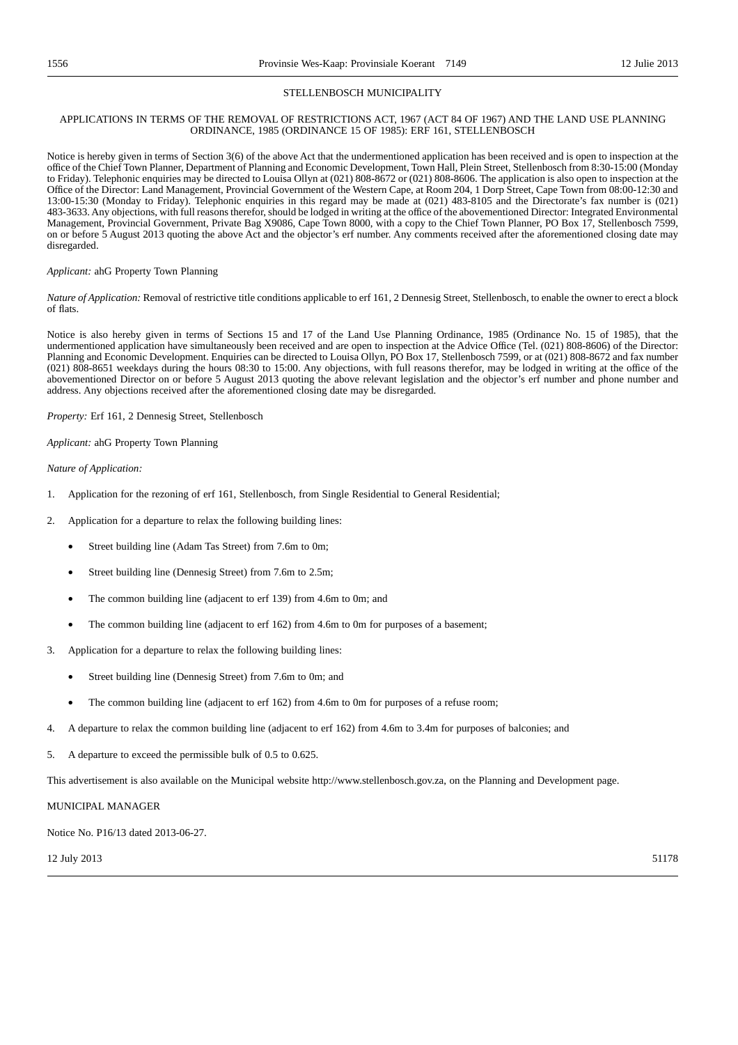## STELLENBOSCH MUNICIPALITY

### APPLICATIONS IN TERMS OF THE REMOVAL OF RESTRICTIONS ACT, 1967 (ACT 84 OF 1967) AND THE LAND USE PLANNING ORDINANCE, 1985 (ORDINANCE 15 OF 1985): ERF 161, STELLENBOSCH

Notice is hereby given in terms of Section 3(6) of the above Act that the undermentioned application has been received and is open to inspection at the office of the Chief Town Planner, Department of Planning and Economic Development, Town Hall, Plein Street, Stellenbosch from 8:30-15:00 (Monday to Friday). Telephonic enquiries may be directed to Louisa Ollyn at (021) 808-8672 or (021) 808-8606. The application is also open to inspection at the Office of the Director: Land Management, Provincial Government of the Western Cape, at Room 204, 1 Dorp Street, Cape Town from 08:00-12:30 and 13:00-15:30 (Monday to Friday). Telephonic enquiries in this regard may be made at (021) 483-8105 and the Directorate's fax number is (021) 483-3633. Any objections, with full reasons therefor, should be lodged in writing at the office of the abovementioned Director: Integrated Environmental Management, Provincial Government, Private Bag X9086, Cape Town 8000, with a copy to the Chief Town Planner, PO Box 17, Stellenbosch 7599, on or before 5 August 2013 quoting the above Act and the objector's erf number. Any comments received after the aforementioned closing date may be disregarded.

*Applicant:* ahG Property Town Planning

*Nature of Application:* Removal of restrictive title conditions applicable to erf 161, 2 Dennesig Street, Stellenbosch, to enable the owner to erect a block of flats.

Notice is also hereby given in terms of Sections 15 and 17 of the Land Use Planning Ordinance, 1985 (Ordinance No. 15 of 1985), that the undermentioned application have simultaneously been received and are open to inspection at the Advice Office (Tel. (021) 808-8606) of the Director: Planning and Economic Development. Enquiries can be directed to Louisa Ollyn, PO Box 17, Stellenbosch 7599, or at (021) 808-8672 and fax number (021) 808-8651 weekdays during the hours 08:30 to 15:00. Any objections, with full reasons therefor, may be lodged in writing at the office of the abovementioned Director on or before 5 August 2013 quoting the above relevant legislation and the objector's erf number and phone number and address. Any objections received after the aforementioned closing date may be disregarded.

*Property:* Erf 161, 2 Dennesig Street, Stellenbosch

*Applicant:* ahG Property Town Planning

*Nature of Application:*

1. Application for the rezoning of erf 161, Stellenbosch, from Single Residential to General Residential;
2. Application for a departure to relax the following building lines:
   - Street building line (Adam Tas Street) from 7.6m to 0m;
   - Street building line (Dennesig Street) from 7.6m to 2.5m;
   - The common building line (adjacent to erf 139) from 4.6m to 0m; and
   - The common building line (adjacent to erf 162) from 4.6m to 0m for purposes of a basement;
3. Application for a departure to relax the following building lines:
   - Street building line (Dennesig Street) from 7.6m to 0m; and
   - The common building line (adjacent to erf 162) from 4.6m to 0m for purposes of a refuse room;
4. A departure to relax the common building line (adjacent to erf 162) from 4.6m to 3.4m for purposes of balconies; and
5. A departure to exceed the permissible bulk of 0.5 to 0.625.

This advertisement is also available on the Municipal website http://www.stellenbosch.gov.za, on the Planning and Development page.

MUNICIPAL MANAGER

Notice No. P16/13 dated 2013-06-27.

12 July 2013 51178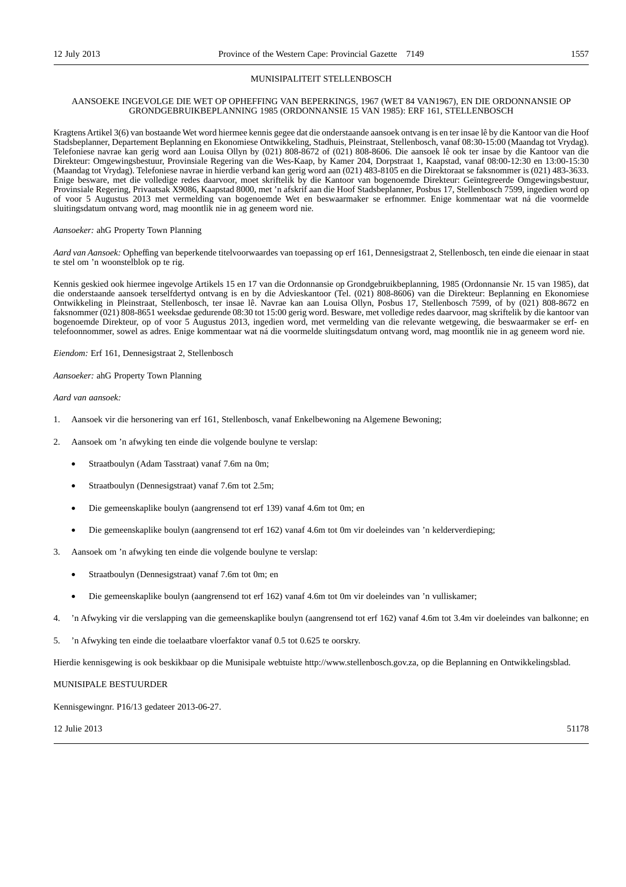## MUNISIPALITEIT STELLENBOSCH

### AANSOEKE INGEVOLGE DIE WET OP OPHEFFING VAN BEPERKINGS, 1967 (WET 84 VAN1967), EN DIE ORDONNANSIE OP GRONDGEBRUIKBEPLANNING 1985 (ORDONNANSIE 15 VAN 1985): ERF 161, STELLENBOSCH

Kragtens Artikel 3(6) van bostaande Wet word hiermee kennis gegee dat die onderstaande aansoek ontvang is en ter insae lê by die Kantoor van die Hoof Stadsbeplanner, Departement Beplanning en Ekonomiese Ontwikkeling, Stadhuis, Pleinstraat, Stellenbosch, vanaf 08:30-15:00 (Maandag tot Vrydag). Telefoniese navrae kan gerig word aan Louisa Ollyn by (021) 808-8672 of (021) 808-8606. Die aansoek lê ook ter insae by die Kantoor van die Direkteur: Omgewingsbestuur, Provinsiale Regering van die Wes-Kaap, by Kamer 204, Dorpstraat 1, Kaapstad, vanaf 08:00-12:30 en 13:00-15:30 (Maandag tot Vrydag). Telefoniese navrae in hierdie verband kan gerig word aan (021) 483-8105 en die Direktoraat se faksnommer is (021) 483-3633. Enige besware, met die volledige redes daarvoor, moet skriftelik by die Kantoor van bogenoemde Direkteur: Geïntegreerde Omgewingsbestuur, Provinsiale Regering, Privaatsak X9086, Kaapstad 8000, met 'n afskrif aan die Hoof Stadsbeplanner, Posbus 17, Stellenbosch 7599, ingedien word op of voor 5 Augustus 2013 met vermelding van bogenoemde Wet en beswaarmaker se erfnommer. Enige kommentaar wat ná die voormelde sluitingsdatum ontvang word, mag moontlik nie in ag geneem word nie.

*Aansoeker:* ahG Property Town Planning

*Aard van Aansoek:* Opheffing van beperkende titelvoorwaardes van toepassing op erf 161, Dennesigstraat 2, Stellenbosch, ten einde die eienaar in staat te stel om 'n woonstelblok op te rig.

Kennis geskied ook hiermee ingevolge Artikels 15 en 17 van die Ordonnansie op Grondgebruikbeplanning, 1985 (Ordonnansie Nr. 15 van 1985), dat die onderstaande aansoek terselfdertyd ontvang is en by die Advieskantoor (Tel. (021) 808-8606) van die Direkteur: Beplanning en Ekonomiese Ontwikkeling in Pleinstraat, Stellenbosch, ter insae lê. Navrae kan aan Louisa Ollyn, Posbus 17, Stellenbosch 7599, of by (021) 808-8672 en faksnommer (021) 808-8651 weeksdae gedurende 08:30 tot 15:00 gerig word. Besware, met volledige redes daarvoor, mag skriftelik by die kantoor van bogenoemde Direkteur, op of voor 5 Augustus 2013, ingedien word, met vermelding van die relevante wetgewing, die beswaarmaker se erf- en telefoonnommer, sowel as adres. Enige kommentaar wat ná die voormelde sluitingsdatum ontvang word, mag moontlik nie in ag geneem word nie.

*Eiendom:* Erf 161, Dennesigstraat 2, Stellenbosch

*Aansoeker:* ahG Property Town Planning

*Aard van aansoek:*

1. Aansoek vir die hersonering van erf 161, Stellenbosch, vanaf Enkelbewoning na Algemene Bewoning;
2. Aansoek om 'n afwyking ten einde die volgende boulyne te verslap:
   - Straatboulyn (Adam Tasstraat) vanaf 7.6m na 0m;
   - Straatboulyn (Dennesigstraat) vanaf 7.6m tot 2.5m;
   - Die gemeenskaplike boulyn (aangrensend tot erf 139) vanaf 4.6m tot 0m; en
   - Die gemeenskaplike boulyn (aangrensend tot erf 162) vanaf 4.6m tot 0m vir doeleindes van 'n kelderverdieping;
3. Aansoek om 'n afwyking ten einde die volgende boulyne te verslap:
   - Straatboulyn (Dennesigstraat) vanaf 7.6m tot 0m; en
   - Die gemeenskaplike boulyn (aangrensend tot erf 162) vanaf 4.6m tot 0m vir doeleindes van 'n vulliskamer;
4. 'n Afwyking vir die verslapping van die gemeenskaplike boulyn (aangrensend tot erf 162) vanaf 4.6m tot 3.4m vir doeleindes van balkonne; en
5. 'n Afwyking ten einde die toelaatbare vloerfaktor vanaf 0.5 tot 0.625 te oorskry.

Hierdie kennisgewing is ook beskikbaar op die Munisipale webtuiste http://www.stellenbosch.gov.za, op die Beplanning en Ontwikkelingsblad.

MUNISIPALE BESTUURDER

Kennisgewingnr. P16/13 gedateer 2013-06-27.

12 Julie 2013 51178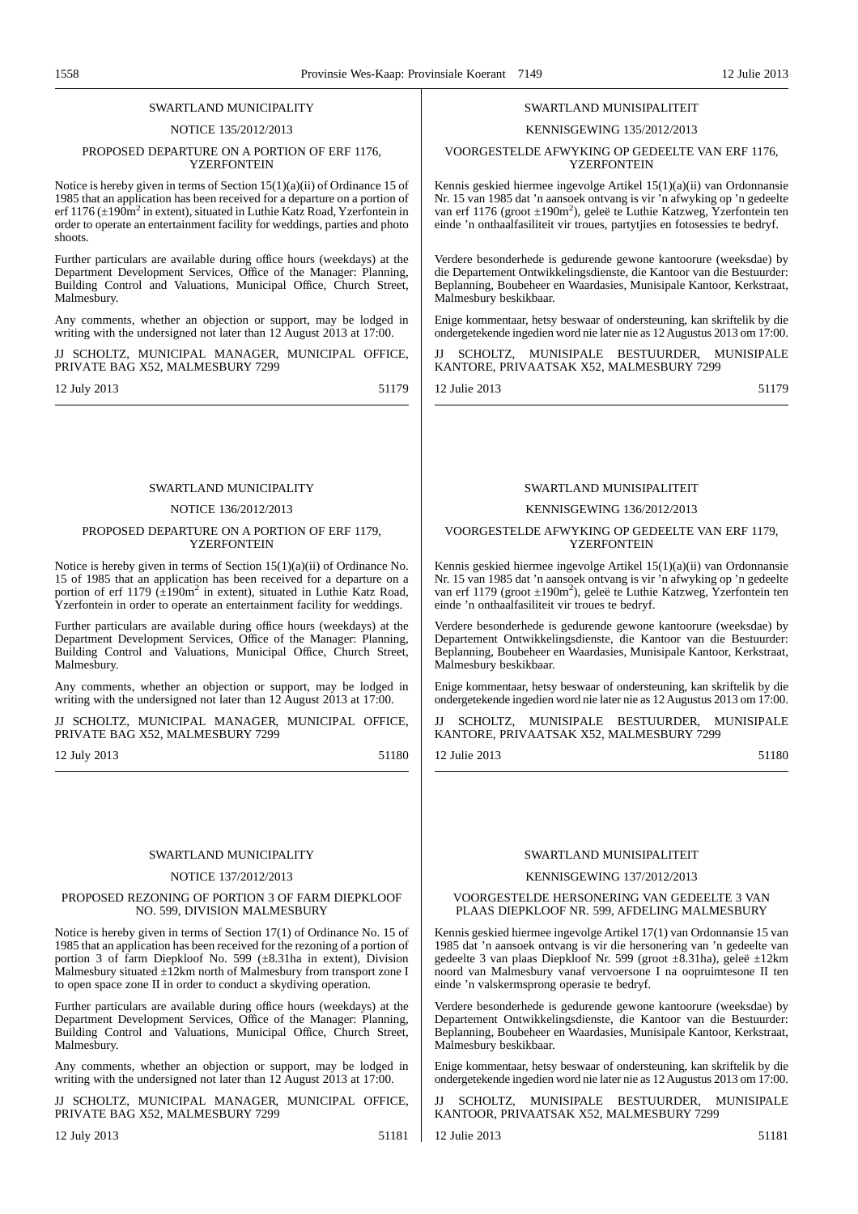## SWARTLAND MUNICIPALITY

NOTICE 135/2012/2013

PROPOSED DEPARTURE ON A PORTION OF ERF 1176, YZERFONTEIN

Notice is hereby given in terms of Section 15(1)(a)(ii) of Ordinance 15 of 1985 that an application has been received for a departure on a portion of erf 1176 (±190m$^2$ in extent), situated in Luthie Katz Road, Yzerfontein in order to operate an entertainment facility for weddings, parties and photo shoots.

Further particulars are available during office hours (weekdays) at the Department Development Services, Office of the Manager: Planning, Building Control and Valuations, Municipal Office, Church Street, Malmesbury.

Any comments, whether an objection or support, may be lodged in writing with the undersigned not later than 12 August 2013 at 17:00.

JJ SCHOLTZ, MUNICIPAL MANAGER, MUNICIPAL OFFICE, PRIVATE BAG X52, MALMESBURY 7299

12 July 2013 51179

## SWARTLAND MUNISIPALITEIT

KENNISGEWING 135/2012/2013

VOORGESTELDE AFWYKING OP GEDEELTE VAN ERF 1176, YZERFONTEIN

Kennis geskied hiermee ingevolge Artikel 15(1)(a)(ii) van Ordonnansie Nr. 15 van 1985 dat 'n aansoek ontvang is vir 'n afwyking op 'n gedeelte van erf 1176 (groot ±190m$^2$), geleë te Luthie Katzweg, Yzerfontein ten einde 'n onthaalfasiliteit vir troues, partytjies en fotosessies te bedryf.

Verdere besonderhede is gedurende gewone kantoorure (weeksdae) by die Departement Ontwikkelingsdienste, die Kantoor van die Bestuurder: Beplanning, Boubeheer en Waardasies, Munisipale Kantoor, Kerkstraat, Malmesbury beskikbaar.

Enige kommentaar, hetsy beswaar of ondersteuning, kan skriftelik by die ondergetekende ingedien word nie later nie as 12 Augustus 2013 om 17:00.

JJ SCHOLTZ, MUNISIPALE BESTUURDER, MUNISIPALE KANTORE, PRIVAATSAK X52, MALMESBURY 7299

12 Julie 2013 51179

## SWARTLAND MUNICIPALITY

NOTICE 136/2012/2013

PROPOSED DEPARTURE ON A PORTION OF ERF 1179, YZERFONTEIN

Notice is hereby given in terms of Section 15(1)(a)(ii) of Ordinance No. 15 of 1985 that an application has been received for a departure on a portion of erf 1179 (±190m$^2$ in extent), situated in Luthie Katz Road, Yzerfontein in order to operate an entertainment facility for weddings.

Further particulars are available during office hours (weekdays) at the Department Development Services, Office of the Manager: Planning, Building Control and Valuations, Municipal Office, Church Street, Malmesbury.

Any comments, whether an objection or support, may be lodged in writing with the undersigned not later than 12 August 2013 at 17:00.

JJ SCHOLTZ, MUNICIPAL MANAGER, MUNICIPAL OFFICE, PRIVATE BAG X52, MALMESBURY 7299

12 July 2013 51180

## SWARTLAND MUNISIPALITEIT

KENNISGEWING 136/2012/2013

VOORGESTELDE AFWYKING OP GEDEELTE VAN ERF 1179, YZERFONTEIN

Kennis geskied hiermee ingevolge Artikel 15(1)(a)(ii) van Ordonnansie Nr. 15 van 1985 dat 'n aansoek ontvang is vir 'n afwyking op 'n gedeelte van erf 1179 (groot ±190m$^2$), geleë te Luthie Katzweg, Yzerfontein ten einde 'n onthaalfasiliteit vir troues te bedryf.

Verdere besonderhede is gedurende gewone kantoorure (weeksdae) by Departement Ontwikkelingsdienste, die Kantoor van die Bestuurder: Beplanning, Boubeheer en Waardasies, Munisipale Kantoor, Kerkstraat, Malmesbury beskikbaar.

Enige kommentaar, hetsy beswaar of ondersteuning, kan skriftelik by die ondergetekende ingedien word nie later nie as 12 Augustus 2013 om 17:00.

JJ SCHOLTZ, MUNISIPALE BESTUURDER, MUNISIPALE KANTORE, PRIVAATSAK X52, MALMESBURY 7299

12 Julie 2013 51180

## SWARTLAND MUNICIPALITY

NOTICE 137/2012/2013

PROPOSED REZONING OF PORTION 3 OF FARM DIEPKLOOF NO. 599, DIVISION MALMESBURY

Notice is hereby given in terms of Section 17(1) of Ordinance No. 15 of 1985 that an application has been received for the rezoning of a portion of portion 3 of farm Diepkloof No. 599 (±8.31ha in extent), Division Malmesbury situated ±12km north of Malmesbury from transport zone I to open space zone II in order to conduct a skydiving operation.

Further particulars are available during office hours (weekdays) at the Department Development Services, Office of the Manager: Planning, Building Control and Valuations, Municipal Office, Church Street, Malmesbury.

Any comments, whether an objection or support, may be lodged in writing with the undersigned not later than 12 August 2013 at 17:00.

JJ SCHOLTZ, MUNICIPAL MANAGER, MUNICIPAL OFFICE, PRIVATE BAG X52, MALMESBURY 7299

12 July 2013 51181

## SWARTLAND MUNISIPALITEIT

KENNISGEWING 137/2012/2013

VOORGESTELDE HERSONERING VAN GEDEELTE 3 VAN PLAAS DIEPKLOOF NR. 599, AFDELING MALMESBURY

Kennis geskied hiermee ingevolge Artikel 17(1) van Ordonnansie 15 van 1985 dat 'n aansoek ontvang is vir die hersonering van 'n gedeelte van gedeelte 3 van plaas Diepkloof Nr. 599 (groot ±8.31ha), geleë ±12km noord van Malmesbury vanaf vervoersone I na oopruimtesone II ten einde 'n valskermsprong operasie te bedryf.

Verdere besonderhede is gedurende gewone kantoorure (weeksdae) by Departement Ontwikkelingsdienste, die Kantoor van die Bestuurder: Beplanning, Boubeheer en Waardasies, Munisipale Kantoor, Kerkstraat, Malmesbury beskikbaar.

Enige kommentaar, hetsy beswaar of ondersteuning, kan skriftelik by die ondergetekende ingedien word nie later nie as 12 Augustus 2013 om 17:00.

JJ SCHOLTZ, MUNISIPALE BESTUURDER, MUNISIPALE KANTOOR, PRIVAATSAK X52, MALMESBURY 7299

12 Julie 2013 51181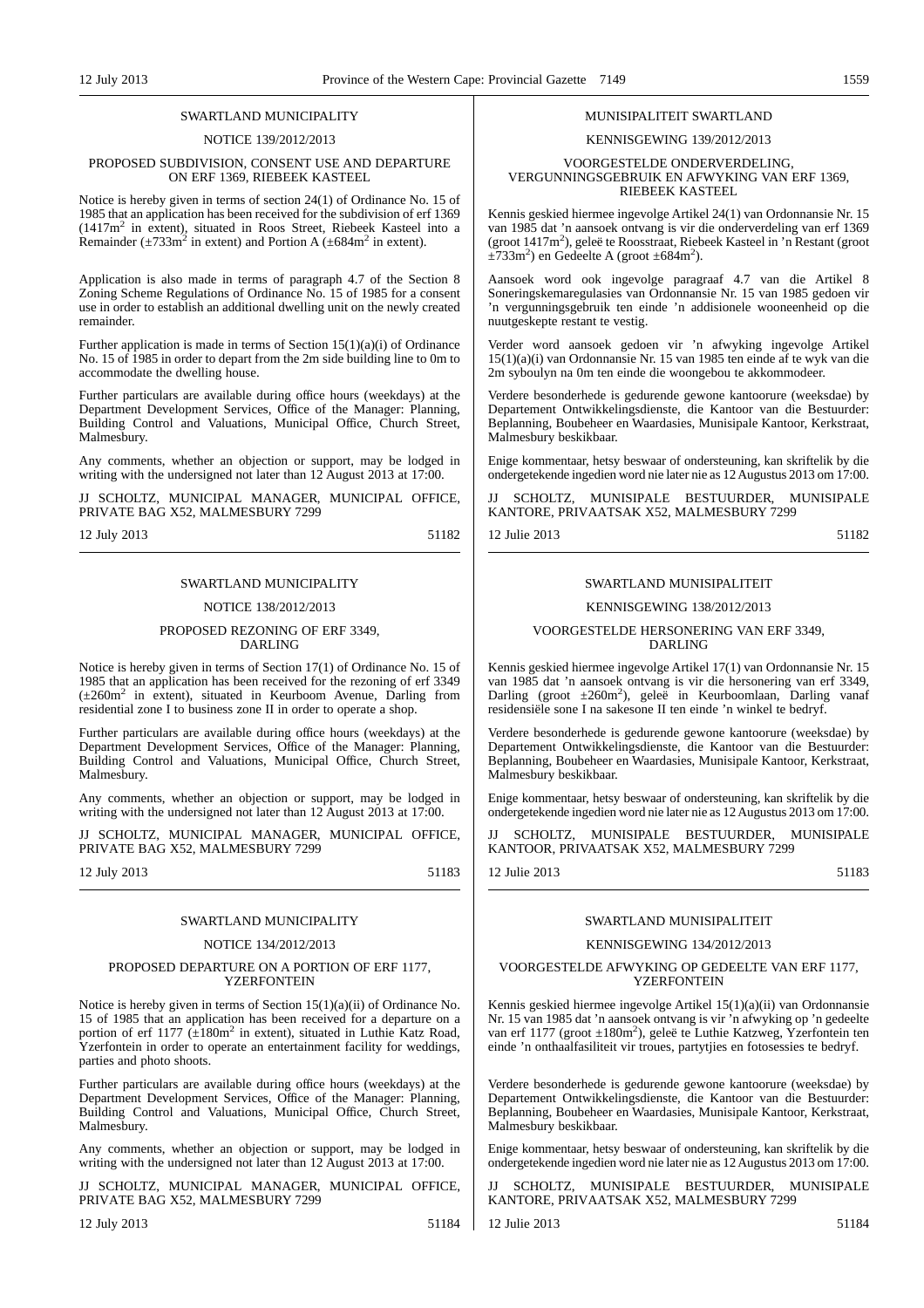SWARTLAND MUNICIPALITY

NOTICE 139/2012/2013

PROPOSED SUBDIVISION, CONSENT USE AND DEPARTURE ON ERF 1369, RIEBEEK KASTEEL

Notice is hereby given in terms of section 24(1) of Ordinance No. 15 of 1985 that an application has been received for the subdivision of erf 1369 (1417m$^2$ in extent), situated in Roos Street, Riebeek Kasteel into a Remainder (±733m$^2$ in extent) and Portion A (±684m$^2$ in extent).

Application is also made in terms of paragraph 4.7 of the Section 8 Zoning Scheme Regulations of Ordinance No. 15 of 1985 for a consent use in order to establish an additional dwelling unit on the newly created remainder.

Further application is made in terms of Section 15(1)(a)(i) of Ordinance No. 15 of 1985 in order to depart from the 2m side building line to 0m to accommodate the dwelling house.

Further particulars are available during office hours (weekdays) at the Department Development Services, Office of the Manager: Planning, Building Control and Valuations, Municipal Office, Church Street, Malmesbury.

Any comments, whether an objection or support, may be lodged in writing with the undersigned not later than 12 August 2013 at 17:00.

JJ SCHOLTZ, MUNICIPAL MANAGER, MUNICIPAL OFFICE, PRIVATE BAG X52, MALMESBURY 7299

12 July 2013 51182

MUNISIPALITEIT SWARTLAND

KENNISGEWING 139/2012/2013

VOORGESTELDE ONDERVERDELING, VERGUNNINGSGEBRUIK EN AFWYKING VAN ERF 1369, RIEBEEK KASTEEL

Kennis geskied hiermee ingevolge Artikel 24(1) van Ordonnansie Nr. 15 van 1985 dat 'n aansoek ontvang is vir die onderverdeling van erf 1369 (groot 1417m$^2$), geleë te Roosstraat, Riebeek Kasteel in 'n Restant (groot ±733m$^2$) en Gedeelte A (groot ±684m$^2$).

Aansoek word ook ingevolge paragraaf 4.7 van die Artikel 8 Soneringskemaregulasies van Ordonnansie Nr. 15 van 1985 gedoen vir 'n vergunningsgebruik ten einde 'n addisionele wooneenheid op die nuutgeskepte restant te vestig.

Verder word aansoek gedoen vir 'n afwyking ingevolge Artikel 15(1)(a)(i) van Ordonnansie Nr. 15 van 1985 ten einde af te wyk van die 2m syboulyn na 0m ten einde die woongebou te akkommodeer.

Verdere besonderhede is gedurende gewone kantoorure (weeksdae) by Departement Ontwikkelingsdienste, die Kantoor van die Bestuurder: Beplanning, Boubeheer en Waardasies, Munisipale Kantoor, Kerkstraat, Malmesbury beskikbaar.

Enige kommentaar, hetsy beswaar of ondersteuning, kan skriftelik by die ondergetekende ingedien word nie later nie as 12 Augustus 2013 om 17:00.

JJ SCHOLTZ, MUNISIPALE BESTUURDER, MUNISIPALE KANTORE, PRIVAATSAK X52, MALMESBURY 7299

12 Julie 2013 51182

SWARTLAND MUNICIPALITY

NOTICE 138/2012/2013

PROPOSED REZONING OF ERF 3349, DARLING

Notice is hereby given in terms of Section 17(1) of Ordinance No. 15 of 1985 that an application has been received for the rezoning of erf 3349 (±260m$^2$ in extent), situated in Keurboom Avenue, Darling from residential zone I to business zone II in order to operate a shop.

Further particulars are available during office hours (weekdays) at the Department Development Services, Office of the Manager: Planning, Building Control and Valuations, Municipal Office, Church Street, Malmesbury.

Any comments, whether an objection or support, may be lodged in writing with the undersigned not later than 12 August 2013 at 17:00.

JJ SCHOLTZ, MUNICIPAL MANAGER, MUNICIPAL OFFICE, PRIVATE BAG X52, MALMESBURY 7299

12 July 2013 51183

SWARTLAND MUNISIPALITEIT

KENNISGEWING 138/2012/2013

VOORGESTELDE HERSONERING VAN ERF 3349, DARLING

Kennis geskied hiermee ingevolge Artikel 17(1) van Ordonnansie Nr. 15 van 1985 dat 'n aansoek ontvang is vir die hersonering van erf 3349, Darling (groot ±260m$^2$), geleë in Keurboomlaan, Darling vanaf residensiële sone I na sakesone II ten einde 'n winkel te bedryf.

Verdere besonderhede is gedurende gewone kantoorure (weeksdae) by Departement Ontwikkelingsdienste, die Kantoor van die Bestuurder: Beplanning, Boubeheer en Waardasies, Munisipale Kantoor, Kerkstraat, Malmesbury beskikbaar.

Enige kommentaar, hetsy beswaar of ondersteuning, kan skriftelik by die ondergetekende ingedien word nie later nie as 12 Augustus 2013 om 17:00.

JJ SCHOLTZ, MUNISIPALE BESTUURDER, MUNISIPALE KANTOOR, PRIVAATSAK X52, MALMESBURY 7299

12 Julie 2013 51183

SWARTLAND MUNICIPALITY

NOTICE 134/2012/2013

PROPOSED DEPARTURE ON A PORTION OF ERF 1177, YZERFONTEIN

Notice is hereby given in terms of Section 15(1)(a)(ii) of Ordinance No. 15 of 1985 that an application has been received for a departure on a portion of erf 1177 (±180m$^2$ in extent), situated in Luthie Katz Road, Yzerfontein in order to operate an entertainment facility for weddings, parties and photo shoots.

Further particulars are available during office hours (weekdays) at the Department Development Services, Office of the Manager: Planning, Building Control and Valuations, Municipal Office, Church Street, Malmesbury.

Any comments, whether an objection or support, may be lodged in writing with the undersigned not later than 12 August 2013 at 17:00.

JJ SCHOLTZ, MUNICIPAL MANAGER, MUNICIPAL OFFICE, PRIVATE BAG X52, MALMESBURY 7299

12 July 2013 51184

SWARTLAND MUNISIPALITEIT

KENNISGEWING 134/2012/2013

VOORGESTELDE AFWYKING OP GEDEELTE VAN ERF 1177, YZERFONTEIN

Kennis geskied hiermee ingevolge Artikel 15(1)(a)(ii) van Ordonnansie Nr. 15 van 1985 dat 'n aansoek ontvang is vir 'n afwyking op 'n gedeelte van erf 1177 (groot ±180m$^2$), geleë te Luthie Katzweg, Yzerfontein ten einde 'n onthaalfasiliteit vir troues, partytjies en fotosessies te bedryf.

Verdere besonderhede is gedurende gewone kantoorure (weeksdae) by Departement Ontwikkelingsdienste, die Kantoor van die Bestuurder: Beplanning, Boubeheer en Waardasies, Munisipale Kantoor, Kerkstraat, Malmesbury beskikbaar.

Enige kommentaar, hetsy beswaar of ondersteuning, kan skriftelik by die ondergetekende ingedien word nie later nie as 12 Augustus 2013 om 17:00.

JJ SCHOLTZ, MUNISIPALE BESTUURDER, MUNISIPALE KANTORE, PRIVAATSAK X52, MALMESBURY 7299

12 Julie 2013 51184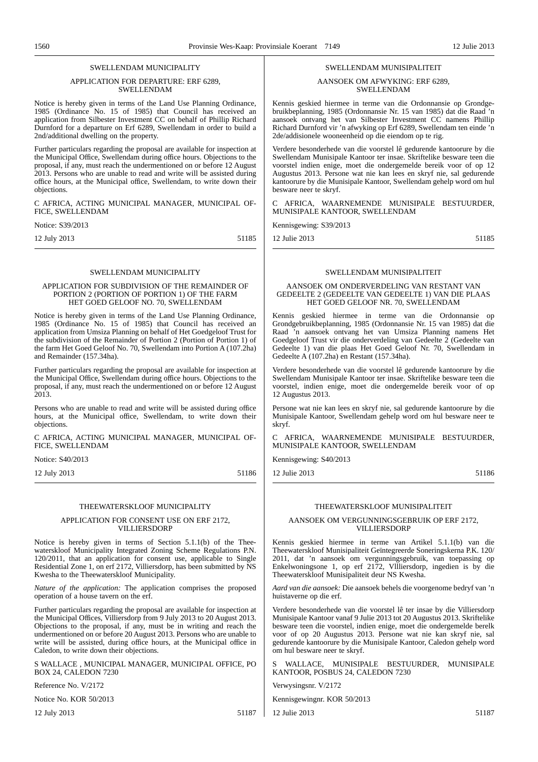SWELLENDAM MUNICIPALITY

APPLICATION FOR DEPARTURE: ERF 6289, SWELLENDAM

Notice is hereby given in terms of the Land Use Planning Ordinance, 1985 (Ordinance No. 15 of 1985) that Council has received an application from Silbester Investment CC on behalf of Phillip Richard Durnford for a departure on Erf 6289, Swellendam in order to build a 2nd/additional dwelling on the property.

Further particulars regarding the proposal are available for inspection at the Municipal Office, Swellendam during office hours. Objections to the proposal, if any, must reach the undermentioned on or before 12 August 2013. Persons who are unable to read and write will be assisted during office hours, at the Municipal office, Swellendam, to write down their objections.

C AFRICA, ACTING MUNICIPAL MANAGER, MUNICIPAL OFFICE, SWELLENDAM

Notice: S39/2013

12 July 2013 51185

---

SWELLENDAM MUNISIPALITEIT

AANSOEK OM AFWYKING: ERF 6289, SWELLENDAM

Kennis geskied hiermee in terme van die Ordonnansie op Grondgebruikbeplanning, 1985 (Ordonnansie Nr. 15 van 1985) dat die Raad 'n aansoek ontvang het van Silbester Investment CC namens Phillip Richard Durnford vir 'n afwyking op Erf 6289, Swellendam ten einde 'n 2de/addisionele wooneenheid op die eiendom op te rig.

Verdere besonderhede van die voorstel lê gedurende kantoorure by die Swellendam Munisipale Kantoor ter insae. Skriftelike besware teen die voorstel indien enige, moet die ondergemelde bereik voor of op 12 Augustus 2013. Persone wat nie kan lees en skryf nie, sal gedurende kantoorure by die Munisipale Kantoor, Swellendam gehelp word om hul besware neer te skryf.

C AFRICA, WAARNEMENDE MUNISIPALE BESTUURDER, MUNISIPALE KANTOOR, SWELLENDAM

Kennisgewing: S39/2013

12 Julie 2013 51185

---

SWELLENDAM MUNICIPALITY

APPLICATION FOR SUBDIVISION OF THE REMAINDER OF PORTION 2 (PORTION OF PORTION 1) OF THE FARM HET GOED GELOOF NO. 70, SWELLENDAM

Notice is hereby given in terms of the Land Use Planning Ordinance, 1985 (Ordinance No. 15 of 1985) that Council has received an application from Umsiza Planning on behalf of Het Goedgeloof Trust for the subdivision of the Remainder of Portion 2 (Portion of Portion 1) of the farm Het Goed Geloof No. 70, Swellendam into Portion A (107.2ha) and Remainder (157.34ha).

Further particulars regarding the proposal are available for inspection at the Municipal Office, Swellendam during office hours. Objections to the proposal, if any, must reach the undermentioned on or before 12 August 2013.

Persons who are unable to read and write will be assisted during office hours, at the Municipal office, Swellendam, to write down their objections.

C AFRICA, ACTING MUNICIPAL MANAGER, MUNICIPAL OFFICE, SWELLENDAM

Notice: S40/2013

12 July 2013 51186

---

SWELLENDAM MUNISIPALITEIT

AANSOEK OM ONDERVERDELING VAN RESTANT VAN GEDEELTE 2 (GEDEELTE VAN GEDEELTE 1) VAN DIE PLAAS HET GOED GELOOF NR. 70, SWELLENDAM

Kennis geskied hiermee in terme van die Ordonnansie op Grondgebruikbeplanning, 1985 (Ordonnansie Nr. 15 van 1985) dat die Raad 'n aansoek ontvang het van Umsiza Planning namens Het Goedgeloof Trust vir die onderverdeling van Gedeelte 2 (Gedeelte van Gedeelte 1) van die plaas Het Goed Geloof Nr. 70, Swellendam in Gedeelte A (107.2ha) en Restant (157.34ha).

Verdere besonderhede van die voorstel lê gedurende kantoorure by die Swellendam Munisipale Kantoor ter insae. Skriftelike besware teen die voorstel, indien enige, moet die ondergemelde bereik voor of op 12 Augustus 2013.

Persone wat nie kan lees en skryf nie, sal gedurende kantoorure by die Munisipale Kantoor, Swellendam gehelp word om hul besware neer te skryf.

C AFRICA, WAARNEMENDE MUNISIPALE BESTUURDER, MUNISIPALE KANTOOR, SWELLENDAM

Kennisgewing: S40/2013

12 Julie 2013 51186

---

THEEWATERSKLOOF MUNICIPALITY

APPLICATION FOR CONSENT USE ON ERF 2172, VILLIERSDORP

Notice is hereby given in terms of Section 5.1.1(b) of the Theewaterskloof Municipality Integrated Zoning Scheme Regulations P.N. 120/2011, that an application for consent use, applicable to Single Residential Zone 1, on erf 2172, Villiersdorp, has been submitted by NS Kwesha to the Theewaterskloof Municipality.

*Nature of the application:* The application comprises the proposed operation of a house tavern on the erf.

Further particulars regarding the proposal are available for inspection at the Municipal Offices, Villiersdorp from 9 July 2013 to 20 August 2013. Objections to the proposal, if any, must be in writing and reach the undermentioned on or before 20 August 2013. Persons who are unable to write will be assisted, during office hours, at the Municipal office in Caledon, to write down their objections.

S WALLACE , MUNICIPAL MANAGER, MUNICIPAL OFFICE, PO BOX 24, CALEDON 7230

Reference No. V/2172

Notice No. KOR 50/2013

12 July 2013 51187

---

THEEWATERSKLOOF MUNISIPALITEIT

AANSOEK OM VERGUNNINGSGEBRUIK OP ERF 2172, VILLIERSDORP

Kennis geskied hiermee in terme van Artikel 5.1.1(b) van die Theewaterskloof Munisipaliteit Geïntegreerde Soneringskema P.K. 120/2011, dat 'n aansoek om vergunningsgebruik, van toepassing op Enkelwoningsone 1, op erf 2172, Vllliersdorp, ingedien is by die Theewaterskloof Munisipaliteit deur NS Kwesha.

*Aard van die aansoek:* Die aansoek behels die voorgenome bedryf van 'n huistaverne op die erf.

Verdere besonderhede van die voorstel lê ter insae by die Villiersdorp Munisipale Kantoor vanaf 9 Julie 2013 tot 20 Augustus 2013. Skriftelike besware teen die voorstel, indien enige, moet die ondergemelde berelk voor of op 20 Augustus 2013. Persone wat nie kan skryf nie, sal gedurende kantoorure by die Munisipale Kantoor, Caledon gehelp word om hul besware neer te skryf.

S WALLACE, MUNISIPALE BESTUURDER, MUNISIPALE KANTOOR, POSBUS 24, CALEDON 7230

Verwysingsnr. V/2172

Kennisgewingnr. KOR 50/2013

12 Julie 2013 51187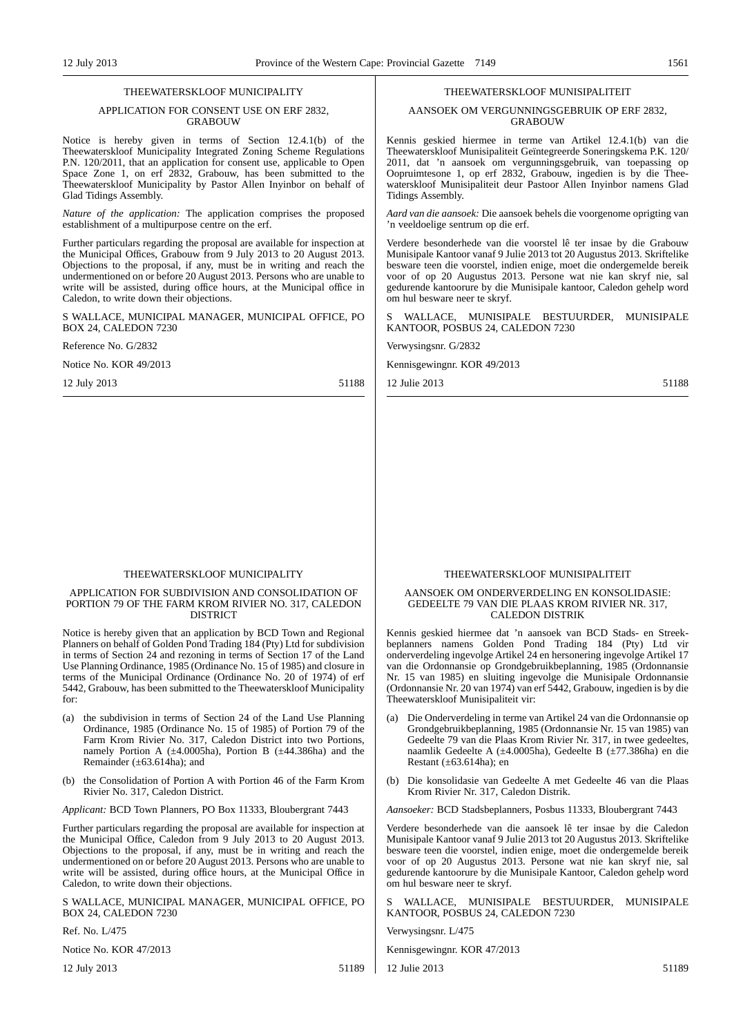## THEEWATERSKLOOF MUNICIPALITY

### APPLICATION FOR CONSENT USE ON ERF 2832, GRABOUW

Notice is hereby given in terms of Section 12.4.1(b) of the Theewaterskloof Municipality Integrated Zoning Scheme Regulations P.N. 120/2011, that an application for consent use, applicable to Open Space Zone 1, on erf 2832, Grabouw, has been submitted to the Theewaterskloof Municipality by Pastor Allen Inyinbor on behalf of Glad Tidings Assembly.

*Nature of the application:* The application comprises the proposed establishment of a multipurpose centre on the erf.

Further particulars regarding the proposal are available for inspection at the Municipal Offices, Grabouw from 9 July 2013 to 20 August 2013. Objections to the proposal, if any, must be in writing and reach the undermentioned on or before 20 August 2013. Persons who are unable to write will be assisted, during office hours, at the Municipal office in Caledon, to write down their objections.

S WALLACE, MUNICIPAL MANAGER, MUNICIPAL OFFICE, PO BOX 24, CALEDON 7230

Reference No. G/2832

Notice No. KOR 49/2013

12 July 2013 51188

## THEEWATERSKLOOF MUNISIPALITEIT

### AANSOEK OM VERGUNNINGSGEBRUIK OP ERF 2832, GRABOUW

Kennis geskied hiermee in terme van Artikel 12.4.1(b) van die Theewaterskloof Munisipaliteit Geïntegreerde Soneringskema P.K. 120/2011, dat 'n aansoek om vergunningsgebruik, van toepassing op Oopruimtesone 1, op erf 2832, Grabouw, ingedien is by die Theewaterskloof Munisipaliteit deur Pastoor Allen Inyinbor namens Glad Tidings Assembly.

*Aard van die aansoek:* Die aansoek behels die voorgenome oprigting van 'n veeldoelige sentrum op die erf.

Verdere besonderhede van die voorstel lê ter insae by die Grabouw Munisipale Kantoor vanaf 9 Julie 2013 tot 20 Augustus 2013. Skriftelike besware teen die voorstel, indien enige, moet die ondergemelde bereik voor of op 20 Augustus 2013. Persone wat nie kan skryf nie, sal gedurende kantoorure by die Munisipale kantoor, Caledon gehelp word om hul besware neer te skryf.

S WALLACE, MUNISIPALE BESTUURDER, MUNISIPALE KANTOOR, POSBUS 24, CALEDON 7230

Verwysingsnr. G/2832

Kennisgewingnr. KOR 49/2013

12 Julie 2013 51188

## THEEWATERSKLOOF MUNICIPALITY

### APPLICATION FOR SUBDIVISION AND CONSOLIDATION OF PORTION 79 OF THE FARM KROM RIVIER NO. 317, CALEDON DISTRICT

Notice is hereby given that an application by BCD Town and Regional Planners on behalf of Golden Pond Trading 184 (Pty) Ltd for subdivision in terms of Section 24 and rezoning in terms of Section 17 of the Land Use Planning Ordinance, 1985 (Ordinance No. 15 of 1985) and closure in terms of the Municipal Ordinance (Ordinance No. 20 of 1974) of erf 5442, Grabouw, has been submitted to the Theewaterskloof Municipality for:

(a) the subdivision in terms of Section 24 of the Land Use Planning Ordinance, 1985 (Ordinance No. 15 of 1985) of Portion 79 of the Farm Krom Rivier No. 317, Caledon District into two Portions, namely Portion A (±4.0005ha), Portion B (±44.386ha) and the Remainder (±63.614ha); and

(b) the Consolidation of Portion A with Portion 46 of the Farm Krom Rivier No. 317, Caledon District.

*Applicant:* BCD Town Planners, PO Box 11333, Bloubergrant 7443

Further particulars regarding the proposal are available for inspection at the Municipal Office, Caledon from 9 July 2013 to 20 August 2013. Objections to the proposal, if any, must be in writing and reach the undermentioned on or before 20 August 2013. Persons who are unable to write will be assisted, during office hours, at the Municipal Office in Caledon, to write down their objections.

S WALLACE, MUNICIPAL MANAGER, MUNICIPAL OFFICE, PO BOX 24, CALEDON 7230

Ref. No. L/475

Notice No. KOR 47/2013

12 July 2013 51189

## THEEWATERSKLOOF MUNISIPALITEIT

### AANSOEK OM ONDERVERDELING EN KONSOLIDASIE: GEDEELTE 79 VAN DIE PLAAS KROM RIVIER NR. 317, CALEDON DISTRIK

Kennis geskied hiermee dat 'n aansoek van BCD Stads- en Streekbeplanners namens Golden Pond Trading 184 (Pty) Ltd vir onderverdeling ingevolge Artikel 24 en hersonering ingevolge Artikel 17 van die Ordonnansie op Grondgebruikbeplanning, 1985 (Ordonnansie Nr. 15 van 1985) en sluiting ingevolge die Munisipale Ordonnansie (Ordonnansie Nr. 20 van 1974) van erf 5442, Grabouw, ingedien is by die Theewaterskloof Munisipaliteit vir:

(a) Die Onderverdeling in terme van Artikel 24 van die Ordonnansie op Grondgebruikbeplanning, 1985 (Ordonnansie Nr. 15 van 1985) van Gedeelte 79 van die Plaas Krom Rivier Nr. 317, in twee gedeeltes, naamlik Gedeelte A (±4.0005ha), Gedeelte B (±77.386ha) en die Restant (±63.614ha); en

(b) Die konsolidasie van Gedeelte A met Gedeelte 46 van die Plaas Krom Rivier Nr. 317, Caledon Distrik.

*Aansoeker:* BCD Stadsbeplanners, Posbus 11333, Bloubergrant 7443

Verdere besonderhede van die aansoek lê ter insae by die Caledon Munisipale Kantoor vanaf 9 Julie 2013 tot 20 Augustus 2013. Skriftelike besware teen die voorstel, indien enige, moet die ondergemelde bereik voor of op 20 Augustus 2013. Persone wat nie kan skryf nie, sal gedurende kantoorure by die Munisipale Kantoor, Caledon gehelp word om hul besware neer te skryf.

S WALLACE, MUNISIPALE BESTUURDER, MUNISIPALE KANTOOR, POSBUS 24, CALEDON 7230

Verwysingsnr. L/475

Kennisgewingnr. KOR 47/2013

12 Julie 2013 51189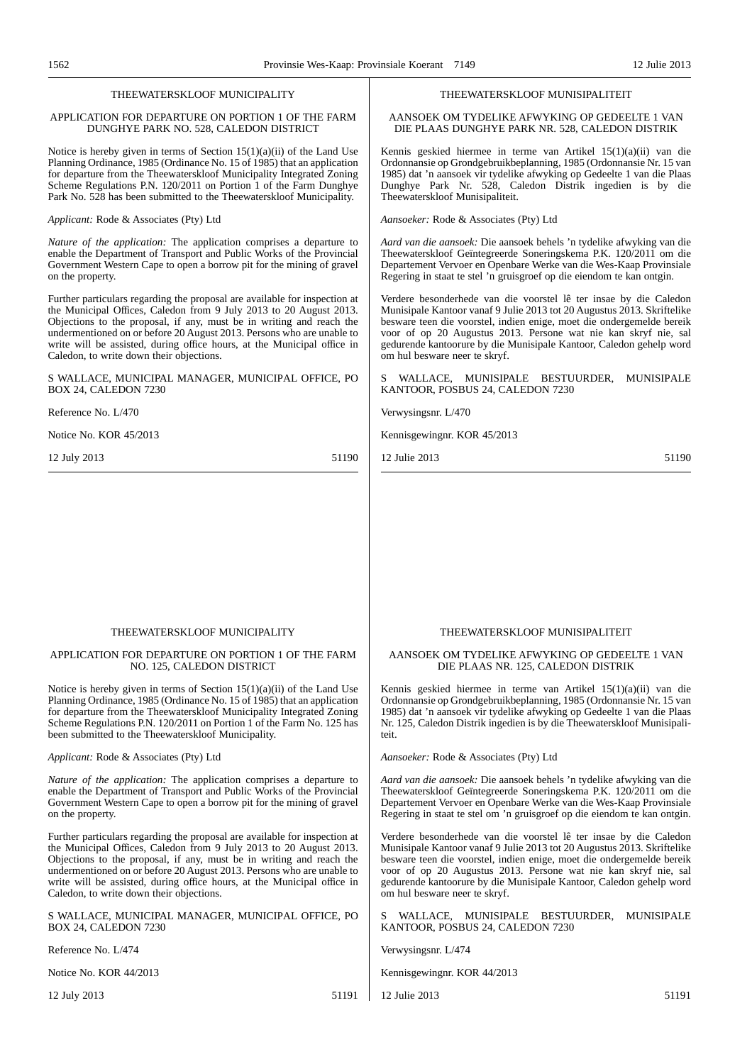## THEEWATERSKLOOF MUNICIPALITY

### APPLICATION FOR DEPARTURE ON PORTION 1 OF THE FARM DUNGHYE PARK NO. 528, CALEDON DISTRICT

Notice is hereby given in terms of Section 15(1)(a)(ii) of the Land Use Planning Ordinance, 1985 (Ordinance No. 15 of 1985) that an application for departure from the Theewaterskloof Municipality Integrated Zoning Scheme Regulations P.N. 120/2011 on Portion 1 of the Farm Dunghye Park No. 528 has been submitted to the Theewaterskloof Municipality.

*Applicant:* Rode & Associates (Pty) Ltd

*Nature of the application:* The application comprises a departure to enable the Department of Transport and Public Works of the Provincial Government Western Cape to open a borrow pit for the mining of gravel on the property.

Further particulars regarding the proposal are available for inspection at the Municipal Offices, Caledon from 9 July 2013 to 20 August 2013. Objections to the proposal, if any, must be in writing and reach the undermentioned on or before 20 August 2013. Persons who are unable to write will be assisted, during office hours, at the Municipal office in Caledon, to write down their objections.

S WALLACE, MUNICIPAL MANAGER, MUNICIPAL OFFICE, PO BOX 24, CALEDON 7230

Reference No. L/470

Notice No. KOR 45/2013

12 July 2013 51190

## THEEWATERSKLOOF MUNISIPALITEIT

### AANSOEK OM TYDELIKE AFWYKING OP GEDEELTE 1 VAN DIE PLAAS DUNGHYE PARK NR. 528, CALEDON DISTRIK

Kennis geskied hiermee in terme van Artikel 15(1)(a)(ii) van die Ordonnansie op Grondgebruikbeplanning, 1985 (Ordonnansie Nr. 15 van 1985) dat 'n aansoek vir tydelike afwyking op Gedeelte 1 van die Plaas Dunghye Park Nr. 528, Caledon Distrik ingedien is by die Theewaterskloof Munisipaliteit.

*Aansoeker:* Rode & Associates (Pty) Ltd

*Aard van die aansoek:* Die aansoek behels 'n tydelike afwyking van die Theewaterskloof Geïntegreerde Soneringskema P.K. 120/2011 om die Departement Vervoer en Openbare Werke van die Wes-Kaap Provinsiale Regering in staat te stel 'n gruisgroef op die eiendom te kan ontgin.

Verdere besonderhede van die voorstel lê ter insae by die Caledon Munisipale Kantoor vanaf 9 Julie 2013 tot 20 Augustus 2013. Skriftelike besware teen die voorstel, indien enige, moet die ondergemelde bereik voor of op 20 Augustus 2013. Persone wat nie kan skryf nie, sal gedurende kantoorure by die Munisipale Kantoor, Caledon gehelp word om hul besware neer te skryf.

S WALLACE, MUNISIPALE BESTUURDER, MUNISIPALE KANTOOR, POSBUS 24, CALEDON 7230

Verwysingsnr. L/470

Kennisgewingnr. KOR 45/2013

12 Julie 2013 51190

## THEEWATERSKLOOF MUNICIPALITY

### APPLICATION FOR DEPARTURE ON PORTION 1 OF THE FARM NO. 125, CALEDON DISTRICT

Notice is hereby given in terms of Section 15(1)(a)(ii) of the Land Use Planning Ordinance, 1985 (Ordinance No. 15 of 1985) that an application for departure from the Theewaterskloof Municipality Integrated Zoning Scheme Regulations P.N. 120/2011 on Portion 1 of the Farm No. 125 has been submitted to the Theewaterskloof Municipality.

*Applicant:* Rode & Associates (Pty) Ltd

*Nature of the application:* The application comprises a departure to enable the Department of Transport and Public Works of the Provincial Government Western Cape to open a borrow pit for the mining of gravel on the property.

Further particulars regarding the proposal are available for inspection at the Municipal Offices, Caledon from 9 July 2013 to 20 August 2013. Objections to the proposal, if any, must be in writing and reach the undermentioned on or before 20 August 2013. Persons who are unable to write will be assisted, during office hours, at the Municipal office in Caledon, to write down their objections.

S WALLACE, MUNICIPAL MANAGER, MUNICIPAL OFFICE, PO BOX 24, CALEDON 7230

Reference No. L/474

Notice No. KOR 44/2013

12 July 2013 51191

## THEEWATERSKLOOF MUNISIPALITEIT

### AANSOEK OM TYDELIKE AFWYKING OP GEDEELTE 1 VAN DIE PLAAS NR. 125, CALEDON DISTRIK

Kennis geskied hiermee in terme van Artikel 15(1)(a)(ii) van die Ordonnansie op Grondgebruikbeplanning, 1985 (Ordonnansie Nr. 15 van 1985) dat 'n aansoek vir tydelike afwyking op Gedeelte 1 van die Plaas Nr. 125, Caledon Distrik ingedien is by die Theewaterskloof Munisipaliteit.

*Aansoeker:* Rode & Associates (Pty) Ltd

*Aard van die aansoek:* Die aansoek behels 'n tydelike afwyking van die Theewaterskloof Geïntegreerde Soneringskema P.K. 120/2011 om die Departement Vervoer en Openbare Werke van die Wes-Kaap Provinsiale Regering in staat te stel om 'n gruisgroef op die eiendom te kan ontgin.

Verdere besonderhede van die voorstel lê ter insae by die Caledon Munisipale Kantoor vanaf 9 Julie 2013 tot 20 Augustus 2013. Skriftelike besware teen die voorstel, indien enige, moet die ondergemelde bereik voor of op 20 Augustus 2013. Persone wat nie kan skryf nie, sal gedurende kantoorure by die Munisipale Kantoor, Caledon gehelp word om hul besware neer te skryf.

S WALLACE, MUNISIPALE BESTUURDER, MUNISIPALE KANTOOR, POSBUS 24, CALEDON 7230

Verwysingsnr. L/474

Kennisgewingnr. KOR 44/2013

12 Julie 2013 51191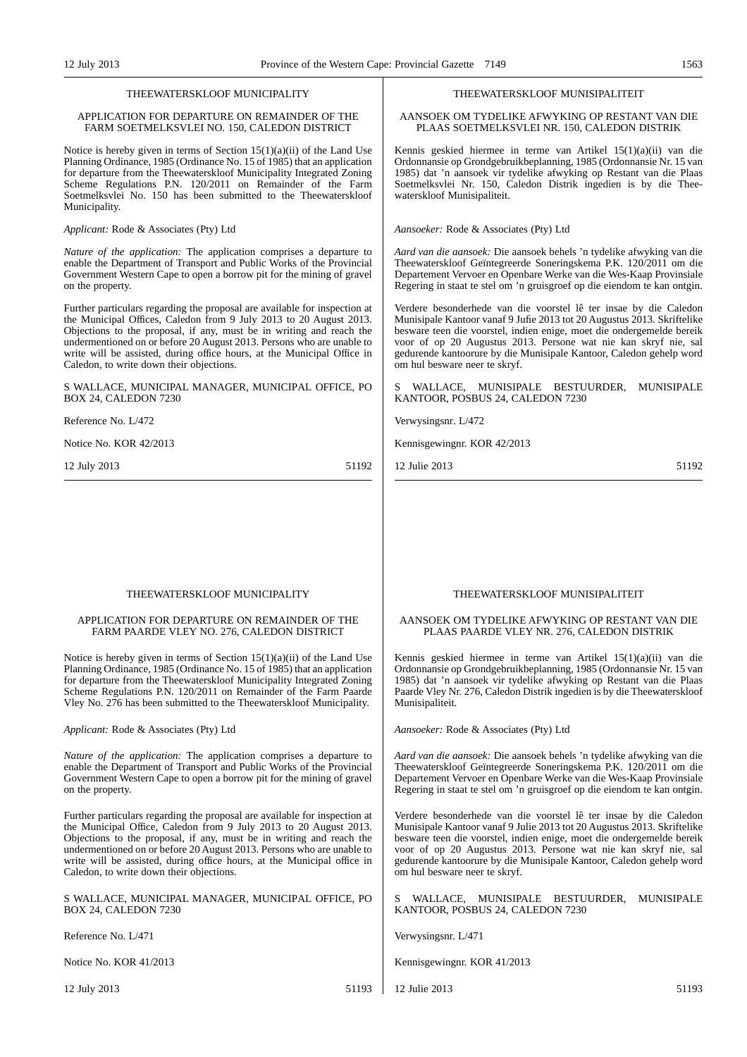## THEEWATERSKLOOF MUNICIPALITY

### APPLICATION FOR DEPARTURE ON REMAINDER OF THE FARM SOETMELKSVLEI NO. 150, CALEDON DISTRICT

Notice is hereby given in terms of Section 15(1)(a)(ii) of the Land Use Planning Ordinance, 1985 (Ordinance No. 15 of 1985) that an application for departure from the Theewaterskloof Municipality Integrated Zoning Scheme Regulations P.N. 120/2011 on Remainder of the Farm Soetmelksvlei No. 150 has been submitted to the Theewaterskloof Municipality.

*Applicant:* Rode & Associates (Pty) Ltd

*Nature of the application:* The application comprises a departure to enable the Department of Transport and Public Works of the Provincial Government Western Cape to open a borrow pit for the mining of gravel on the property.

Further particulars regarding the proposal are available for inspection at the Municipal Offices, Caledon from 9 July 2013 to 20 August 2013. Objections to the proposal, if any, must be in writing and reach the undermentioned on or before 20 August 2013. Persons who are unable to write will be assisted, during office hours, at the Municipal Office in Caledon, to write down their objections.

S WALLACE, MUNICIPAL MANAGER, MUNICIPAL OFFICE, PO BOX 24, CALEDON 7230

Reference No. L/472

Notice No. KOR 42/2013

12 July 2013 51192

## THEEWATERSKLOOF MUNISIPALITEIT

### AANSOEK OM TYDELIKE AFWYKING OP RESTANT VAN DIE PLAAS SOETMELKSVLEI NR. 150, CALEDON DISTRIK

Kennis geskied hiermee in terme van Artikel 15(1)(a)(ii) van die Ordonnansie op Grondgebruikbeplanning, 1985 (Ordonnansie Nr. 15 van 1985) dat 'n aansoek vir tydelike afwyking op Restant van die Plaas Soetmelksvlei Nr. 150, Caledon Distrik ingedien is by die Theewaterskloof Munisipaliteit.

*Aansoeker:* Rode & Associates (Pty) Ltd

*Aard van die aansoek:* Die aansoek behels 'n tydelike afwyking van die Theewaterskloof Geïntegreerde Soneringskema P.K. 120/2011 om die Departement Vervoer en Openbare Werke van die Wes-Kaap Provinsiale Regering in staat te stel om 'n gruisgroef op die eiendom te kan ontgin.

Verdere besonderhede van die voorstel lê ter insae by die Caledon Munisipale Kantoor vanaf 9 Jufie 2013 tot 20 Augustus 2013. Skriftelike besware teen die voorstel, indien enige, moet die ondergemelde bereik voor of op 20 Augustus 2013. Persone wat nie kan skryf nie, sal gedurende kantoorure by die Munisipale Kantoor, Caledon gehelp word om hul besware neer te skryf.

S WALLACE, MUNISIPALE BESTUURDER, MUNISIPALE KANTOOR, POSBUS 24, CALEDON 7230

Verwysingsnr. L/472

Kennisgewingnr. KOR 42/2013

12 Julie 2013 51192

## THEEWATERSKLOOF MUNICIPALITY

### APPLICATION FOR DEPARTURE ON REMAINDER OF THE FARM PAARDE VLEY NO. 276, CALEDON DISTRICT

Notice is hereby given in terms of Section 15(1)(a)(ii) of the Land Use Planning Ordinance, 1985 (Ordinance No. 15 of 1985) that an application for departure from the Theewaterskloof Municipality Integrated Zoning Scheme Regulations P.N. 120/2011 on Remainder of the Farm Paarde Vley No. 276 has been submitted to the Theewaterskloof Municipality.

*Applicant:* Rode & Associates (Pty) Ltd

*Nature of the application:* The application comprises a departure to enable the Department of Transport and Public Works of the Provincial Government Western Cape to open a borrow pit for the mining of gravel on the property.

Further particulars regarding the proposal are available for inspection at the Municipal Office, Caledon from 9 July 2013 to 20 August 2013. Objections to the proposal, if any, must be in writing and reach the undermentioned on or before 20 August 2013. Persons who are unable to write will be assisted, during office hours, at the Municipal office in Caledon, to write down their objections.

S WALLACE, MUNICIPAL MANAGER, MUNICIPAL OFFICE, PO BOX 24, CALEDON 7230

Reference No. L/471

Notice No. KOR 41/2013

12 July 2013 51193

## THEEWATERSKLOOF MUNISIPALITEIT

### AANSOEK OM TYDELIKE AFWYKING OP RESTANT VAN DIE PLAAS PAARDE VLEY NR. 276, CALEDON DISTRIK

Kennis geskied hiermee in terme van Artikel 15(1)(a)(ii) van die Ordonnansie op Grondgebruikbeplanning, 1985 (Ordonnansie Nr. 15 van 1985) dat 'n aansoek vir tydelike afwyking op Restant van die Plaas Paarde Vley Nr. 276, Caledon Distrik ingedien is by die Theewaterskloof Munisipaliteit.

*Aansoeker:* Rode & Associates (Pty) Ltd

*Aard van die aansoek:* Die aansoek behels 'n tydelike afwyking van die Theewaterskloof Geïntegreerde Soneringskema P.K. 120/2011 om die Departement Vervoer en Openbare Werke van die Wes-Kaap Provinsiale Regering in staat te stel om 'n gruisgroef op die eiendom te kan ontgin.

Verdere besonderhede van die voorstel lê ter insae by die Caledon Munisipale Kantoor vanaf 9 Julie 2013 tot 20 Augustus 2013. Skriftelike besware teen die voorstel, indien enige, moet die ondergemelde bereik voor of op 20 Augustus 2013. Persone wat nie kan skryf nie, sal gedurende kantoorure by die Munisipale Kantoor, Caledon gehelp word om hul besware neer te skryf.

S WALLACE, MUNISIPALE BESTUURDER, MUNISIPALE KANTOOR, POSBUS 24, CALEDON 7230

Verwysingsnr. L/471

Kennisgewingnr. KOR 41/2013

12 Julie 2013 51193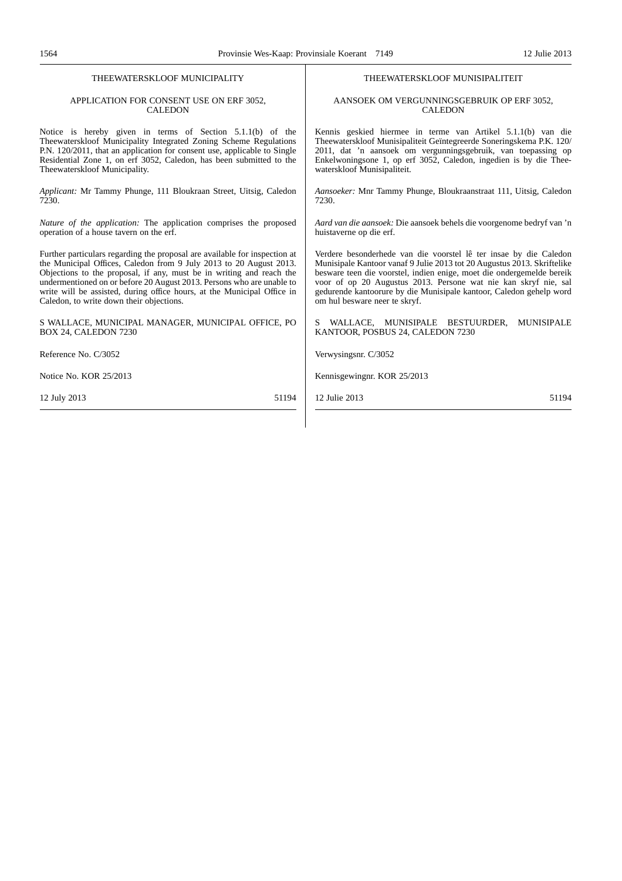THEEWATERSKLOOF MUNICIPALITY

APPLICATION FOR CONSENT USE ON ERF 3052, CALEDON

Notice is hereby given in terms of Section 5.1.1(b) of the Theewaterskloof Municipality Integrated Zoning Scheme Regulations P.N. 120/2011, that an application for consent use, applicable to Single Residential Zone 1, on erf 3052, Caledon, has been submitted to the Theewaterskloof Municipality.

*Applicant:* Mr Tammy Phunge, 111 Bloukraan Street, Uitsig, Caledon 7230.

*Nature of the application:* The application comprises the proposed operation of a house tavern on the erf.

Further particulars regarding the proposal are available for inspection at the Municipal Offices, Caledon from 9 July 2013 to 20 August 2013. Objections to the proposal, if any, must be in writing and reach the undermentioned on or before 20 August 2013. Persons who are unable to write will be assisted, during office hours, at the Municipal Office in Caledon, to write down their objections.

S WALLACE, MUNICIPAL MANAGER, MUNICIPAL OFFICE, PO BOX 24, CALEDON 7230

Reference No. C/3052

Notice No. KOR 25/2013

12 July 2013 51194

THEEWATERSKLOOF MUNISIPALITEIT

AANSOEK OM VERGUNNINGSGEBRUIK OP ERF 3052, CALEDON

Kennis geskied hiermee in terme van Artikel 5.1.1(b) van die Theewaterskloof Munisipaliteit Geïntegreerde Soneringskema P.K. 120/2011, dat 'n aansoek om vergunningsgebruik, van toepassing op Enkelwoningsone 1, op erf 3052, Caledon, ingedien is by die Theewaterskloof Munisipaliteit.

*Aansoeker:* Mnr Tammy Phunge, Bloukraanstraat 111, Uitsig, Caledon 7230.

*Aard van die aansoek:* Die aansoek behels die voorgenome bedryf van 'n huistaverne op die erf.

Verdere besonderhede van die voorstel lê ter insae by die Caledon Munisipale Kantoor vanaf 9 Julie 2013 tot 20 Augustus 2013. Skriftelike besware teen die voorstel, indien enige, moet die ondergemelde bereik voor of op 20 Augustus 2013. Persone wat nie kan skryf nie, sal gedurende kantoorure by die Munisipale kantoor, Caledon gehelp word om hul besware neer te skryf.

S WALLACE, MUNISIPALE BESTUURDER, MUNISIPALE KANTOOR, POSBUS 24, CALEDON 7230

Verwysingsnr. C/3052

Kennisgewingnr. KOR 25/2013

12 Julie 2013 51194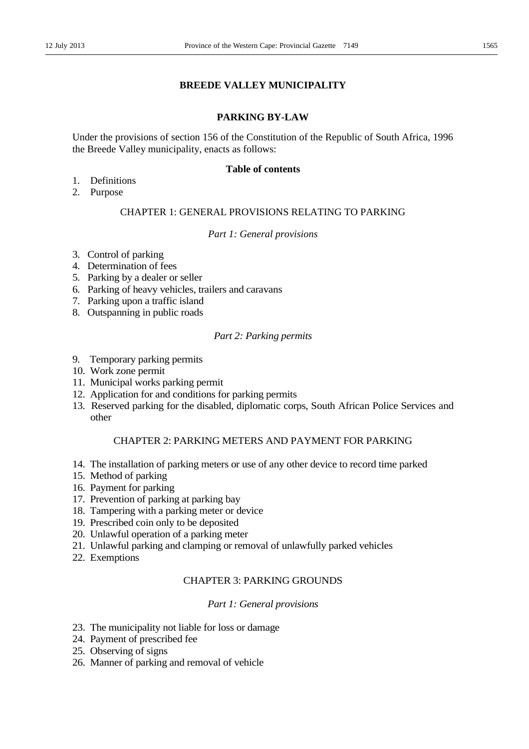# BREEDE VALLEY MUNICIPALITY

## PARKING BY-LAW

Under the provisions of section 156 of the Constitution of the Republic of South Africa, 1996 the Breede Valley municipality, enacts as follows:

### Table of contents

1. Definitions
2. Purpose

CHAPTER 1: GENERAL PROVISIONS RELATING TO PARKING

*Part 1: General provisions*

3. Control of parking
4. Determination of fees
5. Parking by a dealer or seller
6. Parking of heavy vehicles, trailers and caravans
7. Parking upon a traffic island
8. Outspanning in public roads

*Part 2: Parking permits*

9. Temporary parking permits
10. Work zone permit
11. Municipal works parking permit
12. Application for and conditions for parking permits
13. Reserved parking for the disabled, diplomatic corps, South African Police Services and other

CHAPTER 2: PARKING METERS AND PAYMENT FOR PARKING

14. The installation of parking meters or use of any other device to record time parked
15. Method of parking
16. Payment for parking
17. Prevention of parking at parking bay
18. Tampering with a parking meter or device
19. Prescribed coin only to be deposited
20. Unlawful operation of a parking meter
21. Unlawful parking and clamping or removal of unlawfully parked vehicles
22. Exemptions

CHAPTER 3: PARKING GROUNDS

*Part 1: General provisions*

23. The municipality not liable for loss or damage
24. Payment of prescribed fee
25. Observing of signs
26. Manner of parking and removal of vehicle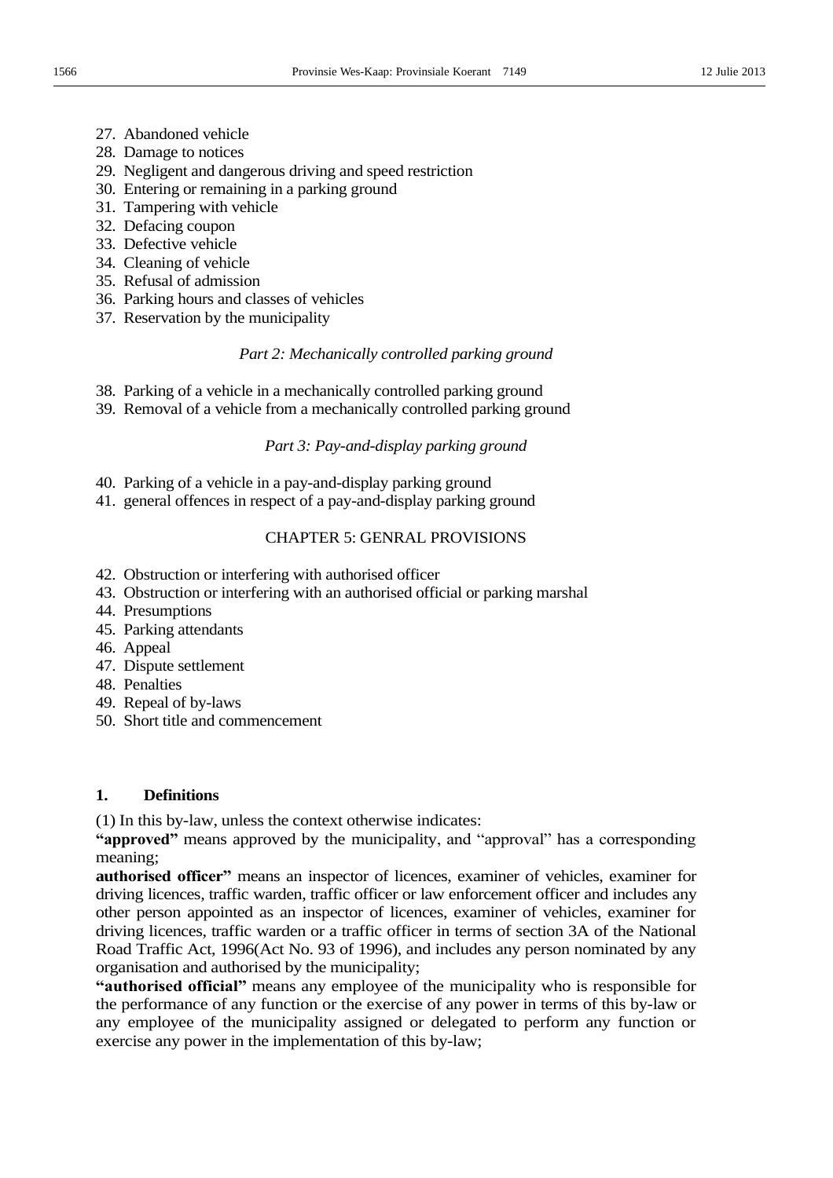27. Abandoned vehicle
28. Damage to notices
29. Negligent and dangerous driving and speed restriction
30. Entering or remaining in a parking ground
31. Tampering with vehicle
32. Defacing coupon
33. Defective vehicle
34. Cleaning of vehicle
35. Refusal of admission
36. Parking hours and classes of vehicles
37. Reservation by the municipality

*Part 2: Mechanically controlled parking ground*

38. Parking of a vehicle in a mechanically controlled parking ground
39. Removal of a vehicle from a mechanically controlled parking ground

*Part 3: Pay-and-display parking ground*

40. Parking of a vehicle in a pay-and-display parking ground
41. general offences in respect of a pay-and-display parking ground

CHAPTER 5: GENRAL PROVISIONS

42. Obstruction or interfering with authorised officer
43. Obstruction or interfering with an authorised official or parking marshal
44. Presumptions
45. Parking attendants
46. Appeal
47. Dispute settlement
48. Penalties
49. Repeal of by-laws
50. Short title and commencement

**1. Definitions**

(1) In this by-law, unless the context otherwise indicates:

**"approved"** means approved by the municipality, and "approval" has a corresponding meaning;

**authorised officer"** means an inspector of licences, examiner of vehicles, examiner for driving licences, traffic warden, traffic officer or law enforcement officer and includes any other person appointed as an inspector of licences, examiner of vehicles, examiner for driving licences, traffic warden or a traffic officer in terms of section 3A of the National Road Traffic Act, 1996(Act No. 93 of 1996), and includes any person nominated by any organisation and authorised by the municipality;

**"authorised official"** means any employee of the municipality who is responsible for the performance of any function or the exercise of any power in terms of this by-law or any employee of the municipality assigned or delegated to perform any function or exercise any power in the implementation of this by-law;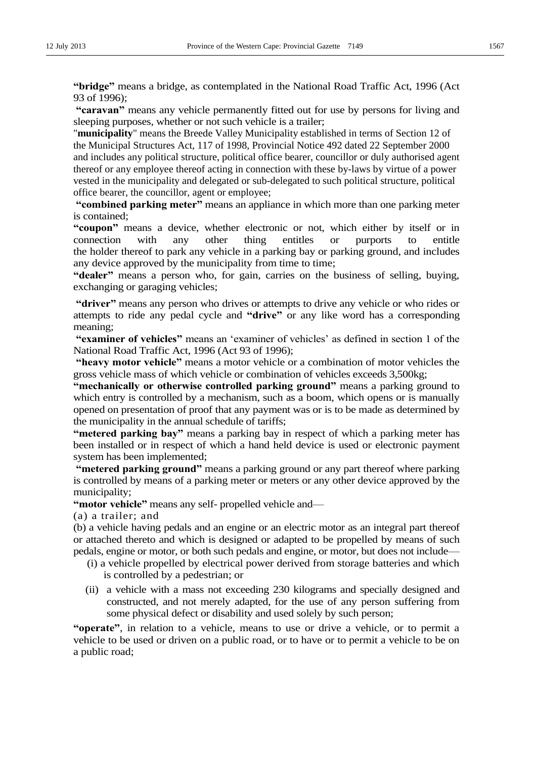**"bridge"** means a bridge, as contemplated in the National Road Traffic Act, 1996 (Act 93 of 1996);

**"caravan"** means any vehicle permanently fitted out for use by persons for living and sleeping purposes, whether or not such vehicle is a trailer;

"**municipality**" means the Breede Valley Municipality established in terms of Section 12 of the Municipal Structures Act, 117 of 1998, Provincial Notice 492 dated 22 September 2000 and includes any political structure, political office bearer, councillor or duly authorised agent thereof or any employee thereof acting in connection with these by-laws by virtue of a power vested in the municipality and delegated or sub-delegated to such political structure, political office bearer, the councillor, agent or employee;

**"combined parking meter"** means an appliance in which more than one parking meter is contained;

**"coupon"** means a device, whether electronic or not, which either by itself or in connection with any other thing entitles or purports to entitle the holder thereof to park any vehicle in a parking bay or parking ground, and includes any device approved by the municipality from time to time;

**"dealer"** means a person who, for gain, carries on the business of selling, buying, exchanging or garaging vehicles;

**"driver"** means any person who drives or attempts to drive any vehicle or who rides or attempts to ride any pedal cycle and **"drive"** or any like word has a corresponding meaning;

**"examiner of vehicles"** means an 'examiner of vehicles' as defined in section 1 of the National Road Traffic Act, 1996 (Act 93 of 1996);

**"heavy motor vehicle"** means a motor vehicle or a combination of motor vehicles the gross vehicle mass of which vehicle or combination of vehicles exceeds 3,500kg;

**"mechanically or otherwise controlled parking ground"** means a parking ground to which entry is controlled by a mechanism, such as a boom, which opens or is manually opened on presentation of proof that any payment was or is to be made as determined by the municipality in the annual schedule of tariffs;

**"metered parking bay"** means a parking bay in respect of which a parking meter has been installed or in respect of which a hand held device is used or electronic payment system has been implemented;

**"metered parking ground"** means a parking ground or any part thereof where parking is controlled by means of a parking meter or meters or any other device approved by the municipality;

**"motor vehicle"** means any self- propelled vehicle and—

(a) a trailer; and

(b) a vehicle having pedals and an engine or an electric motor as an integral part thereof or attached thereto and which is designed or adapted to be propelled by means of such pedals, engine or motor, or both such pedals and engine, or motor, but does not include—

(i) a vehicle propelled by electrical power derived from storage batteries and which is controlled by a pedestrian; or

(ii) a vehicle with a mass not exceeding 230 kilograms and specially designed and constructed, and not merely adapted, for the use of any person suffering from some physical defect or disability and used solely by such person;

**"operate"**, in relation to a vehicle, means to use or drive a vehicle, or to permit a vehicle to be used or driven on a public road, or to have or to permit a vehicle to be on a public road;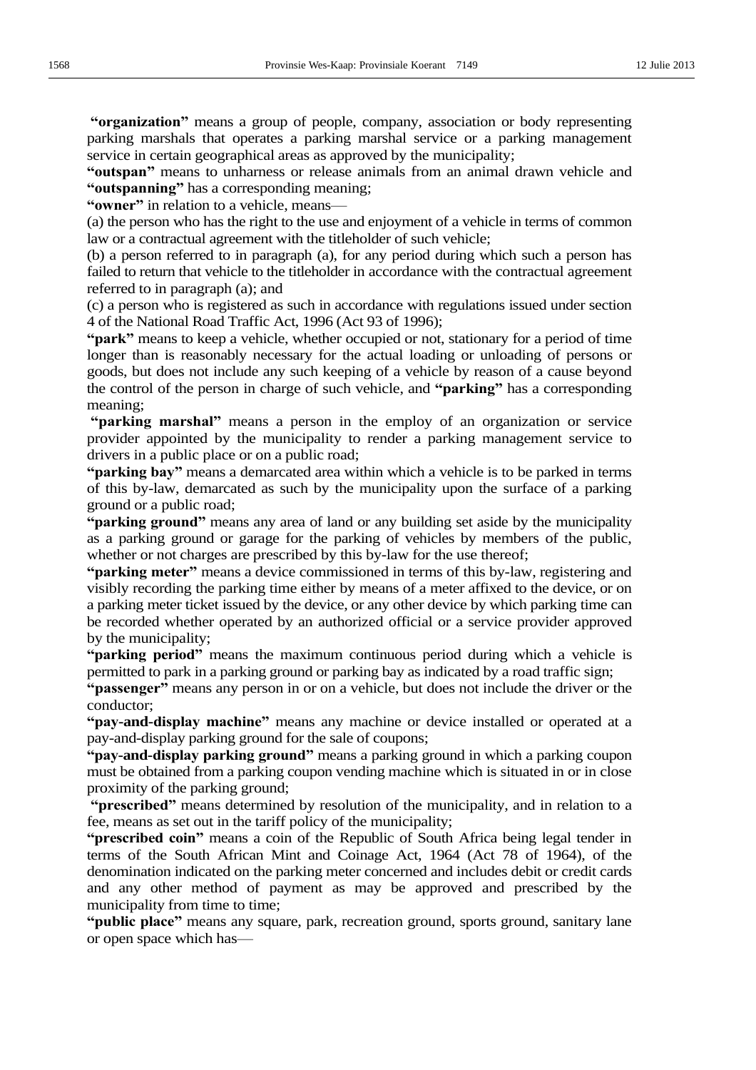**"organization"** means a group of people, company, association or body representing parking marshals that operates a parking marshal service or a parking management service in certain geographical areas as approved by the municipality;

**"outspan"** means to unharness or release animals from an animal drawn vehicle and **"outspanning"** has a corresponding meaning;

**"owner"** in relation to a vehicle, means—

(a) the person who has the right to the use and enjoyment of a vehicle in terms of common law or a contractual agreement with the titleholder of such vehicle;

(b) a person referred to in paragraph (a), for any period during which such a person has failed to return that vehicle to the titleholder in accordance with the contractual agreement referred to in paragraph (a); and

(c) a person who is registered as such in accordance with regulations issued under section 4 of the National Road Traffic Act, 1996 (Act 93 of 1996);

**"park"** means to keep a vehicle, whether occupied or not, stationary for a period of time longer than is reasonably necessary for the actual loading or unloading of persons or goods, but does not include any such keeping of a vehicle by reason of a cause beyond the control of the person in charge of such vehicle, and **"parking"** has a corresponding meaning;

**"parking marshal"** means a person in the employ of an organization or service provider appointed by the municipality to render a parking management service to drivers in a public place or on a public road;

**"parking bay"** means a demarcated area within which a vehicle is to be parked in terms of this by-law, demarcated as such by the municipality upon the surface of a parking ground or a public road;

**"parking ground"** means any area of land or any building set aside by the municipality as a parking ground or garage for the parking of vehicles by members of the public, whether or not charges are prescribed by this by-law for the use thereof;

**"parking meter"** means a device commissioned in terms of this by-law, registering and visibly recording the parking time either by means of a meter affixed to the device, or on a parking meter ticket issued by the device, or any other device by which parking time can be recorded whether operated by an authorized official or a service provider approved by the municipality;

**"parking period"** means the maximum continuous period during which a vehicle is permitted to park in a parking ground or parking bay as indicated by a road traffic sign;

**"passenger"** means any person in or on a vehicle, but does not include the driver or the conductor;

**"pay-and-display machine"** means any machine or device installed or operated at a pay-and-display parking ground for the sale of coupons;

**"pay-and-display parking ground"** means a parking ground in which a parking coupon must be obtained from a parking coupon vending machine which is situated in or in close proximity of the parking ground;

**"prescribed"** means determined by resolution of the municipality, and in relation to a fee, means as set out in the tariff policy of the municipality;

**"prescribed coin"** means a coin of the Republic of South Africa being legal tender in terms of the South African Mint and Coinage Act, 1964 (Act 78 of 1964), of the denomination indicated on the parking meter concerned and includes debit or credit cards and any other method of payment as may be approved and prescribed by the municipality from time to time;

**"public place"** means any square, park, recreation ground, sports ground, sanitary lane or open space which has—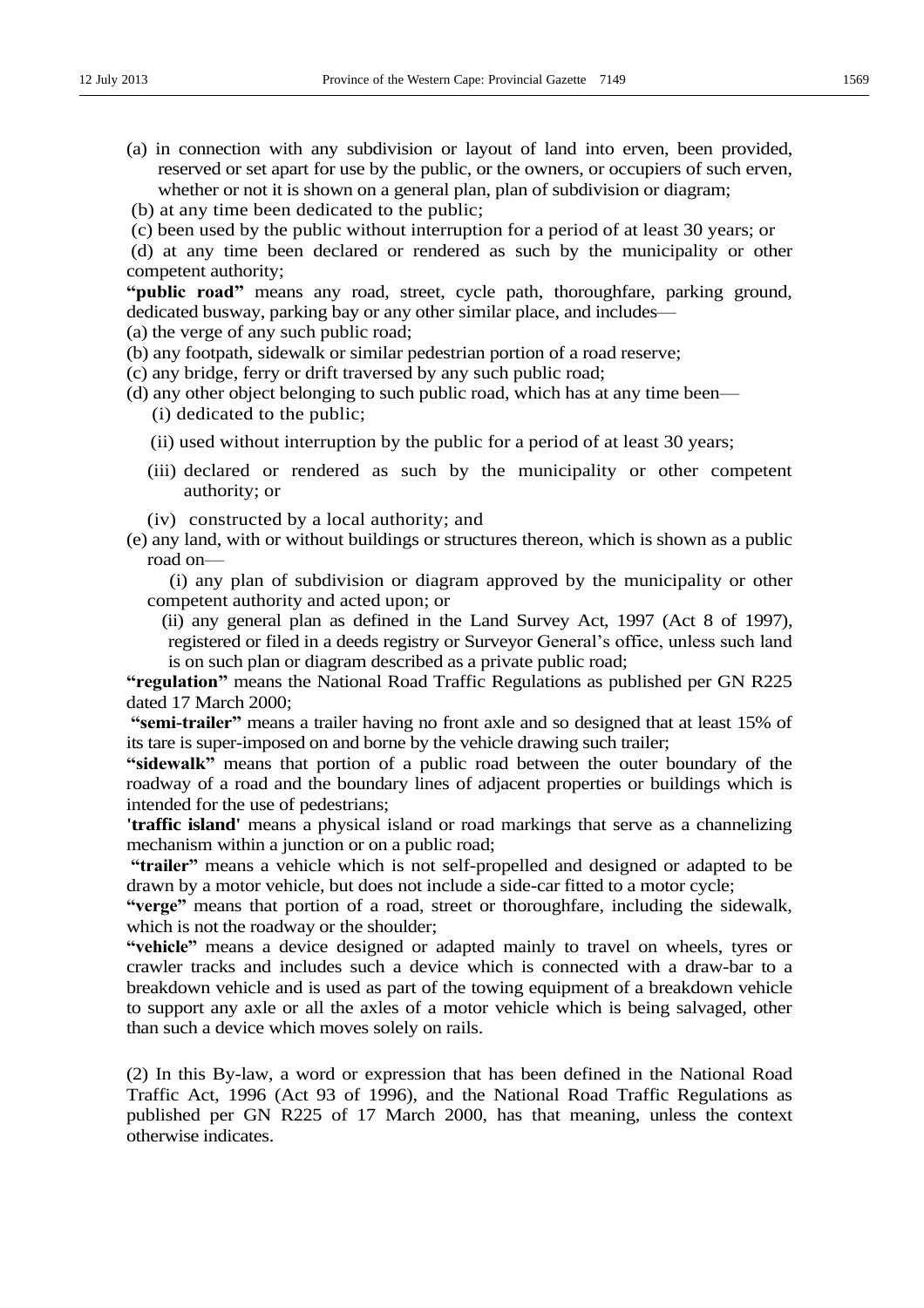(a) in connection with any subdivision or layout of land into erven, been provided, reserved or set apart for use by the public, or the owners, or occupiers of such erven, whether or not it is shown on a general plan, plan of subdivision or diagram;

(b) at any time been dedicated to the public;

(c) been used by the public without interruption for a period of at least 30 years; or

(d) at any time been declared or rendered as such by the municipality or other competent authority;

**"public road"** means any road, street, cycle path, thoroughfare, parking ground, dedicated busway, parking bay or any other similar place, and includes—

(a) the verge of any such public road;

(b) any footpath, sidewalk or similar pedestrian portion of a road reserve;

(c) any bridge, ferry or drift traversed by any such public road;

(d) any other object belonging to such public road, which has at any time been—

(i) dedicated to the public;

(ii) used without interruption by the public for a period of at least 30 years;

(iii) declared or rendered as such by the municipality or other competent authority; or

(iv) constructed by a local authority; and

(e) any land, with or without buildings or structures thereon, which is shown as a public road on—

(i) any plan of subdivision or diagram approved by the municipality or other competent authority and acted upon; or

(ii) any general plan as defined in the Land Survey Act, 1997 (Act 8 of 1997), registered or filed in a deeds registry or Surveyor General's office, unless such land is on such plan or diagram described as a private public road;

**"regulation"** means the National Road Traffic Regulations as published per GN R225 dated 17 March 2000;

**"semi-trailer"** means a trailer having no front axle and so designed that at least 15% of its tare is super-imposed on and borne by the vehicle drawing such trailer;

**"sidewalk"** means that portion of a public road between the outer boundary of the roadway of a road and the boundary lines of adjacent properties or buildings which is intended for the use of pedestrians;

**'traffic island'** means a physical island or road markings that serve as a channelizing mechanism within a junction or on a public road;

**"trailer"** means a vehicle which is not self-propelled and designed or adapted to be drawn by a motor vehicle, but does not include a side-car fitted to a motor cycle;

**"verge"** means that portion of a road, street or thoroughfare, including the sidewalk, which is not the roadway or the shoulder;

**"vehicle"** means a device designed or adapted mainly to travel on wheels, tyres or crawler tracks and includes such a device which is connected with a draw-bar to a breakdown vehicle and is used as part of the towing equipment of a breakdown vehicle to support any axle or all the axles of a motor vehicle which is being salvaged, other than such a device which moves solely on rails.

(2) In this By-law, a word or expression that has been defined in the National Road Traffic Act, 1996 (Act 93 of 1996), and the National Road Traffic Regulations as published per GN R225 of 17 March 2000, has that meaning, unless the context otherwise indicates.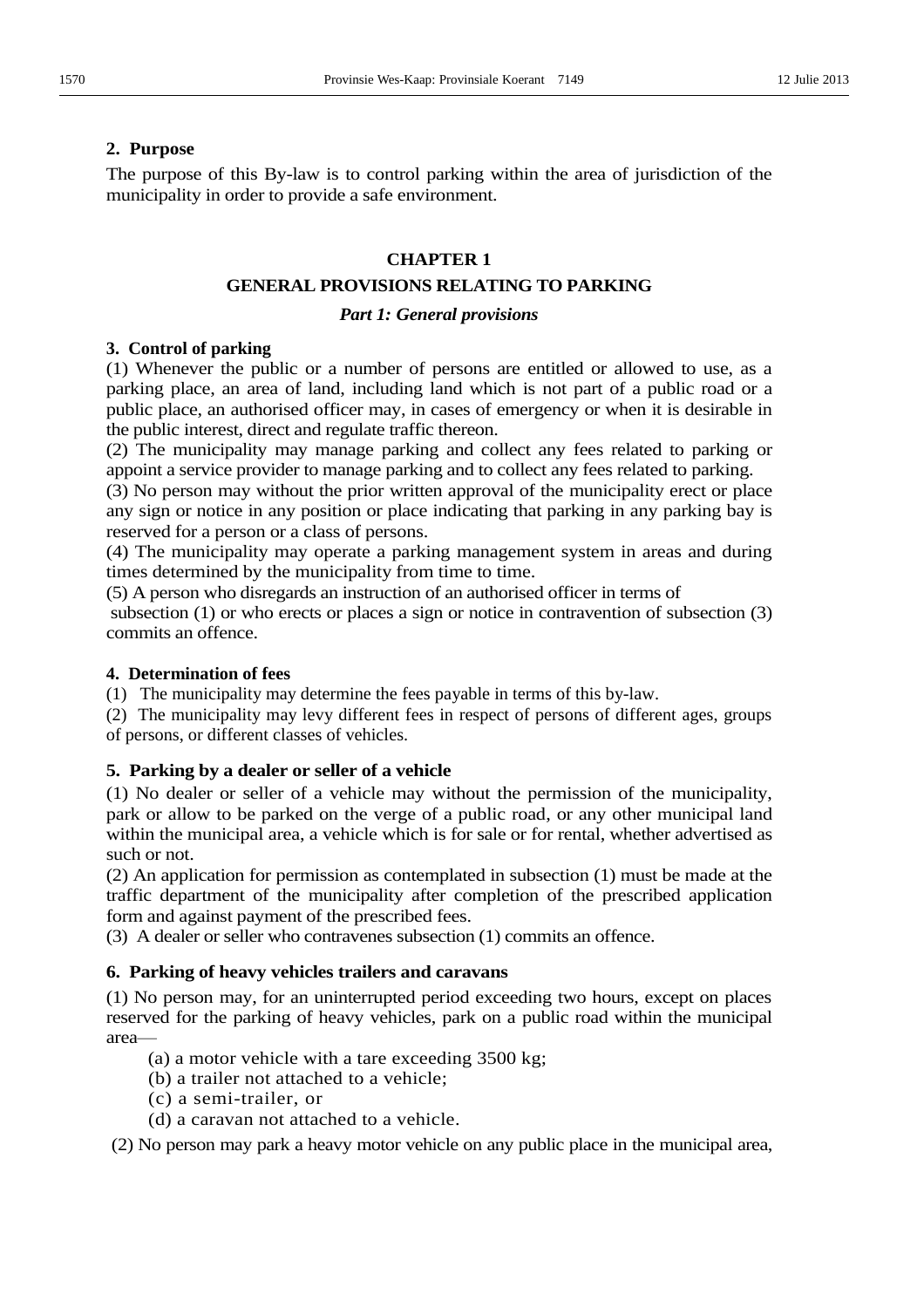## 2. Purpose

The purpose of this By-law is to control parking within the area of jurisdiction of the municipality in order to provide a safe environment.

# CHAPTER 1

# GENERAL PROVISIONS RELATING TO PARKING

### *Part 1: General provisions*

**3. Control of parking**

(1) Whenever the public or a number of persons are entitled or allowed to use, as a parking place, an area of land, including land which is not part of a public road or a public place, an authorised officer may, in cases of emergency or when it is desirable in the public interest, direct and regulate traffic thereon.

(2) The municipality may manage parking and collect any fees related to parking or appoint a service provider to manage parking and to collect any fees related to parking.

(3) No person may without the prior written approval of the municipality erect or place any sign or notice in any position or place indicating that parking in any parking bay is reserved for a person or a class of persons.

(4) The municipality may operate a parking management system in areas and during times determined by the municipality from time to time.

(5) A person who disregards an instruction of an authorised officer in terms of subsection (1) or who erects or places a sign or notice in contravention of subsection (3) commits an offence.

**4. Determination of fees**

(1) The municipality may determine the fees payable in terms of this by-law.

(2) The municipality may levy different fees in respect of persons of different ages, groups of persons, or different classes of vehicles.

**5. Parking by a dealer or seller of a vehicle**

(1) No dealer or seller of a vehicle may without the permission of the municipality, park or allow to be parked on the verge of a public road, or any other municipal land within the municipal area, a vehicle which is for sale or for rental, whether advertised as such or not.

(2) An application for permission as contemplated in subsection (1) must be made at the traffic department of the municipality after completion of the prescribed application form and against payment of the prescribed fees.

(3) A dealer or seller who contravenes subsection (1) commits an offence.

**6. Parking of heavy vehicles trailers and caravans**

(1) No person may, for an uninterrupted period exceeding two hours, except on places reserved for the parking of heavy vehicles, park on a public road within the municipal area—

(a) a motor vehicle with a tare exceeding 3500 kg;
(b) a trailer not attached to a vehicle;
(c) a semi-trailer, or
(d) a caravan not attached to a vehicle.

(2) No person may park a heavy motor vehicle on any public place in the municipal area,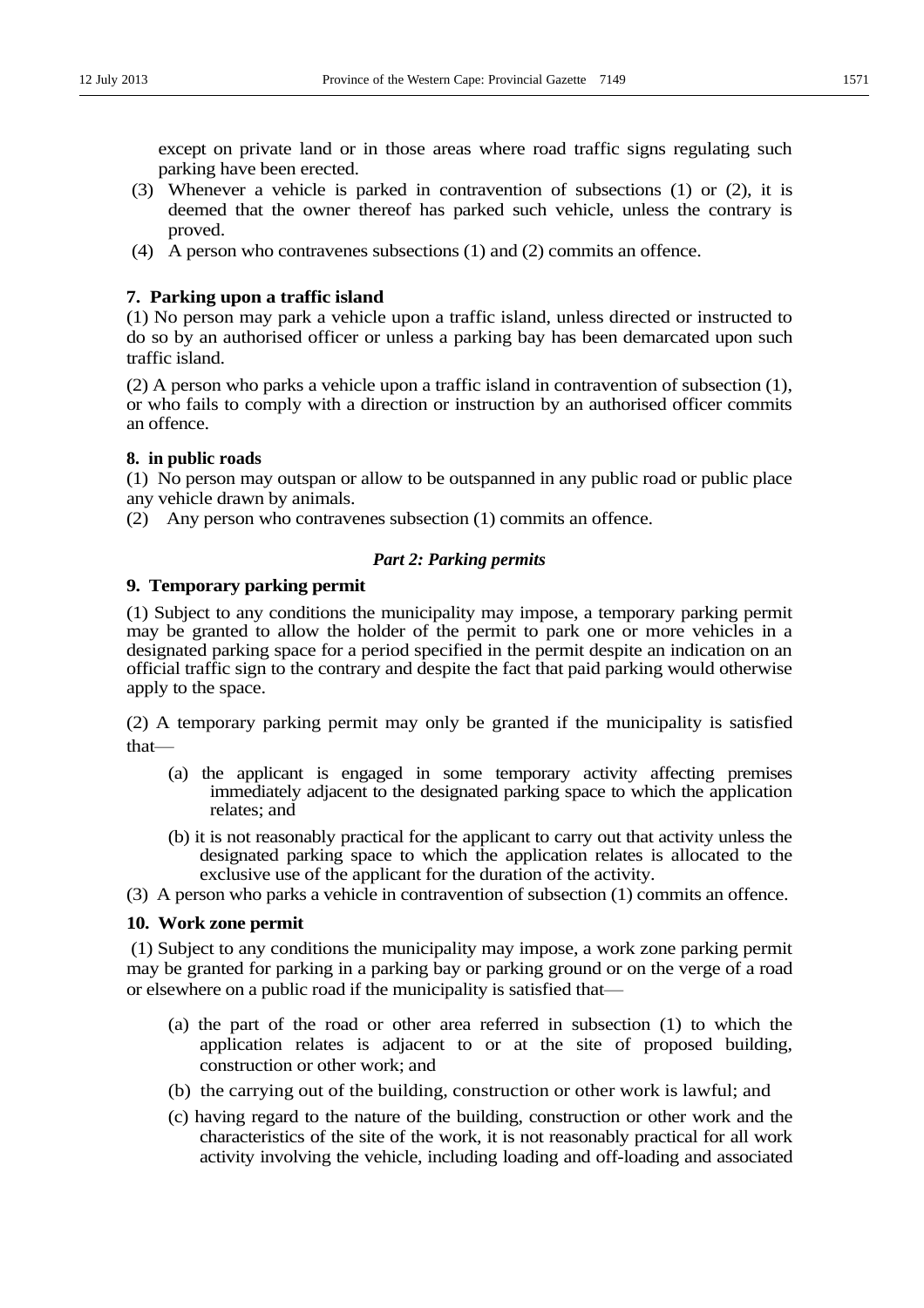except on private land or in those areas where road traffic signs regulating such parking have been erected.

(3) Whenever a vehicle is parked in contravention of subsections (1) or (2), it is deemed that the owner thereof has parked such vehicle, unless the contrary is proved.

(4) A person who contravenes subsections (1) and (2) commits an offence.

**7. Parking upon a traffic island**

(1) No person may park a vehicle upon a traffic island, unless directed or instructed to do so by an authorised officer or unless a parking bay has been demarcated upon such traffic island.

(2) A person who parks a vehicle upon a traffic island in contravention of subsection (1), or who fails to comply with a direction or instruction by an authorised officer commits an offence.

**8. in public roads**

(1) No person may outspan or allow to be outspanned in any public road or public place any vehicle drawn by animals.

(2) Any person who contravenes subsection (1) commits an offence.

***Part 2: Parking permits***

**9. Temporary parking permit**

(1) Subject to any conditions the municipality may impose, a temporary parking permit may be granted to allow the holder of the permit to park one or more vehicles in a designated parking space for a period specified in the permit despite an indication on an official traffic sign to the contrary and despite the fact that paid parking would otherwise apply to the space.

(2) A temporary parking permit may only be granted if the municipality is satisfied that—

(a) the applicant is engaged in some temporary activity affecting premises immediately adjacent to the designated parking space to which the application relates; and

(b) it is not reasonably practical for the applicant to carry out that activity unless the designated parking space to which the application relates is allocated to the exclusive use of the applicant for the duration of the activity.

(3) A person who parks a vehicle in contravention of subsection (1) commits an offence.

**10. Work zone permit**

(1) Subject to any conditions the municipality may impose, a work zone parking permit may be granted for parking in a parking bay or parking ground or on the verge of a road or elsewhere on a public road if the municipality is satisfied that—

(a) the part of the road or other area referred in subsection (1) to which the application relates is adjacent to or at the site of proposed building, construction or other work; and

(b) the carrying out of the building, construction or other work is lawful; and

(c) having regard to the nature of the building, construction or other work and the characteristics of the site of the work, it is not reasonably practical for all work activity involving the vehicle, including loading and off-loading and associated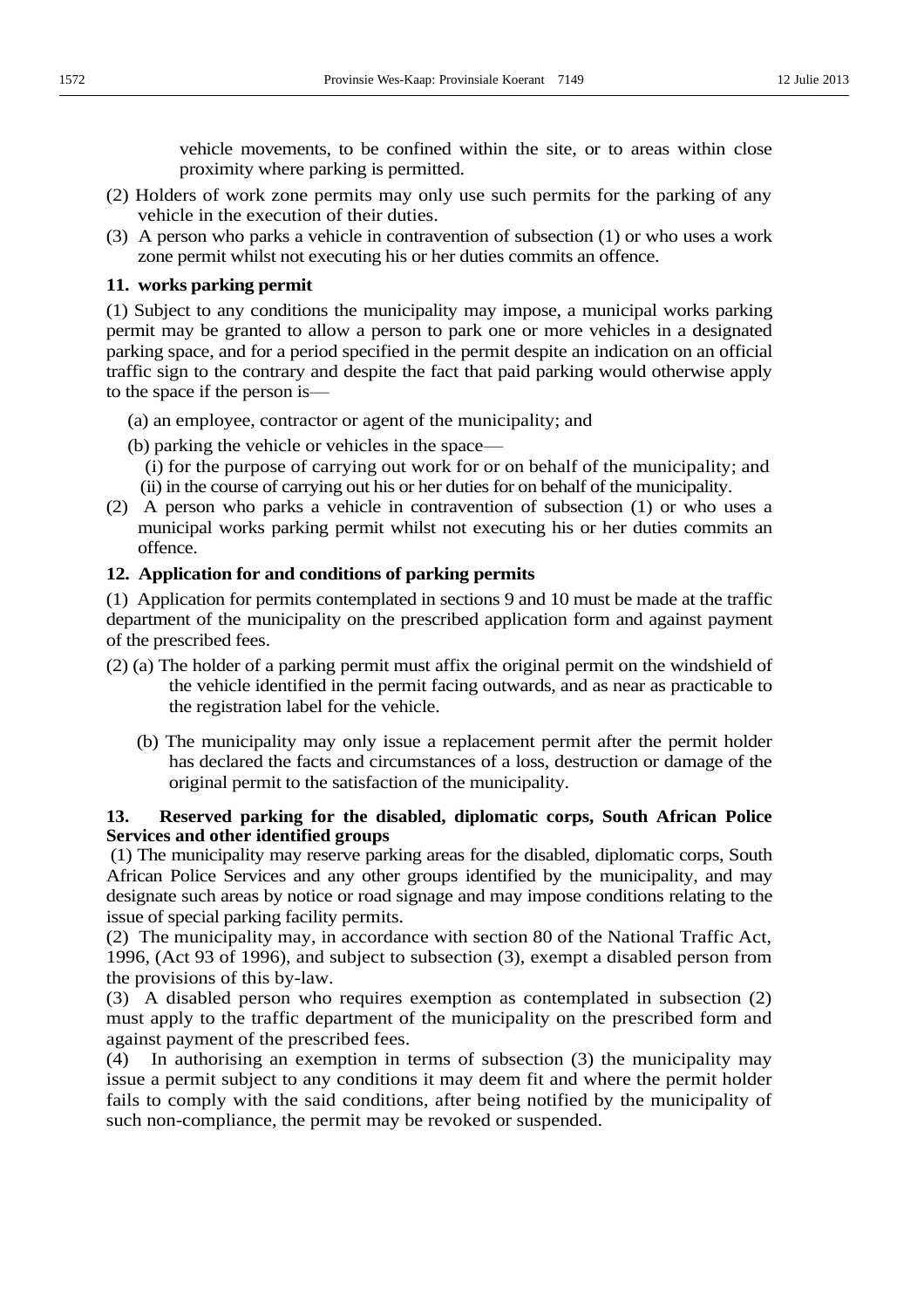vehicle movements, to be confined within the site, or to areas within close proximity where parking is permitted.

(2) Holders of work zone permits may only use such permits for the parking of any vehicle in the execution of their duties.

(3) A person who parks a vehicle in contravention of subsection (1) or who uses a work zone permit whilst not executing his or her duties commits an offence.

**11. works parking permit**

(1) Subject to any conditions the municipality may impose, a municipal works parking permit may be granted to allow a person to park one or more vehicles in a designated parking space, and for a period specified in the permit despite an indication on an official traffic sign to the contrary and despite the fact that paid parking would otherwise apply to the space if the person is—

(a) an employee, contractor or agent of the municipality; and

(b) parking the vehicle or vehicles in the space—

(i) for the purpose of carrying out work for or on behalf of the municipality; and

(ii) in the course of carrying out his or her duties for on behalf of the municipality.

(2) A person who parks a vehicle in contravention of subsection (1) or who uses a municipal works parking permit whilst not executing his or her duties commits an offence.

**12. Application for and conditions of parking permits**

(1) Application for permits contemplated in sections 9 and 10 must be made at the traffic department of the municipality on the prescribed application form and against payment of the prescribed fees.

(2) (a) The holder of a parking permit must affix the original permit on the windshield of the vehicle identified in the permit facing outwards, and as near as practicable to the registration label for the vehicle.

(b) The municipality may only issue a replacement permit after the permit holder has declared the facts and circumstances of a loss, destruction or damage of the original permit to the satisfaction of the municipality.

**13. Reserved parking for the disabled, diplomatic corps, South African Police Services and other identified groups**

(1) The municipality may reserve parking areas for the disabled, diplomatic corps, South African Police Services and any other groups identified by the municipality, and may designate such areas by notice or road signage and may impose conditions relating to the issue of special parking facility permits.

(2) The municipality may, in accordance with section 80 of the National Traffic Act, 1996, (Act 93 of 1996), and subject to subsection (3), exempt a disabled person from the provisions of this by-law.

(3) A disabled person who requires exemption as contemplated in subsection (2) must apply to the traffic department of the municipality on the prescribed form and against payment of the prescribed fees.

(4) In authorising an exemption in terms of subsection (3) the municipality may issue a permit subject to any conditions it may deem fit and where the permit holder fails to comply with the said conditions, after being notified by the municipality of such non-compliance, the permit may be revoked or suspended.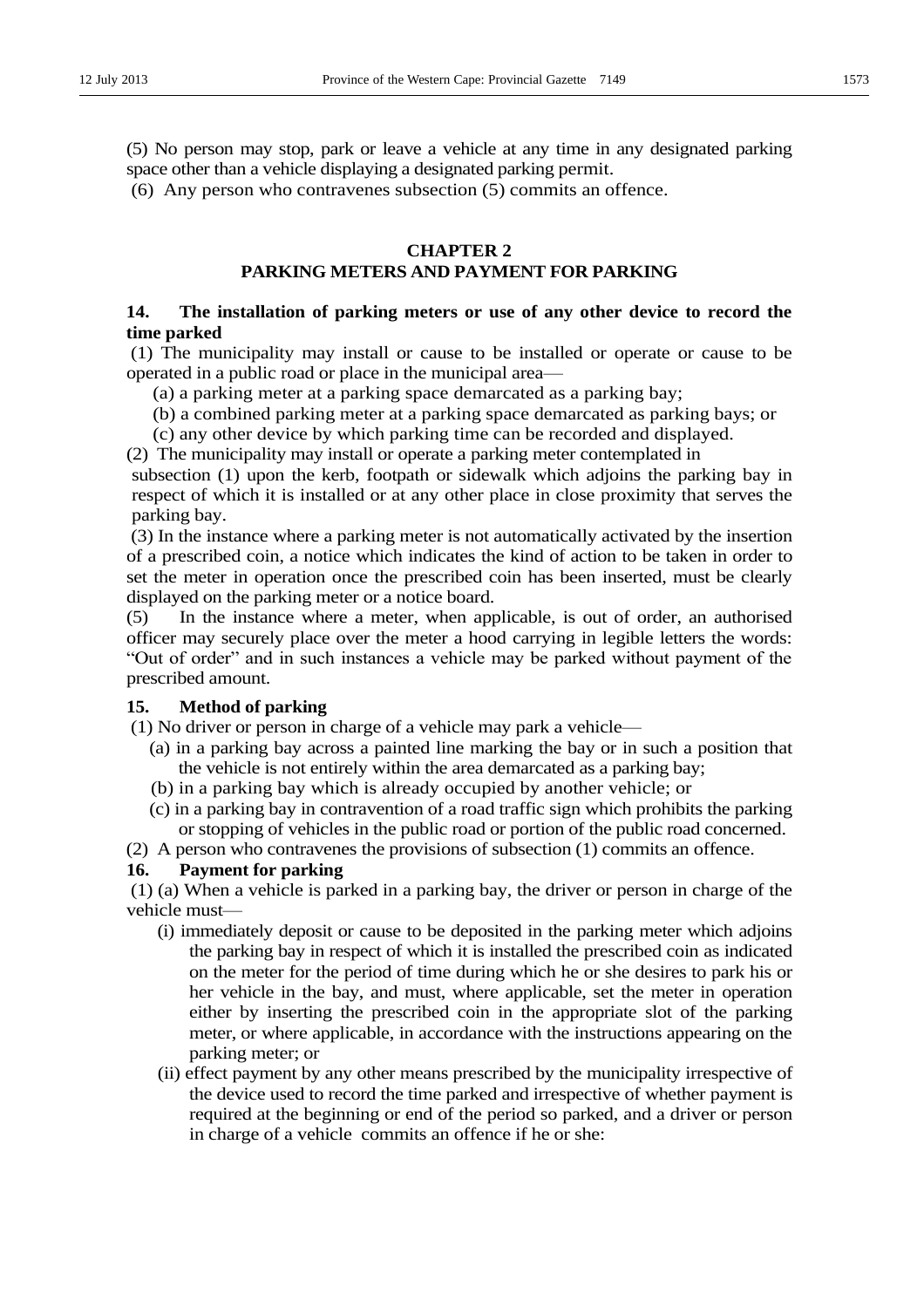(5) No person may stop, park or leave a vehicle at any time in any designated parking space other than a vehicle displaying a designated parking permit.

(6) Any person who contravenes subsection (5) commits an offence.

## CHAPTER 2
## PARKING METERS AND PAYMENT FOR PARKING

### 14. The installation of parking meters or use of any other device to record the time parked

(1) The municipality may install or cause to be installed or operate or cause to be operated in a public road or place in the municipal area—

(a) a parking meter at a parking space demarcated as a parking bay;

(b) a combined parking meter at a parking space demarcated as parking bays; or

(c) any other device by which parking time can be recorded and displayed.

(2) The municipality may install or operate a parking meter contemplated in subsection (1) upon the kerb, footpath or sidewalk which adjoins the parking bay in respect of which it is installed or at any other place in close proximity that serves the parking bay.

(3) In the instance where a parking meter is not automatically activated by the insertion of a prescribed coin, a notice which indicates the kind of action to be taken in order to set the meter in operation once the prescribed coin has been inserted, must be clearly displayed on the parking meter or a notice board.

(5) In the instance where a meter, when applicable, is out of order, an authorised officer may securely place over the meter a hood carrying in legible letters the words: "Out of order" and in such instances a vehicle may be parked without payment of the prescribed amount.

### 15. Method of parking

(1) No driver or person in charge of a vehicle may park a vehicle—

(a) in a parking bay across a painted line marking the bay or in such a position that the vehicle is not entirely within the area demarcated as a parking bay;

(b) in a parking bay which is already occupied by another vehicle; or

(c) in a parking bay in contravention of a road traffic sign which prohibits the parking or stopping of vehicles in the public road or portion of the public road concerned.

(2) A person who contravenes the provisions of subsection (1) commits an offence.

### 16. Payment for parking

(1) (a) When a vehicle is parked in a parking bay, the driver or person in charge of the vehicle must—

(i) immediately deposit or cause to be deposited in the parking meter which adjoins the parking bay in respect of which it is installed the prescribed coin as indicated on the meter for the period of time during which he or she desires to park his or her vehicle in the bay, and must, where applicable, set the meter in operation either by inserting the prescribed coin in the appropriate slot of the parking meter, or where applicable, in accordance with the instructions appearing on the parking meter; or

(ii) effect payment by any other means prescribed by the municipality irrespective of the device used to record the time parked and irrespective of whether payment is required at the beginning or end of the period so parked, and a driver or person in charge of a vehicle commits an offence if he or she: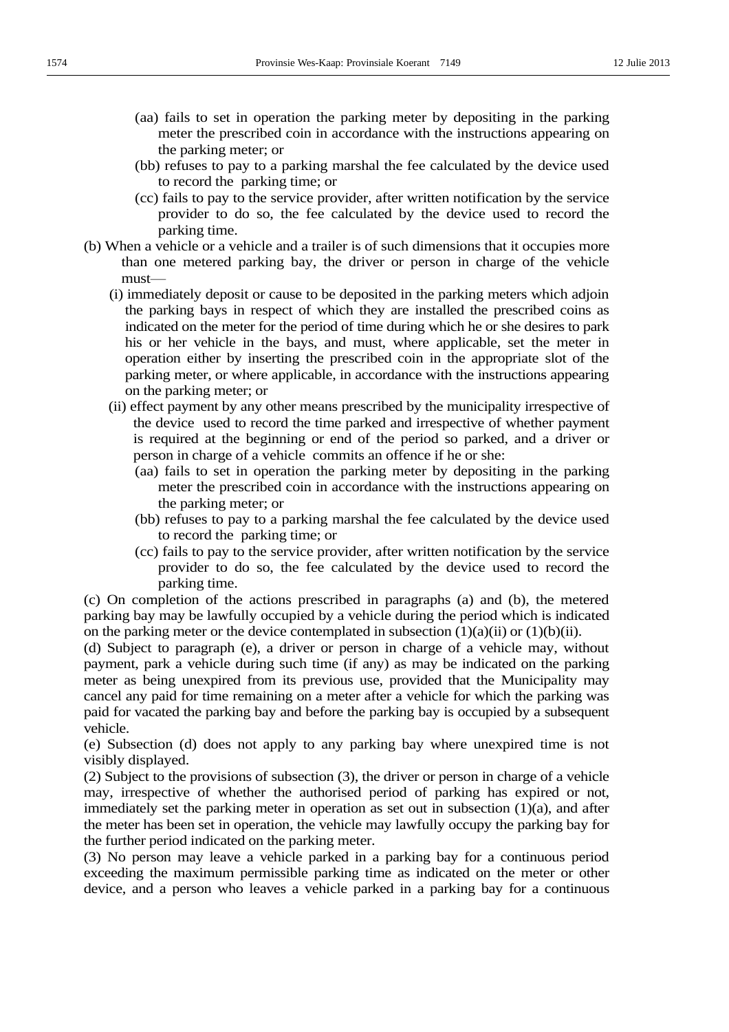(aa) fails to set in operation the parking meter by depositing in the parking meter the prescribed coin in accordance with the instructions appearing on the parking meter; or

(bb) refuses to pay to a parking marshal the fee calculated by the device used to record the parking time; or

(cc) fails to pay to the service provider, after written notification by the service provider to do so, the fee calculated by the device used to record the parking time.

(b) When a vehicle or a vehicle and a trailer is of such dimensions that it occupies more than one metered parking bay, the driver or person in charge of the vehicle must—

(i) immediately deposit or cause to be deposited in the parking meters which adjoin the parking bays in respect of which they are installed the prescribed coins as indicated on the meter for the period of time during which he or she desires to park his or her vehicle in the bays, and must, where applicable, set the meter in operation either by inserting the prescribed coin in the appropriate slot of the parking meter, or where applicable, in accordance with the instructions appearing on the parking meter; or

(ii) effect payment by any other means prescribed by the municipality irrespective of the device used to record the time parked and irrespective of whether payment is required at the beginning or end of the period so parked, and a driver or person in charge of a vehicle commits an offence if he or she:

(aa) fails to set in operation the parking meter by depositing in the parking meter the prescribed coin in accordance with the instructions appearing on the parking meter; or

(bb) refuses to pay to a parking marshal the fee calculated by the device used to record the parking time; or

(cc) fails to pay to the service provider, after written notification by the service provider to do so, the fee calculated by the device used to record the parking time.

(c) On completion of the actions prescribed in paragraphs (a) and (b), the metered parking bay may be lawfully occupied by a vehicle during the period which is indicated on the parking meter or the device contemplated in subsection (1)(a)(ii) or (1)(b)(ii).

(d) Subject to paragraph (e), a driver or person in charge of a vehicle may, without payment, park a vehicle during such time (if any) as may be indicated on the parking meter as being unexpired from its previous use, provided that the Municipality may cancel any paid for time remaining on a meter after a vehicle for which the parking was paid for vacated the parking bay and before the parking bay is occupied by a subsequent vehicle.

(e) Subsection (d) does not apply to any parking bay where unexpired time is not visibly displayed.

(2) Subject to the provisions of subsection (3), the driver or person in charge of a vehicle may, irrespective of whether the authorised period of parking has expired or not, immediately set the parking meter in operation as set out in subsection (1)(a), and after the meter has been set in operation, the vehicle may lawfully occupy the parking bay for the further period indicated on the parking meter.

(3) No person may leave a vehicle parked in a parking bay for a continuous period exceeding the maximum permissible parking time as indicated on the meter or other device, and a person who leaves a vehicle parked in a parking bay for a continuous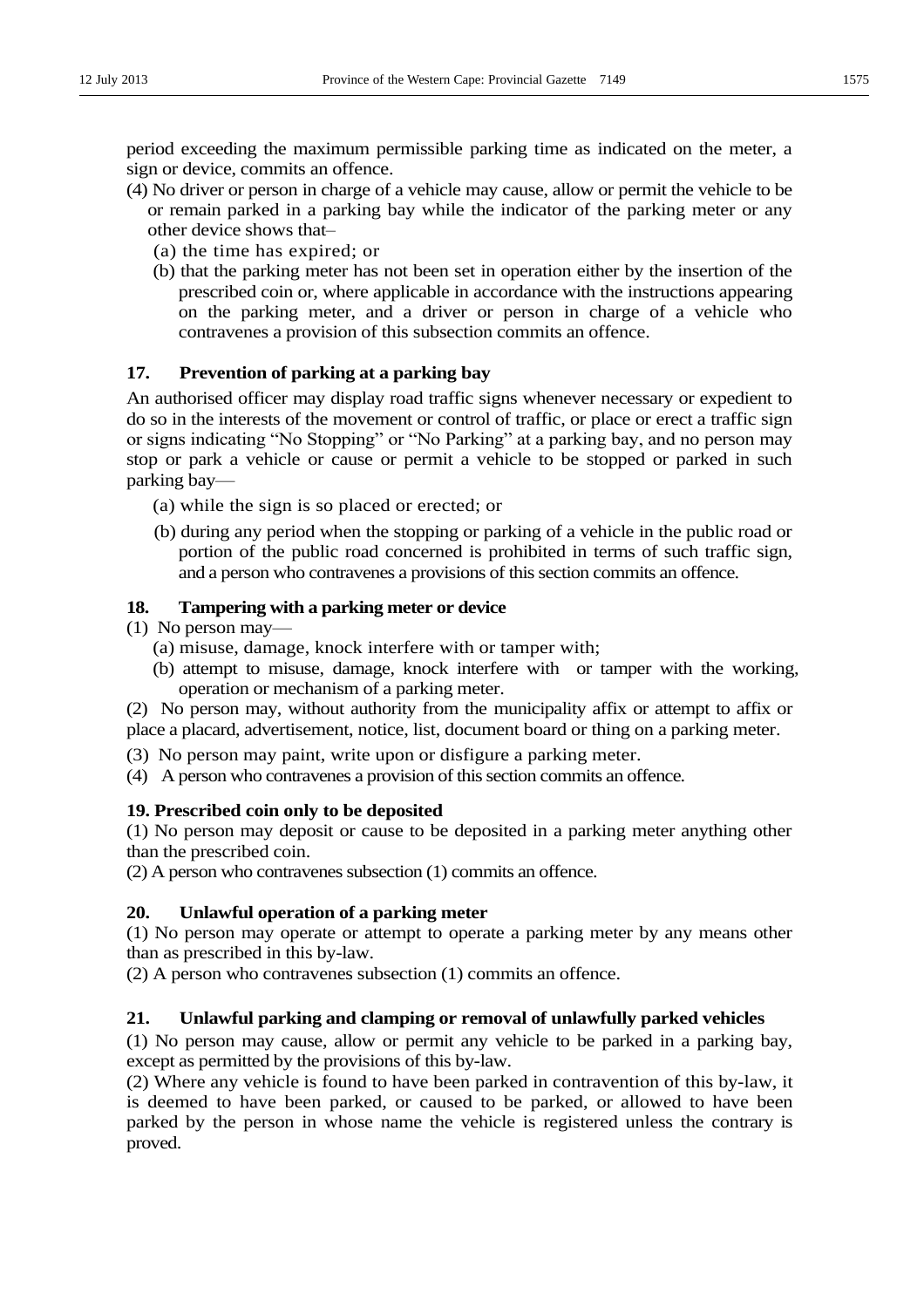period exceeding the maximum permissible parking time as indicated on the meter, a sign or device, commits an offence.

(4) No driver or person in charge of a vehicle may cause, allow or permit the vehicle to be or remain parked in a parking bay while the indicator of the parking meter or any other device shows that–

(a) the time has expired; or

(b) that the parking meter has not been set in operation either by the insertion of the prescribed coin or, where applicable in accordance with the instructions appearing on the parking meter, and a driver or person in charge of a vehicle who contravenes a provision of this subsection commits an offence.

**17. Prevention of parking at a parking bay**

An authorised officer may display road traffic signs whenever necessary or expedient to do so in the interests of the movement or control of traffic, or place or erect a traffic sign or signs indicating "No Stopping" or "No Parking" at a parking bay, and no person may stop or park a vehicle or cause or permit a vehicle to be stopped or parked in such parking bay—

(a) while the sign is so placed or erected; or

(b) during any period when the stopping or parking of a vehicle in the public road or portion of the public road concerned is prohibited in terms of such traffic sign, and a person who contravenes a provisions of this section commits an offence.

**18. Tampering with a parking meter or device**

(1) No person may—

(a) misuse, damage, knock interfere with or tamper with;

(b) attempt to misuse, damage, knock interfere with or tamper with the working, operation or mechanism of a parking meter.

(2) No person may, without authority from the municipality affix or attempt to affix or place a placard, advertisement, notice, list, document board or thing on a parking meter.

(3) No person may paint, write upon or disfigure a parking meter.

(4) A person who contravenes a provision of this section commits an offence.

**19. Prescribed coin only to be deposited**

(1) No person may deposit or cause to be deposited in a parking meter anything other than the prescribed coin.

(2) A person who contravenes subsection (1) commits an offence.

**20. Unlawful operation of a parking meter**

(1) No person may operate or attempt to operate a parking meter by any means other than as prescribed in this by-law.

(2) A person who contravenes subsection (1) commits an offence.

**21. Unlawful parking and clamping or removal of unlawfully parked vehicles**

(1) No person may cause, allow or permit any vehicle to be parked in a parking bay, except as permitted by the provisions of this by-law.

(2) Where any vehicle is found to have been parked in contravention of this by-law, it is deemed to have been parked, or caused to be parked, or allowed to have been parked by the person in whose name the vehicle is registered unless the contrary is proved.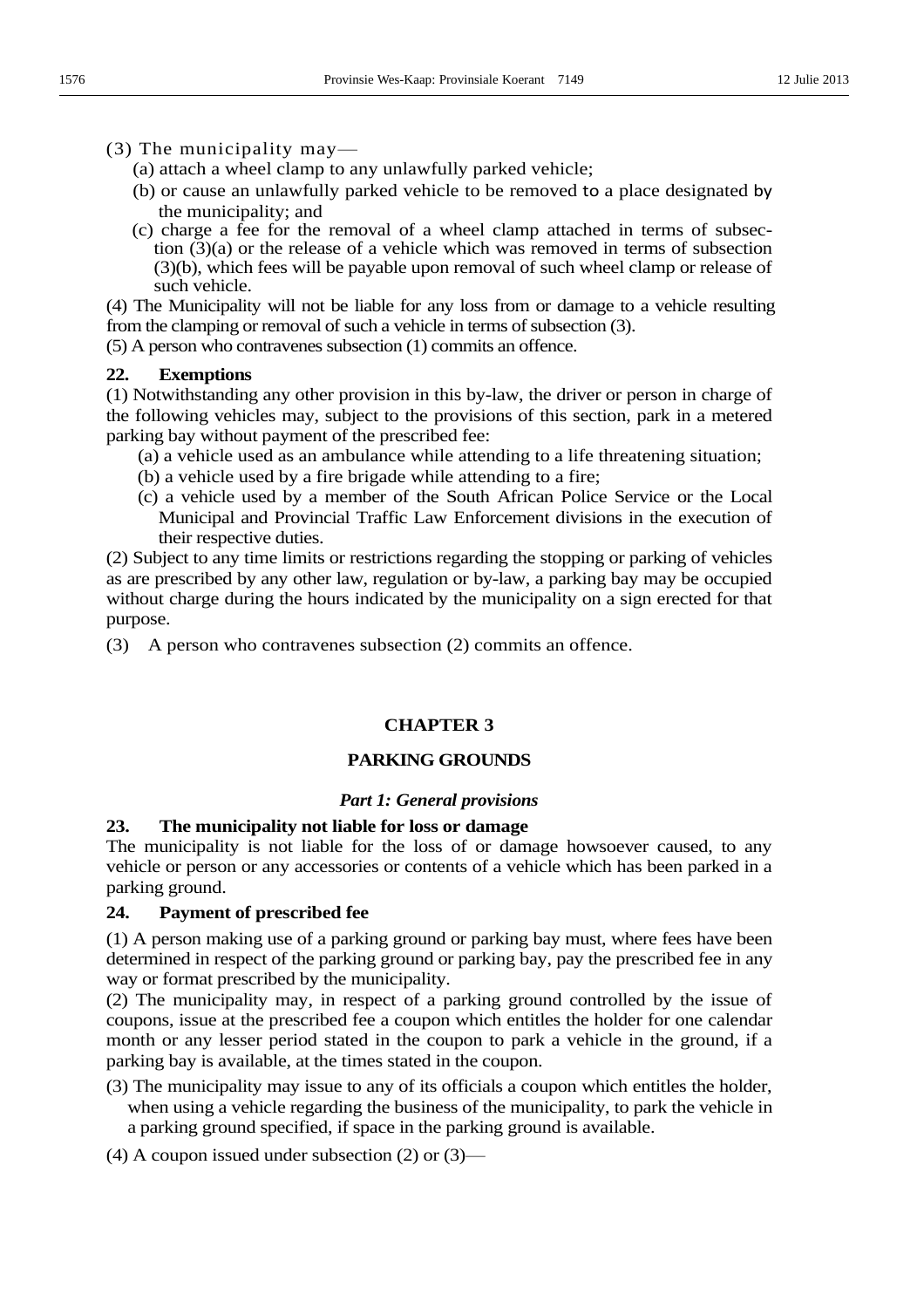(3) The municipality may—

(a) attach a wheel clamp to any unlawfully parked vehicle;

(b) or cause an unlawfully parked vehicle to be removed to a place designated by the municipality; and

(c) charge a fee for the removal of a wheel clamp attached in terms of subsection (3)(a) or the release of a vehicle which was removed in terms of subsection (3)(b), which fees will be payable upon removal of such wheel clamp or release of such vehicle.

(4) The Municipality will not be liable for any loss from or damage to a vehicle resulting from the clamping or removal of such a vehicle in terms of subsection (3).

(5) A person who contravenes subsection (1) commits an offence.

**22. Exemptions**

(1) Notwithstanding any other provision in this by-law, the driver or person in charge of the following vehicles may, subject to the provisions of this section, park in a metered parking bay without payment of the prescribed fee:

(a) a vehicle used as an ambulance while attending to a life threatening situation;

(b) a vehicle used by a fire brigade while attending to a fire;

(c) a vehicle used by a member of the South African Police Service or the Local Municipal and Provincial Traffic Law Enforcement divisions in the execution of their respective duties.

(2) Subject to any time limits or restrictions regarding the stopping or parking of vehicles as are prescribed by any other law, regulation or by-law, a parking bay may be occupied without charge during the hours indicated by the municipality on a sign erected for that purpose.

(3) A person who contravenes subsection (2) commits an offence.

## CHAPTER 3

## PARKING GROUNDS

### *Part 1: General provisions*

**23. The municipality not liable for loss or damage**

The municipality is not liable for the loss of or damage howsoever caused, to any vehicle or person or any accessories or contents of a vehicle which has been parked in a parking ground.

**24. Payment of prescribed fee**

(1) A person making use of a parking ground or parking bay must, where fees have been determined in respect of the parking ground or parking bay, pay the prescribed fee in any way or format prescribed by the municipality.

(2) The municipality may, in respect of a parking ground controlled by the issue of coupons, issue at the prescribed fee a coupon which entitles the holder for one calendar month or any lesser period stated in the coupon to park a vehicle in the ground, if a parking bay is available, at the times stated in the coupon.

(3) The municipality may issue to any of its officials a coupon which entitles the holder, when using a vehicle regarding the business of the municipality, to park the vehicle in a parking ground specified, if space in the parking ground is available.

(4) A coupon issued under subsection (2) or (3)—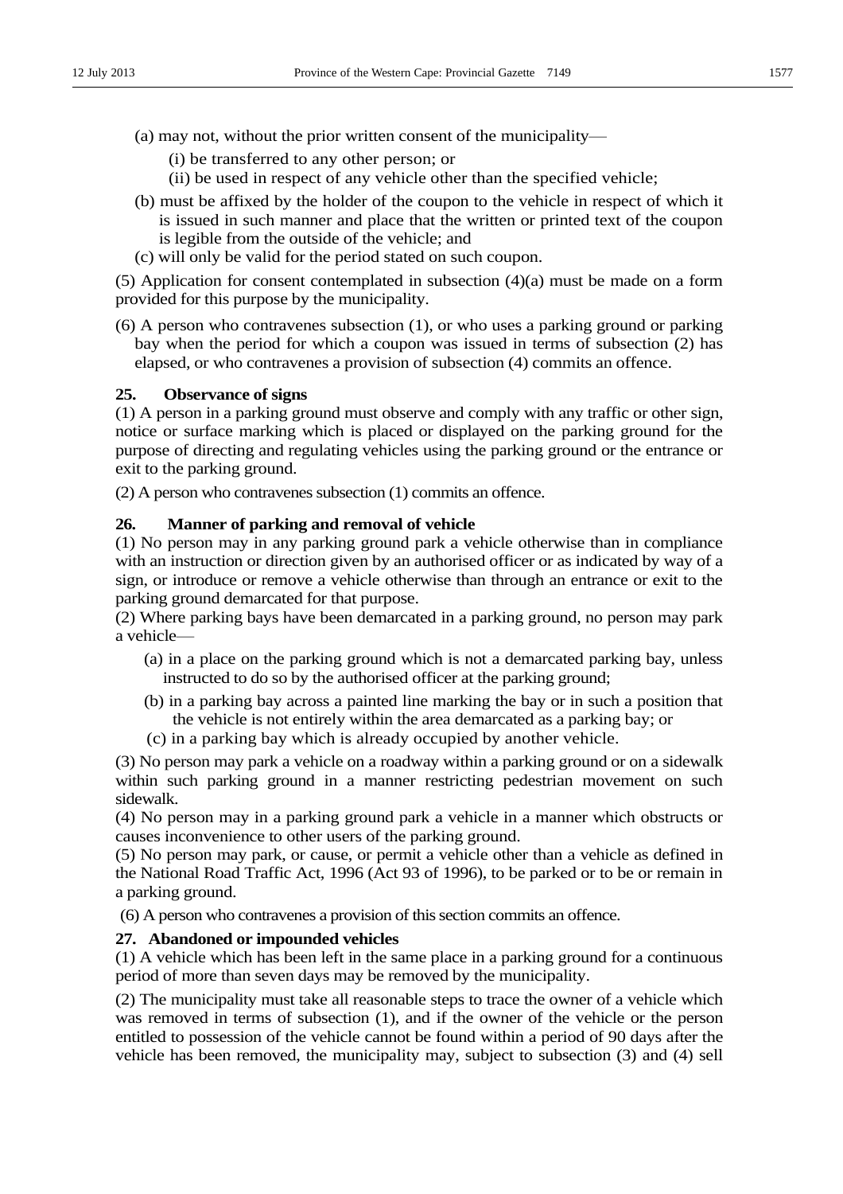(a) may not, without the prior written consent of the municipality—

  (i) be transferred to any other person; or

  (ii) be used in respect of any vehicle other than the specified vehicle;

(b) must be affixed by the holder of the coupon to the vehicle in respect of which it is issued in such manner and place that the written or printed text of the coupon is legible from the outside of the vehicle; and

(c) will only be valid for the period stated on such coupon.

(5) Application for consent contemplated in subsection (4)(a) must be made on a form provided for this purpose by the municipality.

(6) A person who contravenes subsection (1), or who uses a parking ground or parking bay when the period for which a coupon was issued in terms of subsection (2) has elapsed, or who contravenes a provision of subsection (4) commits an offence.

**25. Observance of signs**

(1) A person in a parking ground must observe and comply with any traffic or other sign, notice or surface marking which is placed or displayed on the parking ground for the purpose of directing and regulating vehicles using the parking ground or the entrance or exit to the parking ground.

(2) A person who contravenes subsection (1) commits an offence.

**26. Manner of parking and removal of vehicle**

(1) No person may in any parking ground park a vehicle otherwise than in compliance with an instruction or direction given by an authorised officer or as indicated by way of a sign, or introduce or remove a vehicle otherwise than through an entrance or exit to the parking ground demarcated for that purpose.

(2) Where parking bays have been demarcated in a parking ground, no person may park a vehicle—

  (a) in a place on the parking ground which is not a demarcated parking bay, unless instructed to do so by the authorised officer at the parking ground;

  (b) in a parking bay across a painted line marking the bay or in such a position that the vehicle is not entirely within the area demarcated as a parking bay; or

  (c) in a parking bay which is already occupied by another vehicle.

(3) No person may park a vehicle on a roadway within a parking ground or on a sidewalk within such parking ground in a manner restricting pedestrian movement on such sidewalk.

(4) No person may in a parking ground park a vehicle in a manner which obstructs or causes inconvenience to other users of the parking ground.

(5) No person may park, or cause, or permit a vehicle other than a vehicle as defined in the National Road Traffic Act, 1996 (Act 93 of 1996), to be parked or to be or remain in a parking ground.

(6) A person who contravenes a provision of this section commits an offence.

**27. Abandoned or impounded vehicles**

(1) A vehicle which has been left in the same place in a parking ground for a continuous period of more than seven days may be removed by the municipality.

(2) The municipality must take all reasonable steps to trace the owner of a vehicle which was removed in terms of subsection (1), and if the owner of the vehicle or the person entitled to possession of the vehicle cannot be found within a period of 90 days after the vehicle has been removed, the municipality may, subject to subsection (3) and (4) sell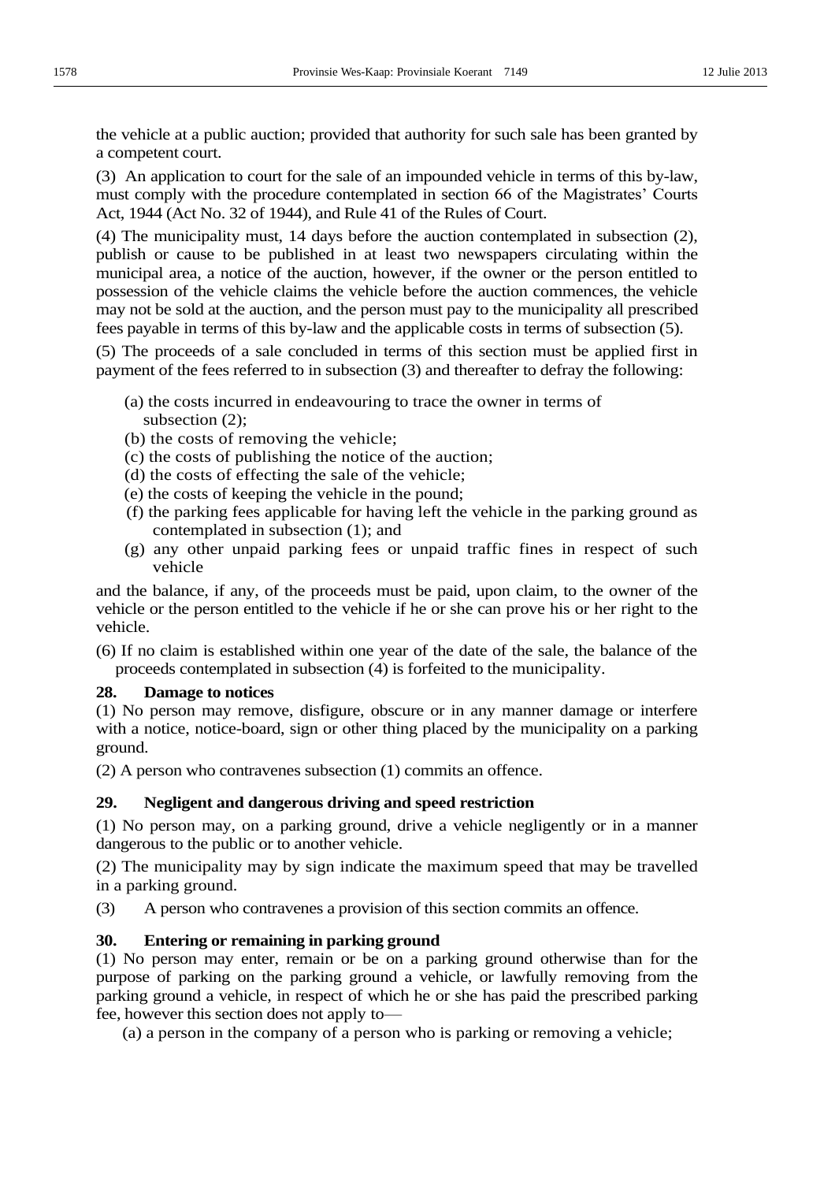the vehicle at a public auction; provided that authority for such sale has been granted by a competent court.

(3) An application to court for the sale of an impounded vehicle in terms of this by-law, must comply with the procedure contemplated in section 66 of the Magistrates' Courts Act, 1944 (Act No. 32 of 1944), and Rule 41 of the Rules of Court.

(4) The municipality must, 14 days before the auction contemplated in subsection (2), publish or cause to be published in at least two newspapers circulating within the municipal area, a notice of the auction, however, if the owner or the person entitled to possession of the vehicle claims the vehicle before the auction commences, the vehicle may not be sold at the auction, and the person must pay to the municipality all prescribed fees payable in terms of this by-law and the applicable costs in terms of subsection (5).

(5) The proceeds of a sale concluded in terms of this section must be applied first in payment of the fees referred to in subsection (3) and thereafter to defray the following:

(a) the costs incurred in endeavouring to trace the owner in terms of subsection (2);

(b) the costs of removing the vehicle;

(c) the costs of publishing the notice of the auction;

(d) the costs of effecting the sale of the vehicle;

(e) the costs of keeping the vehicle in the pound;

(f) the parking fees applicable for having left the vehicle in the parking ground as contemplated in subsection (1); and

(g) any other unpaid parking fees or unpaid traffic fines in respect of such vehicle

and the balance, if any, of the proceeds must be paid, upon claim, to the owner of the vehicle or the person entitled to the vehicle if he or she can prove his or her right to the vehicle.

(6) If no claim is established within one year of the date of the sale, the balance of the proceeds contemplated in subsection (4) is forfeited to the municipality.

**28. Damage to notices**

(1) No person may remove, disfigure, obscure or in any manner damage or interfere with a notice, notice-board, sign or other thing placed by the municipality on a parking ground.

(2) A person who contravenes subsection (1) commits an offence.

**29. Negligent and dangerous driving and speed restriction**

(1) No person may, on a parking ground, drive a vehicle negligently or in a manner dangerous to the public or to another vehicle.

(2) The municipality may by sign indicate the maximum speed that may be travelled in a parking ground.

(3) A person who contravenes a provision of this section commits an offence.

**30. Entering or remaining in parking ground**

(1) No person may enter, remain or be on a parking ground otherwise than for the purpose of parking on the parking ground a vehicle, or lawfully removing from the parking ground a vehicle, in respect of which he or she has paid the prescribed parking fee, however this section does not apply to—

(a) a person in the company of a person who is parking or removing a vehicle;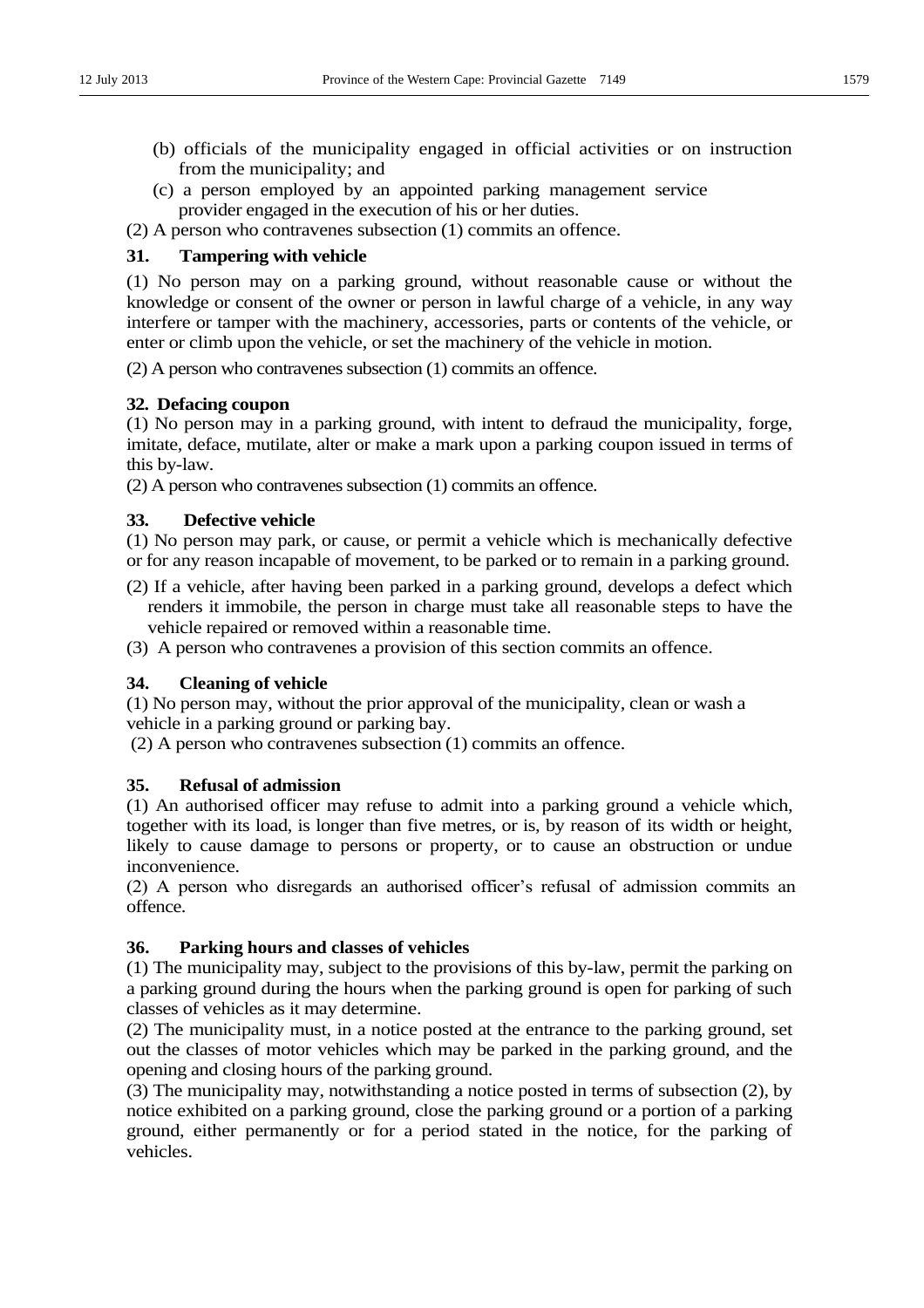(b) officials of the municipality engaged in official activities or on instruction from the municipality; and

(c) a person employed by an appointed parking management service provider engaged in the execution of his or her duties.

(2) A person who contravenes subsection (1) commits an offence.

### 31. Tampering with vehicle

(1) No person may on a parking ground, without reasonable cause or without the knowledge or consent of the owner or person in lawful charge of a vehicle, in any way interfere or tamper with the machinery, accessories, parts or contents of the vehicle, or enter or climb upon the vehicle, or set the machinery of the vehicle in motion.

(2) A person who contravenes subsection (1) commits an offence.

### 32. Defacing coupon

(1) No person may in a parking ground, with intent to defraud the municipality, forge, imitate, deface, mutilate, alter or make a mark upon a parking coupon issued in terms of this by-law.

(2) A person who contravenes subsection (1) commits an offence.

### 33. Defective vehicle

(1) No person may park, or cause, or permit a vehicle which is mechanically defective or for any reason incapable of movement, to be parked or to remain in a parking ground.

(2) If a vehicle, after having been parked in a parking ground, develops a defect which renders it immobile, the person in charge must take all reasonable steps to have the vehicle repaired or removed within a reasonable time.

(3) A person who contravenes a provision of this section commits an offence.

### 34. Cleaning of vehicle

(1) No person may, without the prior approval of the municipality, clean or wash a vehicle in a parking ground or parking bay.

(2) A person who contravenes subsection (1) commits an offence.

### 35. Refusal of admission

(1) An authorised officer may refuse to admit into a parking ground a vehicle which, together with its load, is longer than five metres, or is, by reason of its width or height, likely to cause damage to persons or property, or to cause an obstruction or undue inconvenience.

(2) A person who disregards an authorised officer's refusal of admission commits an offence.

### 36. Parking hours and classes of vehicles

(1) The municipality may, subject to the provisions of this by-law, permit the parking on a parking ground during the hours when the parking ground is open for parking of such classes of vehicles as it may determine.

(2) The municipality must, in a notice posted at the entrance to the parking ground, set out the classes of motor vehicles which may be parked in the parking ground, and the opening and closing hours of the parking ground.

(3) The municipality may, notwithstanding a notice posted in terms of subsection (2), by notice exhibited on a parking ground, close the parking ground or a portion of a parking ground, either permanently or for a period stated in the notice, for the parking of vehicles.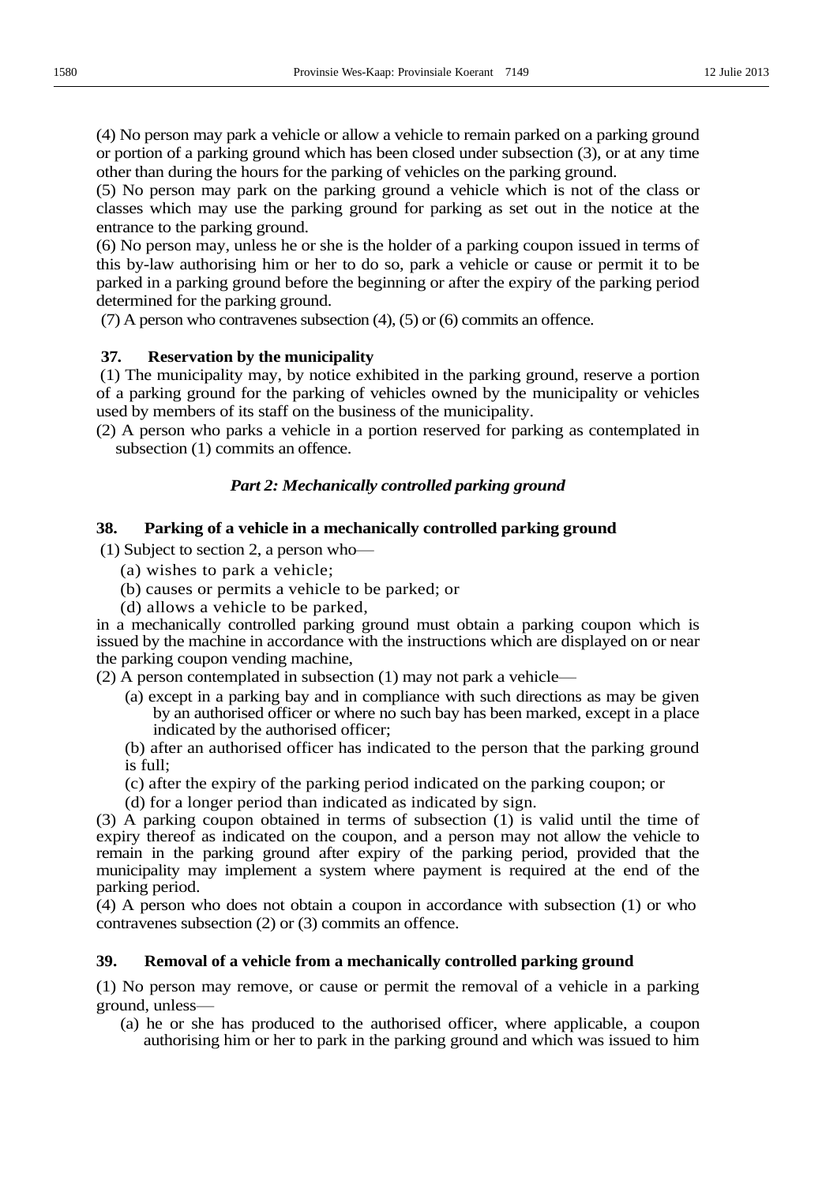(4) No person may park a vehicle or allow a vehicle to remain parked on a parking ground or portion of a parking ground which has been closed under subsection (3), or at any time other than during the hours for the parking of vehicles on the parking ground.

(5) No person may park on the parking ground a vehicle which is not of the class or classes which may use the parking ground for parking as set out in the notice at the entrance to the parking ground.

(6) No person may, unless he or she is the holder of a parking coupon issued in terms of this by-law authorising him or her to do so, park a vehicle or cause or permit it to be parked in a parking ground before the beginning or after the expiry of the parking period determined for the parking ground.

(7) A person who contravenes subsection (4), (5) or (6) commits an offence.

### 37. Reservation by the municipality

(1) The municipality may, by notice exhibited in the parking ground, reserve a portion of a parking ground for the parking of vehicles owned by the municipality or vehicles used by members of its staff on the business of the municipality.

(2) A person who parks a vehicle in a portion reserved for parking as contemplated in subsection (1) commits an offence.

## *Part 2: Mechanically controlled parking ground*

### 38. Parking of a vehicle in a mechanically controlled parking ground

(1) Subject to section 2, a person who—

(a) wishes to park a vehicle;

(b) causes or permits a vehicle to be parked; or

(d) allows a vehicle to be parked,

in a mechanically controlled parking ground must obtain a parking coupon which is issued by the machine in accordance with the instructions which are displayed on or near the parking coupon vending machine,

(2) A person contemplated in subsection (1) may not park a vehicle—

(a) except in a parking bay and in compliance with such directions as may be given by an authorised officer or where no such bay has been marked, except in a place indicated by the authorised officer;

(b) after an authorised officer has indicated to the person that the parking ground is full;

(c) after the expiry of the parking period indicated on the parking coupon; or

(d) for a longer period than indicated as indicated by sign.

(3) A parking coupon obtained in terms of subsection (1) is valid until the time of expiry thereof as indicated on the coupon, and a person may not allow the vehicle to remain in the parking ground after expiry of the parking period, provided that the municipality may implement a system where payment is required at the end of the parking period.

(4) A person who does not obtain a coupon in accordance with subsection (1) or who contravenes subsection (2) or (3) commits an offence.

### 39. Removal of a vehicle from a mechanically controlled parking ground

(1) No person may remove, or cause or permit the removal of a vehicle in a parking ground, unless—

(a) he or she has produced to the authorised officer, where applicable, a coupon authorising him or her to park in the parking ground and which was issued to him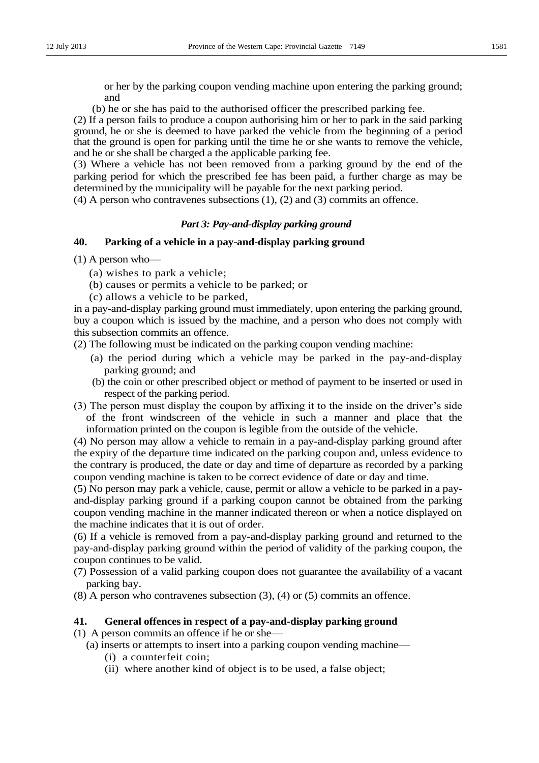or her by the parking coupon vending machine upon entering the parking ground; and

(b) he or she has paid to the authorised officer the prescribed parking fee.

(2) If a person fails to produce a coupon authorising him or her to park in the said parking ground, he or she is deemed to have parked the vehicle from the beginning of a period that the ground is open for parking until the time he or she wants to remove the vehicle, and he or she shall be charged a the applicable parking fee.

(3) Where a vehicle has not been removed from a parking ground by the end of the parking period for which the prescribed fee has been paid, a further charge as may be determined by the municipality will be payable for the next parking period.

(4) A person who contravenes subsections (1), (2) and (3) commits an offence.

***Part 3: Pay-and-display parking ground***

**40. Parking of a vehicle in a pay-and-display parking ground**

(1) A person who—

(a) wishes to park a vehicle;

(b) causes or permits a vehicle to be parked; or

(c) allows a vehicle to be parked,

in a pay-and-display parking ground must immediately, upon entering the parking ground, buy a coupon which is issued by the machine, and a person who does not comply with this subsection commits an offence.

(2) The following must be indicated on the parking coupon vending machine:

(a) the period during which a vehicle may be parked in the pay-and-display parking ground; and

(b) the coin or other prescribed object or method of payment to be inserted or used in respect of the parking period.

(3) The person must display the coupon by affixing it to the inside on the driver's side of the front windscreen of the vehicle in such a manner and place that the information printed on the coupon is legible from the outside of the vehicle.

(4) No person may allow a vehicle to remain in a pay-and-display parking ground after the expiry of the departure time indicated on the parking coupon and, unless evidence to the contrary is produced, the date or day and time of departure as recorded by a parking coupon vending machine is taken to be correct evidence of date or day and time.

(5) No person may park a vehicle, cause, permit or allow a vehicle to be parked in a pay-and-display parking ground if a parking coupon cannot be obtained from the parking coupon vending machine in the manner indicated thereon or when a notice displayed on the machine indicates that it is out of order.

(6) If a vehicle is removed from a pay-and-display parking ground and returned to the pay-and-display parking ground within the period of validity of the parking coupon, the coupon continues to be valid.

(7) Possession of a valid parking coupon does not guarantee the availability of a vacant parking bay.

(8) A person who contravenes subsection (3), (4) or (5) commits an offence.

**41. General offences in respect of a pay-and-display parking ground**

(1) A person commits an offence if he or she—

(a) inserts or attempts to insert into a parking coupon vending machine—

(i) a counterfeit coin;

(ii) where another kind of object is to be used, a false object;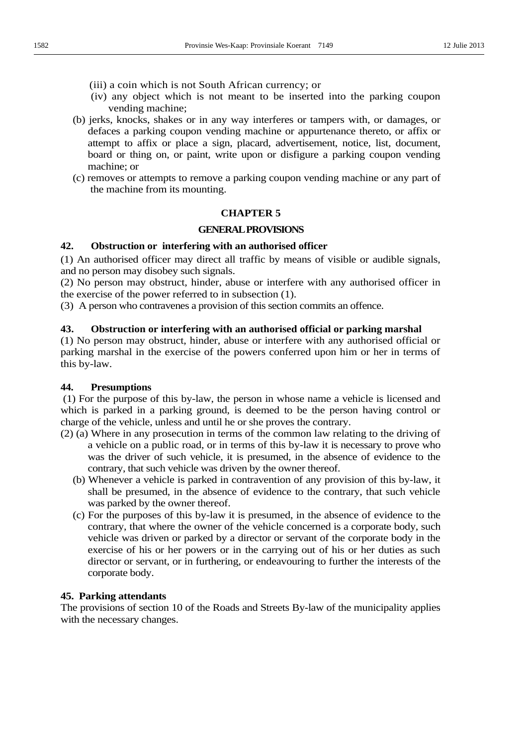(iii) a coin which is not South African currency; or

(iv) any object which is not meant to be inserted into the parking coupon vending machine;

(b) jerks, knocks, shakes or in any way interferes or tampers with, or damages, or defaces a parking coupon vending machine or appurtenance thereto, or affix or attempt to affix or place a sign, placard, advertisement, notice, list, document, board or thing on, or paint, write upon or disfigure a parking coupon vending machine; or

(c) removes or attempts to remove a parking coupon vending machine or any part of the machine from its mounting.

## CHAPTER 5

## GENERAL PROVISIONS

**42. Obstruction or interfering with an authorised officer**

(1) An authorised officer may direct all traffic by means of visible or audible signals, and no person may disobey such signals.

(2) No person may obstruct, hinder, abuse or interfere with any authorised officer in the exercise of the power referred to in subsection (1).

(3) A person who contravenes a provision of this section commits an offence.

**43. Obstruction or interfering with an authorised official or parking marshal**

(1) No person may obstruct, hinder, abuse or interfere with any authorised official or parking marshal in the exercise of the powers conferred upon him or her in terms of this by-law.

**44. Presumptions**

(1) For the purpose of this by-law, the person in whose name a vehicle is licensed and which is parked in a parking ground, is deemed to be the person having control or charge of the vehicle, unless and until he or she proves the contrary.

(2) (a) Where in any prosecution in terms of the common law relating to the driving of a vehicle on a public road, or in terms of this by-law it is necessary to prove who was the driver of such vehicle, it is presumed, in the absence of evidence to the contrary, that such vehicle was driven by the owner thereof.

(b) Whenever a vehicle is parked in contravention of any provision of this by-law, it shall be presumed, in the absence of evidence to the contrary, that such vehicle was parked by the owner thereof.

(c) For the purposes of this by-law it is presumed, in the absence of evidence to the contrary, that where the owner of the vehicle concerned is a corporate body, such vehicle was driven or parked by a director or servant of the corporate body in the exercise of his or her powers or in the carrying out of his or her duties as such director or servant, or in furthering, or endeavouring to further the interests of the corporate body.

**45. Parking attendants**

The provisions of section 10 of the Roads and Streets By-law of the municipality applies with the necessary changes.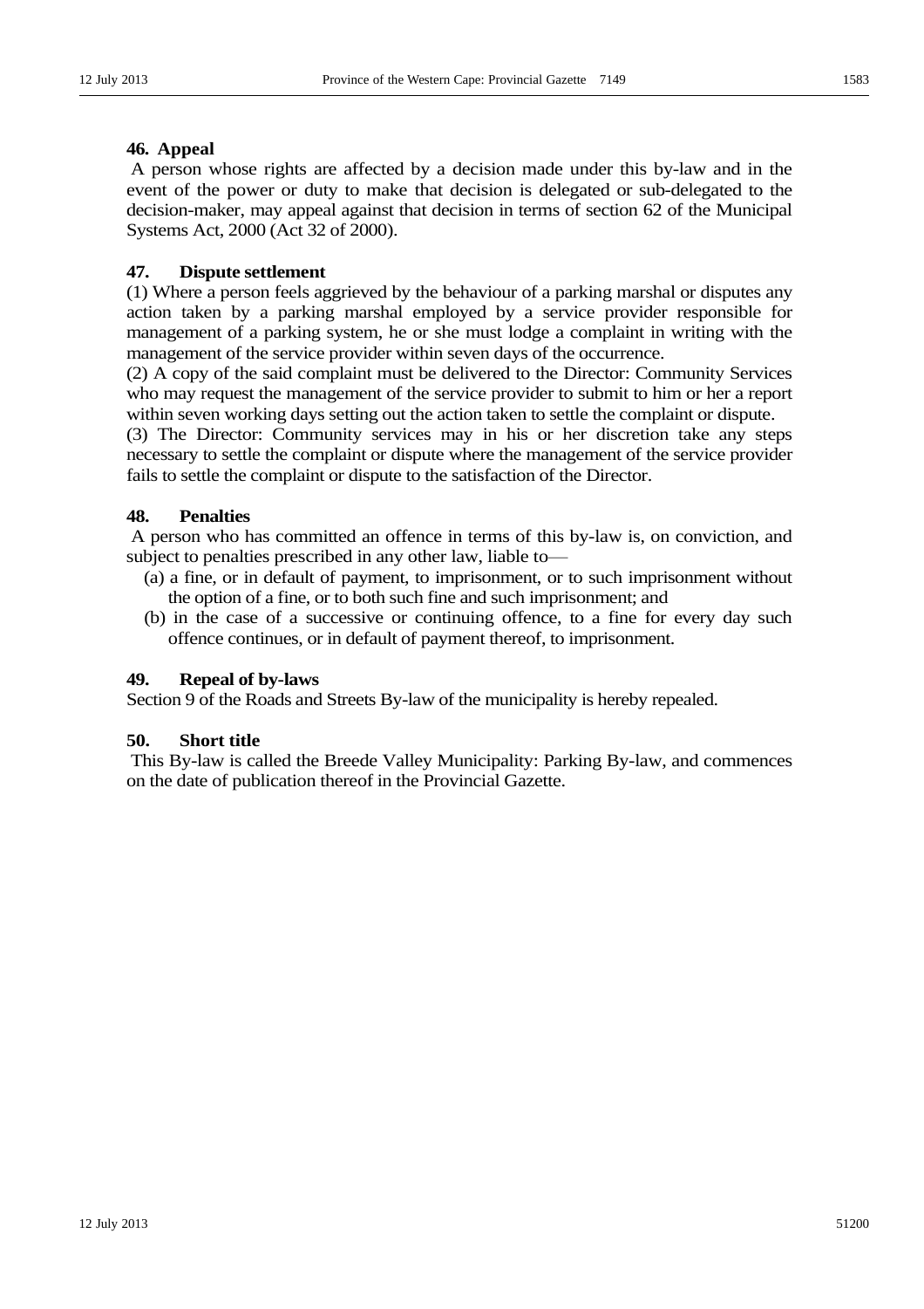### 46. Appeal

A person whose rights are affected by a decision made under this by-law and in the event of the power or duty to make that decision is delegated or sub-delegated to the decision-maker, may appeal against that decision in terms of section 62 of the Municipal Systems Act, 2000 (Act 32 of 2000).

### 47. Dispute settlement

(1) Where a person feels aggrieved by the behaviour of a parking marshal or disputes any action taken by a parking marshal employed by a service provider responsible for management of a parking system, he or she must lodge a complaint in writing with the management of the service provider within seven days of the occurrence.

(2) A copy of the said complaint must be delivered to the Director: Community Services who may request the management of the service provider to submit to him or her a report within seven working days setting out the action taken to settle the complaint or dispute.

(3) The Director: Community services may in his or her discretion take any steps necessary to settle the complaint or dispute where the management of the service provider fails to settle the complaint or dispute to the satisfaction of the Director.

### 48. Penalties

A person who has committed an offence in terms of this by-law is, on conviction, and subject to penalties prescribed in any other law, liable to—

(a) a fine, or in default of payment, to imprisonment, or to such imprisonment without the option of a fine, or to both such fine and such imprisonment; and

(b) in the case of a successive or continuing offence, to a fine for every day such offence continues, or in default of payment thereof, to imprisonment.

### 49. Repeal of by-laws

Section 9 of the Roads and Streets By-law of the municipality is hereby repealed.

### 50. Short title

This By-law is called the Breede Valley Municipality: Parking By-law, and commences on the date of publication thereof in the Provincial Gazette.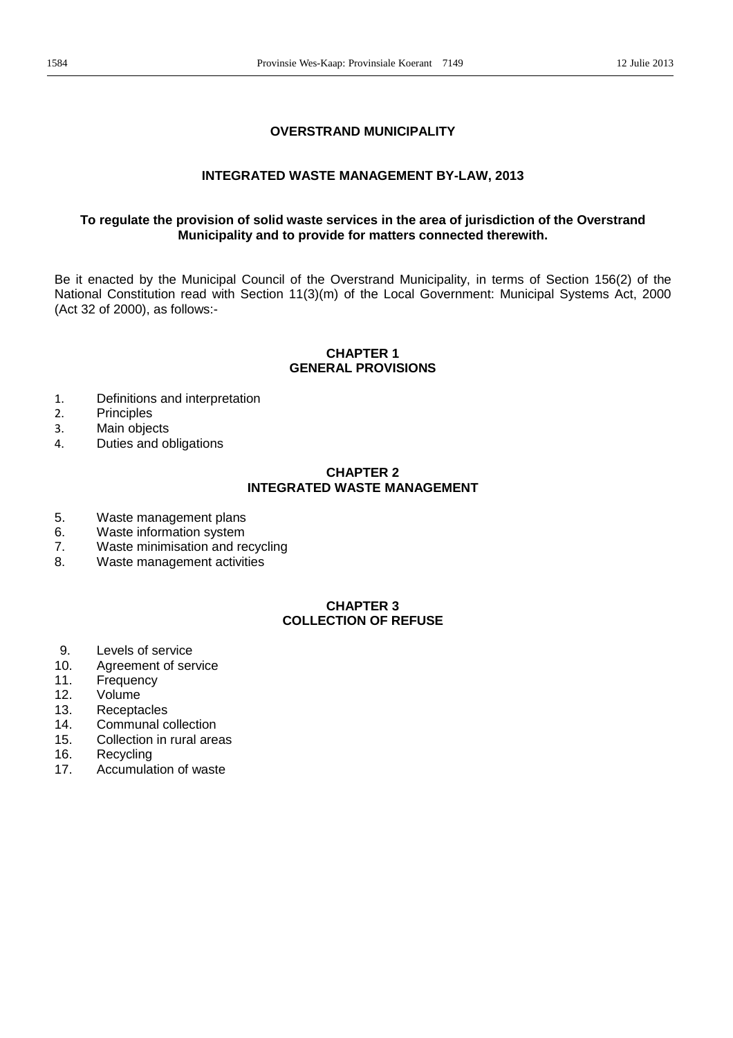# OVERSTRAND MUNICIPALITY

## INTEGRATED WASTE MANAGEMENT BY-LAW, 2013

**To regulate the provision of solid waste services in the area of jurisdiction of the Overstrand Municipality and to provide for matters connected therewith.**

Be it enacted by the Municipal Council of the Overstrand Municipality, in terms of Section 156(2) of the National Constitution read with Section 11(3)(m) of the Local Government: Municipal Systems Act, 2000 (Act 32 of 2000), as follows:-

### CHAPTER 1
### GENERAL PROVISIONS

1. Definitions and interpretation
2. Principles
3. Main objects
4. Duties and obligations

### CHAPTER 2
### INTEGRATED WASTE MANAGEMENT

5. Waste management plans
6. Waste information system
7. Waste minimisation and recycling
8. Waste management activities

### CHAPTER 3
### COLLECTION OF REFUSE

9. Levels of service
10. Agreement of service
11. Frequency
12. Volume
13. Receptacles
14. Communal collection
15. Collection in rural areas
16. Recycling
17. Accumulation of waste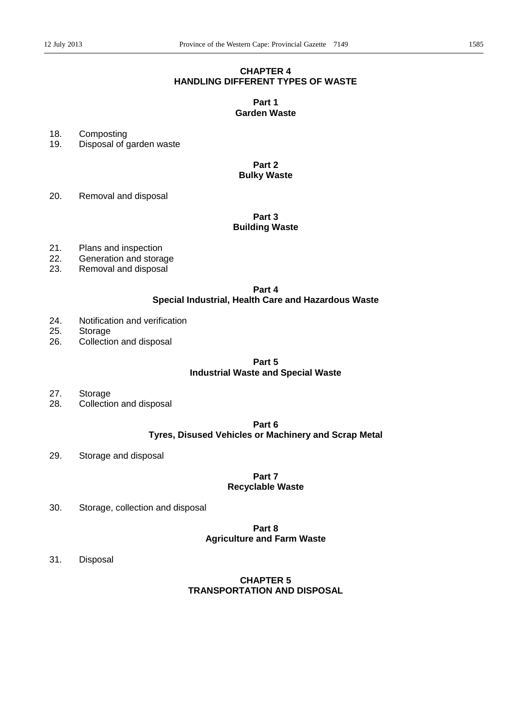## CHAPTER 4
## HANDLING DIFFERENT TYPES OF WASTE

### Part 1
### Garden Waste

18. Composting
19. Disposal of garden waste

### Part 2
### Bulky Waste

20. Removal and disposal

### Part 3
### Building Waste

21. Plans and inspection
22. Generation and storage
23. Removal and disposal

### Part 4
### Special Industrial, Health Care and Hazardous Waste

24. Notification and verification
25. Storage
26. Collection and disposal

### Part 5
### Industrial Waste and Special Waste

27. Storage
28. Collection and disposal

### Part 6
### Tyres, Disused Vehicles or Machinery and Scrap Metal

29. Storage and disposal

### Part 7
### Recyclable Waste

30. Storage, collection and disposal

### Part 8
### Agriculture and Farm Waste

31. Disposal

## CHAPTER 5
## TRANSPORTATION AND DISPOSAL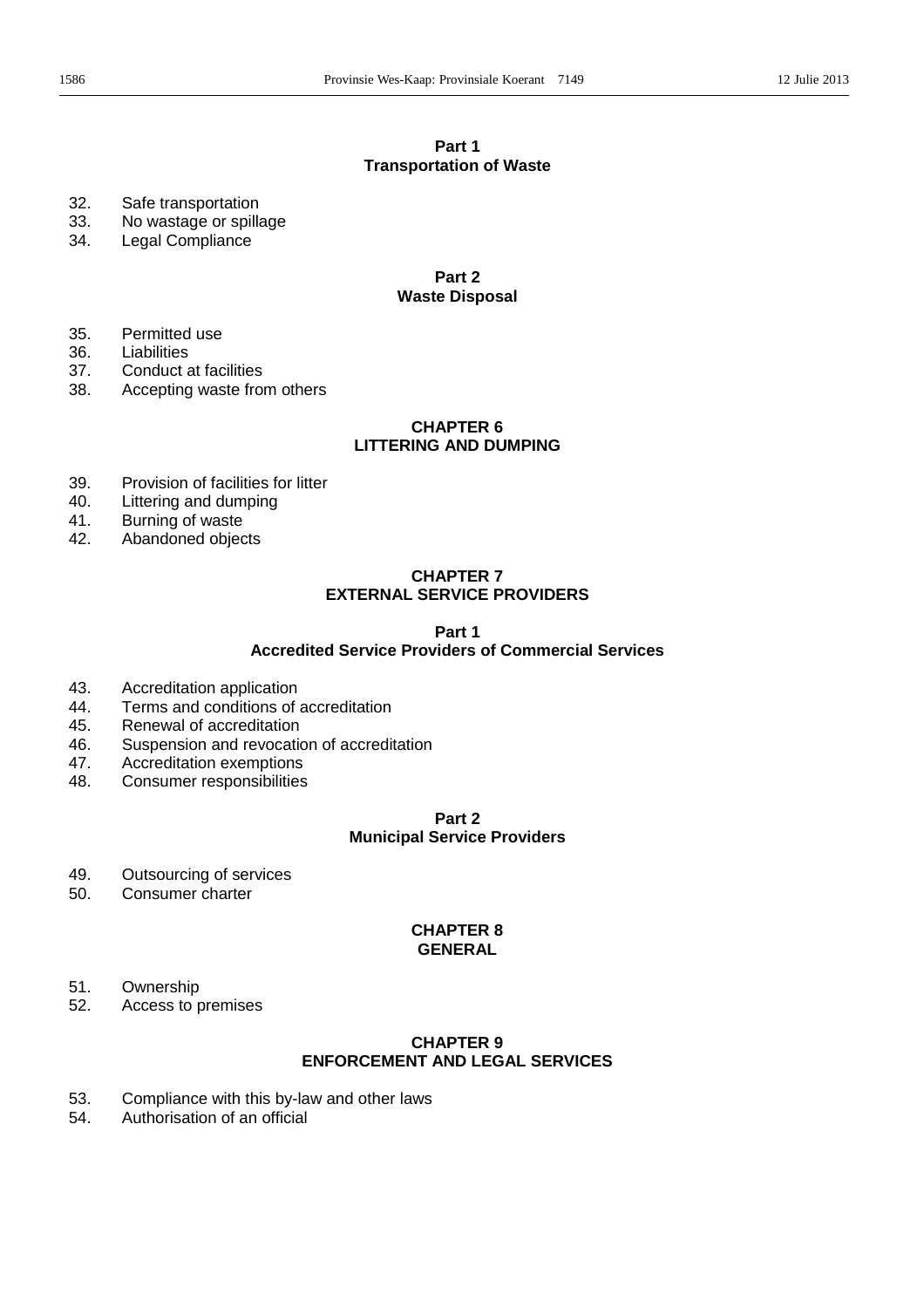**Part 1**
**Transportation of Waste**

32. Safe transportation
33. No wastage or spillage
34. Legal Compliance

**Part 2**
**Waste Disposal**

35. Permitted use
36. Liabilities
37. Conduct at facilities
38. Accepting waste from others

## CHAPTER 6
## LITTERING AND DUMPING

39. Provision of facilities for litter
40. Littering and dumping
41. Burning of waste
42. Abandoned objects

## CHAPTER 7
## EXTERNAL SERVICE PROVIDERS

**Part 1**
**Accredited Service Providers of Commercial Services**

43. Accreditation application
44. Terms and conditions of accreditation
45. Renewal of accreditation
46. Suspension and revocation of accreditation
47. Accreditation exemptions
48. Consumer responsibilities

**Part 2**
**Municipal Service Providers**

49. Outsourcing of services
50. Consumer charter

## CHAPTER 8
## GENERAL

51. Ownership
52. Access to premises

## CHAPTER 9
## ENFORCEMENT AND LEGAL SERVICES

53. Compliance with this by-law and other laws
54. Authorisation of an official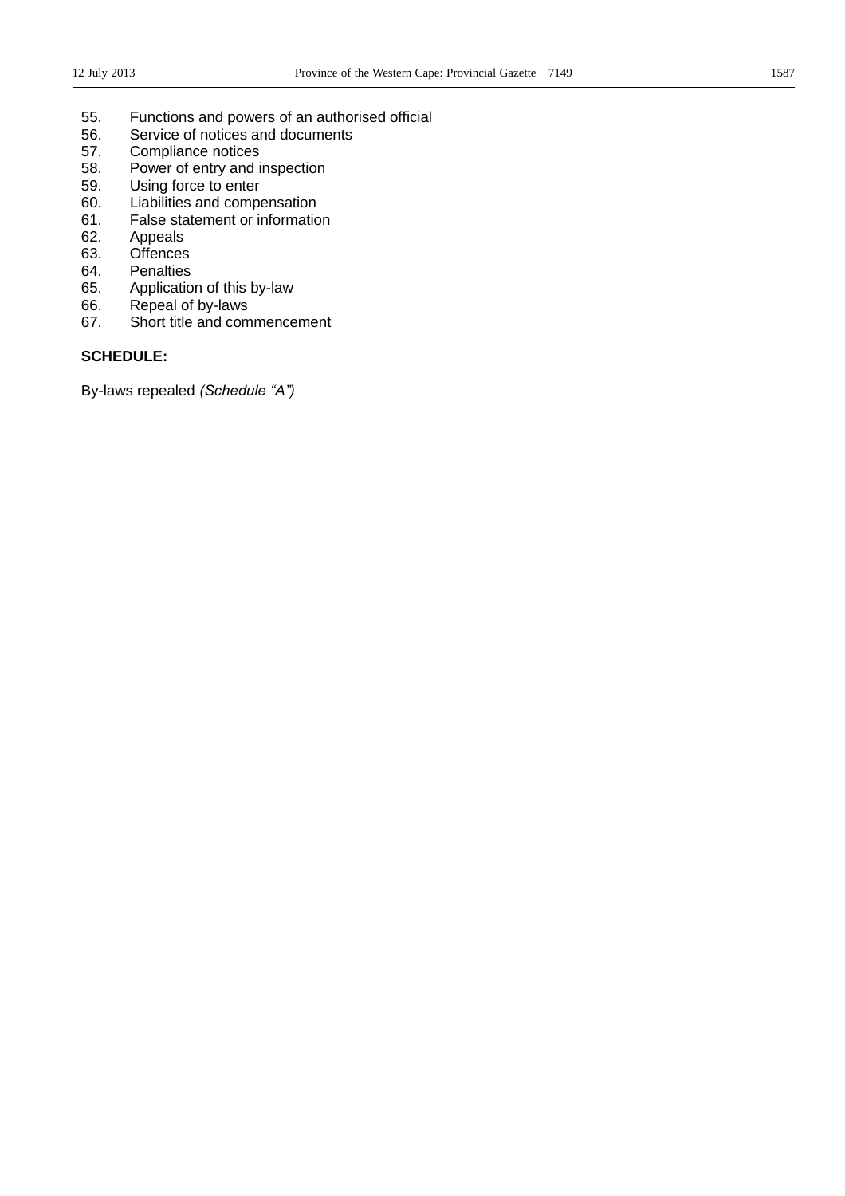55. Functions and powers of an authorised official
56. Service of notices and documents
57. Compliance notices
58. Power of entry and inspection
59. Using force to enter
60. Liabilities and compensation
61. False statement or information
62. Appeals
63. Offences
64. Penalties
65. Application of this by-law
66. Repeal of by-laws
67. Short title and commencement

**SCHEDULE:**

By-laws repealed *(Schedule "A")*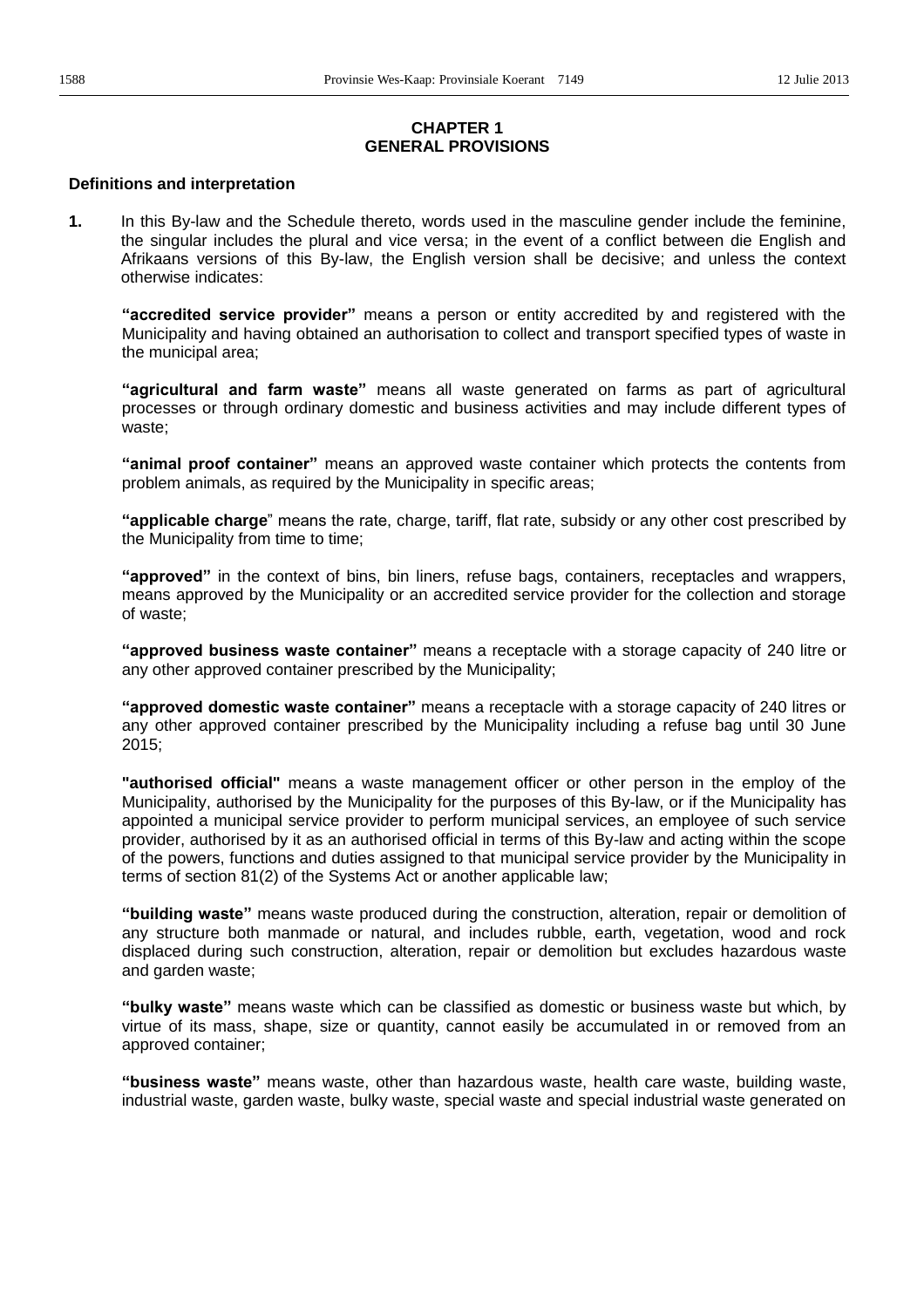## CHAPTER 1
## GENERAL PROVISIONS

### Definitions and interpretation

**1.** In this By-law and the Schedule thereto, words used in the masculine gender include the feminine, the singular includes the plural and vice versa; in the event of a conflict between die English and Afrikaans versions of this By-law, the English version shall be decisive; and unless the context otherwise indicates:

**"accredited service provider"** means a person or entity accredited by and registered with the Municipality and having obtained an authorisation to collect and transport specified types of waste in the municipal area;

**"agricultural and farm waste"** means all waste generated on farms as part of agricultural processes or through ordinary domestic and business activities and may include different types of waste;

**"animal proof container"** means an approved waste container which protects the contents from problem animals, as required by the Municipality in specific areas;

**"applicable charge"** means the rate, charge, tariff, flat rate, subsidy or any other cost prescribed by the Municipality from time to time;

**"approved"** in the context of bins, bin liners, refuse bags, containers, receptacles and wrappers, means approved by the Municipality or an accredited service provider for the collection and storage of waste;

**"approved business waste container"** means a receptacle with a storage capacity of 240 litre or any other approved container prescribed by the Municipality;

**"approved domestic waste container"** means a receptacle with a storage capacity of 240 litres or any other approved container prescribed by the Municipality including a refuse bag until 30 June 2015;

**"authorised official"** means a waste management officer or other person in the employ of the Municipality, authorised by the Municipality for the purposes of this By-law, or if the Municipality has appointed a municipal service provider to perform municipal services, an employee of such service provider, authorised by it as an authorised official in terms of this By-law and acting within the scope of the powers, functions and duties assigned to that municipal service provider by the Municipality in terms of section 81(2) of the Systems Act or another applicable law;

**"building waste"** means waste produced during the construction, alteration, repair or demolition of any structure both manmade or natural, and includes rubble, earth, vegetation, wood and rock displaced during such construction, alteration, repair or demolition but excludes hazardous waste and garden waste;

**"bulky waste"** means waste which can be classified as domestic or business waste but which, by virtue of its mass, shape, size or quantity, cannot easily be accumulated in or removed from an approved container;

**"business waste"** means waste, other than hazardous waste, health care waste, building waste, industrial waste, garden waste, bulky waste, special waste and special industrial waste generated on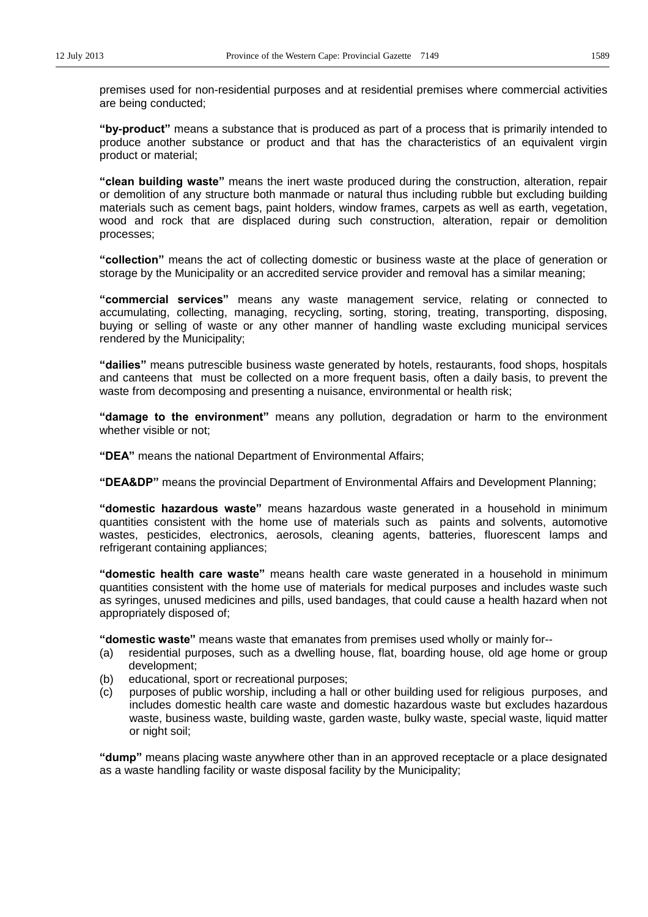premises used for non-residential purposes and at residential premises where commercial activities are being conducted;

**"by-product"** means a substance that is produced as part of a process that is primarily intended to produce another substance or product and that has the characteristics of an equivalent virgin product or material;

**"clean building waste"** means the inert waste produced during the construction, alteration, repair or demolition of any structure both manmade or natural thus including rubble but excluding building materials such as cement bags, paint holders, window frames, carpets as well as earth, vegetation, wood and rock that are displaced during such construction, alteration, repair or demolition processes;

**"collection"** means the act of collecting domestic or business waste at the place of generation or storage by the Municipality or an accredited service provider and removal has a similar meaning;

**"commercial services"** means any waste management service, relating or connected to accumulating, collecting, managing, recycling, sorting, storing, treating, transporting, disposing, buying or selling of waste or any other manner of handling waste excluding municipal services rendered by the Municipality;

**"dailies"** means putrescible business waste generated by hotels, restaurants, food shops, hospitals and canteens that must be collected on a more frequent basis, often a daily basis, to prevent the waste from decomposing and presenting a nuisance, environmental or health risk;

**"damage to the environment"** means any pollution, degradation or harm to the environment whether visible or not;

**"DEA"** means the national Department of Environmental Affairs;

**"DEA&DP"** means the provincial Department of Environmental Affairs and Development Planning;

**"domestic hazardous waste"** means hazardous waste generated in a household in minimum quantities consistent with the home use of materials such as paints and solvents, automotive wastes, pesticides, electronics, aerosols, cleaning agents, batteries, fluorescent lamps and refrigerant containing appliances;

**"domestic health care waste"** means health care waste generated in a household in minimum quantities consistent with the home use of materials for medical purposes and includes waste such as syringes, unused medicines and pills, used bandages, that could cause a health hazard when not appropriately disposed of;

**"domestic waste"** means waste that emanates from premises used wholly or mainly for--

(a) residential purposes, such as a dwelling house, flat, boarding house, old age home or group development;

(b) educational, sport or recreational purposes;

(c) purposes of public worship, including a hall or other building used for religious purposes, and includes domestic health care waste and domestic hazardous waste but excludes hazardous waste, business waste, building waste, garden waste, bulky waste, special waste, liquid matter or night soil;

**"dump"** means placing waste anywhere other than in an approved receptacle or a place designated as a waste handling facility or waste disposal facility by the Municipality;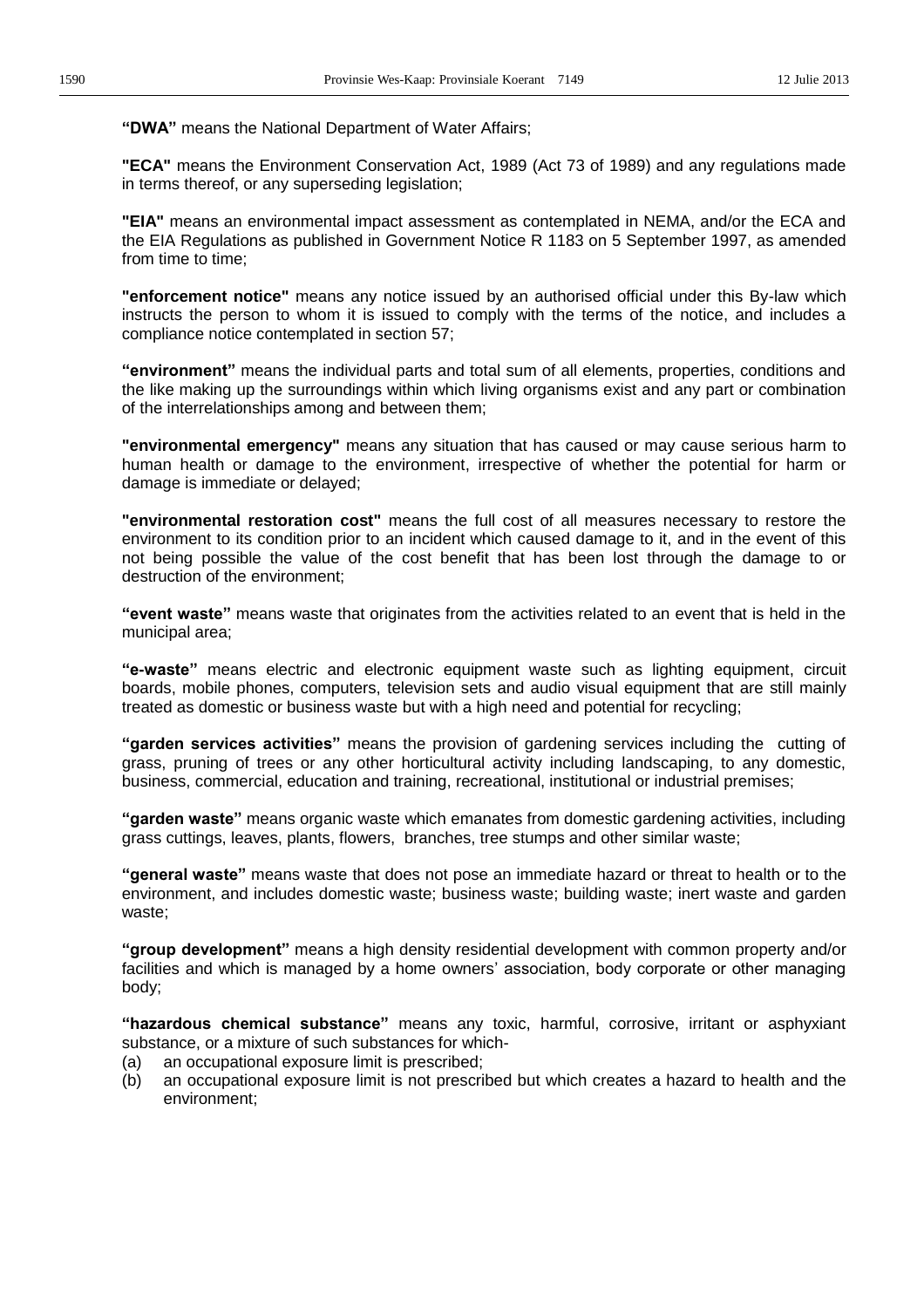**"DWA"** means the National Department of Water Affairs;

**"ECA"** means the Environment Conservation Act, 1989 (Act 73 of 1989) and any regulations made in terms thereof, or any superseding legislation;

**"EIA"** means an environmental impact assessment as contemplated in NEMA, and/or the ECA and the EIA Regulations as published in Government Notice R 1183 on 5 September 1997, as amended from time to time;

**"enforcement notice"** means any notice issued by an authorised official under this By-law which instructs the person to whom it is issued to comply with the terms of the notice, and includes a compliance notice contemplated in section 57;

**"environment"** means the individual parts and total sum of all elements, properties, conditions and the like making up the surroundings within which living organisms exist and any part or combination of the interrelationships among and between them;

**"environmental emergency"** means any situation that has caused or may cause serious harm to human health or damage to the environment, irrespective of whether the potential for harm or damage is immediate or delayed;

**"environmental restoration cost"** means the full cost of all measures necessary to restore the environment to its condition prior to an incident which caused damage to it, and in the event of this not being possible the value of the cost benefit that has been lost through the damage to or destruction of the environment;

**"event waste"** means waste that originates from the activities related to an event that is held in the municipal area;

**"e-waste"** means electric and electronic equipment waste such as lighting equipment, circuit boards, mobile phones, computers, television sets and audio visual equipment that are still mainly treated as domestic or business waste but with a high need and potential for recycling;

**"garden services activities"** means the provision of gardening services including the cutting of grass, pruning of trees or any other horticultural activity including landscaping, to any domestic, business, commercial, education and training, recreational, institutional or industrial premises;

**"garden waste"** means organic waste which emanates from domestic gardening activities, including grass cuttings, leaves, plants, flowers, branches, tree stumps and other similar waste;

**"general waste"** means waste that does not pose an immediate hazard or threat to health or to the environment, and includes domestic waste; business waste; building waste; inert waste and garden waste;

**"group development"** means a high density residential development with common property and/or facilities and which is managed by a home owners' association, body corporate or other managing body;

**"hazardous chemical substance"** means any toxic, harmful, corrosive, irritant or asphyxiant substance, or a mixture of such substances for which-

(a) an occupational exposure limit is prescribed;

(b) an occupational exposure limit is not prescribed but which creates a hazard to health and the environment;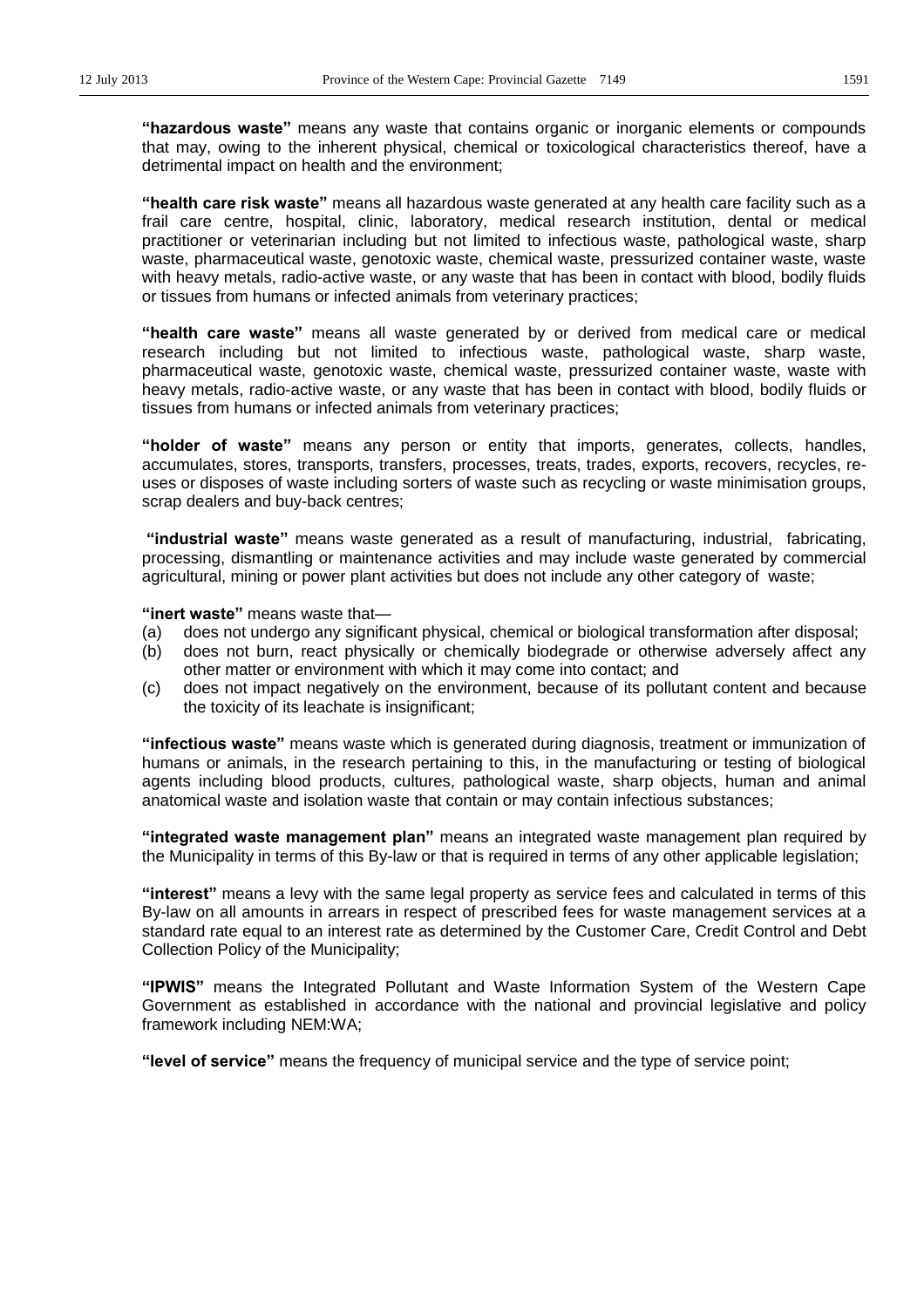**"hazardous waste"** means any waste that contains organic or inorganic elements or compounds that may, owing to the inherent physical, chemical or toxicological characteristics thereof, have a detrimental impact on health and the environment;

**"health care risk waste"** means all hazardous waste generated at any health care facility such as a frail care centre, hospital, clinic, laboratory, medical research institution, dental or medical practitioner or veterinarian including but not limited to infectious waste, pathological waste, sharp waste, pharmaceutical waste, genotoxic waste, chemical waste, pressurized container waste, waste with heavy metals, radio-active waste, or any waste that has been in contact with blood, bodily fluids or tissues from humans or infected animals from veterinary practices;

**"health care waste"** means all waste generated by or derived from medical care or medical research including but not limited to infectious waste, pathological waste, sharp waste, pharmaceutical waste, genotoxic waste, chemical waste, pressurized container waste, waste with heavy metals, radio-active waste, or any waste that has been in contact with blood, bodily fluids or tissues from humans or infected animals from veterinary practices;

**"holder of waste"** means any person or entity that imports, generates, collects, handles, accumulates, stores, transports, transfers, processes, treats, trades, exports, recovers, recycles, re-uses or disposes of waste including sorters of waste such as recycling or waste minimisation groups, scrap dealers and buy-back centres;

**"industrial waste"** means waste generated as a result of manufacturing, industrial, fabricating, processing, dismantling or maintenance activities and may include waste generated by commercial agricultural, mining or power plant activities but does not include any other category of waste;

**"inert waste"** means waste that—

(a) does not undergo any significant physical, chemical or biological transformation after disposal;

(b) does not burn, react physically or chemically biodegrade or otherwise adversely affect any other matter or environment with which it may come into contact; and

(c) does not impact negatively on the environment, because of its pollutant content and because the toxicity of its leachate is insignificant;

**"infectious waste"** means waste which is generated during diagnosis, treatment or immunization of humans or animals, in the research pertaining to this, in the manufacturing or testing of biological agents including blood products, cultures, pathological waste, sharp objects, human and animal anatomical waste and isolation waste that contain or may contain infectious substances;

**"integrated waste management plan"** means an integrated waste management plan required by the Municipality in terms of this By-law or that is required in terms of any other applicable legislation;

**"interest"** means a levy with the same legal property as service fees and calculated in terms of this By-law on all amounts in arrears in respect of prescribed fees for waste management services at a standard rate equal to an interest rate as determined by the Customer Care, Credit Control and Debt Collection Policy of the Municipality;

**"IPWIS"** means the Integrated Pollutant and Waste Information System of the Western Cape Government as established in accordance with the national and provincial legislative and policy framework including NEM:WA;

**"level of service"** means the frequency of municipal service and the type of service point;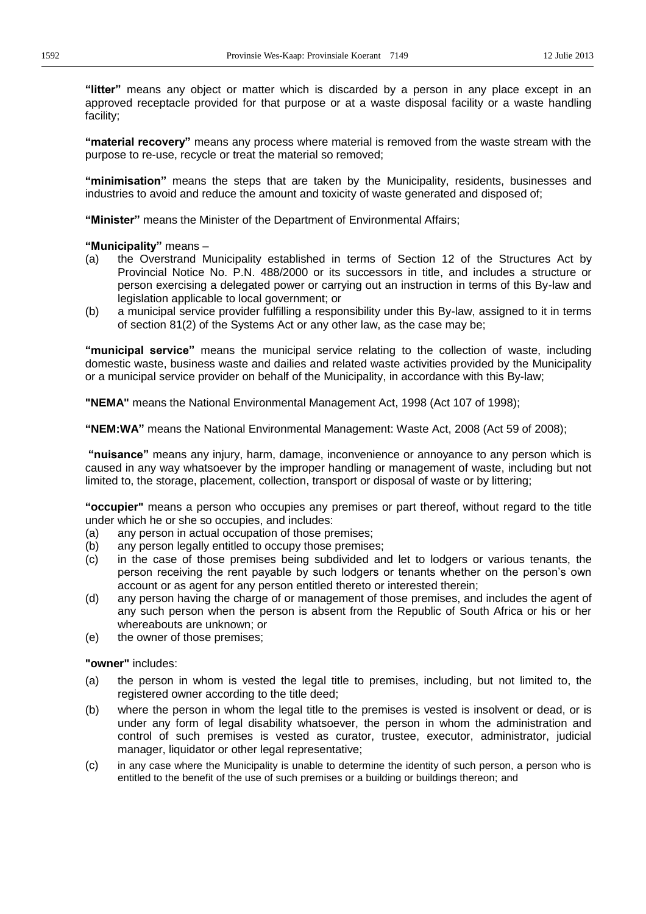**"litter"** means any object or matter which is discarded by a person in any place except in an approved receptacle provided for that purpose or at a waste disposal facility or a waste handling facility;

**"material recovery"** means any process where material is removed from the waste stream with the purpose to re-use, recycle or treat the material so removed;

**"minimisation"** means the steps that are taken by the Municipality, residents, businesses and industries to avoid and reduce the amount and toxicity of waste generated and disposed of;

**"Minister"** means the Minister of the Department of Environmental Affairs;

**"Municipality"** means –

(a) the Overstrand Municipality established in terms of Section 12 of the Structures Act by Provincial Notice No. P.N. 488/2000 or its successors in title, and includes a structure or person exercising a delegated power or carrying out an instruction in terms of this By-law and legislation applicable to local government; or

(b) a municipal service provider fulfilling a responsibility under this By-law, assigned to it in terms of section 81(2) of the Systems Act or any other law, as the case may be;

**"municipal service"** means the municipal service relating to the collection of waste, including domestic waste, business waste and dailies and related waste activities provided by the Municipality or a municipal service provider on behalf of the Municipality, in accordance with this By-law;

**"NEMA"** means the National Environmental Management Act, 1998 (Act 107 of 1998);

**"NEM:WA"** means the National Environmental Management: Waste Act, 2008 (Act 59 of 2008);

**"nuisance"** means any injury, harm, damage, inconvenience or annoyance to any person which is caused in any way whatsoever by the improper handling or management of waste, including but not limited to, the storage, placement, collection, transport or disposal of waste or by littering;

**"occupier"** means a person who occupies any premises or part thereof, without regard to the title under which he or she so occupies, and includes:

(a) any person in actual occupation of those premises;

(b) any person legally entitled to occupy those premises;

(c) in the case of those premises being subdivided and let to lodgers or various tenants, the person receiving the rent payable by such lodgers or tenants whether on the person's own account or as agent for any person entitled thereto or interested therein;

(d) any person having the charge of or management of those premises, and includes the agent of any such person when the person is absent from the Republic of South Africa or his or her whereabouts are unknown; or

(e) the owner of those premises;

**"owner"** includes:

(a) the person in whom is vested the legal title to premises, including, but not limited to, the registered owner according to the title deed;

(b) where the person in whom the legal title to the premises is vested is insolvent or dead, or is under any form of legal disability whatsoever, the person in whom the administration and control of such premises is vested as curator, trustee, executor, administrator, judicial manager, liquidator or other legal representative;

(c) in any case where the Municipality is unable to determine the identity of such person, a person who is entitled to the benefit of the use of such premises or a building or buildings thereon; and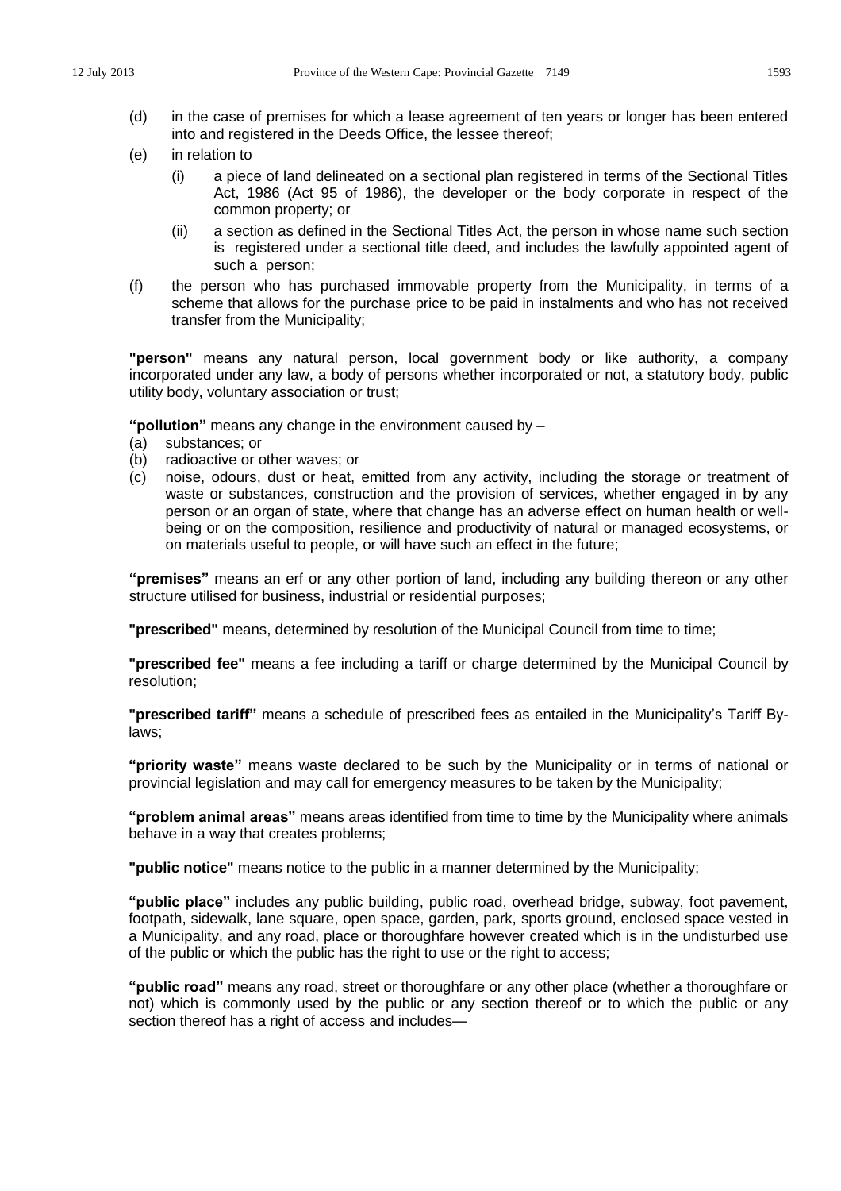(d) in the case of premises for which a lease agreement of ten years or longer has been entered into and registered in the Deeds Office, the lessee thereof;

(e) in relation to

   (i) a piece of land delineated on a sectional plan registered in terms of the Sectional Titles Act, 1986 (Act 95 of 1986), the developer or the body corporate in respect of the common property; or

   (ii) a section as defined in the Sectional Titles Act, the person in whose name such section is registered under a sectional title deed, and includes the lawfully appointed agent of such a person;

(f) the person who has purchased immovable property from the Municipality, in terms of a scheme that allows for the purchase price to be paid in instalments and who has not received transfer from the Municipality;

**"person"** means any natural person, local government body or like authority, a company incorporated under any law, a body of persons whether incorporated or not, a statutory body, public utility body, voluntary association or trust;

**"pollution"** means any change in the environment caused by –

(a) substances; or
(b) radioactive or other waves; or
(c) noise, odours, dust or heat, emitted from any activity, including the storage or treatment of waste or substances, construction and the provision of services, whether engaged in by any person or an organ of state, where that change has an adverse effect on human health or well-being or on the composition, resilience and productivity of natural or managed ecosystems, or on materials useful to people, or will have such an effect in the future;

**"premises"** means an erf or any other portion of land, including any building thereon or any other structure utilised for business, industrial or residential purposes;

**"prescribed"** means, determined by resolution of the Municipal Council from time to time;

**"prescribed fee"** means a fee including a tariff or charge determined by the Municipal Council by resolution;

**"prescribed tariff"** means a schedule of prescribed fees as entailed in the Municipality's Tariff By-laws;

**"priority waste"** means waste declared to be such by the Municipality or in terms of national or provincial legislation and may call for emergency measures to be taken by the Municipality;

**"problem animal areas"** means areas identified from time to time by the Municipality where animals behave in a way that creates problems;

**"public notice"** means notice to the public in a manner determined by the Municipality;

**"public place"** includes any public building, public road, overhead bridge, subway, foot pavement, footpath, sidewalk, lane square, open space, garden, park, sports ground, enclosed space vested in a Municipality, and any road, place or thoroughfare however created which is in the undisturbed use of the public or which the public has the right to use or the right to access;

**"public road"** means any road, street or thoroughfare or any other place (whether a thoroughfare or not) which is commonly used by the public or any section thereof or to which the public or any section thereof has a right of access and includes—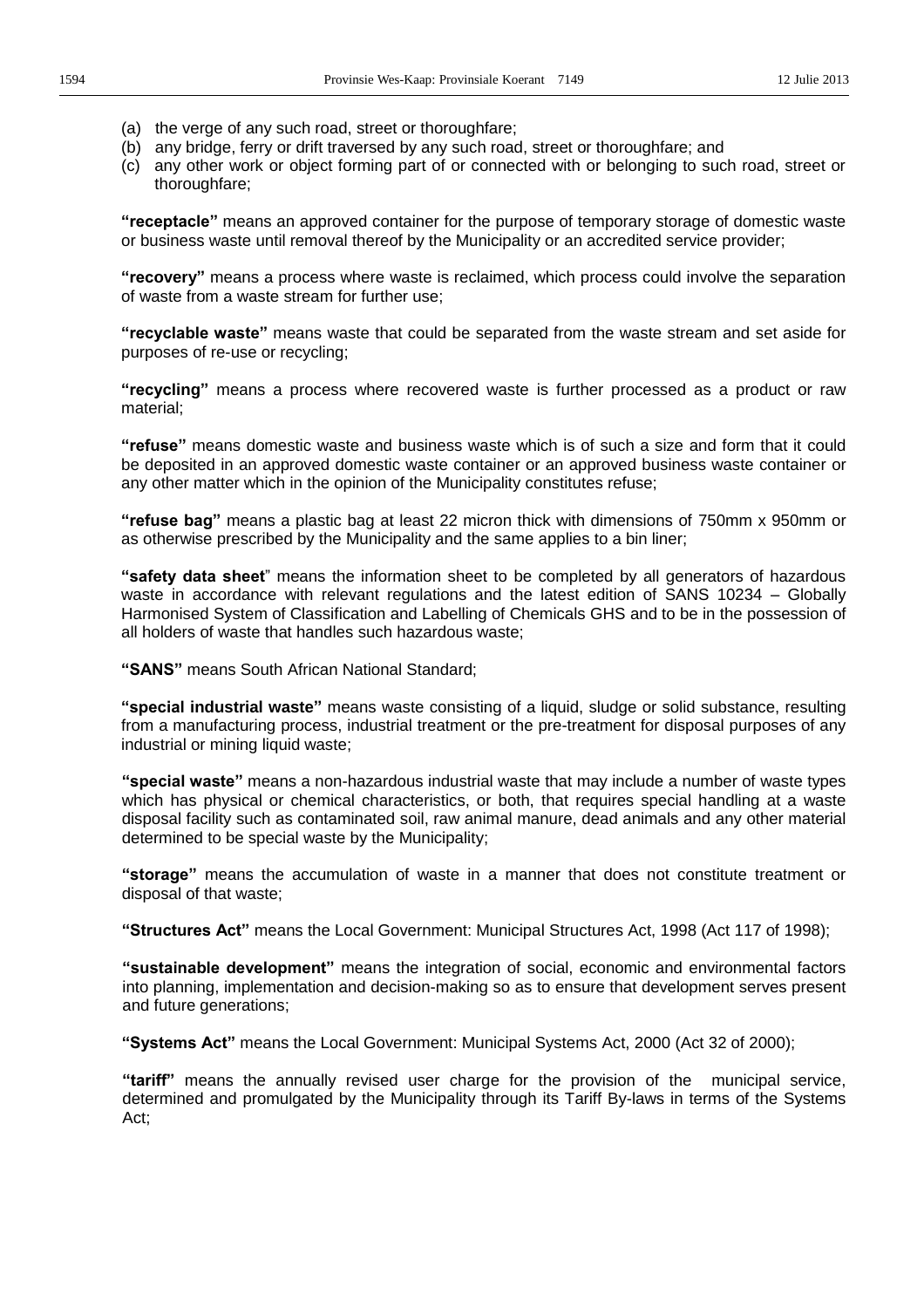(a) the verge of any such road, street or thoroughfare;
(b) any bridge, ferry or drift traversed by any such road, street or thoroughfare; and
(c) any other work or object forming part of or connected with or belonging to such road, street or thoroughfare;

**"receptacle"** means an approved container for the purpose of temporary storage of domestic waste or business waste until removal thereof by the Municipality or an accredited service provider;

**"recovery"** means a process where waste is reclaimed, which process could involve the separation of waste from a waste stream for further use;

**"recyclable waste"** means waste that could be separated from the waste stream and set aside for purposes of re-use or recycling;

**"recycling"** means a process where recovered waste is further processed as a product or raw material;

**"refuse"** means domestic waste and business waste which is of such a size and form that it could be deposited in an approved domestic waste container or an approved business waste container or any other matter which in the opinion of the Municipality constitutes refuse;

**"refuse bag"** means a plastic bag at least 22 micron thick with dimensions of 750mm x 950mm or as otherwise prescribed by the Municipality and the same applies to a bin liner;

**"safety data sheet"** means the information sheet to be completed by all generators of hazardous waste in accordance with relevant regulations and the latest edition of SANS 10234 – Globally Harmonised System of Classification and Labelling of Chemicals GHS and to be in the possession of all holders of waste that handles such hazardous waste;

**"SANS"** means South African National Standard;

**"special industrial waste"** means waste consisting of a liquid, sludge or solid substance, resulting from a manufacturing process, industrial treatment or the pre-treatment for disposal purposes of any industrial or mining liquid waste;

**"special waste"** means a non-hazardous industrial waste that may include a number of waste types which has physical or chemical characteristics, or both, that requires special handling at a waste disposal facility such as contaminated soil, raw animal manure, dead animals and any other material determined to be special waste by the Municipality;

**"storage"** means the accumulation of waste in a manner that does not constitute treatment or disposal of that waste;

**"Structures Act"** means the Local Government: Municipal Structures Act, 1998 (Act 117 of 1998);

**"sustainable development"** means the integration of social, economic and environmental factors into planning, implementation and decision-making so as to ensure that development serves present and future generations;

**"Systems Act"** means the Local Government: Municipal Systems Act, 2000 (Act 32 of 2000);

**"tariff"** means the annually revised user charge for the provision of the municipal service, determined and promulgated by the Municipality through its Tariff By-laws in terms of the Systems Act;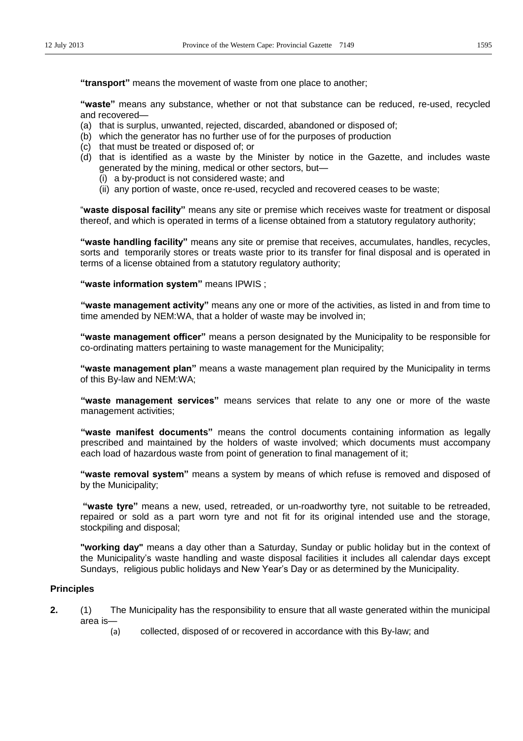**"transport"** means the movement of waste from one place to another;

**"waste"** means any substance, whether or not that substance can be reduced, re-used, recycled and recovered—

(a) that is surplus, unwanted, rejected, discarded, abandoned or disposed of;
(b) which the generator has no further use of for the purposes of production
(c) that must be treated or disposed of; or
(d) that is identified as a waste by the Minister by notice in the Gazette, and includes waste generated by the mining, medical or other sectors, but—
    (i) a by-product is not considered waste; and
    (ii) any portion of waste, once re-used, recycled and recovered ceases to be waste;

"**waste disposal facility"** means any site or premise which receives waste for treatment or disposal thereof, and which is operated in terms of a license obtained from a statutory regulatory authority;

**"waste handling facility"** means any site or premise that receives, accumulates, handles, recycles, sorts and temporarily stores or treats waste prior to its transfer for final disposal and is operated in terms of a license obtained from a statutory regulatory authority;

**"waste information system"** means IPWIS ;

**"waste management activity"** means any one or more of the activities, as listed in and from time to time amended by NEM:WA, that a holder of waste may be involved in;

**"waste management officer"** means a person designated by the Municipality to be responsible for co-ordinating matters pertaining to waste management for the Municipality;

**"waste management plan"** means a waste management plan required by the Municipality in terms of this By-law and NEM:WA;

**"waste management services"** means services that relate to any one or more of the waste management activities;

**"waste manifest documents"** means the control documents containing information as legally prescribed and maintained by the holders of waste involved; which documents must accompany each load of hazardous waste from point of generation to final management of it;

**"waste removal system"** means a system by means of which refuse is removed and disposed of by the Municipality;

**"waste tyre"** means a new, used, retreaded, or un-roadworthy tyre, not suitable to be retreaded, repaired or sold as a part worn tyre and not fit for its original intended use and the storage, stockpiling and disposal;

**"working day"** means a day other than a Saturday, Sunday or public holiday but in the context of the Municipality's waste handling and waste disposal facilities it includes all calendar days except Sundays, religious public holidays and New Year's Day or as determined by the Municipality.

**Principles**

**2.** (1) The Municipality has the responsibility to ensure that all waste generated within the municipal area is—

(a) collected, disposed of or recovered in accordance with this By-law; and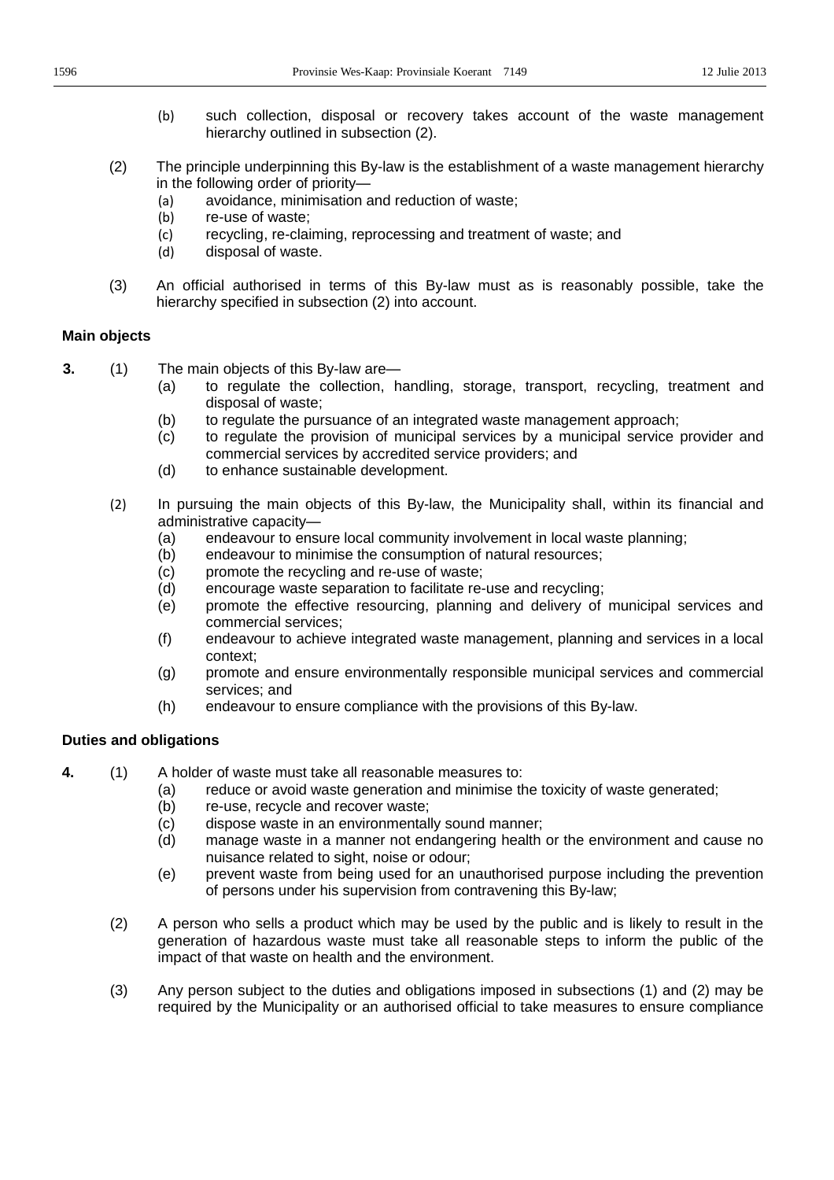(b) such collection, disposal or recovery takes account of the waste management hierarchy outlined in subsection (2).

(2) The principle underpinning this By-law is the establishment of a waste management hierarchy in the following order of priority—

(a) avoidance, minimisation and reduction of waste;

(b) re-use of waste;

(c) recycling, re-claiming, reprocessing and treatment of waste; and

(d) disposal of waste.

(3) An official authorised in terms of this By-law must as is reasonably possible, take the hierarchy specified in subsection (2) into account.

**Main objects**

**3.** (1) The main objects of this By-law are—

(a) to regulate the collection, handling, storage, transport, recycling, treatment and disposal of waste;

(b) to regulate the pursuance of an integrated waste management approach;

(c) to regulate the provision of municipal services by a municipal service provider and commercial services by accredited service providers; and

(d) to enhance sustainable development.

(2) In pursuing the main objects of this By-law, the Municipality shall, within its financial and administrative capacity—

(a) endeavour to ensure local community involvement in local waste planning;

(b) endeavour to minimise the consumption of natural resources;

(c) promote the recycling and re-use of waste;

(d) encourage waste separation to facilitate re-use and recycling;

(e) promote the effective resourcing, planning and delivery of municipal services and commercial services;

(f) endeavour to achieve integrated waste management, planning and services in a local context;

(g) promote and ensure environmentally responsible municipal services and commercial services; and

(h) endeavour to ensure compliance with the provisions of this By-law.

**Duties and obligations**

**4.** (1) A holder of waste must take all reasonable measures to:

(a) reduce or avoid waste generation and minimise the toxicity of waste generated;

(b) re-use, recycle and recover waste;

(c) dispose waste in an environmentally sound manner;

(d) manage waste in a manner not endangering health or the environment and cause no nuisance related to sight, noise or odour;

(e) prevent waste from being used for an unauthorised purpose including the prevention of persons under his supervision from contravening this By-law;

(2) A person who sells a product which may be used by the public and is likely to result in the generation of hazardous waste must take all reasonable steps to inform the public of the impact of that waste on health and the environment.

(3) Any person subject to the duties and obligations imposed in subsections (1) and (2) may be required by the Municipality or an authorised official to take measures to ensure compliance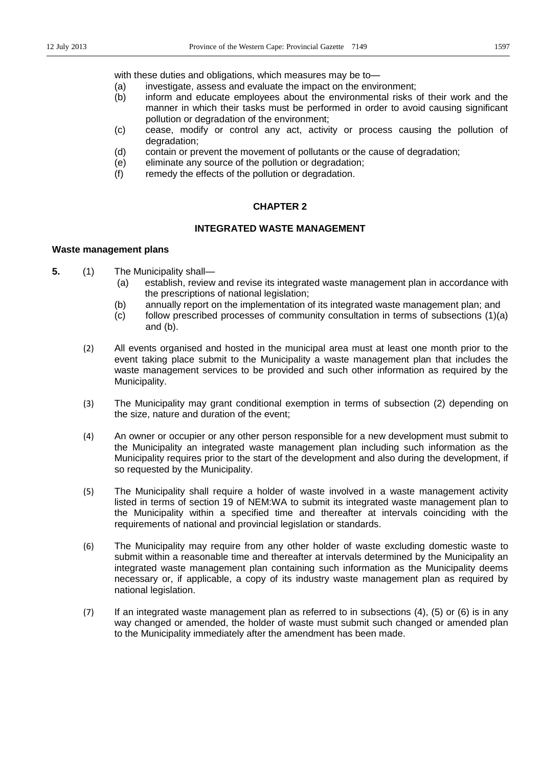with these duties and obligations, which measures may be to—

(a) investigate, assess and evaluate the impact on the environment;

(b) inform and educate employees about the environmental risks of their work and the manner in which their tasks must be performed in order to avoid causing significant pollution or degradation of the environment;

(c) cease, modify or control any act, activity or process causing the pollution of degradation;

(d) contain or prevent the movement of pollutants or the cause of degradation;

(e) eliminate any source of the pollution or degradation;

(f) remedy the effects of the pollution or degradation.

## CHAPTER 2

## INTEGRATED WASTE MANAGEMENT

**Waste management plans**

**5.** (1) The Municipality shall—

(a) establish, review and revise its integrated waste management plan in accordance with the prescriptions of national legislation;

(b) annually report on the implementation of its integrated waste management plan; and

(c) follow prescribed processes of community consultation in terms of subsections (1)(a) and (b).

(2) All events organised and hosted in the municipal area must at least one month prior to the event taking place submit to the Municipality a waste management plan that includes the waste management services to be provided and such other information as required by the Municipality.

(3) The Municipality may grant conditional exemption in terms of subsection (2) depending on the size, nature and duration of the event;

(4) An owner or occupier or any other person responsible for a new development must submit to the Municipality an integrated waste management plan including such information as the Municipality requires prior to the start of the development and also during the development, if so requested by the Municipality.

(5) The Municipality shall require a holder of waste involved in a waste management activity listed in terms of section 19 of NEM:WA to submit its integrated waste management plan to the Municipality within a specified time and thereafter at intervals coinciding with the requirements of national and provincial legislation or standards.

(6) The Municipality may require from any other holder of waste excluding domestic waste to submit within a reasonable time and thereafter at intervals determined by the Municipality an integrated waste management plan containing such information as the Municipality deems necessary or, if applicable, a copy of its industry waste management plan as required by national legislation.

(7) If an integrated waste management plan as referred to in subsections (4), (5) or (6) is in any way changed or amended, the holder of waste must submit such changed or amended plan to the Municipality immediately after the amendment has been made.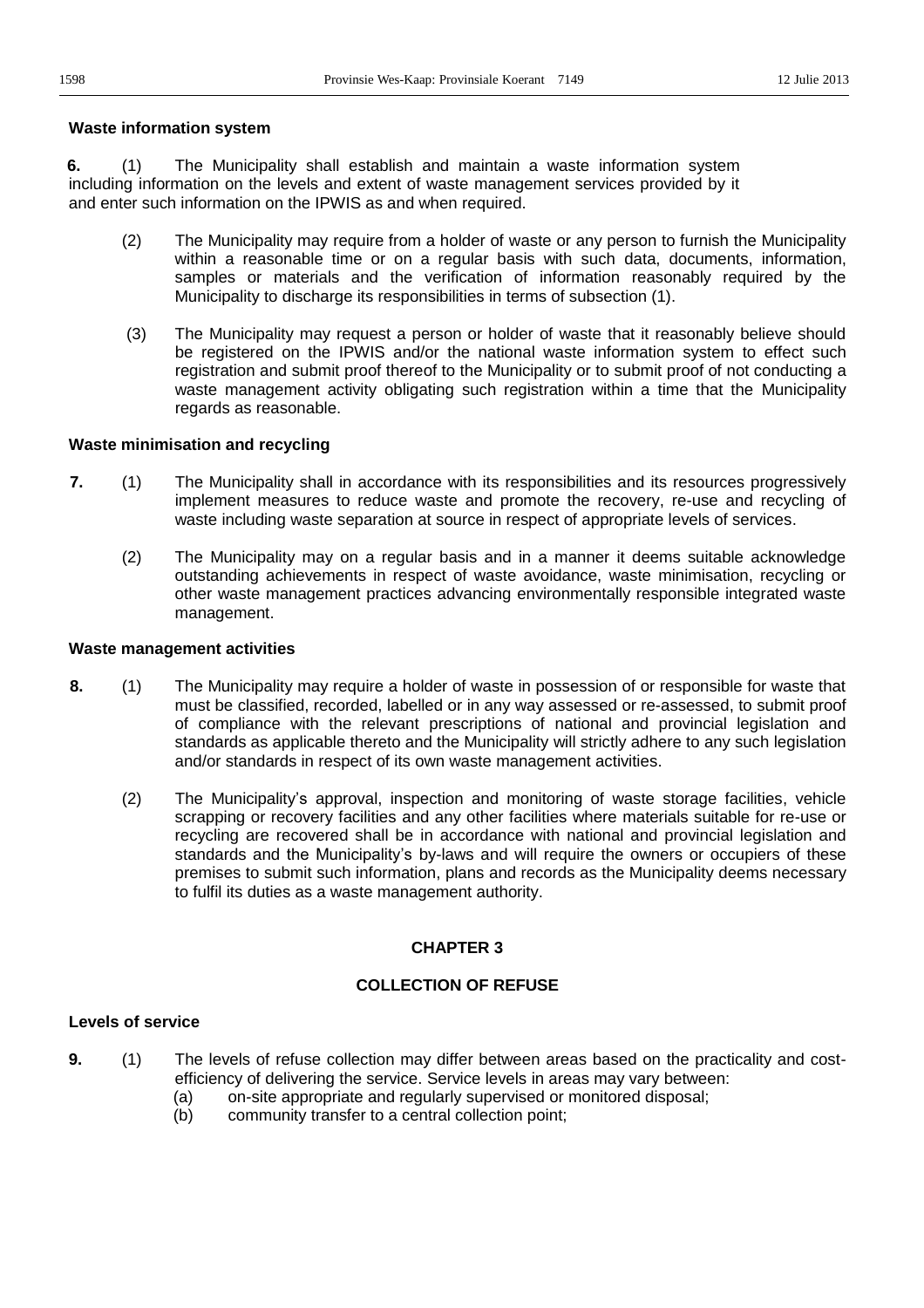**Waste information system**

**6.** (1) The Municipality shall establish and maintain a waste information system including information on the levels and extent of waste management services provided by it and enter such information on the IPWIS as and when required.

(2) The Municipality may require from a holder of waste or any person to furnish the Municipality within a reasonable time or on a regular basis with such data, documents, information, samples or materials and the verification of information reasonably required by the Municipality to discharge its responsibilities in terms of subsection (1).

(3) The Municipality may request a person or holder of waste that it reasonably believe should be registered on the IPWIS and/or the national waste information system to effect such registration and submit proof thereof to the Municipality or to submit proof of not conducting a waste management activity obligating such registration within a time that the Municipality regards as reasonable.

**Waste minimisation and recycling**

**7.** (1) The Municipality shall in accordance with its responsibilities and its resources progressively implement measures to reduce waste and promote the recovery, re-use and recycling of waste including waste separation at source in respect of appropriate levels of services.

(2) The Municipality may on a regular basis and in a manner it deems suitable acknowledge outstanding achievements in respect of waste avoidance, waste minimisation, recycling or other waste management practices advancing environmentally responsible integrated waste management.

**Waste management activities**

**8.** (1) The Municipality may require a holder of waste in possession of or responsible for waste that must be classified, recorded, labelled or in any way assessed or re-assessed, to submit proof of compliance with the relevant prescriptions of national and provincial legislation and standards as applicable thereto and the Municipality will strictly adhere to any such legislation and/or standards in respect of its own waste management activities.

(2) The Municipality's approval, inspection and monitoring of waste storage facilities, vehicle scrapping or recovery facilities and any other facilities where materials suitable for re-use or recycling are recovered shall be in accordance with national and provincial legislation and standards and the Municipality's by-laws and will require the owners or occupiers of these premises to submit such information, plans and records as the Municipality deems necessary to fulfil its duties as a waste management authority.

## CHAPTER 3

## COLLECTION OF REFUSE

**Levels of service**

**9.** (1) The levels of refuse collection may differ between areas based on the practicality and cost-efficiency of delivering the service. Service levels in areas may vary between:

(a) on-site appropriate and regularly supervised or monitored disposal;

(b) community transfer to a central collection point;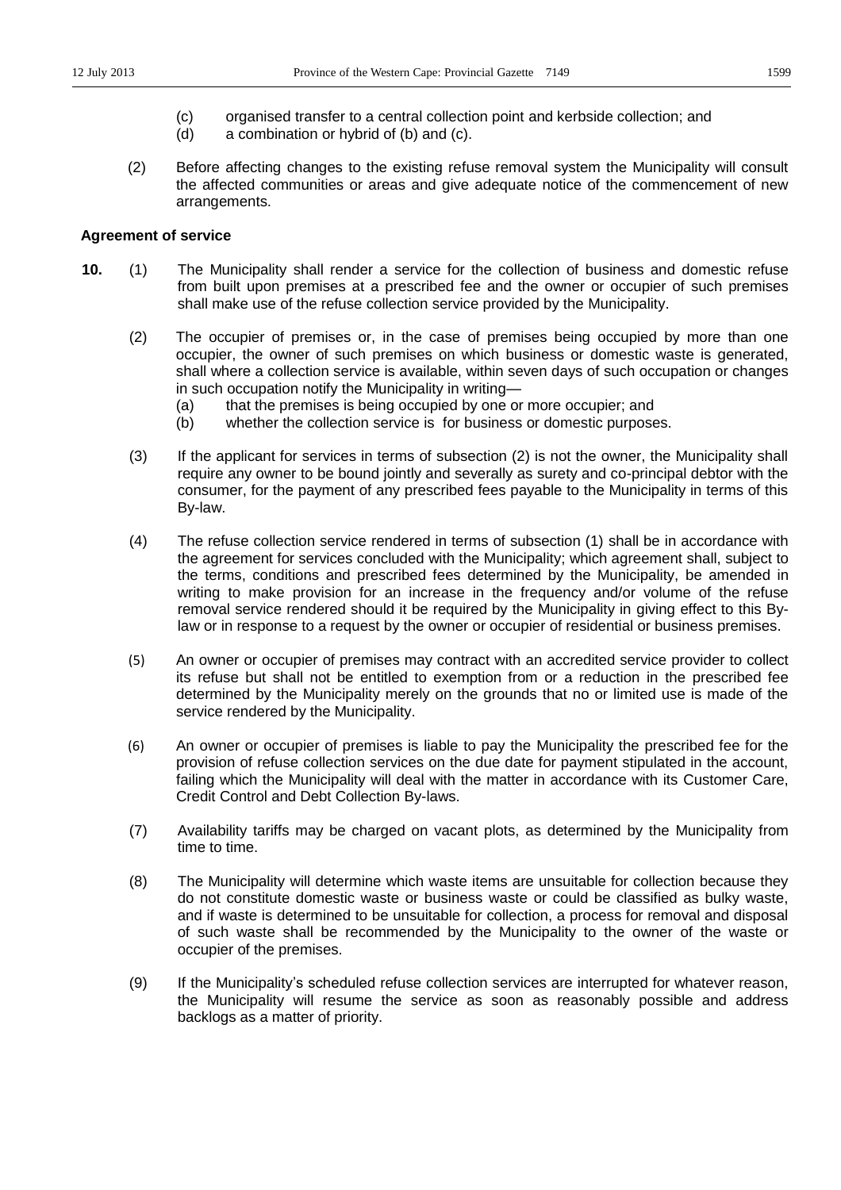(c) organised transfer to a central collection point and kerbside collection; and

(d) a combination or hybrid of (b) and (c).

(2) Before affecting changes to the existing refuse removal system the Municipality will consult the affected communities or areas and give adequate notice of the commencement of new arrangements.

**Agreement of service**

**10.** (1) The Municipality shall render a service for the collection of business and domestic refuse from built upon premises at a prescribed fee and the owner or occupier of such premises shall make use of the refuse collection service provided by the Municipality.

(2) The occupier of premises or, in the case of premises being occupied by more than one occupier, the owner of such premises on which business or domestic waste is generated, shall where a collection service is available, within seven days of such occupation or changes in such occupation notify the Municipality in writing—

(a) that the premises is being occupied by one or more occupier; and

(b) whether the collection service is for business or domestic purposes.

(3) If the applicant for services in terms of subsection (2) is not the owner, the Municipality shall require any owner to be bound jointly and severally as surety and co-principal debtor with the consumer, for the payment of any prescribed fees payable to the Municipality in terms of this By-law.

(4) The refuse collection service rendered in terms of subsection (1) shall be in accordance with the agreement for services concluded with the Municipality; which agreement shall, subject to the terms, conditions and prescribed fees determined by the Municipality, be amended in writing to make provision for an increase in the frequency and/or volume of the refuse removal service rendered should it be required by the Municipality in giving effect to this By-law or in response to a request by the owner or occupier of residential or business premises.

(5) An owner or occupier of premises may contract with an accredited service provider to collect its refuse but shall not be entitled to exemption from or a reduction in the prescribed fee determined by the Municipality merely on the grounds that no or limited use is made of the service rendered by the Municipality.

(6) An owner or occupier of premises is liable to pay the Municipality the prescribed fee for the provision of refuse collection services on the due date for payment stipulated in the account, failing which the Municipality will deal with the matter in accordance with its Customer Care, Credit Control and Debt Collection By-laws.

(7) Availability tariffs may be charged on vacant plots, as determined by the Municipality from time to time.

(8) The Municipality will determine which waste items are unsuitable for collection because they do not constitute domestic waste or business waste or could be classified as bulky waste, and if waste is determined to be unsuitable for collection, a process for removal and disposal of such waste shall be recommended by the Municipality to the owner of the waste or occupier of the premises.

(9) If the Municipality's scheduled refuse collection services are interrupted for whatever reason, the Municipality will resume the service as soon as reasonably possible and address backlogs as a matter of priority.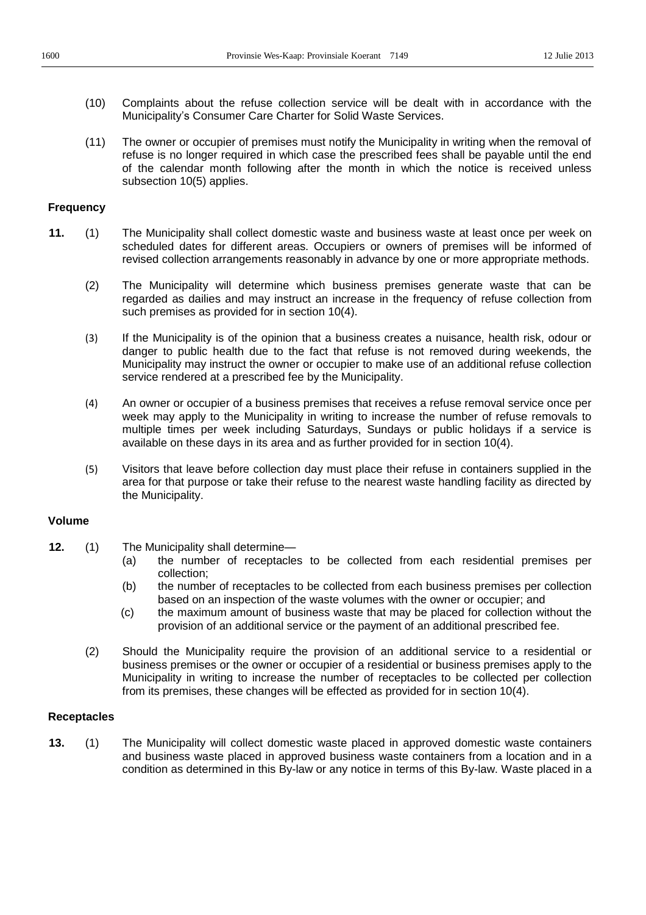(10) Complaints about the refuse collection service will be dealt with in accordance with the Municipality's Consumer Care Charter for Solid Waste Services.

(11) The owner or occupier of premises must notify the Municipality in writing when the removal of refuse is no longer required in which case the prescribed fees shall be payable until the end of the calendar month following after the month in which the notice is received unless subsection 10(5) applies.

**Frequency**

**11.** (1) The Municipality shall collect domestic waste and business waste at least once per week on scheduled dates for different areas. Occupiers or owners of premises will be informed of revised collection arrangements reasonably in advance by one or more appropriate methods.

(2) The Municipality will determine which business premises generate waste that can be regarded as dailies and may instruct an increase in the frequency of refuse collection from such premises as provided for in section 10(4).

(3) If the Municipality is of the opinion that a business creates a nuisance, health risk, odour or danger to public health due to the fact that refuse is not removed during weekends, the Municipality may instruct the owner or occupier to make use of an additional refuse collection service rendered at a prescribed fee by the Municipality.

(4) An owner or occupier of a business premises that receives a refuse removal service once per week may apply to the Municipality in writing to increase the number of refuse removals to multiple times per week including Saturdays, Sundays or public holidays if a service is available on these days in its area and as further provided for in section 10(4).

(5) Visitors that leave before collection day must place their refuse in containers supplied in the area for that purpose or take their refuse to the nearest waste handling facility as directed by the Municipality.

**Volume**

**12.** (1) The Municipality shall determine—

(a) the number of receptacles to be collected from each residential premises per collection;

(b) the number of receptacles to be collected from each business premises per collection based on an inspection of the waste volumes with the owner or occupier; and

(c) the maximum amount of business waste that may be placed for collection without the provision of an additional service or the payment of an additional prescribed fee.

(2) Should the Municipality require the provision of an additional service to a residential or business premises or the owner or occupier of a residential or business premises apply to the Municipality in writing to increase the number of receptacles to be collected per collection from its premises, these changes will be effected as provided for in section 10(4).

**Receptacles**

**13.** (1) The Municipality will collect domestic waste placed in approved domestic waste containers and business waste placed in approved business waste containers from a location and in a condition as determined in this By-law or any notice in terms of this By-law. Waste placed in a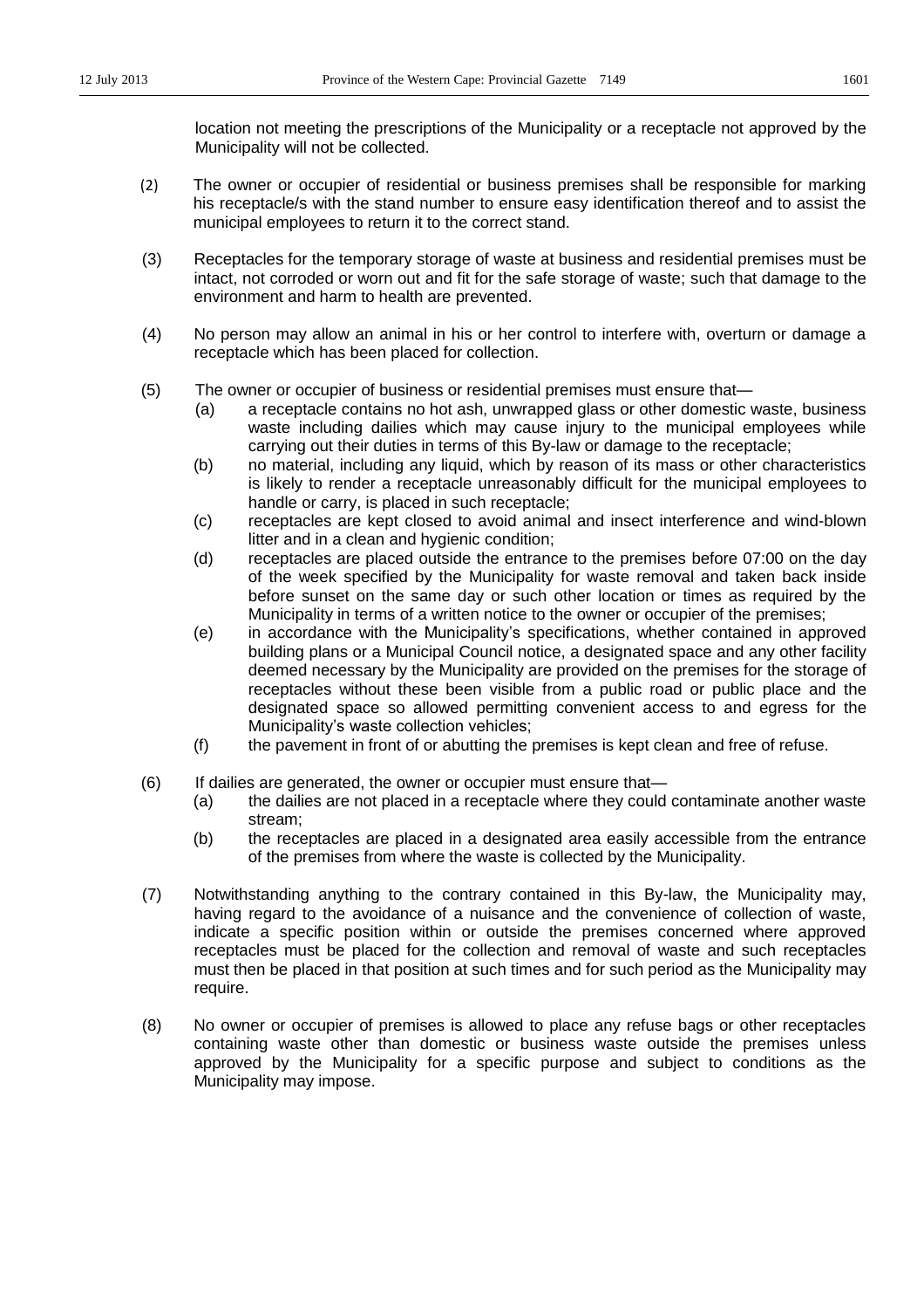location not meeting the prescriptions of the Municipality or a receptacle not approved by the Municipality will not be collected.

(2) The owner or occupier of residential or business premises shall be responsible for marking his receptacle/s with the stand number to ensure easy identification thereof and to assist the municipal employees to return it to the correct stand.

(3) Receptacles for the temporary storage of waste at business and residential premises must be intact, not corroded or worn out and fit for the safe storage of waste; such that damage to the environment and harm to health are prevented.

(4) No person may allow an animal in his or her control to interfere with, overturn or damage a receptacle which has been placed for collection.

(5) The owner or occupier of business or residential premises must ensure that—

- (a) a receptacle contains no hot ash, unwrapped glass or other domestic waste, business waste including dailies which may cause injury to the municipal employees while carrying out their duties in terms of this By-law or damage to the receptacle;
- (b) no material, including any liquid, which by reason of its mass or other characteristics is likely to render a receptacle unreasonably difficult for the municipal employees to handle or carry, is placed in such receptacle;
- (c) receptacles are kept closed to avoid animal and insect interference and wind-blown litter and in a clean and hygienic condition;
- (d) receptacles are placed outside the entrance to the premises before 07:00 on the day of the week specified by the Municipality for waste removal and taken back inside before sunset on the same day or such other location or times as required by the Municipality in terms of a written notice to the owner or occupier of the premises;
- (e) in accordance with the Municipality's specifications, whether contained in approved building plans or a Municipal Council notice, a designated space and any other facility deemed necessary by the Municipality are provided on the premises for the storage of receptacles without these been visible from a public road or public place and the designated space so allowed permitting convenient access to and egress for the Municipality's waste collection vehicles;
- (f) the pavement in front of or abutting the premises is kept clean and free of refuse.

(6) If dailies are generated, the owner or occupier must ensure that—

- (a) the dailies are not placed in a receptacle where they could contaminate another waste stream;
- (b) the receptacles are placed in a designated area easily accessible from the entrance of the premises from where the waste is collected by the Municipality.

(7) Notwithstanding anything to the contrary contained in this By-law, the Municipality may, having regard to the avoidance of a nuisance and the convenience of collection of waste, indicate a specific position within or outside the premises concerned where approved receptacles must be placed for the collection and removal of waste and such receptacles must then be placed in that position at such times and for such period as the Municipality may require.

(8) No owner or occupier of premises is allowed to place any refuse bags or other receptacles containing waste other than domestic or business waste outside the premises unless approved by the Municipality for a specific purpose and subject to conditions as the Municipality may impose.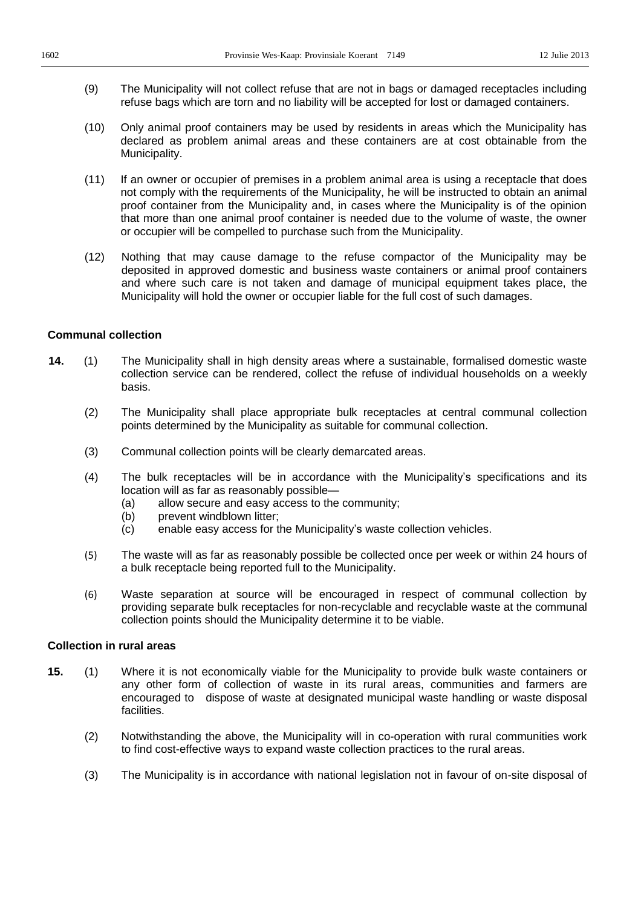(9) The Municipality will not collect refuse that are not in bags or damaged receptacles including refuse bags which are torn and no liability will be accepted for lost or damaged containers.

(10) Only animal proof containers may be used by residents in areas which the Municipality has declared as problem animal areas and these containers are at cost obtainable from the Municipality.

(11) If an owner or occupier of premises in a problem animal area is using a receptacle that does not comply with the requirements of the Municipality, he will be instructed to obtain an animal proof container from the Municipality and, in cases where the Municipality is of the opinion that more than one animal proof container is needed due to the volume of waste, the owner or occupier will be compelled to purchase such from the Municipality.

(12) Nothing that may cause damage to the refuse compactor of the Municipality may be deposited in approved domestic and business waste containers or animal proof containers and where such care is not taken and damage of municipal equipment takes place, the Municipality will hold the owner or occupier liable for the full cost of such damages.

**Communal collection**

**14.** (1) The Municipality shall in high density areas where a sustainable, formalised domestic waste collection service can be rendered, collect the refuse of individual households on a weekly basis.

(2) The Municipality shall place appropriate bulk receptacles at central communal collection points determined by the Municipality as suitable for communal collection.

(3) Communal collection points will be clearly demarcated areas.

(4) The bulk receptacles will be in accordance with the Municipality's specifications and its location will as far as reasonably possible—

(a) allow secure and easy access to the community;

(b) prevent windblown litter;

(c) enable easy access for the Municipality's waste collection vehicles.

(5) The waste will as far as reasonably possible be collected once per week or within 24 hours of a bulk receptacle being reported full to the Municipality.

(6) Waste separation at source will be encouraged in respect of communal collection by providing separate bulk receptacles for non-recyclable and recyclable waste at the communal collection points should the Municipality determine it to be viable.

**Collection in rural areas**

**15.** (1) Where it is not economically viable for the Municipality to provide bulk waste containers or any other form of collection of waste in its rural areas, communities and farmers are encouraged to dispose of waste at designated municipal waste handling or waste disposal facilities.

(2) Notwithstanding the above, the Municipality will in co-operation with rural communities work to find cost-effective ways to expand waste collection practices to the rural areas.

(3) The Municipality is in accordance with national legislation not in favour of on-site disposal of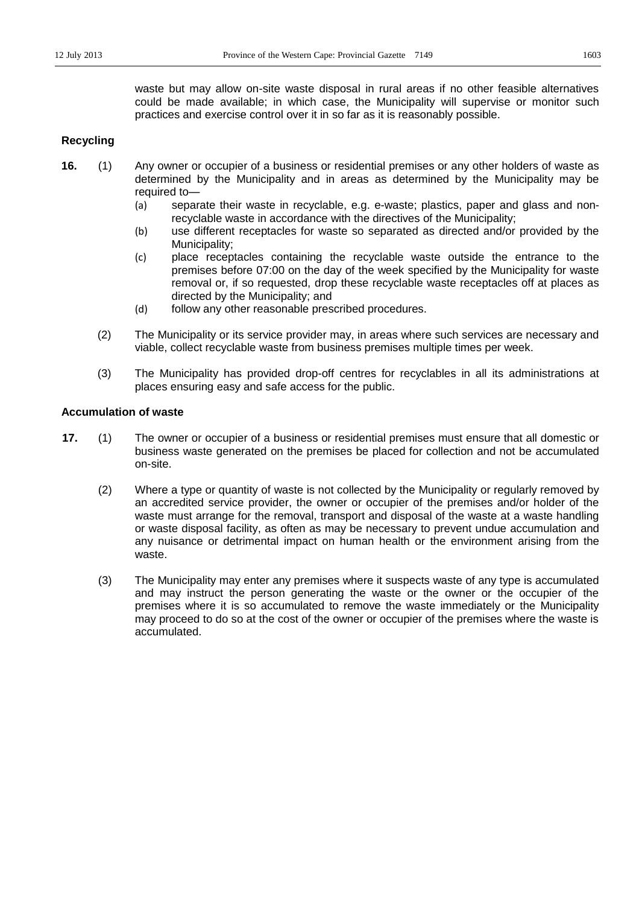waste but may allow on-site waste disposal in rural areas if no other feasible alternatives could be made available; in which case, the Municipality will supervise or monitor such practices and exercise control over it in so far as it is reasonably possible.

**Recycling**

**16.** (1) Any owner or occupier of a business or residential premises or any other holders of waste as determined by the Municipality and in areas as determined by the Municipality may be required to—

(a) separate their waste in recyclable, e.g. e-waste; plastics, paper and glass and non-recyclable waste in accordance with the directives of the Municipality;

(b) use different receptacles for waste so separated as directed and/or provided by the Municipality;

(c) place receptacles containing the recyclable waste outside the entrance to the premises before 07:00 on the day of the week specified by the Municipality for waste removal or, if so requested, drop these recyclable waste receptacles off at places as directed by the Municipality; and

(d) follow any other reasonable prescribed procedures.

(2) The Municipality or its service provider may, in areas where such services are necessary and viable, collect recyclable waste from business premises multiple times per week.

(3) The Municipality has provided drop-off centres for recyclables in all its administrations at places ensuring easy and safe access for the public.

**Accumulation of waste**

**17.** (1) The owner or occupier of a business or residential premises must ensure that all domestic or business waste generated on the premises be placed for collection and not be accumulated on-site.

(2) Where a type or quantity of waste is not collected by the Municipality or regularly removed by an accredited service provider, the owner or occupier of the premises and/or holder of the waste must arrange for the removal, transport and disposal of the waste at a waste handling or waste disposal facility, as often as may be necessary to prevent undue accumulation and any nuisance or detrimental impact on human health or the environment arising from the waste.

(3) The Municipality may enter any premises where it suspects waste of any type is accumulated and may instruct the person generating the waste or the owner or the occupier of the premises where it is so accumulated to remove the waste immediately or the Municipality may proceed to do so at the cost of the owner or occupier of the premises where the waste is accumulated.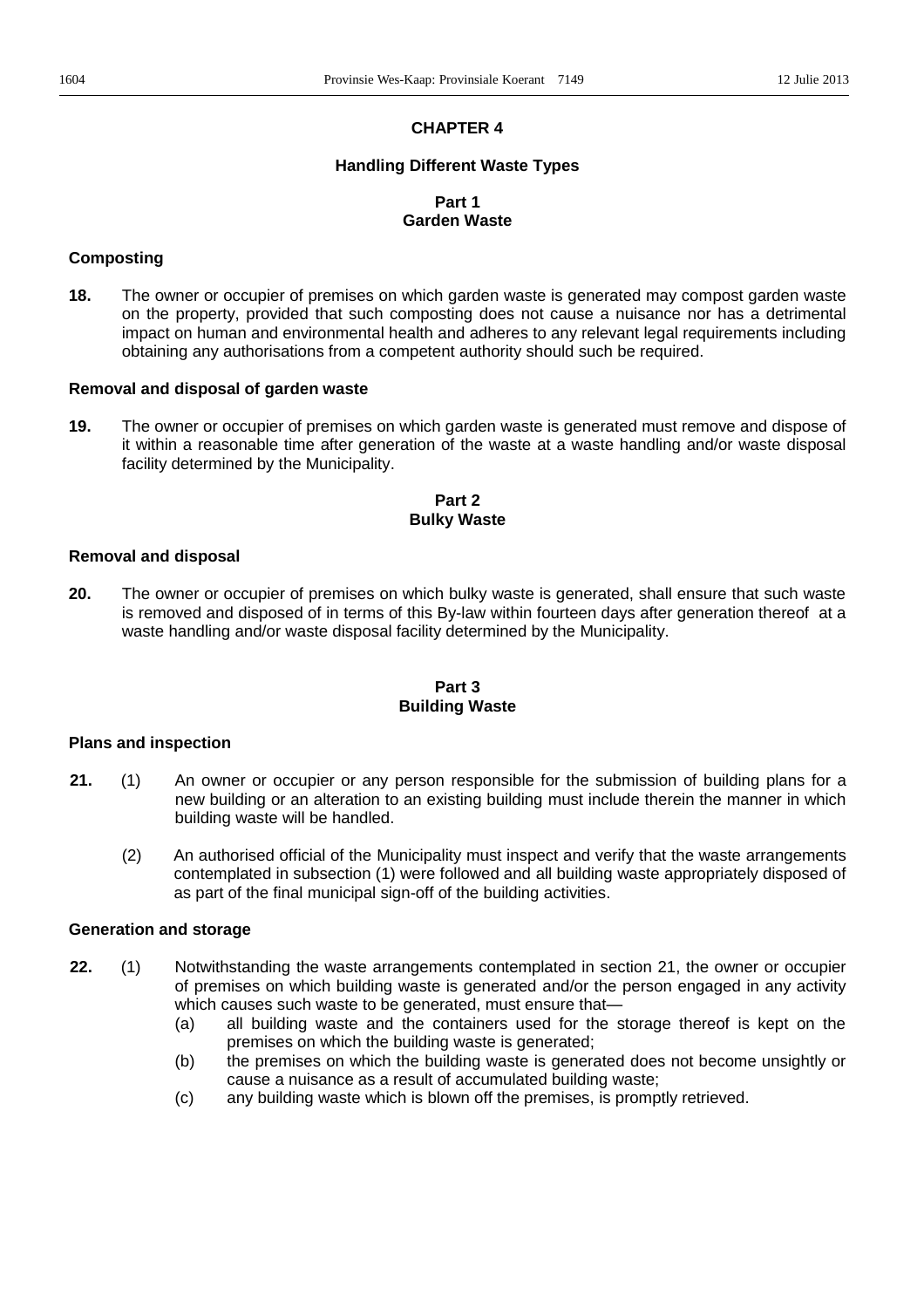# CHAPTER 4

## Handling Different Waste Types

### Part 1
### Garden Waste

**Composting**

**18.** The owner or occupier of premises on which garden waste is generated may compost garden waste on the property, provided that such composting does not cause a nuisance nor has a detrimental impact on human and environmental health and adheres to any relevant legal requirements including obtaining any authorisations from a competent authority should such be required.

**Removal and disposal of garden waste**

**19.** The owner or occupier of premises on which garden waste is generated must remove and dispose of it within a reasonable time after generation of the waste at a waste handling and/or waste disposal facility determined by the Municipality.

### Part 2
### Bulky Waste

**Removal and disposal**

**20.** The owner or occupier of premises on which bulky waste is generated, shall ensure that such waste is removed and disposed of in terms of this By-law within fourteen days after generation thereof at a waste handling and/or waste disposal facility determined by the Municipality.

### Part 3
### Building Waste

**Plans and inspection**

**21.** (1) An owner or occupier or any person responsible for the submission of building plans for a new building or an alteration to an existing building must include therein the manner in which building waste will be handled.

(2) An authorised official of the Municipality must inspect and verify that the waste arrangements contemplated in subsection (1) were followed and all building waste appropriately disposed of as part of the final municipal sign-off of the building activities.

**Generation and storage**

**22.** (1) Notwithstanding the waste arrangements contemplated in section 21, the owner or occupier of premises on which building waste is generated and/or the person engaged in any activity which causes such waste to be generated, must ensure that—

(a) all building waste and the containers used for the storage thereof is kept on the premises on which the building waste is generated;

(b) the premises on which the building waste is generated does not become unsightly or cause a nuisance as a result of accumulated building waste;

(c) any building waste which is blown off the premises, is promptly retrieved.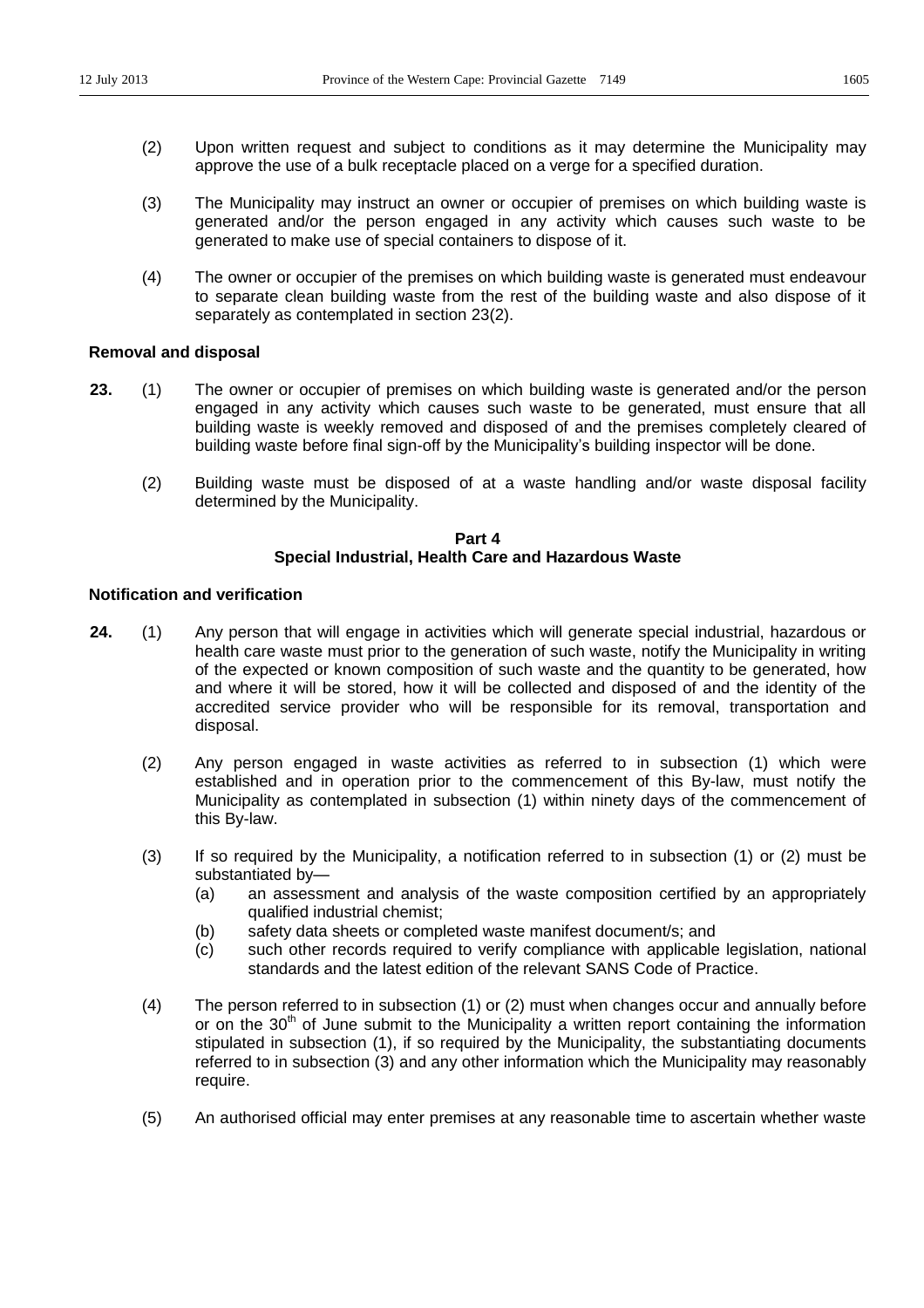(2) Upon written request and subject to conditions as it may determine the Municipality may approve the use of a bulk receptacle placed on a verge for a specified duration.

(3) The Municipality may instruct an owner or occupier of premises on which building waste is generated and/or the person engaged in any activity which causes such waste to be generated to make use of special containers to dispose of it.

(4) The owner or occupier of the premises on which building waste is generated must endeavour to separate clean building waste from the rest of the building waste and also dispose of it separately as contemplated in section 23(2).

**Removal and disposal**

**23.** (1) The owner or occupier of premises on which building waste is generated and/or the person engaged in any activity which causes such waste to be generated, must ensure that all building waste is weekly removed and disposed of and the premises completely cleared of building waste before final sign-off by the Municipality's building inspector will be done.

(2) Building waste must be disposed of at a waste handling and/or waste disposal facility determined by the Municipality.

## Part 4
## Special Industrial, Health Care and Hazardous Waste

**Notification and verification**

**24.** (1) Any person that will engage in activities which will generate special industrial, hazardous or health care waste must prior to the generation of such waste, notify the Municipality in writing of the expected or known composition of such waste and the quantity to be generated, how and where it will be stored, how it will be collected and disposed of and the identity of the accredited service provider who will be responsible for its removal, transportation and disposal.

(2) Any person engaged in waste activities as referred to in subsection (1) which were established and in operation prior to the commencement of this By-law, must notify the Municipality as contemplated in subsection (1) within ninety days of the commencement of this By-law.

(3) If so required by the Municipality, a notification referred to in subsection (1) or (2) must be substantiated by—

(a) an assessment and analysis of the waste composition certified by an appropriately qualified industrial chemist;

(b) safety data sheets or completed waste manifest document/s; and

(c) such other records required to verify compliance with applicable legislation, national standards and the latest edition of the relevant SANS Code of Practice.

(4) The person referred to in subsection (1) or (2) must when changes occur and annually before or on the 30th of June submit to the Municipality a written report containing the information stipulated in subsection (1), if so required by the Municipality, the substantiating documents referred to in subsection (3) and any other information which the Municipality may reasonably require.

(5) An authorised official may enter premises at any reasonable time to ascertain whether waste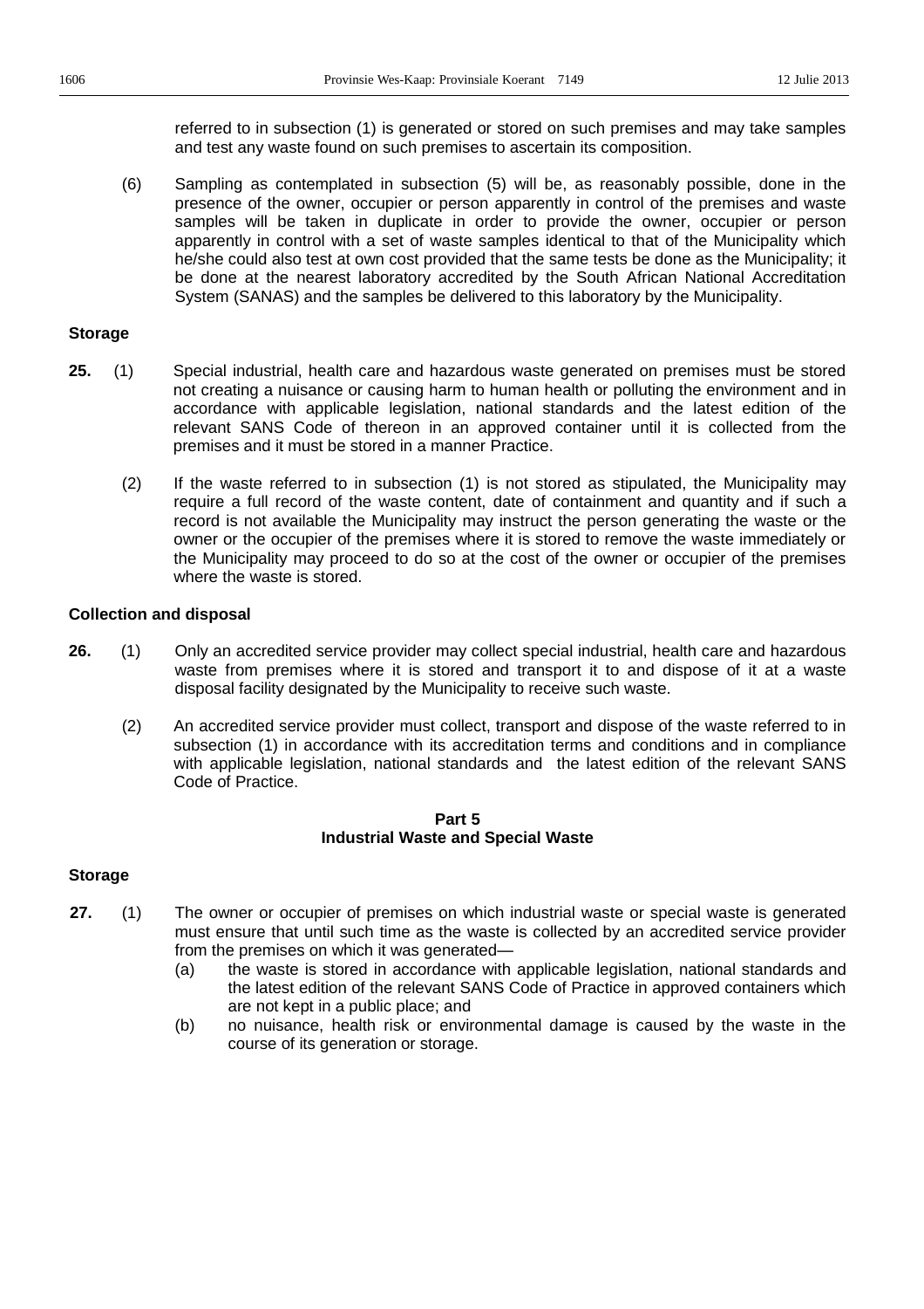referred to in subsection (1) is generated or stored on such premises and may take samples and test any waste found on such premises to ascertain its composition.

(6) Sampling as contemplated in subsection (5) will be, as reasonably possible, done in the presence of the owner, occupier or person apparently in control of the premises and waste samples will be taken in duplicate in order to provide the owner, occupier or person apparently in control with a set of waste samples identical to that of the Municipality which he/she could also test at own cost provided that the same tests be done as the Municipality; it be done at the nearest laboratory accredited by the South African National Accreditation System (SANAS) and the samples be delivered to this laboratory by the Municipality.

**Storage**

**25.** (1) Special industrial, health care and hazardous waste generated on premises must be stored not creating a nuisance or causing harm to human health or polluting the environment and in accordance with applicable legislation, national standards and the latest edition of the relevant SANS Code of thereon in an approved container until it is collected from the premises and it must be stored in a manner Practice.

(2) If the waste referred to in subsection (1) is not stored as stipulated, the Municipality may require a full record of the waste content, date of containment and quantity and if such a record is not available the Municipality may instruct the person generating the waste or the owner or the occupier of the premises where it is stored to remove the waste immediately or the Municipality may proceed to do so at the cost of the owner or occupier of the premises where the waste is stored.

**Collection and disposal**

**26.** (1) Only an accredited service provider may collect special industrial, health care and hazardous waste from premises where it is stored and transport it to and dispose of it at a waste disposal facility designated by the Municipality to receive such waste.

(2) An accredited service provider must collect, transport and dispose of the waste referred to in subsection (1) in accordance with its accreditation terms and conditions and in compliance with applicable legislation, national standards and the latest edition of the relevant SANS Code of Practice.

## Part 5
## Industrial Waste and Special Waste

**Storage**

**27.** (1) The owner or occupier of premises on which industrial waste or special waste is generated must ensure that until such time as the waste is collected by an accredited service provider from the premises on which it was generated—

(a) the waste is stored in accordance with applicable legislation, national standards and the latest edition of the relevant SANS Code of Practice in approved containers which are not kept in a public place; and

(b) no nuisance, health risk or environmental damage is caused by the waste in the course of its generation or storage.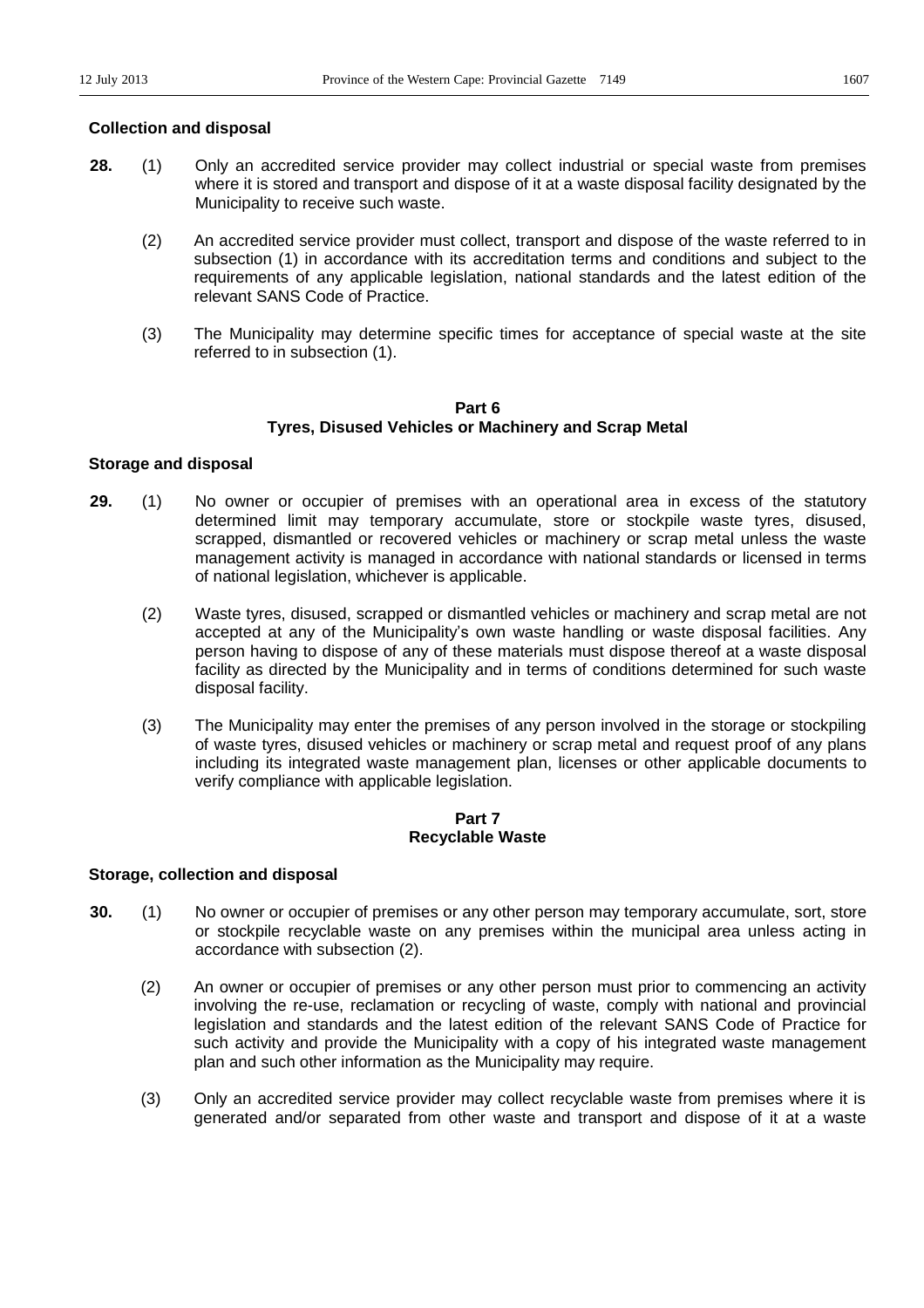**Collection and disposal**

**28.** (1) Only an accredited service provider may collect industrial or special waste from premises where it is stored and transport and dispose of it at a waste disposal facility designated by the Municipality to receive such waste.

(2) An accredited service provider must collect, transport and dispose of the waste referred to in subsection (1) in accordance with its accreditation terms and conditions and subject to the requirements of any applicable legislation, national standards and the latest edition of the relevant SANS Code of Practice.

(3) The Municipality may determine specific times for acceptance of special waste at the site referred to in subsection (1).

## Part 6
## Tyres, Disused Vehicles or Machinery and Scrap Metal

**Storage and disposal**

**29.** (1) No owner or occupier of premises with an operational area in excess of the statutory determined limit may temporary accumulate, store or stockpile waste tyres, disused, scrapped, dismantled or recovered vehicles or machinery or scrap metal unless the waste management activity is managed in accordance with national standards or licensed in terms of national legislation, whichever is applicable.

(2) Waste tyres, disused, scrapped or dismantled vehicles or machinery and scrap metal are not accepted at any of the Municipality's own waste handling or waste disposal facilities. Any person having to dispose of any of these materials must dispose thereof at a waste disposal facility as directed by the Municipality and in terms of conditions determined for such waste disposal facility.

(3) The Municipality may enter the premises of any person involved in the storage or stockpiling of waste tyres, disused vehicles or machinery or scrap metal and request proof of any plans including its integrated waste management plan, licenses or other applicable documents to verify compliance with applicable legislation.

## Part 7
## Recyclable Waste

**Storage, collection and disposal**

**30.** (1) No owner or occupier of premises or any other person may temporary accumulate, sort, store or stockpile recyclable waste on any premises within the municipal area unless acting in accordance with subsection (2).

(2) An owner or occupier of premises or any other person must prior to commencing an activity involving the re-use, reclamation or recycling of waste, comply with national and provincial legislation and standards and the latest edition of the relevant SANS Code of Practice for such activity and provide the Municipality with a copy of his integrated waste management plan and such other information as the Municipality may require.

(3) Only an accredited service provider may collect recyclable waste from premises where it is generated and/or separated from other waste and transport and dispose of it at a waste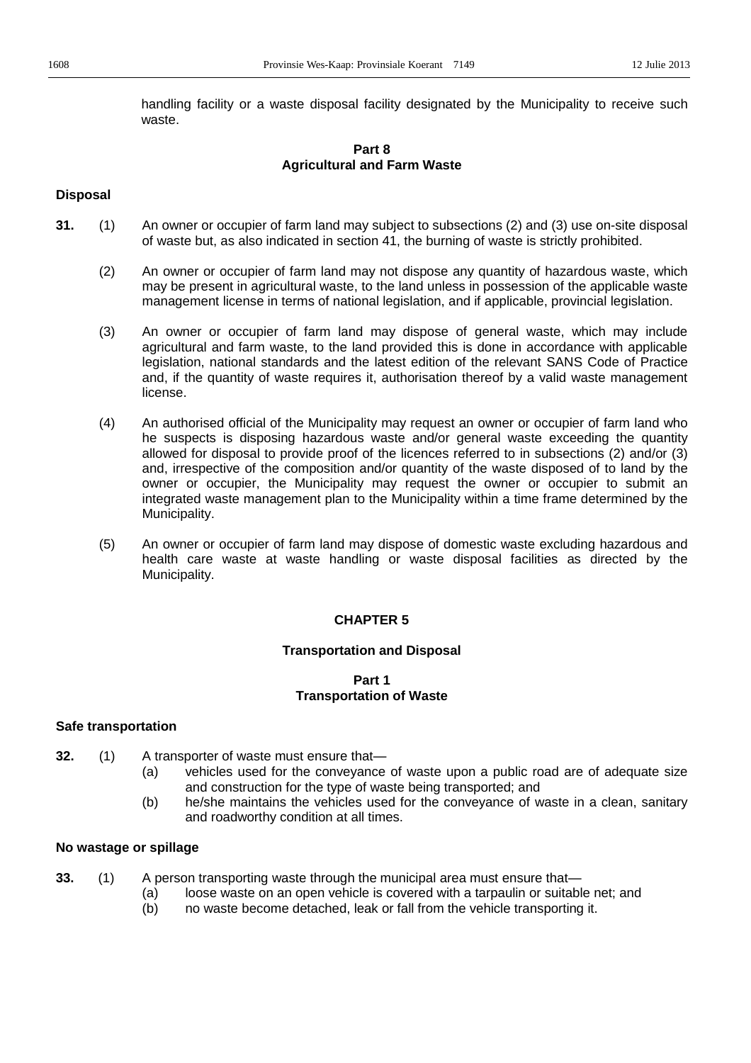handling facility or a waste disposal facility designated by the Municipality to receive such waste.

### Part 8
### Agricultural and Farm Waste

**Disposal**

**31.** (1) An owner or occupier of farm land may subject to subsections (2) and (3) use on-site disposal of waste but, as also indicated in section 41, the burning of waste is strictly prohibited.

(2) An owner or occupier of farm land may not dispose any quantity of hazardous waste, which may be present in agricultural waste, to the land unless in possession of the applicable waste management license in terms of national legislation, and if applicable, provincial legislation.

(3) An owner or occupier of farm land may dispose of general waste, which may include agricultural and farm waste, to the land provided this is done in accordance with applicable legislation, national standards and the latest edition of the relevant SANS Code of Practice and, if the quantity of waste requires it, authorisation thereof by a valid waste management license.

(4) An authorised official of the Municipality may request an owner or occupier of farm land who he suspects is disposing hazardous waste and/or general waste exceeding the quantity allowed for disposal to provide proof of the licences referred to in subsections (2) and/or (3) and, irrespective of the composition and/or quantity of the waste disposed of to land by the owner or occupier, the Municipality may request the owner or occupier to submit an integrated waste management plan to the Municipality within a time frame determined by the Municipality.

(5) An owner or occupier of farm land may dispose of domestic waste excluding hazardous and health care waste at waste handling or waste disposal facilities as directed by the Municipality.

## CHAPTER 5

## Transportation and Disposal

### Part 1
### Transportation of Waste

**Safe transportation**

**32.** (1) A transporter of waste must ensure that—

(a) vehicles used for the conveyance of waste upon a public road are of adequate size and construction for the type of waste being transported; and

(b) he/she maintains the vehicles used for the conveyance of waste in a clean, sanitary and roadworthy condition at all times.

**No wastage or spillage**

**33.** (1) A person transporting waste through the municipal area must ensure that—

(a) loose waste on an open vehicle is covered with a tarpaulin or suitable net; and

(b) no waste become detached, leak or fall from the vehicle transporting it.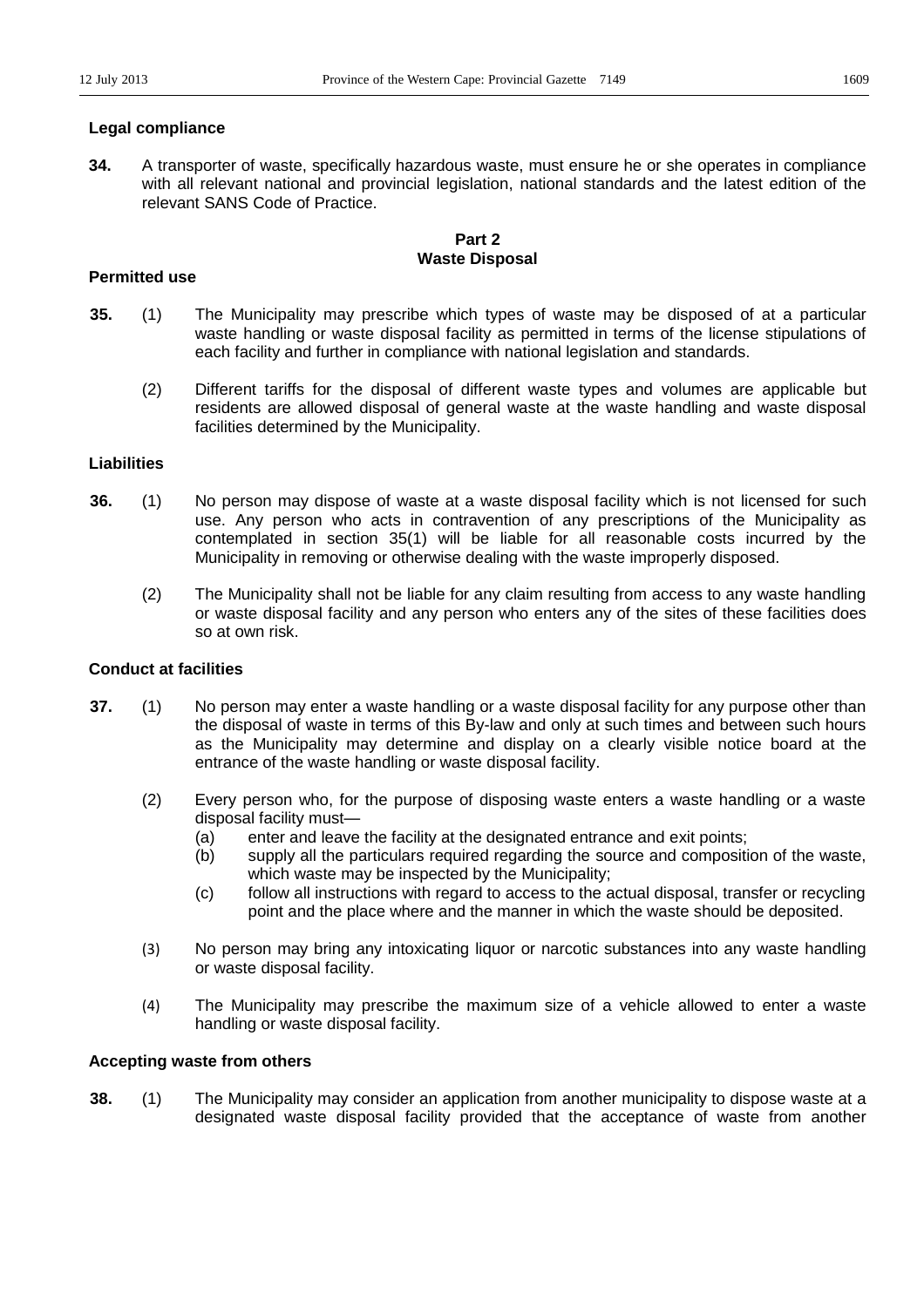**Legal compliance**

**34.** A transporter of waste, specifically hazardous waste, must ensure he or she operates in compliance with all relevant national and provincial legislation, national standards and the latest edition of the relevant SANS Code of Practice.

## Part 2
## Waste Disposal

**Permitted use**

**35.** (1) The Municipality may prescribe which types of waste may be disposed of at a particular waste handling or waste disposal facility as permitted in terms of the license stipulations of each facility and further in compliance with national legislation and standards.

(2) Different tariffs for the disposal of different waste types and volumes are applicable but residents are allowed disposal of general waste at the waste handling and waste disposal facilities determined by the Municipality.

**Liabilities**

**36.** (1) No person may dispose of waste at a waste disposal facility which is not licensed for such use. Any person who acts in contravention of any prescriptions of the Municipality as contemplated in section 35(1) will be liable for all reasonable costs incurred by the Municipality in removing or otherwise dealing with the waste improperly disposed.

(2) The Municipality shall not be liable for any claim resulting from access to any waste handling or waste disposal facility and any person who enters any of the sites of these facilities does so at own risk.

**Conduct at facilities**

**37.** (1) No person may enter a waste handling or a waste disposal facility for any purpose other than the disposal of waste in terms of this By-law and only at such times and between such hours as the Municipality may determine and display on a clearly visible notice board at the entrance of the waste handling or waste disposal facility.

(2) Every person who, for the purpose of disposing waste enters a waste handling or a waste disposal facility must—

(a) enter and leave the facility at the designated entrance and exit points;

(b) supply all the particulars required regarding the source and composition of the waste, which waste may be inspected by the Municipality;

(c) follow all instructions with regard to access to the actual disposal, transfer or recycling point and the place where and the manner in which the waste should be deposited.

(3) No person may bring any intoxicating liquor or narcotic substances into any waste handling or waste disposal facility.

(4) The Municipality may prescribe the maximum size of a vehicle allowed to enter a waste handling or waste disposal facility.

**Accepting waste from others**

**38.** (1) The Municipality may consider an application from another municipality to dispose waste at a designated waste disposal facility provided that the acceptance of waste from another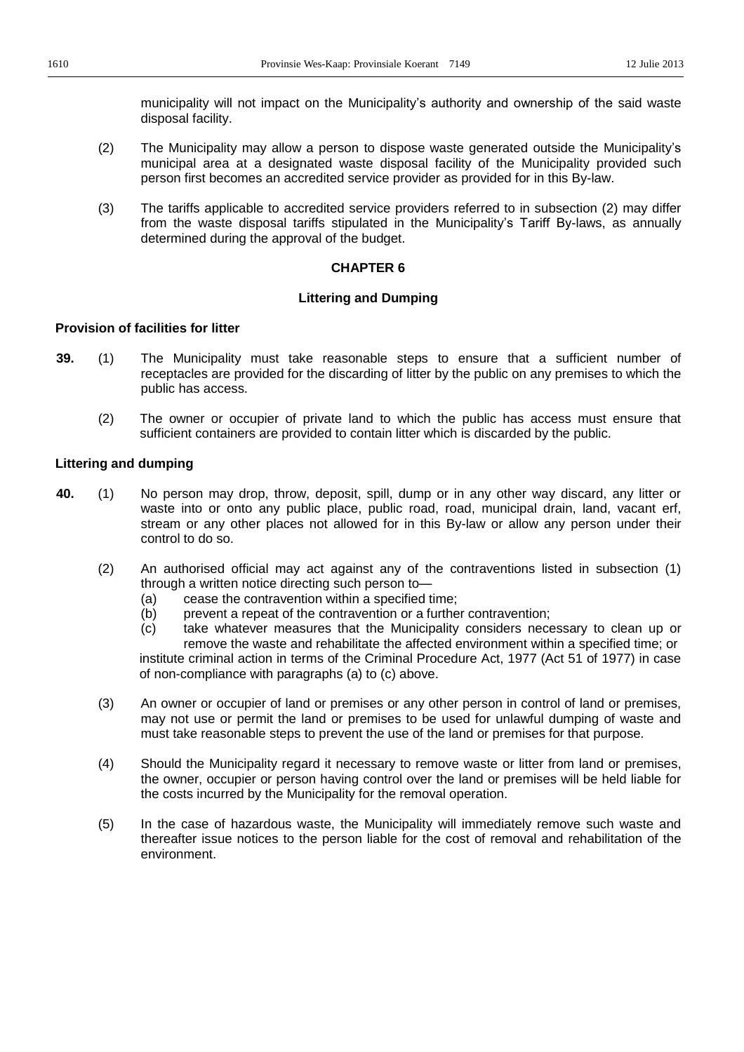municipality will not impact on the Municipality's authority and ownership of the said waste disposal facility.

(2) The Municipality may allow a person to dispose waste generated outside the Municipality's municipal area at a designated waste disposal facility of the Municipality provided such person first becomes an accredited service provider as provided for in this By-law.

(3) The tariffs applicable to accredited service providers referred to in subsection (2) may differ from the waste disposal tariffs stipulated in the Municipality's Tariff By-laws, as annually determined during the approval of the budget.

## CHAPTER 6

## Littering and Dumping

### Provision of facilities for litter

**39.** (1) The Municipality must take reasonable steps to ensure that a sufficient number of receptacles are provided for the discarding of litter by the public on any premises to which the public has access.

(2) The owner or occupier of private land to which the public has access must ensure that sufficient containers are provided to contain litter which is discarded by the public.

### Littering and dumping

**40.** (1) No person may drop, throw, deposit, spill, dump or in any other way discard, any litter or waste into or onto any public place, public road, road, municipal drain, land, vacant erf, stream or any other places not allowed for in this By-law or allow any person under their control to do so.

(2) An authorised official may act against any of the contraventions listed in subsection (1) through a written notice directing such person to—

(a) cease the contravention within a specified time;

(b) prevent a repeat of the contravention or a further contravention;

(c) take whatever measures that the Municipality considers necessary to clean up or remove the waste and rehabilitate the affected environment within a specified time; or

institute criminal action in terms of the Criminal Procedure Act, 1977 (Act 51 of 1977) in case of non-compliance with paragraphs (a) to (c) above.

(3) An owner or occupier of land or premises or any other person in control of land or premises, may not use or permit the land or premises to be used for unlawful dumping of waste and must take reasonable steps to prevent the use of the land or premises for that purpose.

(4) Should the Municipality regard it necessary to remove waste or litter from land or premises, the owner, occupier or person having control over the land or premises will be held liable for the costs incurred by the Municipality for the removal operation.

(5) In the case of hazardous waste, the Municipality will immediately remove such waste and thereafter issue notices to the person liable for the cost of removal and rehabilitation of the environment.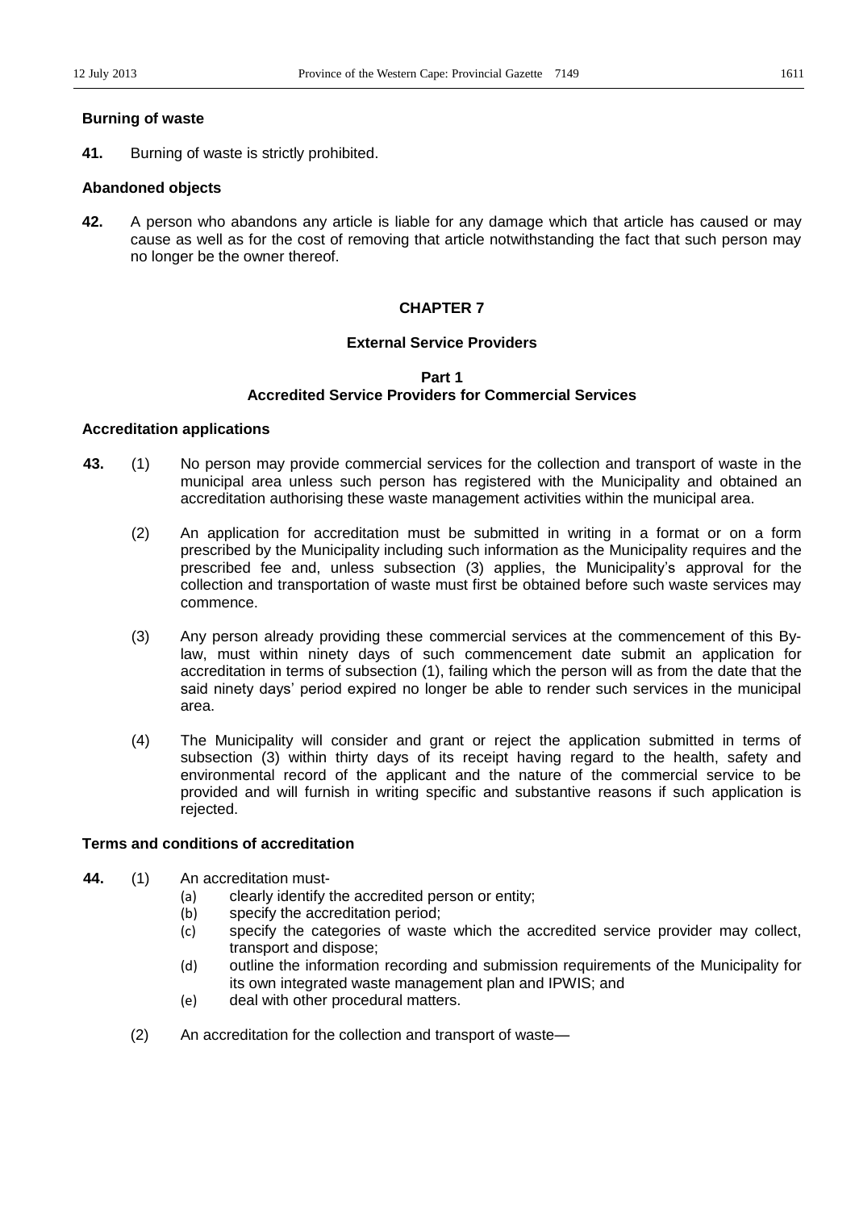**Burning of waste**

**41.** Burning of waste is strictly prohibited.

**Abandoned objects**

**42.** A person who abandons any article is liable for any damage which that article has caused or may cause as well as for the cost of removing that article notwithstanding the fact that such person may no longer be the owner thereof.

## CHAPTER 7

## External Service Providers

### Part 1
### Accredited Service Providers for Commercial Services

**Accreditation applications**

**43.** (1) No person may provide commercial services for the collection and transport of waste in the municipal area unless such person has registered with the Municipality and obtained an accreditation authorising these waste management activities within the municipal area.

(2) An application for accreditation must be submitted in writing in a format or on a form prescribed by the Municipality including such information as the Municipality requires and the prescribed fee and, unless subsection (3) applies, the Municipality's approval for the collection and transportation of waste must first be obtained before such waste services may commence.

(3) Any person already providing these commercial services at the commencement of this By-law, must within ninety days of such commencement date submit an application for accreditation in terms of subsection (1), failing which the person will as from the date that the said ninety days' period expired no longer be able to render such services in the municipal area.

(4) The Municipality will consider and grant or reject the application submitted in terms of subsection (3) within thirty days of its receipt having regard to the health, safety and environmental record of the applicant and the nature of the commercial service to be provided and will furnish in writing specific and substantive reasons if such application is rejected.

**Terms and conditions of accreditation**

**44.** (1) An accreditation must-

(a) clearly identify the accredited person or entity;
(b) specify the accreditation period;
(c) specify the categories of waste which the accredited service provider may collect, transport and dispose;
(d) outline the information recording and submission requirements of the Municipality for its own integrated waste management plan and IPWIS; and
(e) deal with other procedural matters.

(2) An accreditation for the collection and transport of waste—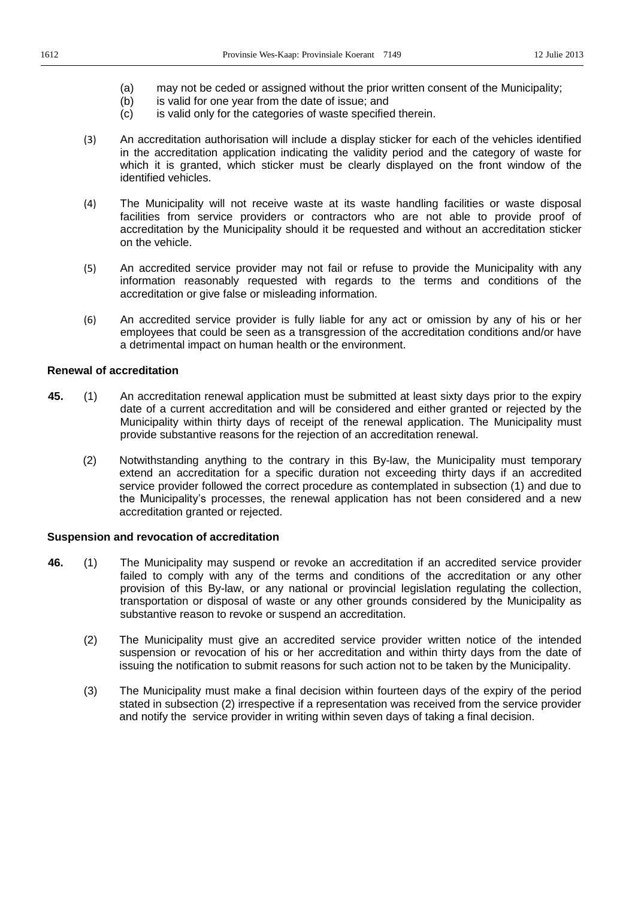(a) may not be ceded or assigned without the prior written consent of the Municipality;
(b) is valid for one year from the date of issue; and
(c) is valid only for the categories of waste specified therein.

(3) An accreditation authorisation will include a display sticker for each of the vehicles identified in the accreditation application indicating the validity period and the category of waste for which it is granted, which sticker must be clearly displayed on the front window of the identified vehicles.

(4) The Municipality will not receive waste at its waste handling facilities or waste disposal facilities from service providers or contractors who are not able to provide proof of accreditation by the Municipality should it be requested and without an accreditation sticker on the vehicle.

(5) An accredited service provider may not fail or refuse to provide the Municipality with any information reasonably requested with regards to the terms and conditions of the accreditation or give false or misleading information.

(6) An accredited service provider is fully liable for any act or omission by any of his or her employees that could be seen as a transgression of the accreditation conditions and/or have a detrimental impact on human health or the environment.

**Renewal of accreditation**

**45.** (1) An accreditation renewal application must be submitted at least sixty days prior to the expiry date of a current accreditation and will be considered and either granted or rejected by the Municipality within thirty days of receipt of the renewal application. The Municipality must provide substantive reasons for the rejection of an accreditation renewal.

(2) Notwithstanding anything to the contrary in this By-law, the Municipality must temporary extend an accreditation for a specific duration not exceeding thirty days if an accredited service provider followed the correct procedure as contemplated in subsection (1) and due to the Municipality's processes, the renewal application has not been considered and a new accreditation granted or rejected.

**Suspension and revocation of accreditation**

**46.** (1) The Municipality may suspend or revoke an accreditation if an accredited service provider failed to comply with any of the terms and conditions of the accreditation or any other provision of this By-law, or any national or provincial legislation regulating the collection, transportation or disposal of waste or any other grounds considered by the Municipality as substantive reason to revoke or suspend an accreditation.

(2) The Municipality must give an accredited service provider written notice of the intended suspension or revocation of his or her accreditation and within thirty days from the date of issuing the notification to submit reasons for such action not to be taken by the Municipality.

(3) The Municipality must make a final decision within fourteen days of the expiry of the period stated in subsection (2) irrespective if a representation was received from the service provider and notify the service provider in writing within seven days of taking a final decision.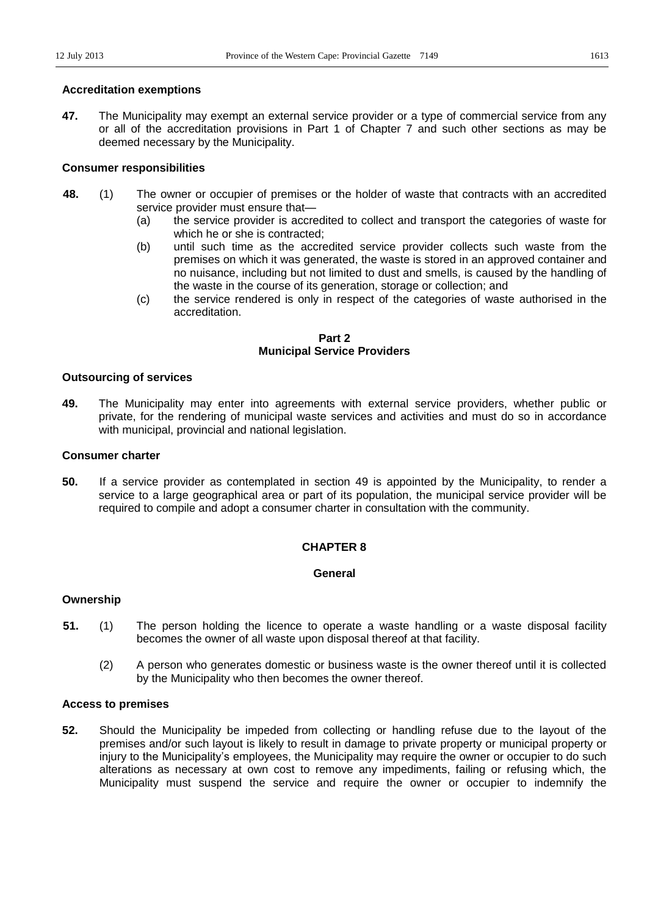**Accreditation exemptions**

**47.** The Municipality may exempt an external service provider or a type of commercial service from any or all of the accreditation provisions in Part 1 of Chapter 7 and such other sections as may be deemed necessary by the Municipality.

**Consumer responsibilities**

**48.** (1) The owner or occupier of premises or the holder of waste that contracts with an accredited service provider must ensure that—

(a) the service provider is accredited to collect and transport the categories of waste for which he or she is contracted;

(b) until such time as the accredited service provider collects such waste from the premises on which it was generated, the waste is stored in an approved container and no nuisance, including but not limited to dust and smells, is caused by the handling of the waste in the course of its generation, storage or collection; and

(c) the service rendered is only in respect of the categories of waste authorised in the accreditation.

## Part 2
## Municipal Service Providers

**Outsourcing of services**

**49.** The Municipality may enter into agreements with external service providers, whether public or private, for the rendering of municipal waste services and activities and must do so in accordance with municipal, provincial and national legislation.

**Consumer charter**

**50.** If a service provider as contemplated in section 49 is appointed by the Municipality, to render a service to a large geographical area or part of its population, the municipal service provider will be required to compile and adopt a consumer charter in consultation with the community.

## CHAPTER 8

## General

**Ownership**

**51.** (1) The person holding the licence to operate a waste handling or a waste disposal facility becomes the owner of all waste upon disposal thereof at that facility.

(2) A person who generates domestic or business waste is the owner thereof until it is collected by the Municipality who then becomes the owner thereof.

**Access to premises**

**52.** Should the Municipality be impeded from collecting or handling refuse due to the layout of the premises and/or such layout is likely to result in damage to private property or municipal property or injury to the Municipality's employees, the Municipality may require the owner or occupier to do such alterations as necessary at own cost to remove any impediments, failing or refusing which, the Municipality must suspend the service and require the owner or occupier to indemnify the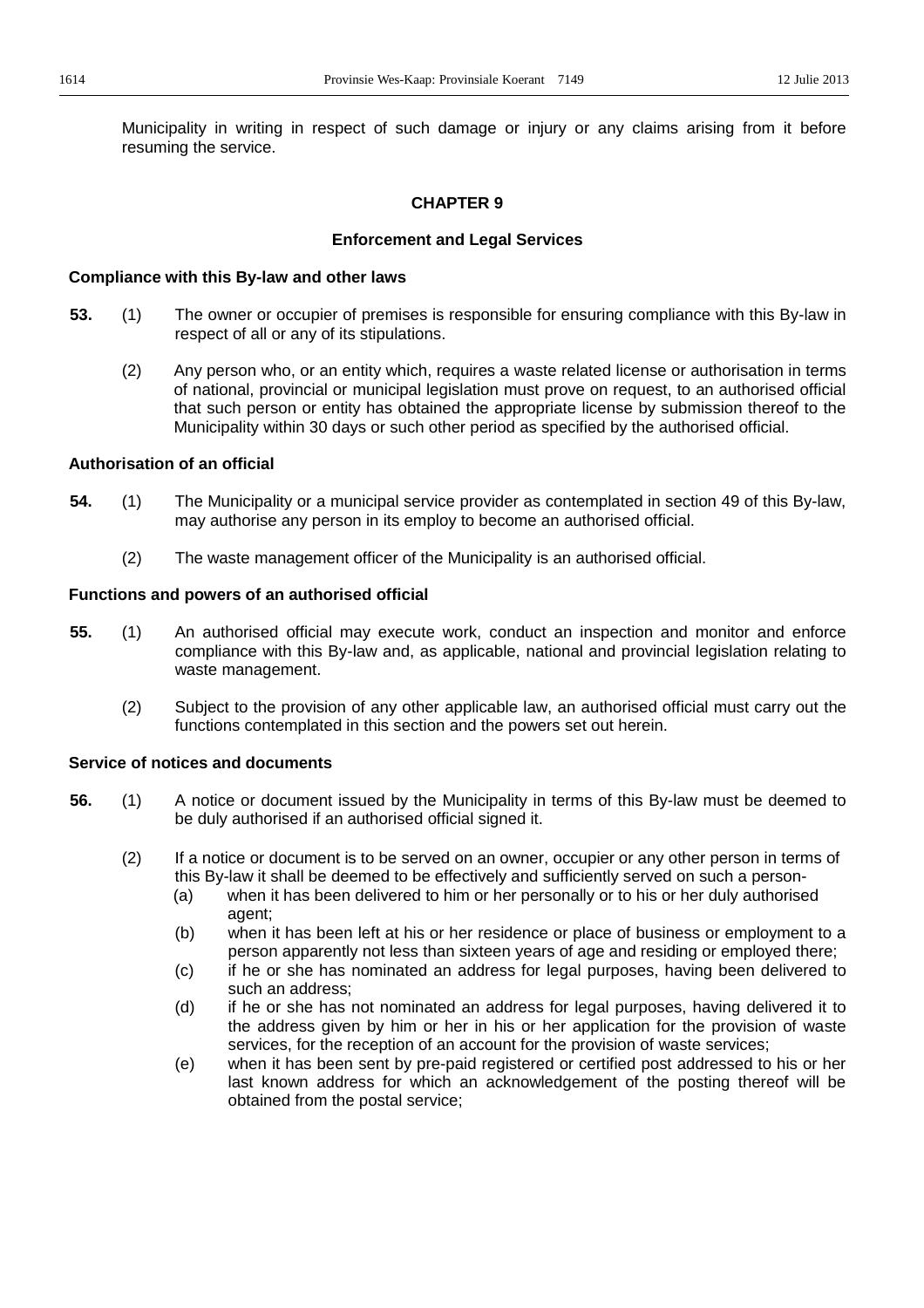Municipality in writing in respect of such damage or injury or any claims arising from it before resuming the service.

## CHAPTER 9

## Enforcement and Legal Services

### Compliance with this By-law and other laws

**53.** (1) The owner or occupier of premises is responsible for ensuring compliance with this By-law in respect of all or any of its stipulations.

(2) Any person who, or an entity which, requires a waste related license or authorisation in terms of national, provincial or municipal legislation must prove on request, to an authorised official that such person or entity has obtained the appropriate license by submission thereof to the Municipality within 30 days or such other period as specified by the authorised official.

### Authorisation of an official

**54.** (1) The Municipality or a municipal service provider as contemplated in section 49 of this By-law, may authorise any person in its employ to become an authorised official.

(2) The waste management officer of the Municipality is an authorised official.

### Functions and powers of an authorised official

**55.** (1) An authorised official may execute work, conduct an inspection and monitor and enforce compliance with this By-law and, as applicable, national and provincial legislation relating to waste management.

(2) Subject to the provision of any other applicable law, an authorised official must carry out the functions contemplated in this section and the powers set out herein.

### Service of notices and documents

**56.** (1) A notice or document issued by the Municipality in terms of this By-law must be deemed to be duly authorised if an authorised official signed it.

(2) If a notice or document is to be served on an owner, occupier or any other person in terms of this By-law it shall be deemed to be effectively and sufficiently served on such a person-

(a) when it has been delivered to him or her personally or to his or her duly authorised agent;

(b) when it has been left at his or her residence or place of business or employment to a person apparently not less than sixteen years of age and residing or employed there;

(c) if he or she has nominated an address for legal purposes, having been delivered to such an address;

(d) if he or she has not nominated an address for legal purposes, having delivered it to the address given by him or her in his or her application for the provision of waste services, for the reception of an account for the provision of waste services;

(e) when it has been sent by pre-paid registered or certified post addressed to his or her last known address for which an acknowledgement of the posting thereof will be obtained from the postal service;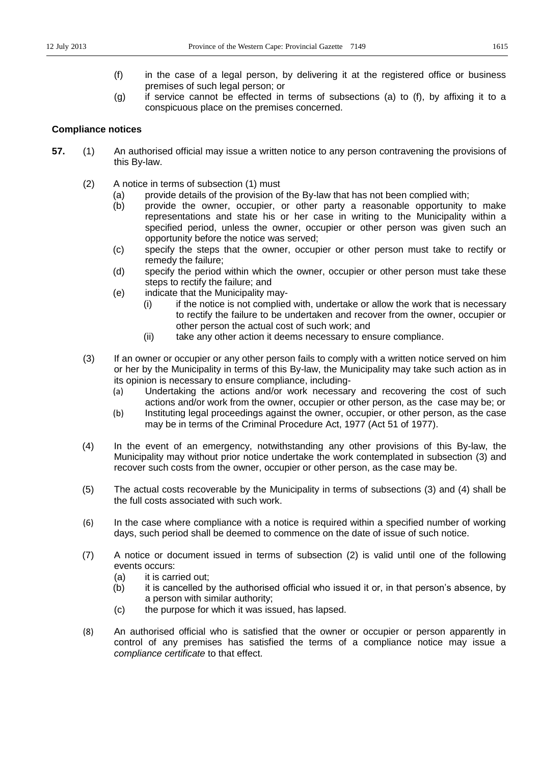(f) in the case of a legal person, by delivering it at the registered office or business premises of such legal person; or

(g) if service cannot be effected in terms of subsections (a) to (f), by affixing it to a conspicuous place on the premises concerned.

**Compliance notices**

**57.** (1) An authorised official may issue a written notice to any person contravening the provisions of this By-law.

(2) A notice in terms of subsection (1) must

(a) provide details of the provision of the By-law that has not been complied with;

(b) provide the owner, occupier, or other party a reasonable opportunity to make representations and state his or her case in writing to the Municipality within a specified period, unless the owner, occupier or other person was given such an opportunity before the notice was served;

(c) specify the steps that the owner, occupier or other person must take to rectify or remedy the failure;

(d) specify the period within which the owner, occupier or other person must take these steps to rectify the failure; and

(e) indicate that the Municipality may-

(i) if the notice is not complied with, undertake or allow the work that is necessary to rectify the failure to be undertaken and recover from the owner, occupier or other person the actual cost of such work; and

(ii) take any other action it deems necessary to ensure compliance.

(3) If an owner or occupier or any other person fails to comply with a written notice served on him or her by the Municipality in terms of this By-law, the Municipality may take such action as in its opinion is necessary to ensure compliance, including-

(a) Undertaking the actions and/or work necessary and recovering the cost of such actions and/or work from the owner, occupier or other person, as the case may be; or

(b) Instituting legal proceedings against the owner, occupier, or other person, as the case may be in terms of the Criminal Procedure Act, 1977 (Act 51 of 1977).

(4) In the event of an emergency, notwithstanding any other provisions of this By-law, the Municipality may without prior notice undertake the work contemplated in subsection (3) and recover such costs from the owner, occupier or other person, as the case may be.

(5) The actual costs recoverable by the Municipality in terms of subsections (3) and (4) shall be the full costs associated with such work.

(6) In the case where compliance with a notice is required within a specified number of working days, such period shall be deemed to commence on the date of issue of such notice.

(7) A notice or document issued in terms of subsection (2) is valid until one of the following events occurs:

(a) it is carried out;

(b) it is cancelled by the authorised official who issued it or, in that person's absence, by a person with similar authority;

(c) the purpose for which it was issued, has lapsed.

(8) An authorised official who is satisfied that the owner or occupier or person apparently in control of any premises has satisfied the terms of a compliance notice may issue a *compliance certificate* to that effect.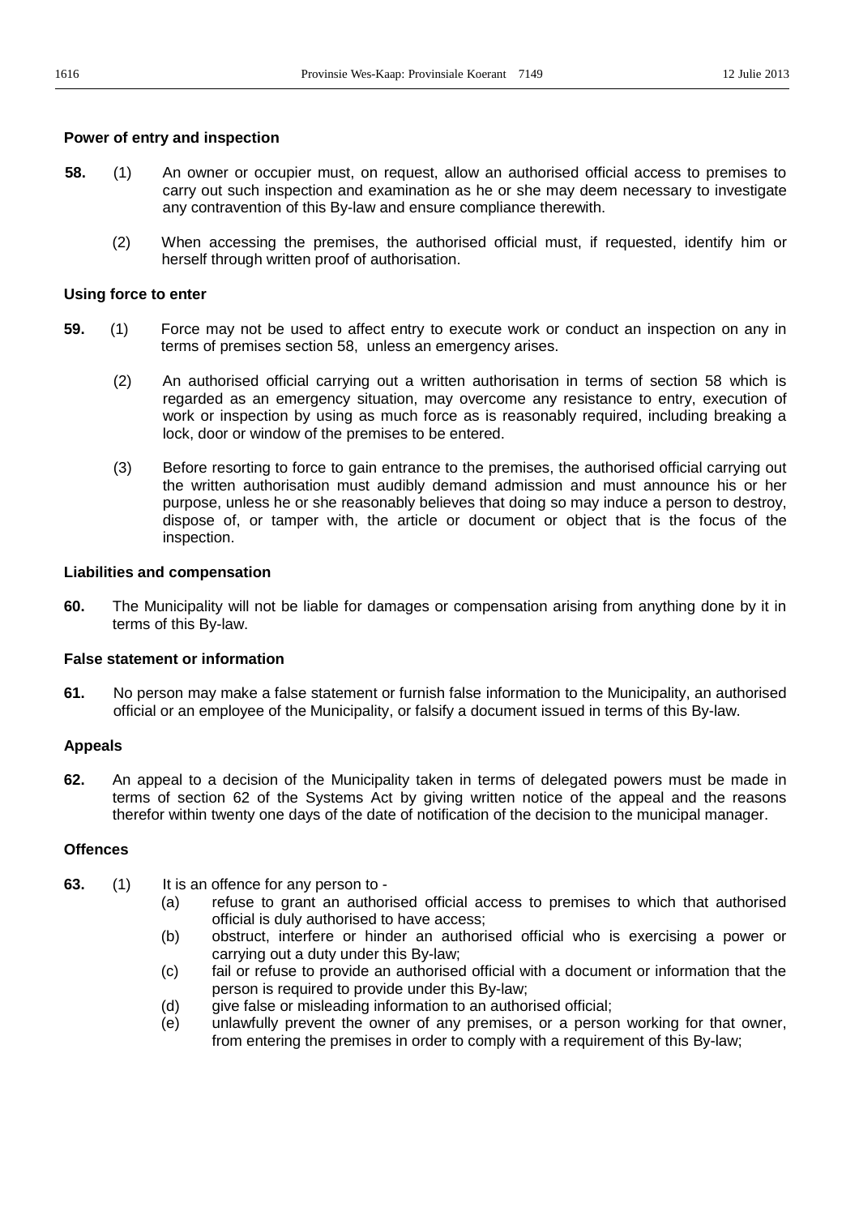**Power of entry and inspection**

**58.** (1) An owner or occupier must, on request, allow an authorised official access to premises to carry out such inspection and examination as he or she may deem necessary to investigate any contravention of this By-law and ensure compliance therewith.

(2) When accessing the premises, the authorised official must, if requested, identify him or herself through written proof of authorisation.

**Using force to enter**

**59.** (1) Force may not be used to affect entry to execute work or conduct an inspection on any in terms of premises section 58, unless an emergency arises.

(2) An authorised official carrying out a written authorisation in terms of section 58 which is regarded as an emergency situation, may overcome any resistance to entry, execution of work or inspection by using as much force as is reasonably required, including breaking a lock, door or window of the premises to be entered.

(3) Before resorting to force to gain entrance to the premises, the authorised official carrying out the written authorisation must audibly demand admission and must announce his or her purpose, unless he or she reasonably believes that doing so may induce a person to destroy, dispose of, or tamper with, the article or document or object that is the focus of the inspection.

**Liabilities and compensation**

**60.** The Municipality will not be liable for damages or compensation arising from anything done by it in terms of this By-law.

**False statement or information**

**61.** No person may make a false statement or furnish false information to the Municipality, an authorised official or an employee of the Municipality, or falsify a document issued in terms of this By-law.

**Appeals**

**62.** An appeal to a decision of the Municipality taken in terms of delegated powers must be made in terms of section 62 of the Systems Act by giving written notice of the appeal and the reasons therefor within twenty one days of the date of notification of the decision to the municipal manager.

**Offences**

**63.** (1) It is an offence for any person to -

(a) refuse to grant an authorised official access to premises to which that authorised official is duly authorised to have access;

(b) obstruct, interfere or hinder an authorised official who is exercising a power or carrying out a duty under this By-law;

(c) fail or refuse to provide an authorised official with a document or information that the person is required to provide under this By-law;

(d) give false or misleading information to an authorised official;

(e) unlawfully prevent the owner of any premises, or a person working for that owner, from entering the premises in order to comply with a requirement of this By-law;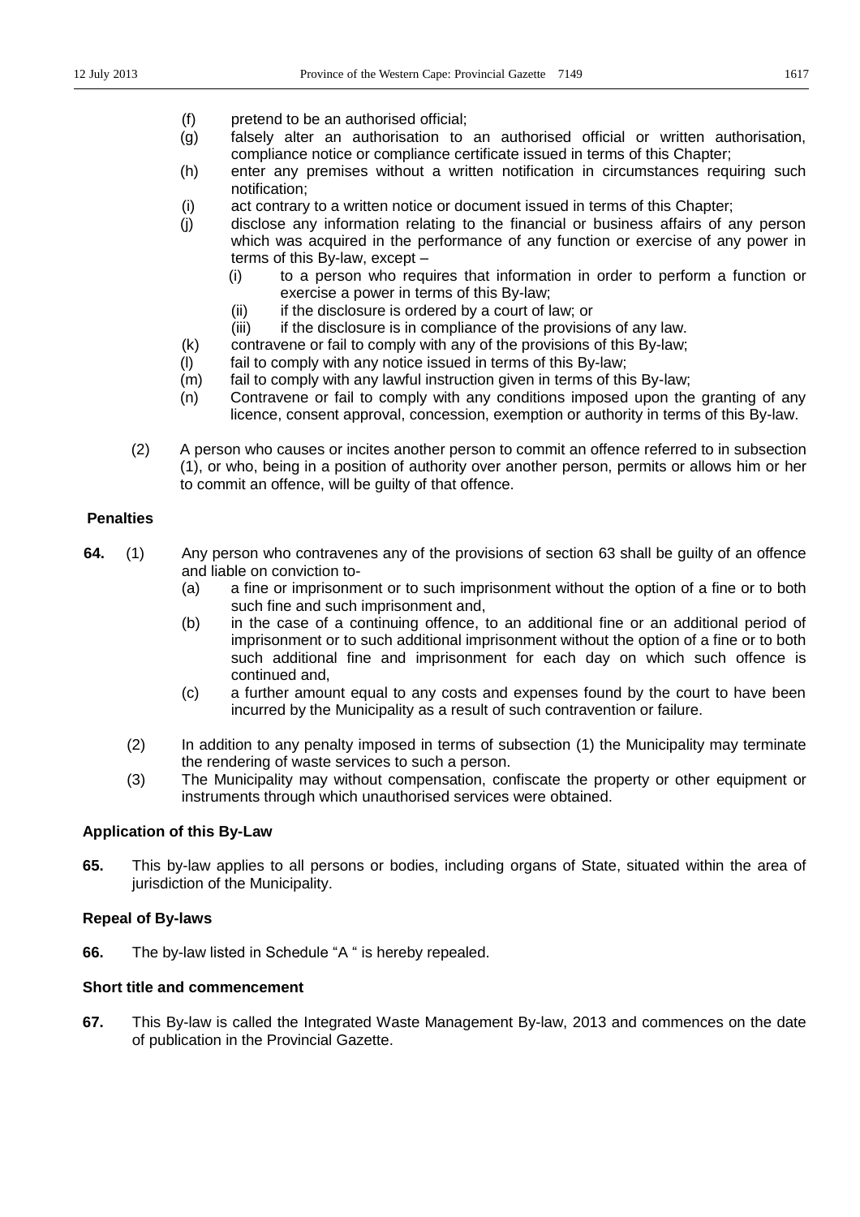(f) pretend to be an authorised official;

(g) falsely alter an authorisation to an authorised official or written authorisation, compliance notice or compliance certificate issued in terms of this Chapter;

(h) enter any premises without a written notification in circumstances requiring such notification;

(i) act contrary to a written notice or document issued in terms of this Chapter;

(j) disclose any information relating to the financial or business affairs of any person which was acquired in the performance of any function or exercise of any power in terms of this By-law, except –

   (i) to a person who requires that information in order to perform a function or exercise a power in terms of this By-law;

   (ii) if the disclosure is ordered by a court of law; or

   (iii) if the disclosure is in compliance of the provisions of any law.

(k) contravene or fail to comply with any of the provisions of this By-law;

(l) fail to comply with any notice issued in terms of this By-law;

(m) fail to comply with any lawful instruction given in terms of this By-law;

(n) Contravene or fail to comply with any conditions imposed upon the granting of any licence, consent approval, concession, exemption or authority in terms of this By-law.

(2) A person who causes or incites another person to commit an offence referred to in subsection (1), or who, being in a position of authority over another person, permits or allows him or her to commit an offence, will be guilty of that offence.

**Penalties**

**64.** (1) Any person who contravenes any of the provisions of section 63 shall be guilty of an offence and liable on conviction to-

(a) a fine or imprisonment or to such imprisonment without the option of a fine or to both such fine and such imprisonment and,

(b) in the case of a continuing offence, to an additional fine or an additional period of imprisonment or to such additional imprisonment without the option of a fine or to both such additional fine and imprisonment for each day on which such offence is continued and,

(c) a further amount equal to any costs and expenses found by the court to have been incurred by the Municipality as a result of such contravention or failure.

(2) In addition to any penalty imposed in terms of subsection (1) the Municipality may terminate the rendering of waste services to such a person.

(3) The Municipality may without compensation, confiscate the property or other equipment or instruments through which unauthorised services were obtained.

**Application of this By-Law**

**65.** This by-law applies to all persons or bodies, including organs of State, situated within the area of jurisdiction of the Municipality.

**Repeal of By-laws**

**66.** The by-law listed in Schedule "A " is hereby repealed.

**Short title and commencement**

**67.** This By-law is called the Integrated Waste Management By-law, 2013 and commences on the date of publication in the Provincial Gazette.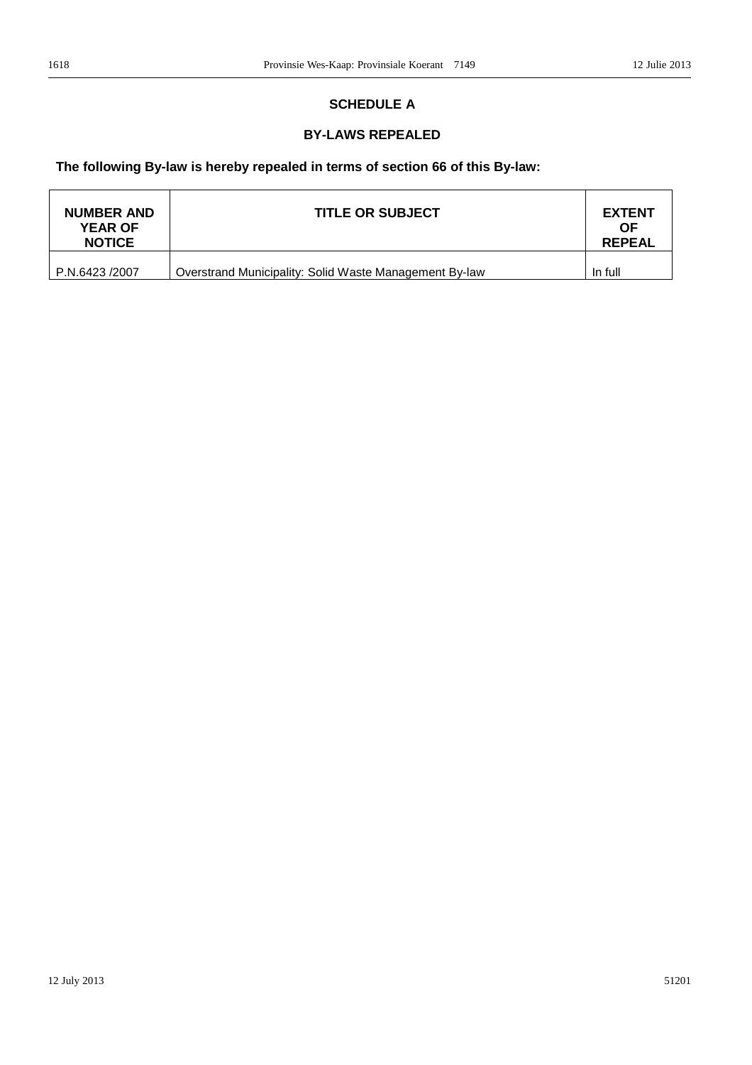## SCHEDULE A

## BY-LAWS REPEALED

**The following By-law is hereby repealed in terms of section 66 of this By-law:**

| NUMBER AND YEAR OF NOTICE | TITLE OR SUBJECT | EXTENT OF REPEAL |
|---|---|---|
| P.N.6423 /2007 | Overstrand Municipality: Solid Waste Management By-law | In full |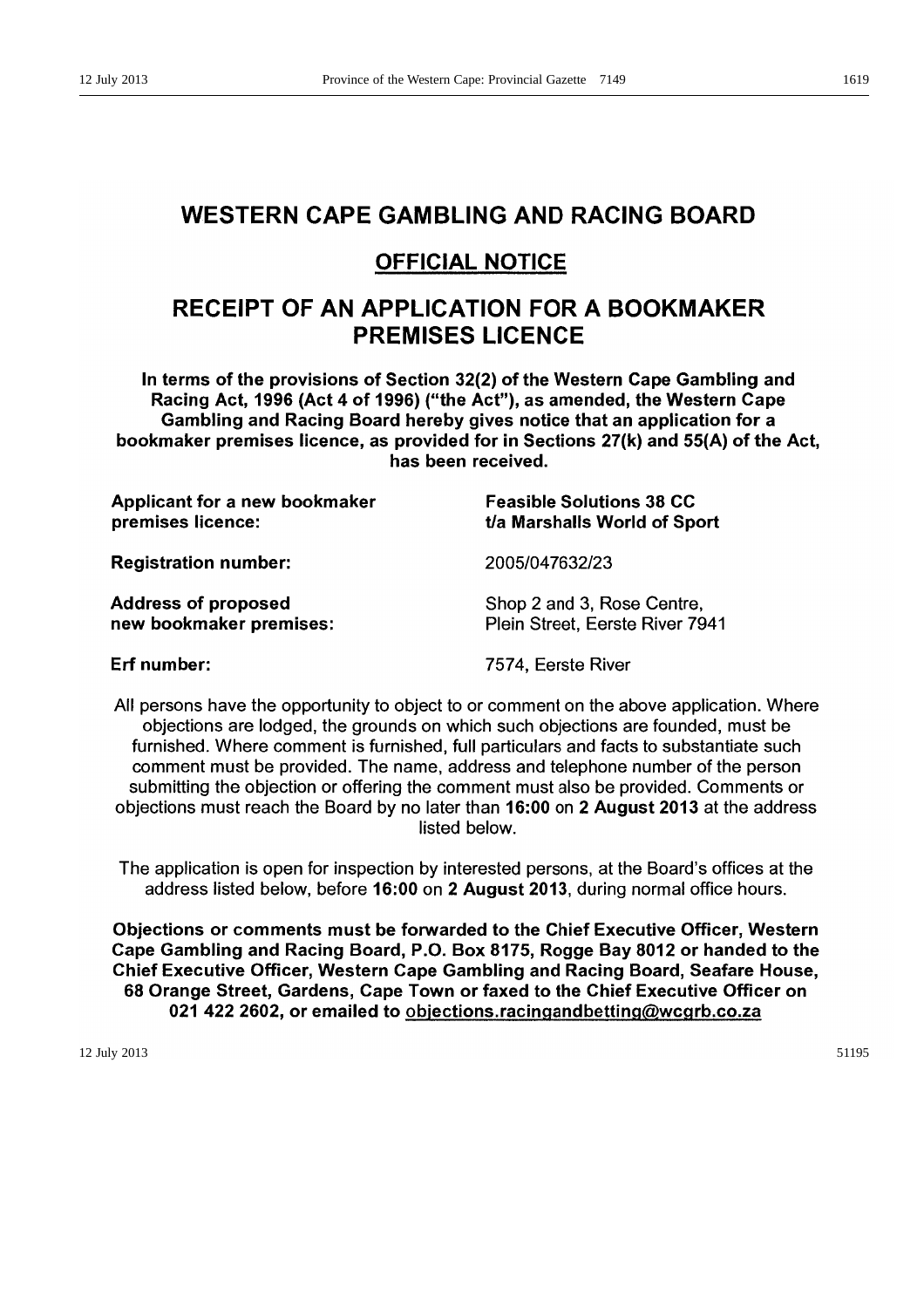# WESTERN CAPE GAMBLING AND RACING BOARD

## OFFICIAL NOTICE

## RECEIPT OF AN APPLICATION FOR A BOOKMAKER PREMISES LICENCE

**In terms of the provisions of Section 32(2) of the Western Cape Gambling and Racing Act, 1996 (Act 4 of 1996) ("the Act"), as amended, the Western Cape Gambling and Racing Board hereby gives notice that an application for a bookmaker premises licence, as provided for in Sections 27(k) and 55(A) of the Act, has been received.**

| | |
|---|---|
| **Applicant for a new bookmaker premises licence:** | **Feasible Solutions 38 CC t/a Marshalls World of Sport** |
| **Registration number:** | 2005/047632/23 |
| **Address of proposed new bookmaker premises:** | Shop 2 and 3, Rose Centre, Plein Street, Eerste River 7941 |
| **Erf number:** | 7574, Eerste River |

All persons have the opportunity to object to or comment on the above application. Where objections are lodged, the grounds on which such objections are founded, must be furnished. Where comment is furnished, full particulars and facts to substantiate such comment must be provided. The name, address and telephone number of the person submitting the objection or offering the comment must also be provided. Comments or objections must reach the Board by no later than **16:00** on **2 August 2013** at the address listed below.

The application is open for inspection by interested persons, at the Board's offices at the address listed below, before **16:00** on **2 August 2013**, during normal office hours.

**Objections or comments must be forwarded to the Chief Executive Officer, Western Cape Gambling and Racing Board, P.O. Box 8175, Rogge Bay 8012 or handed to the Chief Executive Officer, Western Cape Gambling and Racing Board, Seafare House, 68 Orange Street, Gardens, Cape Town or faxed to the Chief Executive Officer on 021 422 2602, or emailed to objections.racingandbetting@wcgrb.co.za**

12 July 2013 51195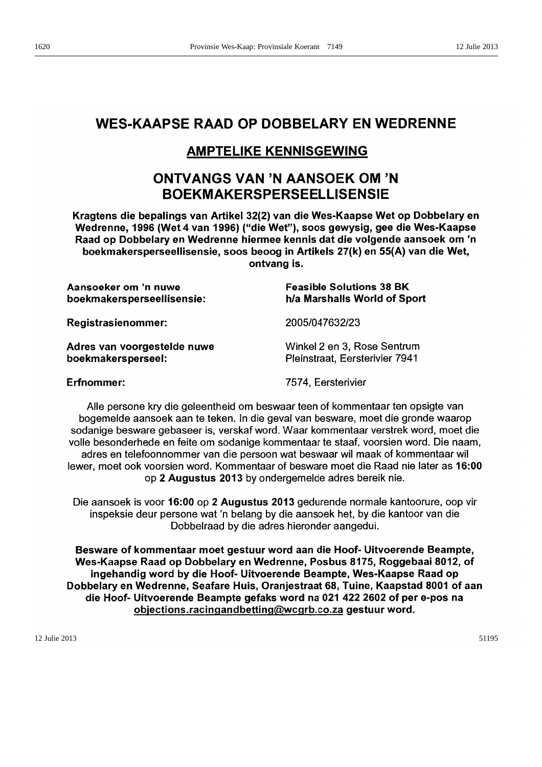# WES-KAAPSE RAAD OP DOBBELARY EN WEDRENNE

## AMPTELIKE KENNISGEWING

## ONTVANGS VAN 'N AANSOEK OM 'N BOEKMAKERSPERSEELLISENSIE

**Kragtens die bepalings van Artikel 32(2) van die Wes-Kaapse Wet op Dobbelary en Wedrenne, 1996 (Wet 4 van 1996) ("die Wet"), soos gewysig, gee die Wes-Kaapse Raad op Dobbelary en Wedrenne hiermee kennis dat die volgende aansoek om 'n boekmakersperseellisensie, soos beoog in Artikels 27(k) en 55(A) van die Wet, ontvang is.**

| | |
|---|---|
| **Aansoeker om 'n nuwe boekmakersperseellisensie:** | **Feasible Solutions 38 BK h/a Marshalls World of Sport** |
| **Registrasienommer:** | 2005/047632/23 |
| **Adres van voorgestelde nuwe boekmakersperseel:** | Winkel 2 en 3, Rose Sentrum Pleinstraat, Eersterivier 7941 |
| **Erfnommer:** | 7574, Eersterivier |

Alle persone kry die geleentheid om beswaar teen of kommentaar ten opsigte van bogemelde aansoek aan te teken. In die geval van besware, moet die gronde waarop sodanige besware gebaseer is, verskaf word. Waar kommentaar verstrek word, moet die volle besonderhede en feite om sodanige kommentaar te staaf, voorsien word. Die naam, adres en telefoonnommer van die persoon wat beswaar wil maak of kommentaar wil lewer, moet ook voorsien word. Kommentaar of besware moet die Raad nie later as **16:00** op **2 Augustus 2013** by ondergemelde adres bereik nie.

Die aansoek is voor **16:00** op **2 Augustus 2013** gedurende normale kantoorure, oop vir inspeksie deur persone wat 'n belang by die aansoek het, by die kantoor van die Dobbelraad by die adres hieronder aangedui.

**Besware of kommentaar moet gestuur word aan die Hoof- Uitvoerende Beampte, Wes-Kaapse Raad op Dobbelary en Wedrenne, Posbus 8175, Roggebaai 8012, of ingehandig word by die Hoof- Uitvoerende Beampte, Wes-Kaapse Raad op Dobbelary en Wedrenne, Seafare Huis, Oranjestraat 68, Tuine, Kaapstad 8001 of aan die Hoof- Uitvoerende Beampte gefaks word na 021 422 2602 of per e-pos na objections.racingandbetting@wcgrb.co.za gestuur word.**

12 Julie 2013 51195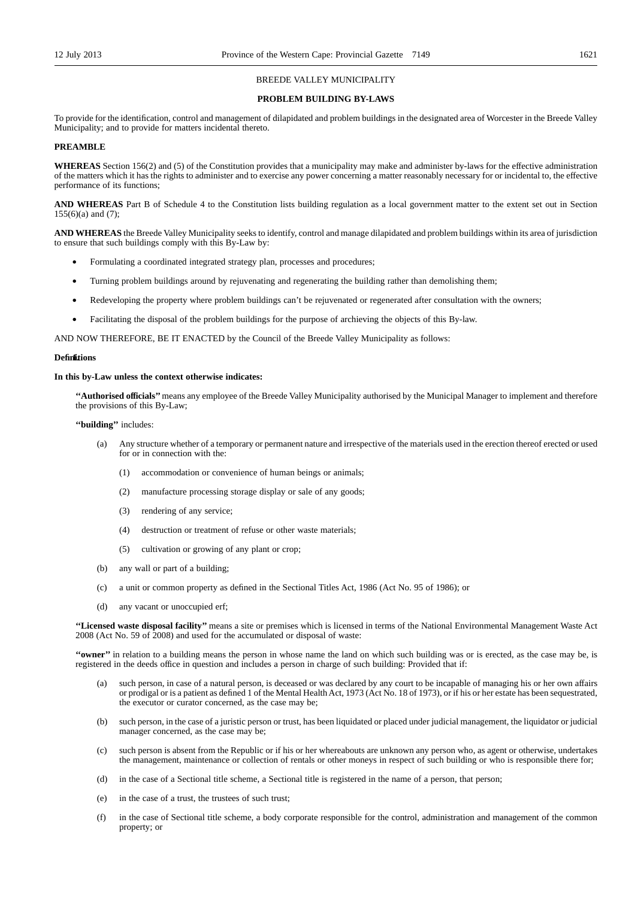BREEDE VALLEY MUNICIPALITY

**PROBLEM BUILDING BY-LAWS**

To provide for the identification, control and management of dilapidated and problem buildings in the designated area of Worcester in the Breede Valley Municipality; and to provide for matters incidental thereto.

**PREAMBLE**

**WHEREAS** Section 156(2) and (5) of the Constitution provides that a municipality may make and administer by-laws for the effective administration of the matters which it has the rights to administer and to exercise any power concerning a matter reasonably necessary for or incidental to, the effective performance of its functions;

**AND WHEREAS** Part B of Schedule 4 to the Constitution lists building regulation as a local government matter to the extent set out in Section 155(6)(a) and (7);

**AND WHEREAS** the Breede Valley Municipality seeks to identify, control and manage dilapidated and problem buildings within its area of jurisdiction to ensure that such buildings comply with this By-Law by:

- Formulating a coordinated integrated strategy plan, processes and procedures;
- Turning problem buildings around by rejuvenating and regenerating the building rather than demolishing them;
- Redeveloping the property where problem buildings can't be rejuvenated or regenerated after consultation with the owners;
- Facilitating the disposal of the problem buildings for the purpose of archieving the objects of this By-law.

AND NOW THEREFORE, BE IT ENACTED by the Council of the Breede Valley Municipality as follows:

**1. Definitions**

**In this by-Law unless the context otherwise indicates:**

**''Authorised officials''** means any employee of the Breede Valley Municipality authorised by the Municipal Manager to implement and therefore the provisions of this By-Law;

**''building''** includes:

(a) Any structure whether of a temporary or permanent nature and irrespective of the materials used in the erection thereof erected or used for or in connection with the:

(1) accommodation or convenience of human beings or animals;

(2) manufacture processing storage display or sale of any goods;

(3) rendering of any service;

(4) destruction or treatment of refuse or other waste materials;

(5) cultivation or growing of any plant or crop;

(b) any wall or part of a building;

(c) a unit or common property as defined in the Sectional Titles Act, 1986 (Act No. 95 of 1986); or

(d) any vacant or unoccupied erf;

**''Licensed waste disposal facility''** means a site or premises which is licensed in terms of the National Environmental Management Waste Act 2008 (Act No. 59 of 2008) and used for the accumulated or disposal of waste:

**''owner''** in relation to a building means the person in whose name the land on which such building was or is erected, as the case may be, is registered in the deeds office in question and includes a person in charge of such building: Provided that if:

(a) such person, in case of a natural person, is deceased or was declared by any court to be incapable of managing his or her own affairs or prodigal or is a patient as defined 1 of the Mental Health Act, 1973 (Act No. 18 of 1973), or if his or her estate has been sequestrated, the executor or curator concerned, as the case may be;

(b) such person, in the case of a juristic person or trust, has been liquidated or placed under judicial management, the liquidator or judicial manager concerned, as the case may be;

(c) such person is absent from the Republic or if his or her whereabouts are unknown any person who, as agent or otherwise, undertakes the management, maintenance or collection of rentals or other moneys in respect of such building or who is responsible there for;

(d) in the case of a Sectional title scheme, a Sectional title is registered in the name of a person, that person;

(e) in the case of a trust, the trustees of such trust;

(f) in the case of Sectional title scheme, a body corporate responsible for the control, administration and management of the common property; or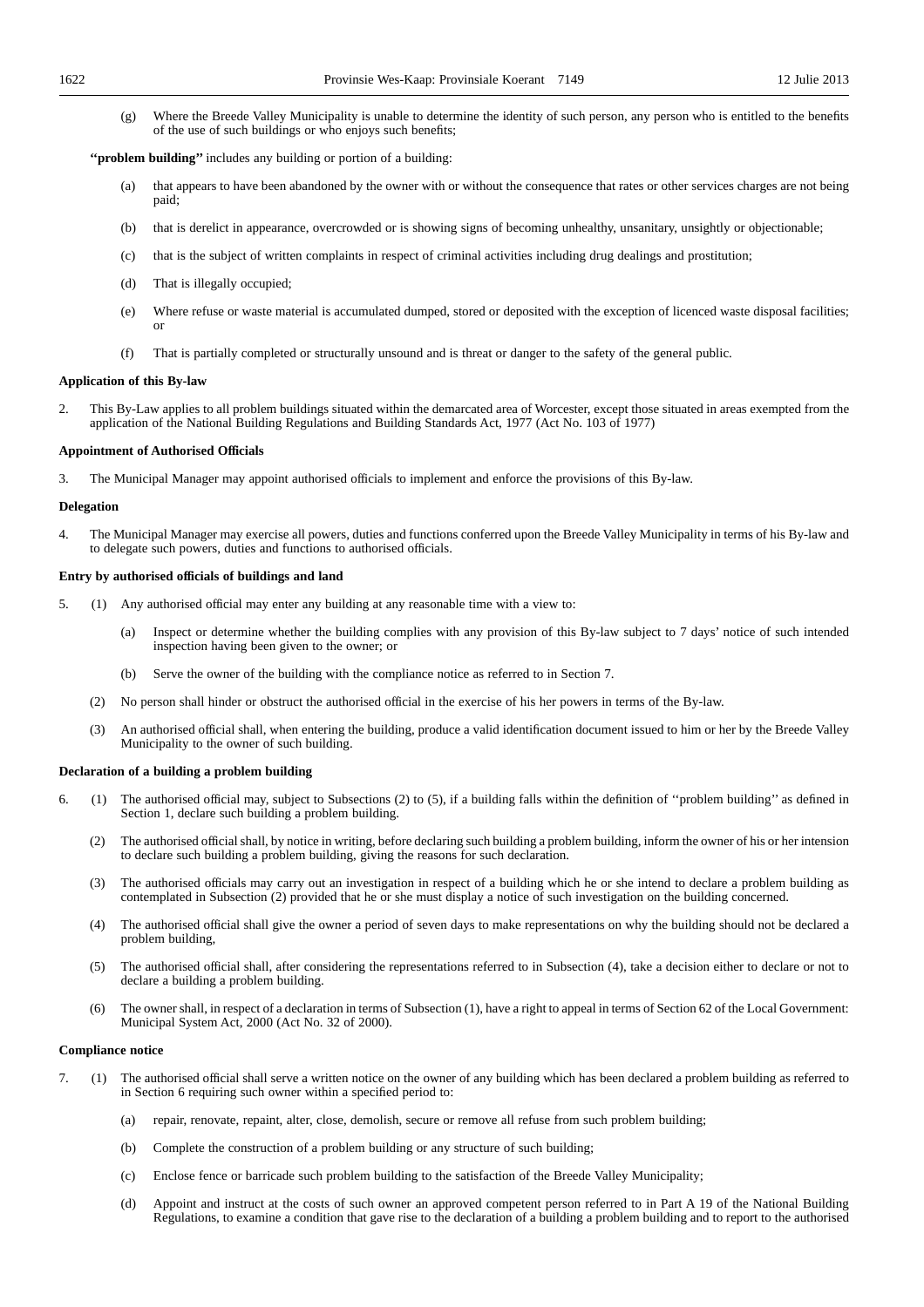(g) Where the Breede Valley Municipality is unable to determine the identity of such person, any person who is entitled to the benefits of the use of such buildings or who enjoys such benefits;

**''problem building''** includes any building or portion of a building:

(a) that appears to have been abandoned by the owner with or without the consequence that rates or other services charges are not being paid;

(b) that is derelict in appearance, overcrowded or is showing signs of becoming unhealthy, unsanitary, unsightly or objectionable;

(c) that is the subject of written complaints in respect of criminal activities including drug dealings and prostitution;

(d) That is illegally occupied;

(e) Where refuse or waste material is accumulated dumped, stored or deposited with the exception of licenced waste disposal facilities; or

(f) That is partially completed or structurally unsound and is threat or danger to the safety of the general public.

**Application of this By-law**

2. This By-Law applies to all problem buildings situated within the demarcated area of Worcester, except those situated in areas exempted from the application of the National Building Regulations and Building Standards Act, 1977 (Act No. 103 of 1977)

**Appointment of Authorised Officials**

3. The Municipal Manager may appoint authorised officials to implement and enforce the provisions of this By-law.

**Delegation**

4. The Municipal Manager may exercise all powers, duties and functions conferred upon the Breede Valley Municipality in terms of his By-law and to delegate such powers, duties and functions to authorised officials.

**Entry by authorised officials of buildings and land**

5. (1) Any authorised official may enter any building at any reasonable time with a view to:

(a) Inspect or determine whether the building complies with any provision of this By-law subject to 7 days' notice of such intended inspection having been given to the owner; or

(b) Serve the owner of the building with the compliance notice as referred to in Section 7.

(2) No person shall hinder or obstruct the authorised official in the exercise of his her powers in terms of the By-law.

(3) An authorised official shall, when entering the building, produce a valid identification document issued to him or her by the Breede Valley Municipality to the owner of such building.

**Declaration of a building a problem building**

6. (1) The authorised official may, subject to Subsections (2) to (5), if a building falls within the definition of ''problem building'' as defined in Section 1, declare such building a problem building.

(2) The authorised official shall, by notice in writing, before declaring such building a problem building, inform the owner of his or her intension to declare such building a problem building, giving the reasons for such declaration.

(3) The authorised officials may carry out an investigation in respect of a building which he or she intend to declare a problem building as contemplated in Subsection (2) provided that he or she must display a notice of such investigation on the building concerned.

(4) The authorised official shall give the owner a period of seven days to make representations on why the building should not be declared a problem building,

(5) The authorised official shall, after considering the representations referred to in Subsection (4), take a decision either to declare or not to declare a building a problem building.

(6) The owner shall, in respect of a declaration in terms of Subsection (1), have a right to appeal in terms of Section 62 of the Local Government: Municipal System Act, 2000 (Act No. 32 of 2000).

**Compliance notice**

7. (1) The authorised official shall serve a written notice on the owner of any building which has been declared a problem building as referred to in Section 6 requiring such owner within a specified period to:

(a) repair, renovate, repaint, alter, close, demolish, secure or remove all refuse from such problem building;

(b) Complete the construction of a problem building or any structure of such building;

(c) Enclose fence or barricade such problem building to the satisfaction of the Breede Valley Municipality;

(d) Appoint and instruct at the costs of such owner an approved competent person referred to in Part A 19 of the National Building Regulations, to examine a condition that gave rise to the declaration of a building a problem building and to report to the authorised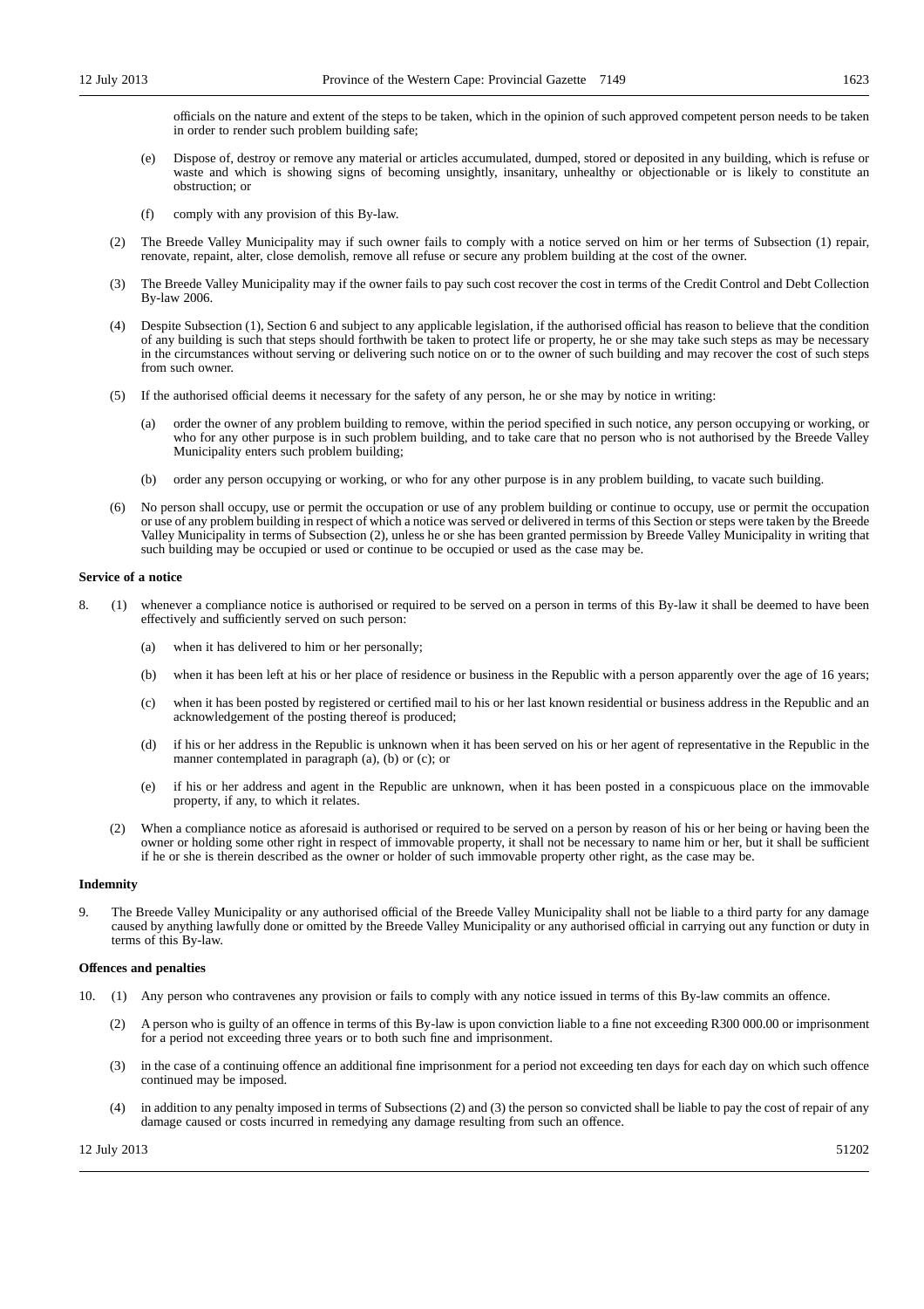officials on the nature and extent of the steps to be taken, which in the opinion of such approved competent person needs to be taken in order to render such problem building safe;

(e) Dispose of, destroy or remove any material or articles accumulated, dumped, stored or deposited in any building, which is refuse or waste and which is showing signs of becoming unsightly, insanitary, unhealthy or objectionable or is likely to constitute an obstruction; or

(f) comply with any provision of this By-law.

(2) The Breede Valley Municipality may if such owner fails to comply with a notice served on him or her terms of Subsection (1) repair, renovate, repaint, alter, close demolish, remove all refuse or secure any problem building at the cost of the owner.

(3) The Breede Valley Municipality may if the owner fails to pay such cost recover the cost in terms of the Credit Control and Debt Collection By-law 2006.

(4) Despite Subsection (1), Section 6 and subject to any applicable legislation, if the authorised official has reason to believe that the condition of any building is such that steps should forthwith be taken to protect life or property, he or she may take such steps as may be necessary in the circumstances without serving or delivering such notice on or to the owner of such building and may recover the cost of such steps from such owner.

(5) If the authorised official deems it necessary for the safety of any person, he or she may by notice in writing:

(a) order the owner of any problem building to remove, within the period specified in such notice, any person occupying or working, or who for any other purpose is in such problem building, and to take care that no person who is not authorised by the Breede Valley Municipality enters such problem building;

(b) order any person occupying or working, or who for any other purpose is in any problem building, to vacate such building.

(6) No person shall occupy, use or permit the occupation or use of any problem building or continue to occupy, use or permit the occupation or use of any problem building in respect of which a notice was served or delivered in terms of this Section or steps were taken by the Breede Valley Municipality in terms of Subsection (2), unless he or she has been granted permission by Breede Valley Municipality in writing that such building may be occupied or used or continue to be occupied or used as the case may be.

**Service of a notice**

8. (1) whenever a compliance notice is authorised or required to be served on a person in terms of this By-law it shall be deemed to have been effectively and sufficiently served on such person:

(a) when it has delivered to him or her personally;

(b) when it has been left at his or her place of residence or business in the Republic with a person apparently over the age of 16 years;

(c) when it has been posted by registered or certified mail to his or her last known residential or business address in the Republic and an acknowledgement of the posting thereof is produced;

(d) if his or her address in the Republic is unknown when it has been served on his or her agent of representative in the Republic in the manner contemplated in paragraph (a), (b) or (c); or

(e) if his or her address and agent in the Republic are unknown, when it has been posted in a conspicuous place on the immovable property, if any, to which it relates.

(2) When a compliance notice as aforesaid is authorised or required to be served on a person by reason of his or her being or having been the owner or holding some other right in respect of immovable property, it shall not be necessary to name him or her, but it shall be sufficient if he or she is therein described as the owner or holder of such immovable property other right, as the case may be.

**Indemnity**

9. The Breede Valley Municipality or any authorised official of the Breede Valley Municipality shall not be liable to a third party for any damage caused by anything lawfully done or omitted by the Breede Valley Municipality or any authorised official in carrying out any function or duty in terms of this By-law.

**Offences and penalties**

10. (1) Any person who contravenes any provision or fails to comply with any notice issued in terms of this By-law commits an offence.

(2) A person who is guilty of an offence in terms of this By-law is upon conviction liable to a fine not exceeding R300 000.00 or imprisonment for a period not exceeding three years or to both such fine and imprisonment.

(3) in the case of a continuing offence an additional fine imprisonment for a period not exceeding ten days for each day on which such offence continued may be imposed.

(4) in addition to any penalty imposed in terms of Subsections (2) and (3) the person so convicted shall be liable to pay the cost of repair of any damage caused or costs incurred in remedying any damage resulting from such an offence.

12 July 2013 51202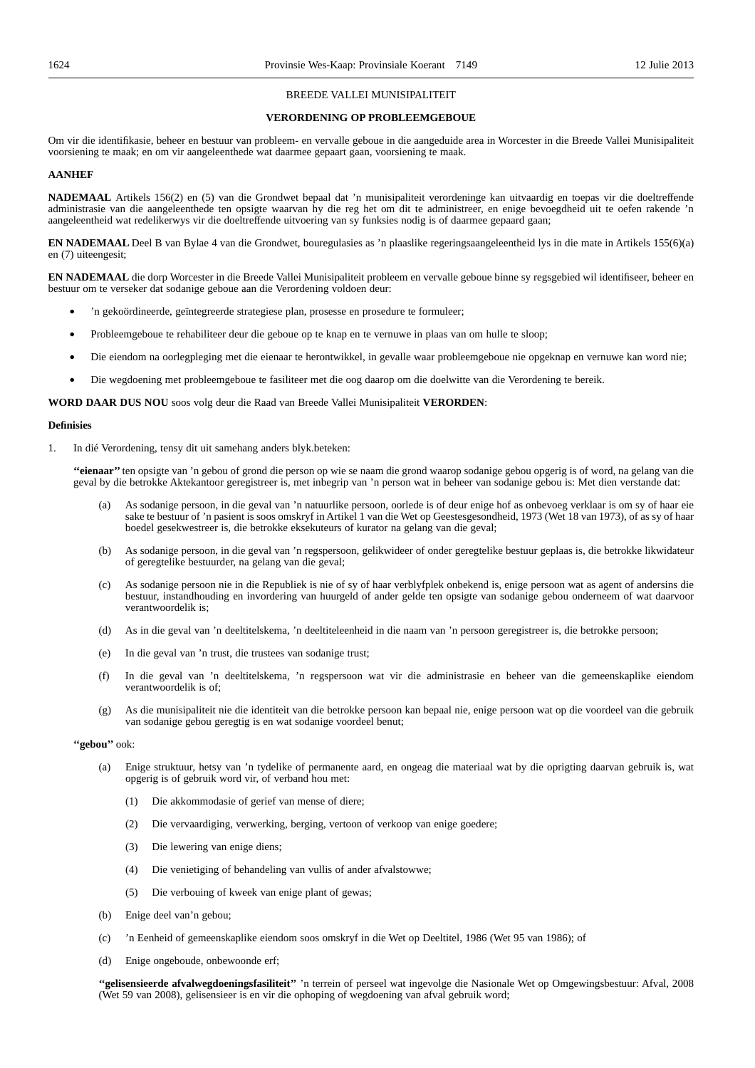BREEDE VALLEI MUNISIPALITEIT

## VERORDENING OP PROBLEEMGEBOUE

Om vir die identifikasie, beheer en bestuur van probleem- en vervalle geboue in die aangeduide area in Worcester in die Breede Vallei Munisipaliteit voorsiening te maak; en om vir aangeleenthede wat daarmee gepaart gaan, voorsiening te maak.

**AANHEF**

**NADEMAAL** Artikels 156(2) en (5) van die Grondwet bepaal dat 'n munisipaliteit verordeninge kan uitvaardig en toepas vir die doeltreffende administrasie van die aangeleenthede ten opsigte waarvan hy die reg het om dit te administreer, en enige bevoegdheid uit te oefen rakende 'n aangeleentheid wat redelikerwys vir die doeltreffende uitvoering van sy funksies nodig is of daarmee gepaard gaan;

**EN NADEMAAL** Deel B van Bylae 4 van die Grondwet, bouregulasies as 'n plaaslike regeringsaangeleentheid lys in die mate in Artikels 155(6)(a) en (7) uiteengesit;

**EN NADEMAAL** die dorp Worcester in die Breede Vallei Munisipaliteit probleem en vervalle geboue binne sy regsgebied wil identifiseer, beheer en bestuur om te verseker dat sodanige geboue aan die Verordening voldoen deur:

- 'n gekoördineerde, geïntegreerde strategiese plan, prosesse en prosedure te formuleer;
- Probleemgeboue te rehabiliteer deur die geboue op te knap en te vernuwe in plaas van om hulle te sloop;
- Die eiendom na oorlegpleging met die eienaar te herontwikkel, in gevalle waar probleemgeboue nie opgeknap en vernuwe kan word nie;
- Die wegdoening met probleemgeboue te fasiliteer met die oog daarop om die doelwitte van die Verordening te bereik.

**WORD DAAR DUS NOU** soos volg deur die Raad van Breede Vallei Munisipaliteit **VERORDEN**:

**Definisies**

1. In dié Verordening, tensy dit uit samehang anders blyk.beteken:

**"eienaar"** ten opsigte van 'n gebou of grond die person op wie se naam die grond waarop sodanige gebou opgerig is of word, na gelang van die geval by die betrokke Aktekantoor geregistreer is, met inbegrip van 'n person wat in beheer van sodanige gebou is: Met dien verstande dat:

(a) As sodanige persoon, in die geval van 'n natuurlike persoon, oorlede is of deur enige hof as onbevoeg verklaar is om sy of haar eie sake te bestuur of 'n pasient is soos omskryf in Artikel 1 van die Wet op Geestesgesondheid, 1973 (Wet 18 van 1973), of as sy of haar boedel gesekwestreer is, die betrokke eksekuteurs of kurator na gelang van die geval;

(b) As sodanige persoon, in die geval van 'n regspersoon, gelikwideer of onder geregtelike bestuur geplaas is, die betrokke likwidateur of geregtelike bestuurder, na gelang van die geval;

(c) As sodanige persoon nie in die Republiek is nie of sy of haar verblyfplek onbekend is, enige persoon wat as agent of andersins die bestuur, instandhouding en invordering van huurgeld of ander gelde ten opsigte van sodanige gebou onderneem of wat daarvoor verantwoordelik is;

(d) As in die geval van 'n deeltitelskema, 'n deeltiteleenheid in die naam van 'n persoon geregistreer is, die betrokke persoon;

(e) In die geval van 'n trust, die trustees van sodanige trust;

(f) In die geval van 'n deeltitelskema, 'n regspersoon wat vir die administrasie en beheer van die gemeenskaplike eiendom verantwoordelik is of;

(g) As die munisipaliteit nie die identiteit van die betrokke persoon kan bepaal nie, enige persoon wat op die voordeel van die gebruik van sodanige gebou geregtig is en wat sodanige voordeel benut;

**"gebou"** ook:

(a) Enige struktuur, hetsy van 'n tydelike of permanente aard, en ongeag die materiaal wat by die oprigting daarvan gebruik is, wat opgerig is of gebruik word vir, of verband hou met:

(1) Die akkommodasie of gerief van mense of diere;

(2) Die vervaardiging, verwerking, berging, vertoon of verkoop van enige goedere;

(3) Die lewering van enige diens;

(4) Die venietiging of behandeling van vullis of ander afvalstowwe;

(5) Die verbouing of kweek van enige plant of gewas;

(b) Enige deel van'n gebou;

(c) 'n Eenheid of gemeenskaplike eiendom soos omskryf in die Wet op Deeltitel, 1986 (Wet 95 van 1986); of

(d) Enige ongeboude, onbewoonde erf;

**"gelisensieerde afvalwegdoeningsfasiliteit"** 'n terrein of perseel wat ingevolge die Nasionale Wet op Omgewingsbestuur: Afval, 2008 (Wet 59 van 2008), gelisensieer is en vir die ophoping of wegdoening van afval gebruik word;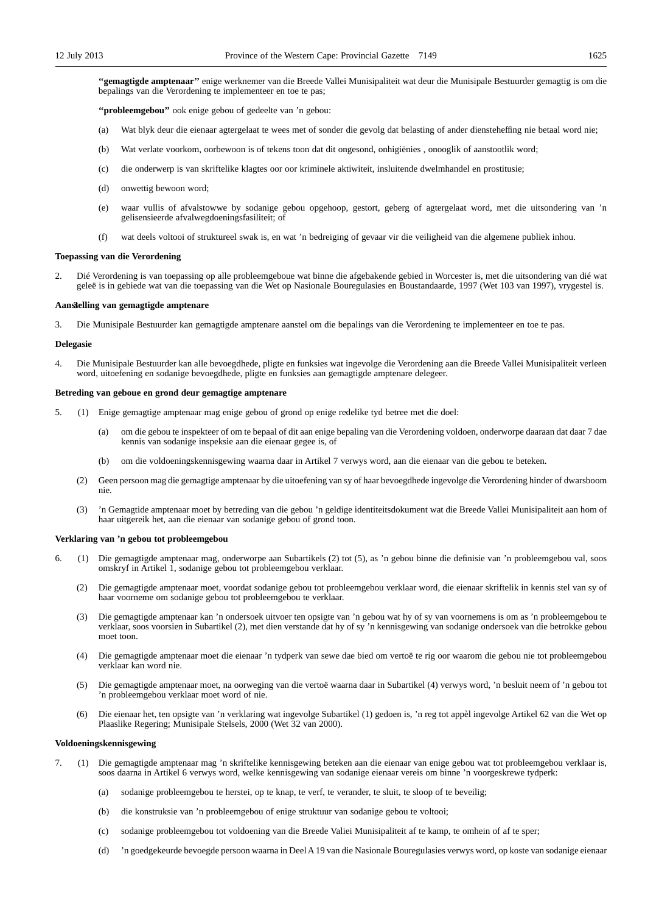**"gemagtigde amptenaar"** enige werknemer van die Breede Vallei Munisipaliteit wat deur die Munisipale Bestuurder gemagtig is om die bepalings van die Verordening te implementeer en toe te pas;

**"probleemgebou"** ook enige gebou of gedeelte van 'n gebou:

(a) Wat blyk deur die eienaar agtergelaat te wees met of sonder die gevolg dat belasting of ander diensteheffing nie betaal word nie;

(b) Wat verlate voorkom, oorbewoon is of tekens toon dat dit ongesond, onhigiënies , onooglik of aanstootlik word;

(c) die onderwerp is van skriftelike klagtes oor oor kriminele aktiwiteit, insluitende dwelmhandel en prostitusie;

(d) onwettig bewoon word;

(e) waar vullis of afvalstowwe by sodanige gebou opgehoop, gestort, geberg of agtergelaat word, met die uitsondering van 'n gelisensieerde afvalwegdoeningsfasiliteit; of

(f) wat deels voltooi of struktureel swak is, en wat 'n bedreiging of gevaar vir die veiligheid van die algemene publiek inhou.

**Toepassing van die Verordening**

2. Dié Verordening is van toepassing op alle probleemgeboue wat binne die afgebakende gebied in Worcester is, met die uitsondering van dié wat geleë is in gebiede wat van die toepassing van die Wet op Nasionale Bouregulasies en Boustandaarde, 1997 (Wet 103 van 1997), vrygestel is.

**Aanstelling van gemagtigde amptenare**

3. Die Munisipale Bestuurder kan gemagtigde amptenare aanstel om die bepalings van die Verordening te implementeer en toe te pas.

**Delegasie**

4. Die Munisipale Bestuurder kan alle bevoegdhede, pligte en funksies wat ingevolge die Verordening aan die Breede Vallei Munisipaliteit verleen word, uitoefening en sodanige bevoegdhede, pligte en funksies aan gemagtigde amptenare delegeer.

**Betreding van geboue en grond deur gemagtige amptenare**

5. (1) Enige gemagtige amptenaar mag enige gebou of grond op enige redelike tyd betree met die doel:

(a) om die gebou te inspekteer of om te bepaal of dit aan enige bepaling van die Verordening voldoen, onderworpe daaraan dat daar 7 dae kennis van sodanige inspeksie aan die eienaar gegee is, of

(b) om die voldoeningskennisgewing waarna daar in Artikel 7 verwys word, aan die eienaar van die gebou te beteken.

(2) Geen persoon mag die gemagtige amptenaar by die uitoefening van sy of haar bevoegdhede ingevolge die Verordening hinder of dwarsboom nie.

(3) 'n Gemagtide amptenaar moet by betreding van die gebou 'n geldige identiteitsdokument wat die Breede Vallei Munisipaliteit aan hom of haar uitgereik het, aan die eienaar van sodanige gebou of grond toon.

**Verklaring van 'n gebou tot probleemgebou**

6. (1) Die gemagtigde amptenaar mag, onderworpe aan Subartikels (2) tot (5), as 'n gebou binne die definisie van 'n probleemgebou val, soos omskryf in Artikel 1, sodanige gebou tot probleemgebou verklaar.

(2) Die gemagtigde amptenaar moet, voordat sodanige gebou tot probleemgebou verklaar word, die eienaar skriftelik in kennis stel van sy of haar voorneme om sodanige gebou tot probleemgebou te verklaar.

(3) Die gemagtigde amptenaar kan 'n ondersoek uitvoer ten opsigte van 'n gebou wat hy of sy van voornemens is om as 'n probleemgebou te verklaar, soos voorsien in Subartikel (2), met dien verstande dat hy of sy 'n kennisgewing van sodanige ondersoek van die betrokke gebou moet toon.

(4) Die gemagtigde amptenaar moet die eienaar 'n tydperk van sewe dae bied om vertoë te rig oor waarom die gebou nie tot probleemgebou verklaar kan word nie.

(5) Die gemagtigde amptenaar moet, na oorweging van die vertoë waarna daar in Subartikel (4) verwys word, 'n besluit neem of 'n gebou tot 'n probleemgebou verklaar moet word of nie.

(6) Die eienaar het, ten opsigte van 'n verklaring wat ingevolge Subartikel (1) gedoen is, 'n reg tot appèl ingevolge Artikel 62 van die Wet op Plaaslike Regering; Munisipale Stelsels, 2000 (Wet 32 van 2000).

**Voldoeningskennisgewing**

7. (1) Die gemagtigde amptenaar mag 'n skriftelike kennisgewing beteken aan die eienaar van enige gebou wat tot probleemgebou verklaar is, soos daarna in Artikel 6 verwys word, welke kennisgewing van sodanige eienaar vereis om binne 'n voorgeskrewe tydperk:

(a) sodanige probleemgebou te herstei, op te knap, te verf, te verander, te sluit, te sloop of te beveilig;

(b) die konstruksie van 'n probleemgebou of enige struktuur van sodanige gebou te voltooi;

(c) sodanige probleemgebou tot voldoening van die Breede Valiei Munisipaliteit af te kamp, te omhein of af te sper;

(d) 'n goedgekeurde bevoegde persoon waarna in Deel A 19 van die Nasionale Bouregulasies verwys word, op koste van sodanige eienaar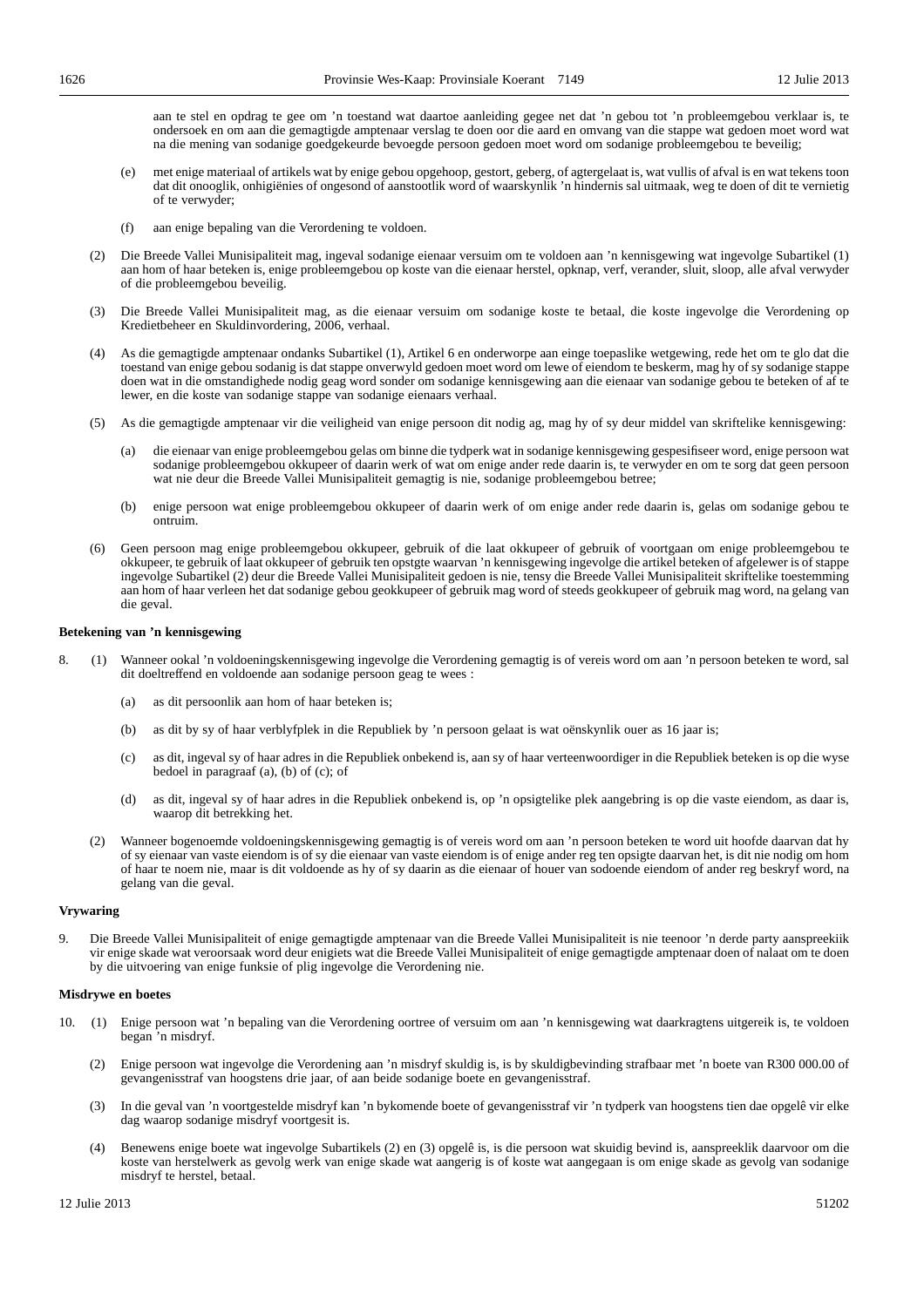aan te stel en opdrag te gee om 'n toestand wat daartoe aanleiding gegee net dat 'n gebou tot 'n probleemgebou verklaar is, te ondersoek en om aan die gemagtigde amptenaar verslag te doen oor die aard en omvang van die stappe wat gedoen moet word wat na die mening van sodanige goedgekeurde bevoegde persoon gedoen moet word om sodanige probleemgebou te beveilig;

(e) met enige materiaal of artikels wat by enige gebou opgehoop, gestort, geberg, of agtergelaat is, wat vullis of afval is en wat tekens toon dat dit onooglik, onhigiënies of ongesond of aanstootlik word of waarskynlik 'n hindernis sal uitmaak, weg te doen of dit te vernietig of te verwyder;

(f) aan enige bepaling van die Verordening te voldoen.

(2) Die Breede Vallei Munisipaliteit mag, ingeval sodanige eienaar versuim om te voldoen aan 'n kennisgewing wat ingevolge Subartikel (1) aan hom of haar beteken is, enige probleemgebou op koste van die eienaar herstel, opknap, verf, verander, sluit, sloop, alle afval verwyder of die probleemgebou beveilig.

(3) Die Breede Vallei Munisipaliteit mag, as die eienaar versuim om sodanige koste te betaal, die koste ingevolge die Verordening op Kredietbeheer en Skuldinvordering, 2006, verhaal.

(4) As die gemagtigde amptenaar ondanks Subartikel (1), Artikel 6 en onderworpe aan einge toepaslike wetgewing, rede het om te glo dat die toestand van enige gebou sodanig is dat stappe onverwyld gedoen moet word om lewe of eiendom te beskerm, mag hy of sy sodanige stappe doen wat in die omstandighede nodig geag word sonder om sodanige kennisgewing aan die eienaar van sodanige gebou te beteken of af te lewer, en die koste van sodanige stappe van sodanige eienaars verhaal.

(5) As die gemagtigde amptenaar vir die veiligheid van enige persoon dit nodig ag, mag hy of sy deur middel van skriftelike kennisgewing:

(a) die eienaar van enige probleemgebou gelas om binne die tydperk wat in sodanige kennisgewing gespesifiseer word, enige persoon wat sodanige probleemgebou okkupeer of daarin werk of wat om enige ander rede daarin is, te verwyder en om te sorg dat geen persoon wat nie deur die Breede Vallei Munisipaliteit gemagtig is nie, sodanige probleemgebou betree;

(b) enige persoon wat enige probleemgebou okkupeer of daarin werk of om enige ander rede daarin is, gelas om sodanige gebou te ontruim.

(6) Geen persoon mag enige probleemgebou okkupeer, gebruik of die laat okkupeer of gebruik of voortgaan om enige probleemgebou te okkupeer, te gebruik of laat okkupeer of gebruik ten opstgte waarvan 'n kennisgewing ingevolge die artikel beteken of afgelewer is of stappe ingevolge Subartikel (2) deur die Breede Vallei Munisipaliteit gedoen is nie, tensy die Breede Vallei Munisipaliteit skriftelike toestemming aan hom of haar verleen het dat sodanige gebou geokkupeer of gebruik mag word of steeds geokkupeer of gebruik mag word, na gelang van die geval.

**Betekening van 'n kennisgewing**

8. (1) Wanneer ookal 'n voldoeningskennisgewing ingevolge die Verordening gemagtig is of vereis word om aan 'n persoon beteken te word, sal dit doeltreffend en voldoende aan sodanige persoon geag te wees :

(a) as dit persoonlik aan hom of haar beteken is;

(b) as dit by sy of haar verblyfplek in die Republiek by 'n persoon gelaat is wat oënskynlik ouer as 16 jaar is;

(c) as dit, ingeval sy of haar adres in die Republiek onbekend is, aan sy of haar verteenwoordiger in die Republiek beteken is op die wyse bedoel in paragraaf (a), (b) of (c); of

(d) as dit, ingeval sy of haar adres in die Republiek onbekend is, op 'n opsigtelike plek aangebring is op die vaste eiendom, as daar is, waarop dit betrekking het.

(2) Wanneer bogenoemde voldoeningskennisgewing gemagtig is of vereis word om aan 'n persoon beteken te word uit hoofde daarvan dat hy of sy eienaar van vaste eiendom is of sy die eienaar van vaste eiendom is of enige ander reg ten opsigte daarvan het, is dit nie nodig om hom of haar te noem nie, maar is dit voldoende as hy of sy daarin as die eienaar of houer van sodoende eiendom of ander reg beskryf word, na gelang van die geval.

**Vrywaring**

9. Die Breede Vallei Munisipaliteit of enige gemagtigde amptenaar van die Breede Vallei Munisipaliteit is nie teenoor 'n derde party aanspreekiik vir enige skade wat veroorsaak word deur enigiets wat die Breede Vallei Munisipaliteit of enige gemagtigde amptenaar doen of nalaat om te doen by die uitvoering van enige funksie of plig ingevolge die Verordening nie.

**Misdrywe en boetes**

10. (1) Enige persoon wat 'n bepaling van die Verordening oortree of versuim om aan 'n kennisgewing wat daarkragtens uitgereik is, te voldoen began 'n misdryf.

(2) Enige persoon wat ingevolge die Verordening aan 'n misdryf skuldig is, is by skuldigbevinding strafbaar met 'n boete van R300 000.00 of gevangenisstraf van hoogstens drie jaar, of aan beide sodanige boete en gevangenisstraf.

(3) In die geval van 'n voortgestelde misdryf kan 'n bykomende boete of gevangenisstraf vir 'n tydperk van hoogstens tien dae opgelê vir elke dag waarop sodanige misdryf voortgesit is.

(4) Benewens enige boete wat ingevolge Subartikels (2) en (3) opgelê is, is die persoon wat skuidig bevind is, aanspreeklik daarvoor om die koste van herstelwerk as gevolg werk van enige skade wat aangerig is of koste wat aangegaan is om enige skade as gevolg van sodanige misdryf te herstel, betaal.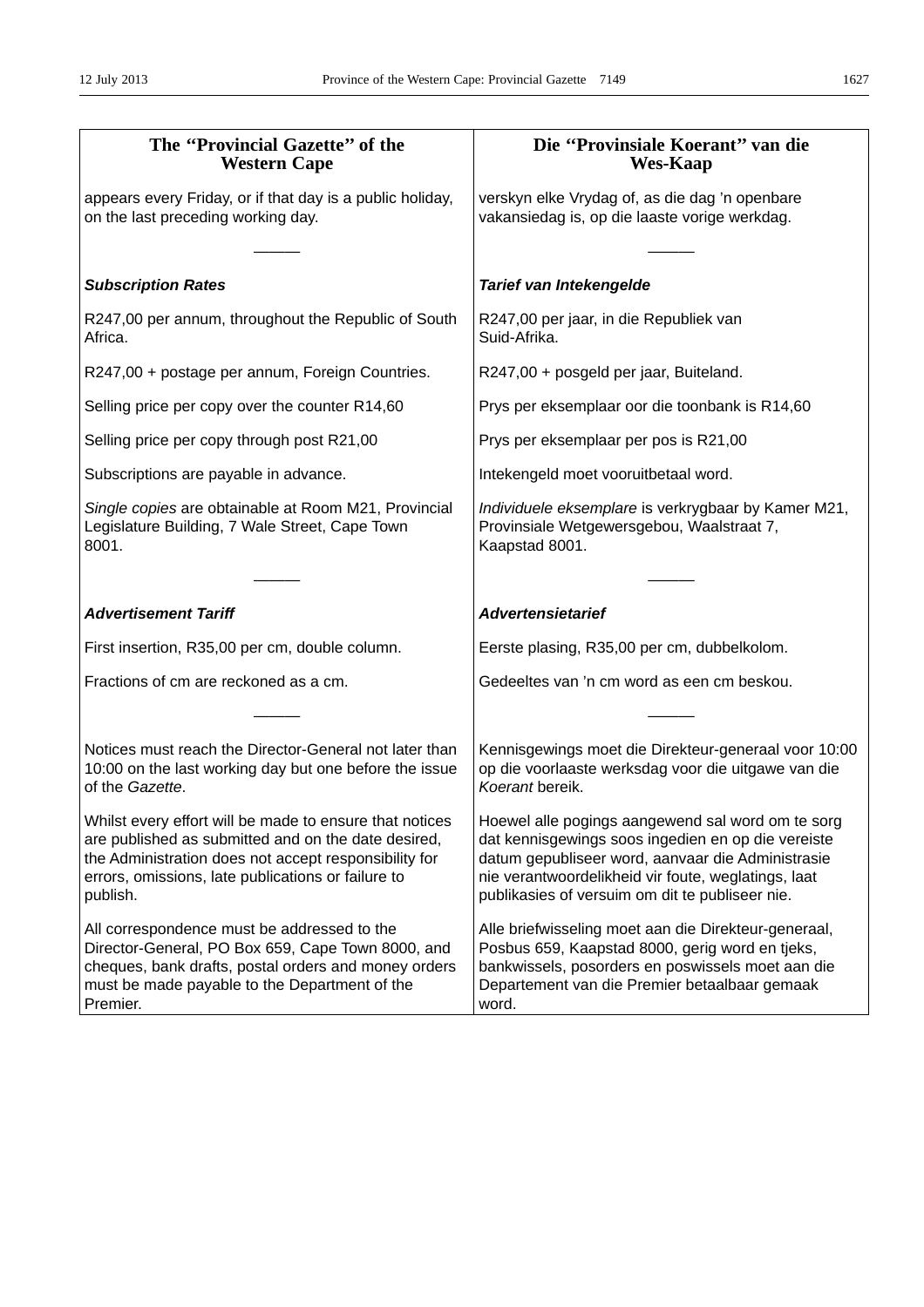## The "Provincial Gazette" of the Western Cape

appears every Friday, or if that day is a public holiday, on the last preceding working day.

———

***Subscription Rates***

R247,00 per annum, throughout the Republic of South Africa.

R247,00 + postage per annum, Foreign Countries.

Selling price per copy over the counter R14,60

Selling price per copy through post R21,00

Subscriptions are payable in advance.

*Single copies* are obtainable at Room M21, Provincial Legislature Building, 7 Wale Street, Cape Town 8001.

———

***Advertisement Tariff***

First insertion, R35,00 per cm, double column.

Fractions of cm are reckoned as a cm.

———

Notices must reach the Director-General not later than 10:00 on the last working day but one before the issue of the *Gazette*.

Whilst every effort will be made to ensure that notices are published as submitted and on the date desired, the Administration does not accept responsibility for errors, omissions, late publications or failure to publish.

All correspondence must be addressed to the Director-General, PO Box 659, Cape Town 8000, and cheques, bank drafts, postal orders and money orders must be made payable to the Department of the Premier.

## Die "Provinsiale Koerant" van die Wes-Kaap

verskyn elke Vrydag of, as die dag 'n openbare vakansiedag is, op die laaste vorige werkdag.

———

***Tarief van Intekengelde***

R247,00 per jaar, in die Republiek van Suid-Afrika.

R247,00 + posgeld per jaar, Buiteland.

Prys per eksemplaar oor die toonbank is R14,60

Prys per eksemplaar per pos is R21,00

Intekengeld moet vooruitbetaal word.

*Individuele eksemplare* is verkrygbaar by Kamer M21, Provinsiale Wetgewersgebou, Waalstraat 7, Kaapstad 8001.

———

***Advertensietarief***

Eerste plasing, R35,00 per cm, dubbelkolom.

Gedeeltes van 'n cm word as een cm beskou.

———

Kennisgewings moet die Direkteur-generaal voor 10:00 op die voorlaaste werksdag voor die uitgawe van die *Koerant* bereik.

Hoewel alle pogings aangewend sal word om te sorg dat kennisgewings soos ingedien en op die vereiste datum gepubliseer word, aanvaar die Administrasie nie verantwoordelikheid vir foute, weglatings, laat publikasies of versuim om dit te publiseer nie.

Alle briefwisseling moet aan die Direkteur-generaal, Posbus 659, Kaapstad 8000, gerig word en tjeks, bankwissels, posorders en poswissels moet aan die Departement van die Premier betaalbaar gemaak word.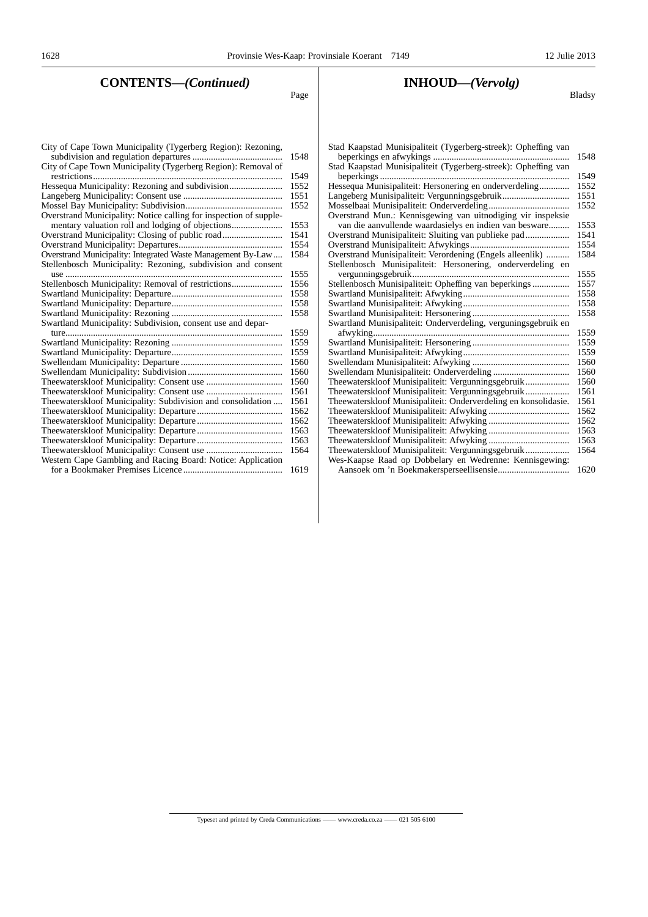## CONTENTS—*(Continued)*

| | Page |
|---|---|
| City of Cape Town Municipality (Tygerberg Region): Rezoning, subdivision and regulation departures | 1548 |
| City of Cape Town Municipality (Tygerberg Region): Removal of restrictions | 1549 |
| Hessequa Municipality: Rezoning and subdivision | 1552 |
| Langeberg Municipality: Consent use | 1551 |
| Mossel Bay Municipality: Subdivision | 1552 |
| Overstrand Municipality: Notice calling for inspection of supplementary valuation roll and lodging of objections | 1553 |
| Overstrand Municipality: Closing of public road | 1541 |
| Overstrand Municipality: Departures | 1554 |
| Overstrand Municipality: Integrated Waste Management By-Law | 1584 |
| Stellenbosch Municipality: Rezoning, subdivision and consent use | 1555 |
| Stellenbosch Municipality: Removal of restrictions | 1556 |
| Swartland Municipality: Departure | 1558 |
| Swartland Municipality: Departure | 1558 |
| Swartland Municipality: Rezoning | 1558 |
| Swartland Municipality: Subdivision, consent use and departure | 1559 |
| Swartland Municipality: Rezoning | 1559 |
| Swartland Municipality: Departure | 1559 |
| Swellendam Municipality: Departure | 1560 |
| Swellendam Municipality: Subdivision | 1560 |
| Theewaterskloof Municipality: Consent use | 1560 |
| Theewaterskloof Municipality: Consent use | 1561 |
| Theewaterskloof Municipality: Subdivision and consolidation | 1561 |
| Theewaterskloof Municipality: Departure | 1562 |
| Theewaterskloof Municipality: Departure | 1562 |
| Theewaterskloof Municipality: Departure | 1563 |
| Theewaterskloof Municipality: Departure | 1563 |
| Theewaterskloof Municipality: Consent use | 1564 |
| Western Cape Gambling and Racing Board: Notice: Application for a Bookmaker Premises Licence | 1619 |

## INHOUD—*(Vervolg)*

| | Bladsy |
|---|---|
| Stad Kaapstad Munisipaliteit (Tygerberg-streek): Opheffing van beperkings en afwykings | 1548 |
| Stad Kaapstad Munisipaliteit (Tygerberg-streek): Opheffing van beperkings | 1549 |
| Hessequa Munisipaliteit: Hersonering en onderverdeling | 1552 |
| Langeberg Munisipaliteit: Vergunningsgebruik | 1551 |
| Mosselbaai Munisipaliteit: Onderverdeling | 1552 |
| Overstrand Mun.: Kennisgewing van uitnodiging vir inspeksie van die aanvullende waardasielys en indien van besware | 1553 |
| Overstrand Munisipaliteit: Sluiting van publieke pad | 1541 |
| Overstrand Munisipaliteit: Afwykings | 1554 |
| Overstrand Munisipaliteit: Verordening (Engels alleenlik) | 1584 |
| Stellenbosch Munisipaliteit: Hersonering, onderverdeling en vergunningsgebruik | 1555 |
| Stellenbosch Munisipaliteit: Opheffing van beperkings | 1557 |
| Swartland Munisipaliteit: Afwyking | 1558 |
| Swartland Munisipaliteit: Afwyking | 1558 |
| Swartland Munisipaliteit: Hersonering | 1558 |
| Swartland Munisipaliteit: Onderverdeling, vergunningsgebruik en afwyking | 1559 |
| Swartland Munisipaliteit: Hersonering | 1559 |
| Swartland Munisipaliteit: Afwyking | 1559 |
| Swellendam Munisipaliteit: Afwyking | 1560 |
| Swellendam Munisipaliteit: Onderverdeling | 1560 |
| Theewaterskloof Munisipaliteit: Vergunningsgebruik | 1560 |
| Theewaterskloof Munisipaliteit: Vergunningsgebruik | 1561 |
| Theewaterskloof Munisipaliteit: Onderverdeling en konsolidasie. | 1561 |
| Theewaterskloof Munisipaliteit: Afwyking | 1562 |
| Theewaterskloof Munisipaliteit: Afwyking | 1562 |
| Theewaterskloof Munisipaliteit: Afwyking | 1563 |
| Theewaterskloof Munisipaliteit: Afwyking | 1563 |
| Theewaterskloof Munisipaliteit: Vergunningsgebruik | 1564 |
| Wes-Kaapse Raad op Dobbelary en Wedrenne: Kennisgewing: Aansoek om 'n Boekmakersperseellisensie | 1620 |

Typeset and printed by Creda Communications —— www.creda.co.za —— 021 505 6100